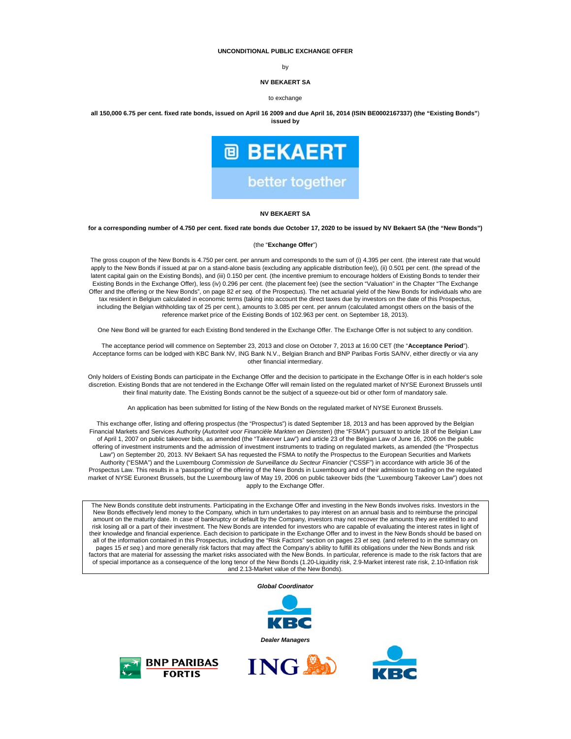**UNCONDITIONAL PUBLIC EXCHANGE OFFER**

by

**NV BEKAERT SA**

to exchange

**all 150,000 6.75 per cent. fixed rate bonds, issued on April 16 2009 and due April 16, 2014 (ISIN BE0002167337) (the "Existing Bonds") issued by**

BEKAERT

better together

**NV BEKAERT SA**

**for a corresponding number of 4.750 per cent. fixed rate bonds due October 17, 2020 to be issued by NV Bekaert SA (the "New Bonds")**

(the "**Exchange Offer**")

The gross coupon of the New Bonds is 4.750 per cent. per annum and corresponds to the sum of (i) 4.395 per cent. (the interest rate that would apply to the New Bonds if issued at par on a stand-alone basis (excluding any applicable distribution fee)), (ii) 0.501 per cent. (the spread of the latent capital gain on the Existing Bonds), and (iii) 0.150 per cent. (the incentive premium to encourage holders of Existing Bonds to tender their Existing Bonds in the Exchange Offer), less (iv) 0.296 per cent. (the placement fee) (see the section "Valuation" in the Chapter "The Exchange Offer and the offering or the New Bonds", on page 82 *et seq.* of the Prospectus). The net actuarial yield of the New Bonds for individuals who are tax resident in Belgium calculated in economic terms (taking into account the direct taxes due by investors on the date of this Prospectus, including the Belgian withholding tax of 25 per cent.), amounts to 3.085 per cent. per annum (calculated amongst others on the basis of the reference market price of the Existing Bonds of 102.963 per cent. on September 18, 2013).

One New Bond will be granted for each Existing Bond tendered in the Exchange Offer. The Exchange Offer is not subject to any condition.

The acceptance period will commence on September 23, 2013 and close on October 7, 2013 at 16:00 CET (the "**Acceptance Period**"). Acceptance forms can be lodged with KBC Bank NV, ING Bank N.V., Belgian Branch and BNP Paribas Fortis SA/NV, either directly or via any other financial intermediary.

Only holders of Existing Bonds can participate in the Exchange Offer and the decision to participate in the Exchange Offer is in each holder's sole discretion. Existing Bonds that are not tendered in the Exchange Offer will remain listed on the regulated market of NYSE Euronext Brussels until their final maturity date. The Existing Bonds cannot be the subject of a squeeze-out bid or other form of mandatory sale.

An application has been submitted for listing of the New Bonds on the regulated market of NYSE Euronext Brussels.

This exchange offer, listing and offering prospectus (the "Prospectus") is dated September 18, 2013 and has been approved by the Belgian Financial Markets and Services Authority (*Autoriteit voor Financiële Markten en Diensten*) (the "FSMA") pursuant to article 18 of the Belgian Law of April 1, 2007 on public takeover bids, as amended (the "Takeover Law") and article 23 of the Belgian Law of June 16, 2006 on the public offering of investment instruments and the admission of investment instruments to trading on regulated markets, as amended (the "Prospectus Law") on September 20, 2013. NV Bekaert SA has requested the FSMA to notify the Prospectus to the European Securities and Markets Authority ("ESMA") and the Luxembourg *Commission de Surveillance du Secteur Financier* ("CSSF") in accordance with article 36 of the Prospectus Law. This results in a 'passporting' of the offering of the New Bonds in Luxembourg and of their admission to trading on the regulated market of NYSE Euronext Brussels, but the Luxembourg law of May 19, 2006 on public takeover bids (the "Luxembourg Takeover Law") does not apply to the Exchange Offer.

> The New Bonds constitute debt instruments. Participating in the Exchange Offer and investing in the New Bonds involves risks. Investors in the New Bonds effectively lend money to the Company, which in turn undertakes to pay interest on an annual basis and to reimburse the principal amount on the maturity date. In case of bankruptcy or default by the Company, investors may not recover the amounts they are entitled to and risk losing all or a part of their investment. The New Bonds are intended for investors who are capable of evaluating the interest rates in light of their knowledge and financial experience. Each decision to participate in the Exchange Offer and to invest in the New Bonds should be based on all of the information contained in this Prospectus, including the "Risk Factors" section on pages 23 *et seq.* (and referred to in the summary on pages 15 *et seq.*) and more generally risk factors that may affect the Company's ability to fulfill its obligations under the New Bonds and risk factors that are material for assessing the market risks associated with the New Bonds. In particular, reference is made to the risk factors that are of special importance as a consequence of the long tenor of the New Bonds (1.20-Liquidity risk, 2.9-Market interest rate risk, 2.10-Inflation risk and 2.13-Market value of the New Bonds).

***Global Coordinator***

KBC

***Dealer Managers***

BNP PARIBAS FORTIS

ING

KBC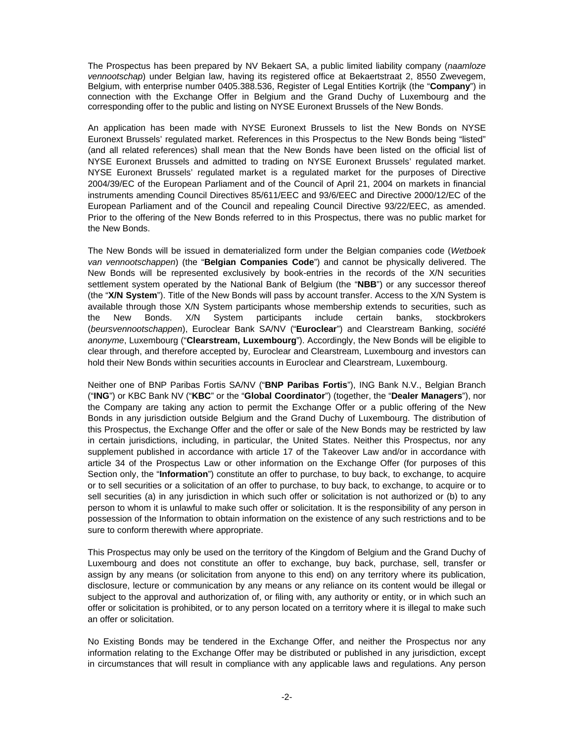The Prospectus has been prepared by NV Bekaert SA, a public limited liability company (*naamloze vennootschap*) under Belgian law, having its registered office at Bekaertstraat 2, 8550 Zwevegem, Belgium, with enterprise number 0405.388.536, Register of Legal Entities Kortrijk (the "**Company**") in connection with the Exchange Offer in Belgium and the Grand Duchy of Luxembourg and the corresponding offer to the public and listing on NYSE Euronext Brussels of the New Bonds.

An application has been made with NYSE Euronext Brussels to list the New Bonds on NYSE Euronext Brussels' regulated market. References in this Prospectus to the New Bonds being "listed" (and all related references) shall mean that the New Bonds have been listed on the official list of NYSE Euronext Brussels and admitted to trading on NYSE Euronext Brussels' regulated market. NYSE Euronext Brussels' regulated market is a regulated market for the purposes of Directive 2004/39/EC of the European Parliament and of the Council of April 21, 2004 on markets in financial instruments amending Council Directives 85/611/EEC and 93/6/EEC and Directive 2000/12/EC of the European Parliament and of the Council and repealing Council Directive 93/22/EEC, as amended. Prior to the offering of the New Bonds referred to in this Prospectus, there was no public market for the New Bonds.

The New Bonds will be issued in dematerialized form under the Belgian companies code (*Wetboek van vennootschappen*) (the "**Belgian Companies Code**") and cannot be physically delivered. The New Bonds will be represented exclusively by book-entries in the records of the X/N securities settlement system operated by the National Bank of Belgium (the "**NBB**") or any successor thereof (the "**X/N System**"). Title of the New Bonds will pass by account transfer. Access to the X/N System is available through those X/N System participants whose membership extends to securities, such as the New Bonds. X/N System participants include certain banks, stockbrokers (*beursvennootschappen*), Euroclear Bank SA/NV ("**Euroclear**") and Clearstream Banking, *société anonyme*, Luxembourg ("**Clearstream, Luxembourg**"). Accordingly, the New Bonds will be eligible to clear through, and therefore accepted by, Euroclear and Clearstream, Luxembourg and investors can hold their New Bonds within securities accounts in Euroclear and Clearstream, Luxembourg.

Neither one of BNP Paribas Fortis SA/NV ("**BNP Paribas Fortis**"), ING Bank N.V., Belgian Branch ("**ING**") or KBC Bank NV ("**KBC**" or the "**Global Coordinator**") (together, the "**Dealer Managers**"), nor the Company are taking any action to permit the Exchange Offer or a public offering of the New Bonds in any jurisdiction outside Belgium and the Grand Duchy of Luxembourg. The distribution of this Prospectus, the Exchange Offer and the offer or sale of the New Bonds may be restricted by law in certain jurisdictions, including, in particular, the United States. Neither this Prospectus, nor any supplement published in accordance with article 17 of the Takeover Law and/or in accordance with article 34 of the Prospectus Law or other information on the Exchange Offer (for purposes of this Section only, the "**Information**") constitute an offer to purchase, to buy back, to exchange, to acquire or to sell securities or a solicitation of an offer to purchase, to buy back, to exchange, to acquire or to sell securities (a) in any jurisdiction in which such offer or solicitation is not authorized or (b) to any person to whom it is unlawful to make such offer or solicitation. It is the responsibility of any person in possession of the Information to obtain information on the existence of any such restrictions and to be sure to conform therewith where appropriate.

This Prospectus may only be used on the territory of the Kingdom of Belgium and the Grand Duchy of Luxembourg and does not constitute an offer to exchange, buy back, purchase, sell, transfer or assign by any means (or solicitation from anyone to this end) on any territory where its publication, disclosure, lecture or communication by any means or any reliance on its content would be illegal or subject to the approval and authorization of, or filing with, any authority or entity, or in which such an offer or solicitation is prohibited, or to any person located on a territory where it is illegal to make such an offer or solicitation.

No Existing Bonds may be tendered in the Exchange Offer, and neither the Prospectus nor any information relating to the Exchange Offer may be distributed or published in any jurisdiction, except in circumstances that will result in compliance with any applicable laws and regulations. Any person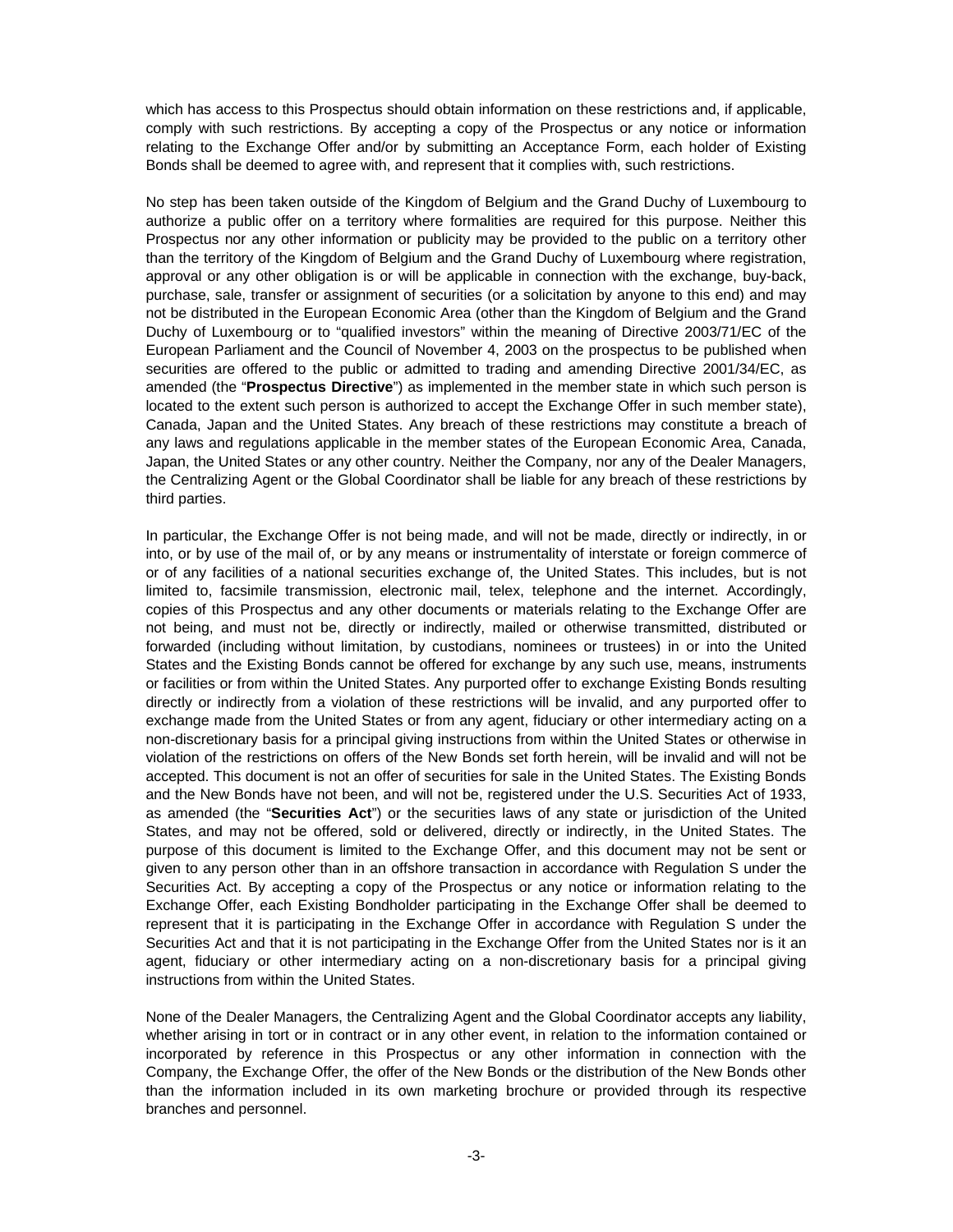which has access to this Prospectus should obtain information on these restrictions and, if applicable, comply with such restrictions. By accepting a copy of the Prospectus or any notice or information relating to the Exchange Offer and/or by submitting an Acceptance Form, each holder of Existing Bonds shall be deemed to agree with, and represent that it complies with, such restrictions.

No step has been taken outside of the Kingdom of Belgium and the Grand Duchy of Luxembourg to authorize a public offer on a territory where formalities are required for this purpose. Neither this Prospectus nor any other information or publicity may be provided to the public on a territory other than the territory of the Kingdom of Belgium and the Grand Duchy of Luxembourg where registration, approval or any other obligation is or will be applicable in connection with the exchange, buy-back, purchase, sale, transfer or assignment of securities (or a solicitation by anyone to this end) and may not be distributed in the European Economic Area (other than the Kingdom of Belgium and the Grand Duchy of Luxembourg or to "qualified investors" within the meaning of Directive 2003/71/EC of the European Parliament and the Council of November 4, 2003 on the prospectus to be published when securities are offered to the public or admitted to trading and amending Directive 2001/34/EC, as amended (the "**Prospectus Directive**") as implemented in the member state in which such person is located to the extent such person is authorized to accept the Exchange Offer in such member state), Canada, Japan and the United States. Any breach of these restrictions may constitute a breach of any laws and regulations applicable in the member states of the European Economic Area, Canada, Japan, the United States or any other country. Neither the Company, nor any of the Dealer Managers, the Centralizing Agent or the Global Coordinator shall be liable for any breach of these restrictions by third parties.

In particular, the Exchange Offer is not being made, and will not be made, directly or indirectly, in or into, or by use of the mail of, or by any means or instrumentality of interstate or foreign commerce of or of any facilities of a national securities exchange of, the United States. This includes, but is not limited to, facsimile transmission, electronic mail, telex, telephone and the internet. Accordingly, copies of this Prospectus and any other documents or materials relating to the Exchange Offer are not being, and must not be, directly or indirectly, mailed or otherwise transmitted, distributed or forwarded (including without limitation, by custodians, nominees or trustees) in or into the United States and the Existing Bonds cannot be offered for exchange by any such use, means, instruments or facilities or from within the United States. Any purported offer to exchange Existing Bonds resulting directly or indirectly from a violation of these restrictions will be invalid, and any purported offer to exchange made from the United States or from any agent, fiduciary or other intermediary acting on a non-discretionary basis for a principal giving instructions from within the United States or otherwise in violation of the restrictions on offers of the New Bonds set forth herein, will be invalid and will not be accepted. This document is not an offer of securities for sale in the United States. The Existing Bonds and the New Bonds have not been, and will not be, registered under the U.S. Securities Act of 1933, as amended (the "**Securities Act**") or the securities laws of any state or jurisdiction of the United States, and may not be offered, sold or delivered, directly or indirectly, in the United States. The purpose of this document is limited to the Exchange Offer, and this document may not be sent or given to any person other than in an offshore transaction in accordance with Regulation S under the Securities Act. By accepting a copy of the Prospectus or any notice or information relating to the Exchange Offer, each Existing Bondholder participating in the Exchange Offer shall be deemed to represent that it is participating in the Exchange Offer in accordance with Regulation S under the Securities Act and that it is not participating in the Exchange Offer from the United States nor is it an agent, fiduciary or other intermediary acting on a non-discretionary basis for a principal giving instructions from within the United States.

None of the Dealer Managers, the Centralizing Agent and the Global Coordinator accepts any liability, whether arising in tort or in contract or in any other event, in relation to the information contained or incorporated by reference in this Prospectus or any other information in connection with the Company, the Exchange Offer, the offer of the New Bonds or the distribution of the New Bonds other than the information included in its own marketing brochure or provided through its respective branches and personnel.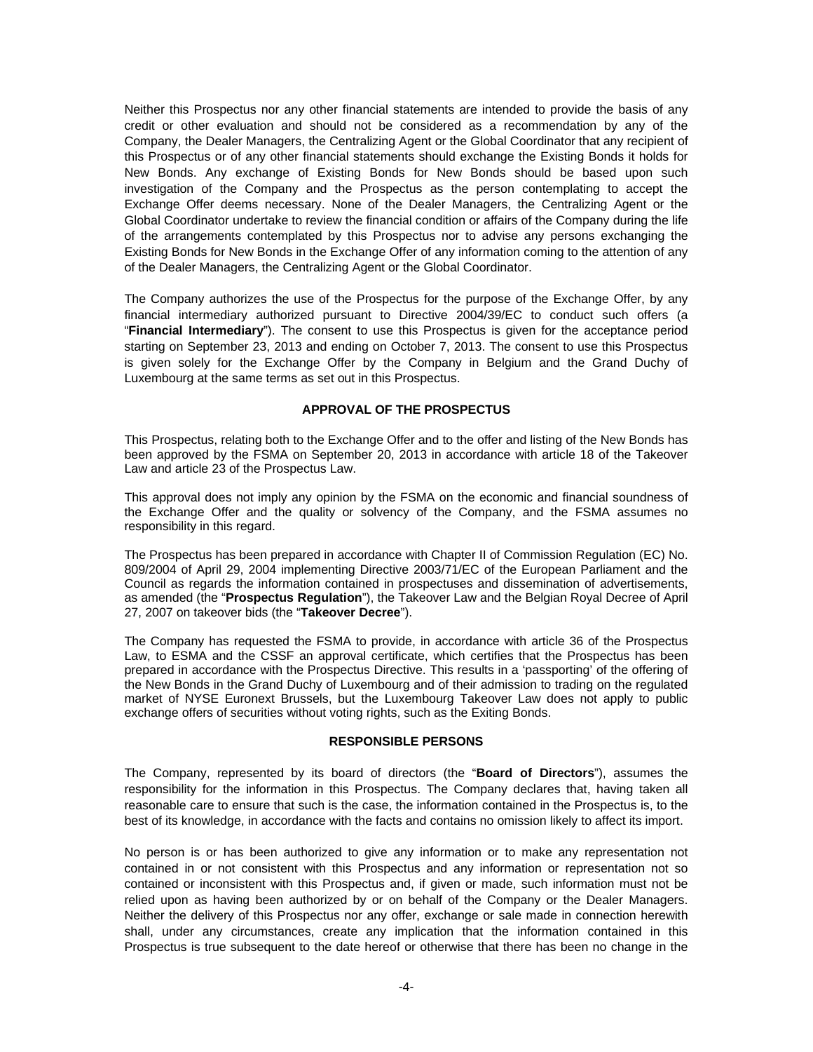Neither this Prospectus nor any other financial statements are intended to provide the basis of any credit or other evaluation and should not be considered as a recommendation by any of the Company, the Dealer Managers, the Centralizing Agent or the Global Coordinator that any recipient of this Prospectus or of any other financial statements should exchange the Existing Bonds it holds for New Bonds. Any exchange of Existing Bonds for New Bonds should be based upon such investigation of the Company and the Prospectus as the person contemplating to accept the Exchange Offer deems necessary. None of the Dealer Managers, the Centralizing Agent or the Global Coordinator undertake to review the financial condition or affairs of the Company during the life of the arrangements contemplated by this Prospectus nor to advise any persons exchanging the Existing Bonds for New Bonds in the Exchange Offer of any information coming to the attention of any of the Dealer Managers, the Centralizing Agent or the Global Coordinator.

The Company authorizes the use of the Prospectus for the purpose of the Exchange Offer, by any financial intermediary authorized pursuant to Directive 2004/39/EC to conduct such offers (a "**Financial Intermediary**"). The consent to use this Prospectus is given for the acceptance period starting on September 23, 2013 and ending on October 7, 2013. The consent to use this Prospectus is given solely for the Exchange Offer by the Company in Belgium and the Grand Duchy of Luxembourg at the same terms as set out in this Prospectus.

## APPROVAL OF THE PROSPECTUS

This Prospectus, relating both to the Exchange Offer and to the offer and listing of the New Bonds has been approved by the FSMA on September 20, 2013 in accordance with article 18 of the Takeover Law and article 23 of the Prospectus Law.

This approval does not imply any opinion by the FSMA on the economic and financial soundness of the Exchange Offer and the quality or solvency of the Company, and the FSMA assumes no responsibility in this regard.

The Prospectus has been prepared in accordance with Chapter II of Commission Regulation (EC) No. 809/2004 of April 29, 2004 implementing Directive 2003/71/EC of the European Parliament and the Council as regards the information contained in prospectuses and dissemination of advertisements, as amended (the "**Prospectus Regulation**"), the Takeover Law and the Belgian Royal Decree of April 27, 2007 on takeover bids (the "**Takeover Decree**").

The Company has requested the FSMA to provide, in accordance with article 36 of the Prospectus Law, to ESMA and the CSSF an approval certificate, which certifies that the Prospectus has been prepared in accordance with the Prospectus Directive. This results in a 'passporting' of the offering of the New Bonds in the Grand Duchy of Luxembourg and of their admission to trading on the regulated market of NYSE Euronext Brussels, but the Luxembourg Takeover Law does not apply to public exchange offers of securities without voting rights, such as the Exiting Bonds.

## RESPONSIBLE PERSONS

The Company, represented by its board of directors (the "**Board of Directors**"), assumes the responsibility for the information in this Prospectus. The Company declares that, having taken all reasonable care to ensure that such is the case, the information contained in the Prospectus is, to the best of its knowledge, in accordance with the facts and contains no omission likely to affect its import.

No person is or has been authorized to give any information or to make any representation not contained in or not consistent with this Prospectus and any information or representation not so contained or inconsistent with this Prospectus and, if given or made, such information must not be relied upon as having been authorized by or on behalf of the Company or the Dealer Managers. Neither the delivery of this Prospectus nor any offer, exchange or sale made in connection herewith shall, under any circumstances, create any implication that the information contained in this Prospectus is true subsequent to the date hereof or otherwise that there has been no change in the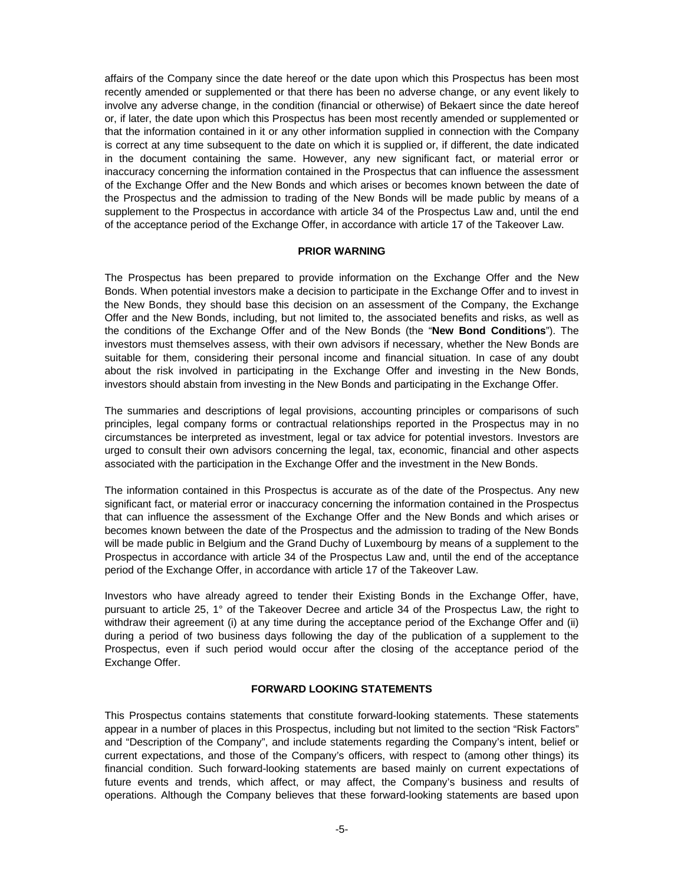affairs of the Company since the date hereof or the date upon which this Prospectus has been most recently amended or supplemented or that there has been no adverse change, or any event likely to involve any adverse change, in the condition (financial or otherwise) of Bekaert since the date hereof or, if later, the date upon which this Prospectus has been most recently amended or supplemented or that the information contained in it or any other information supplied in connection with the Company is correct at any time subsequent to the date on which it is supplied or, if different, the date indicated in the document containing the same. However, any new significant fact, or material error or inaccuracy concerning the information contained in the Prospectus that can influence the assessment of the Exchange Offer and the New Bonds and which arises or becomes known between the date of the Prospectus and the admission to trading of the New Bonds will be made public by means of a supplement to the Prospectus in accordance with article 34 of the Prospectus Law and, until the end of the acceptance period of the Exchange Offer, in accordance with article 17 of the Takeover Law.

## PRIOR WARNING

The Prospectus has been prepared to provide information on the Exchange Offer and the New Bonds. When potential investors make a decision to participate in the Exchange Offer and to invest in the New Bonds, they should base this decision on an assessment of the Company, the Exchange Offer and the New Bonds, including, but not limited to, the associated benefits and risks, as well as the conditions of the Exchange Offer and of the New Bonds (the "**New Bond Conditions**"). The investors must themselves assess, with their own advisors if necessary, whether the New Bonds are suitable for them, considering their personal income and financial situation. In case of any doubt about the risk involved in participating in the Exchange Offer and investing in the New Bonds, investors should abstain from investing in the New Bonds and participating in the Exchange Offer.

The summaries and descriptions of legal provisions, accounting principles or comparisons of such principles, legal company forms or contractual relationships reported in the Prospectus may in no circumstances be interpreted as investment, legal or tax advice for potential investors. Investors are urged to consult their own advisors concerning the legal, tax, economic, financial and other aspects associated with the participation in the Exchange Offer and the investment in the New Bonds.

The information contained in this Prospectus is accurate as of the date of the Prospectus. Any new significant fact, or material error or inaccuracy concerning the information contained in the Prospectus that can influence the assessment of the Exchange Offer and the New Bonds and which arises or becomes known between the date of the Prospectus and the admission to trading of the New Bonds will be made public in Belgium and the Grand Duchy of Luxembourg by means of a supplement to the Prospectus in accordance with article 34 of the Prospectus Law and, until the end of the acceptance period of the Exchange Offer, in accordance with article 17 of the Takeover Law.

Investors who have already agreed to tender their Existing Bonds in the Exchange Offer, have, pursuant to article 25, 1° of the Takeover Decree and article 34 of the Prospectus Law, the right to withdraw their agreement (i) at any time during the acceptance period of the Exchange Offer and (ii) during a period of two business days following the day of the publication of a supplement to the Prospectus, even if such period would occur after the closing of the acceptance period of the Exchange Offer.

## FORWARD LOOKING STATEMENTS

This Prospectus contains statements that constitute forward-looking statements. These statements appear in a number of places in this Prospectus, including but not limited to the section "Risk Factors" and "Description of the Company", and include statements regarding the Company's intent, belief or current expectations, and those of the Company's officers, with respect to (among other things) its financial condition. Such forward-looking statements are based mainly on current expectations of future events and trends, which affect, or may affect, the Company's business and results of operations. Although the Company believes that these forward-looking statements are based upon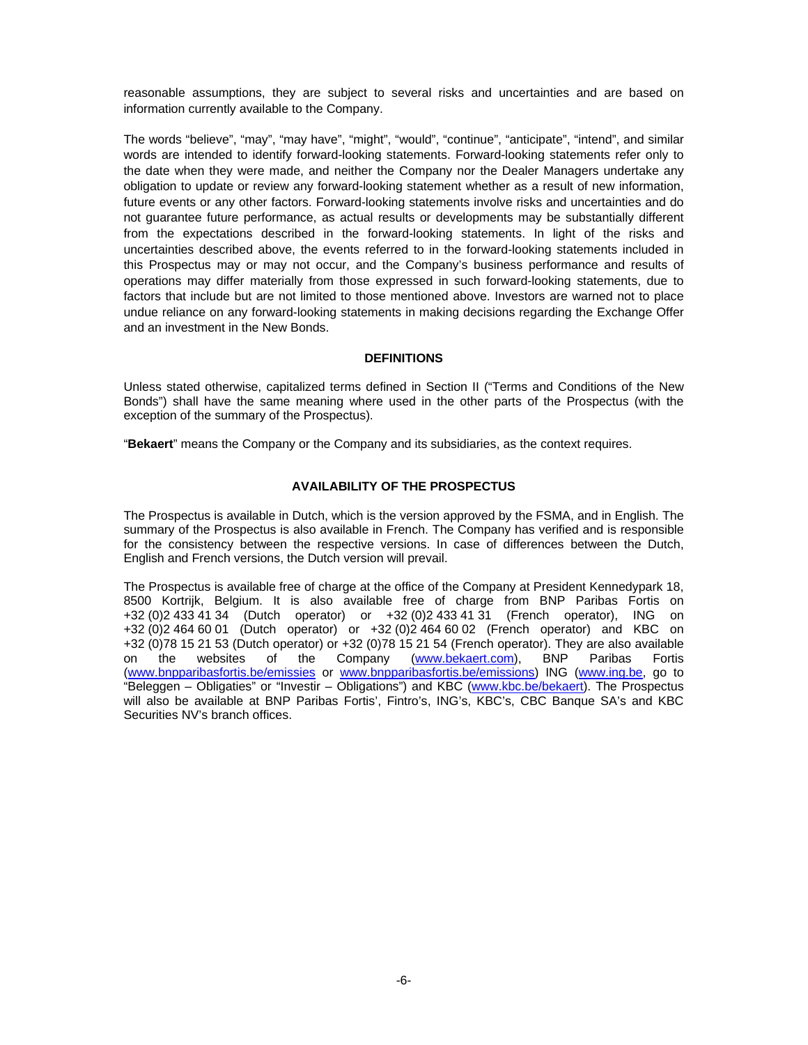reasonable assumptions, they are subject to several risks and uncertainties and are based on information currently available to the Company.

The words "believe", "may", "may have", "might", "would", "continue", "anticipate", "intend", and similar words are intended to identify forward-looking statements. Forward-looking statements refer only to the date when they were made, and neither the Company nor the Dealer Managers undertake any obligation to update or review any forward-looking statement whether as a result of new information, future events or any other factors. Forward-looking statements involve risks and uncertainties and do not guarantee future performance, as actual results or developments may be substantially different from the expectations described in the forward-looking statements. In light of the risks and uncertainties described above, the events referred to in the forward-looking statements included in this Prospectus may or may not occur, and the Company's business performance and results of operations may differ materially from those expressed in such forward-looking statements, due to factors that include but are not limited to those mentioned above. Investors are warned not to place undue reliance on any forward-looking statements in making decisions regarding the Exchange Offer and an investment in the New Bonds.

## DEFINITIONS

Unless stated otherwise, capitalized terms defined in Section II ("Terms and Conditions of the New Bonds") shall have the same meaning where used in the other parts of the Prospectus (with the exception of the summary of the Prospectus).

"**Bekaert**" means the Company or the Company and its subsidiaries, as the context requires.

## AVAILABILITY OF THE PROSPECTUS

The Prospectus is available in Dutch, which is the version approved by the FSMA, and in English. The summary of the Prospectus is also available in French. The Company has verified and is responsible for the consistency between the respective versions. In case of differences between the Dutch, English and French versions, the Dutch version will prevail.

The Prospectus is available free of charge at the office of the Company at President Kennedypark 18, 8500 Kortrijk, Belgium. It is also available free of charge from BNP Paribas Fortis on +32 (0)2 433 41 34 (Dutch operator) or +32 (0)2 433 41 31 (French operator), ING on +32 (0)2 464 60 01 (Dutch operator) or +32 (0)2 464 60 02 (French operator) and KBC on +32 (0)78 15 21 53 (Dutch operator) or +32 (0)78 15 21 54 (French operator). They are also available on the websites of the Company (www.bekaert.com), BNP Paribas Fortis (www.bnpparibasfortis.be/emissies or www.bnpparibasfortis.be/emissions) ING (www.ing.be, go to "Beleggen – Obligaties" or "Investir – Obligations") and KBC (www.kbc.be/bekaert). The Prospectus will also be available at BNP Paribas Fortis', Fintro's, ING's, KBC's, CBC Banque SA's and KBC Securities NV's branch offices.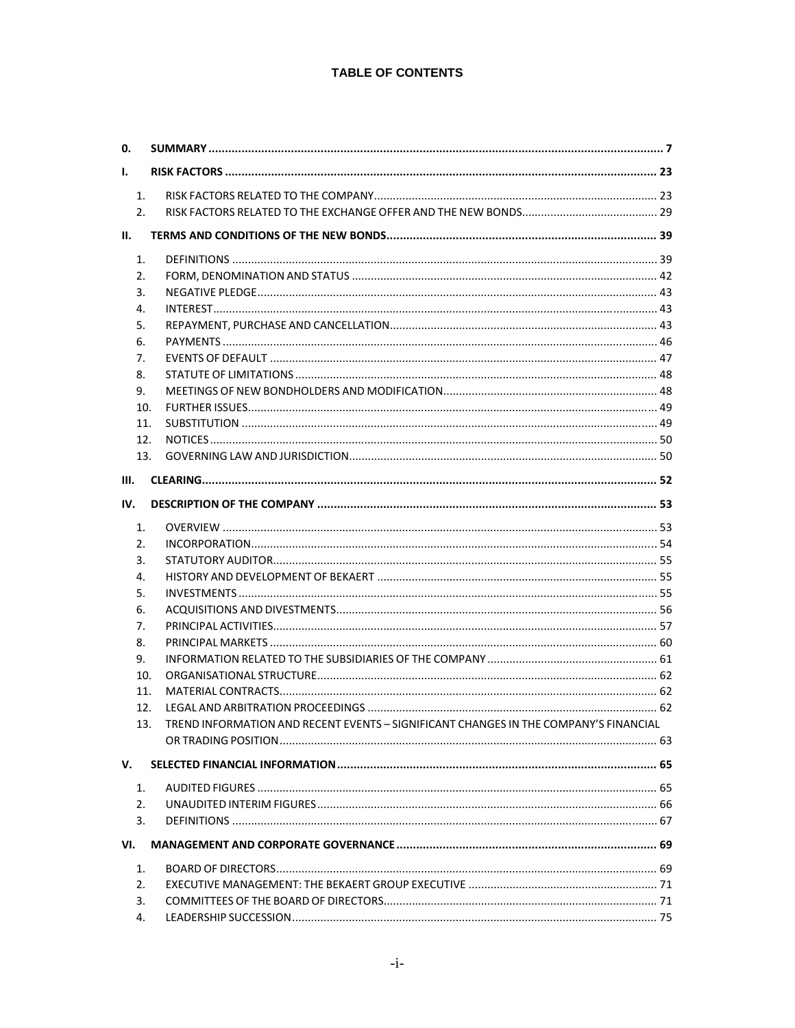# TABLE OF CONTENTS

| | | |
|---|---|---|
| **0.** | **SUMMARY** | **7** |
| **I.** | **RISK FACTORS** | **23** |
| 1. | RISK FACTORS RELATED TO THE COMPANY | 23 |
| 2. | RISK FACTORS RELATED TO THE EXCHANGE OFFER AND THE NEW BONDS | 29 |
| **II.** | **TERMS AND CONDITIONS OF THE NEW BONDS** | **39** |
| 1. | DEFINITIONS | 39 |
| 2. | FORM, DENOMINATION AND STATUS | 42 |
| 3. | NEGATIVE PLEDGE | 43 |
| 4. | INTEREST | 43 |
| 5. | REPAYMENT, PURCHASE AND CANCELLATION | 43 |
| 6. | PAYMENTS | 46 |
| 7. | EVENTS OF DEFAULT | 47 |
| 8. | STATUTE OF LIMITATIONS | 48 |
| 9. | MEETINGS OF NEW BONDHOLDERS AND MODIFICATION | 48 |
| 10. | FURTHER ISSUES | 49 |
| 11. | SUBSTITUTION | 49 |
| 12. | NOTICES | 50 |
| 13. | GOVERNING LAW AND JURISDICTION | 50 |
| **III.** | **CLEARING** | **52** |
| **IV.** | **DESCRIPTION OF THE COMPANY** | **53** |
| 1. | OVERVIEW | 53 |
| 2. | INCORPORATION | 54 |
| 3. | STATUTORY AUDITOR | 55 |
| 4. | HISTORY AND DEVELOPMENT OF BEKAERT | 55 |
| 5. | INVESTMENTS | 55 |
| 6. | ACQUISITIONS AND DIVESTMENTS | 56 |
| 7. | PRINCIPAL ACTIVITIES | 57 |
| 8. | PRINCIPAL MARKETS | 60 |
| 9. | INFORMATION RELATED TO THE SUBSIDIARIES OF THE COMPANY | 61 |
| 10. | ORGANISATIONAL STRUCTURE | 62 |
| 11. | MATERIAL CONTRACTS | 62 |
| 12. | LEGAL AND ARBITRATION PROCEEDINGS | 62 |
| 13. | TREND INFORMATION AND RECENT EVENTS – SIGNIFICANT CHANGES IN THE COMPANY'S FINANCIAL OR TRADING POSITION | 63 |
| **V.** | **SELECTED FINANCIAL INFORMATION** | **65** |
| 1. | AUDITED FIGURES | 65 |
| 2. | UNAUDITED INTERIM FIGURES | 66 |
| 3. | DEFINITIONS | 67 |
| **VI.** | **MANAGEMENT AND CORPORATE GOVERNANCE** | **69** |
| 1. | BOARD OF DIRECTORS | 69 |
| 2. | EXECUTIVE MANAGEMENT: THE BEKAERT GROUP EXECUTIVE | 71 |
| 3. | COMMITTEES OF THE BOARD OF DIRECTORS | 71 |
| 4. | LEADERSHIP SUCCESSION | 75 |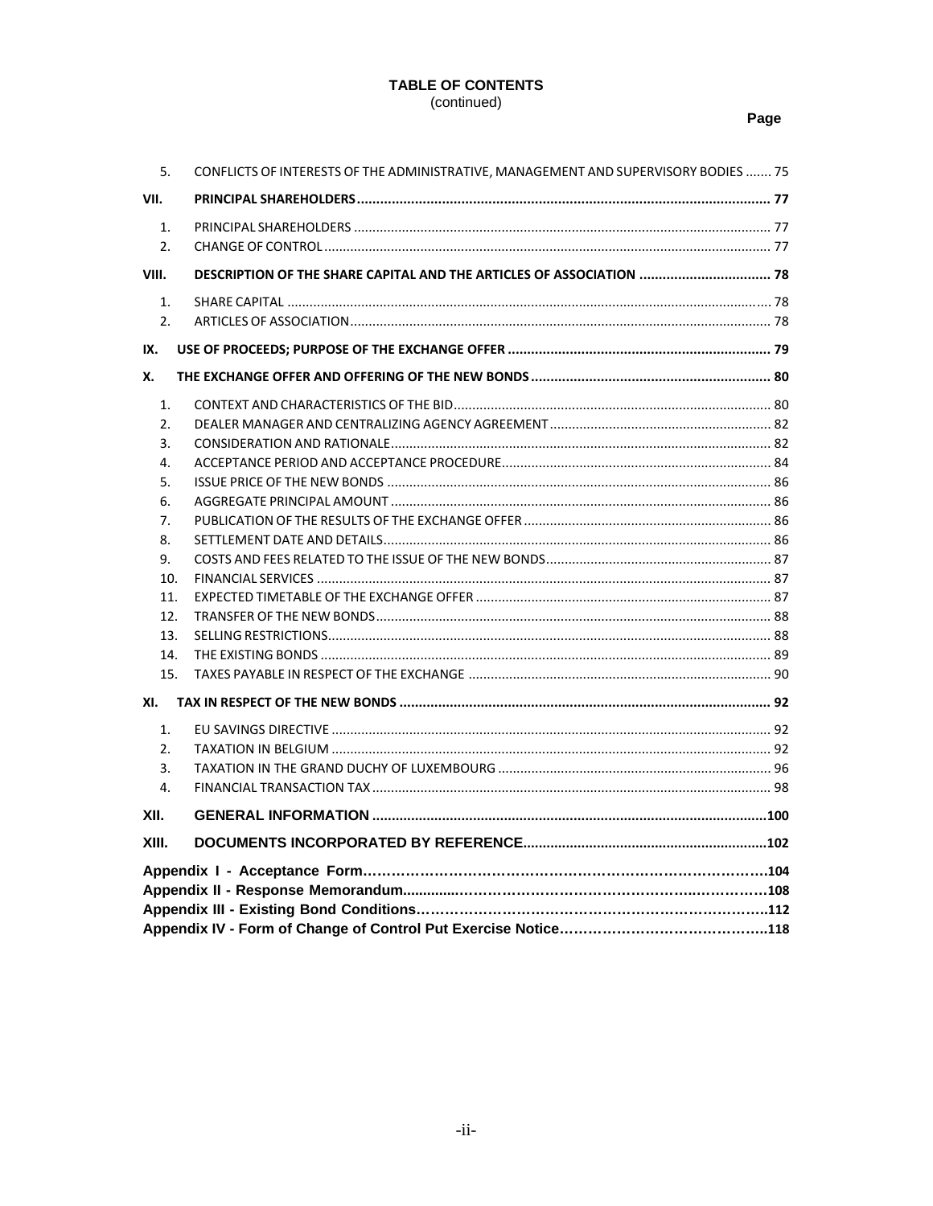# TABLE OF CONTENTS
(continued)

| | | Page |
|---|---|---|
| 5. | CONFLICTS OF INTERESTS OF THE ADMINISTRATIVE, MANAGEMENT AND SUPERVISORY BODIES | 75 |
| **VII.** | **PRINCIPAL SHAREHOLDERS** | **77** |
| 1. | PRINCIPAL SHAREHOLDERS | 77 |
| 2. | CHANGE OF CONTROL | 77 |
| **VIII.** | **DESCRIPTION OF THE SHARE CAPITAL AND THE ARTICLES OF ASSOCIATION** | **78** |
| 1. | SHARE CAPITAL | 78 |
| 2. | ARTICLES OF ASSOCIATION | 78 |
| **IX.** | **USE OF PROCEEDS; PURPOSE OF THE EXCHANGE OFFER** | **79** |
| **X.** | **THE EXCHANGE OFFER AND OFFERING OF THE NEW BONDS** | **80** |
| 1. | CONTEXT AND CHARACTERISTICS OF THE BID | 80 |
| 2. | DEALER MANAGER AND CENTRALIZING AGENCY AGREEMENT | 82 |
| 3. | CONSIDERATION AND RATIONALE | 82 |
| 4. | ACCEPTANCE PERIOD AND ACCEPTANCE PROCEDURE | 84 |
| 5. | ISSUE PRICE OF THE NEW BONDS | 86 |
| 6. | AGGREGATE PRINCIPAL AMOUNT | 86 |
| 7. | PUBLICATION OF THE RESULTS OF THE EXCHANGE OFFER | 86 |
| 8. | SETTLEMENT DATE AND DETAILS | 86 |
| 9. | COSTS AND FEES RELATED TO THE ISSUE OF THE NEW BONDS | 87 |
| 10. | FINANCIAL SERVICES | 87 |
| 11. | EXPECTED TIMETABLE OF THE EXCHANGE OFFER | 87 |
| 12. | TRANSFER OF THE NEW BONDS | 88 |
| 13. | SELLING RESTRICTIONS | 88 |
| 14. | THE EXISTING BONDS | 89 |
| 15. | TAXES PAYABLE IN RESPECT OF THE EXCHANGE | 90 |
| **XI.** | **TAX IN RESPECT OF THE NEW BONDS** | **92** |
| 1. | EU SAVINGS DIRECTIVE | 92 |
| 2. | TAXATION IN BELGIUM | 92 |
| 3. | TAXATION IN THE GRAND DUCHY OF LUXEMBOURG | 96 |
| 4. | FINANCIAL TRANSACTION TAX | 98 |
| **XII.** | **GENERAL INFORMATION** | **100** |
| **XIII.** | **DOCUMENTS INCORPORATED BY REFERENCE** | **102** |
| | **Appendix I - Acceptance Form** | **104** |
| | **Appendix II - Response Memorandum** | **108** |
| | **Appendix III - Existing Bond Conditions** | **112** |
| | **Appendix IV - Form of Change of Control Put Exercise Notice** | **118** |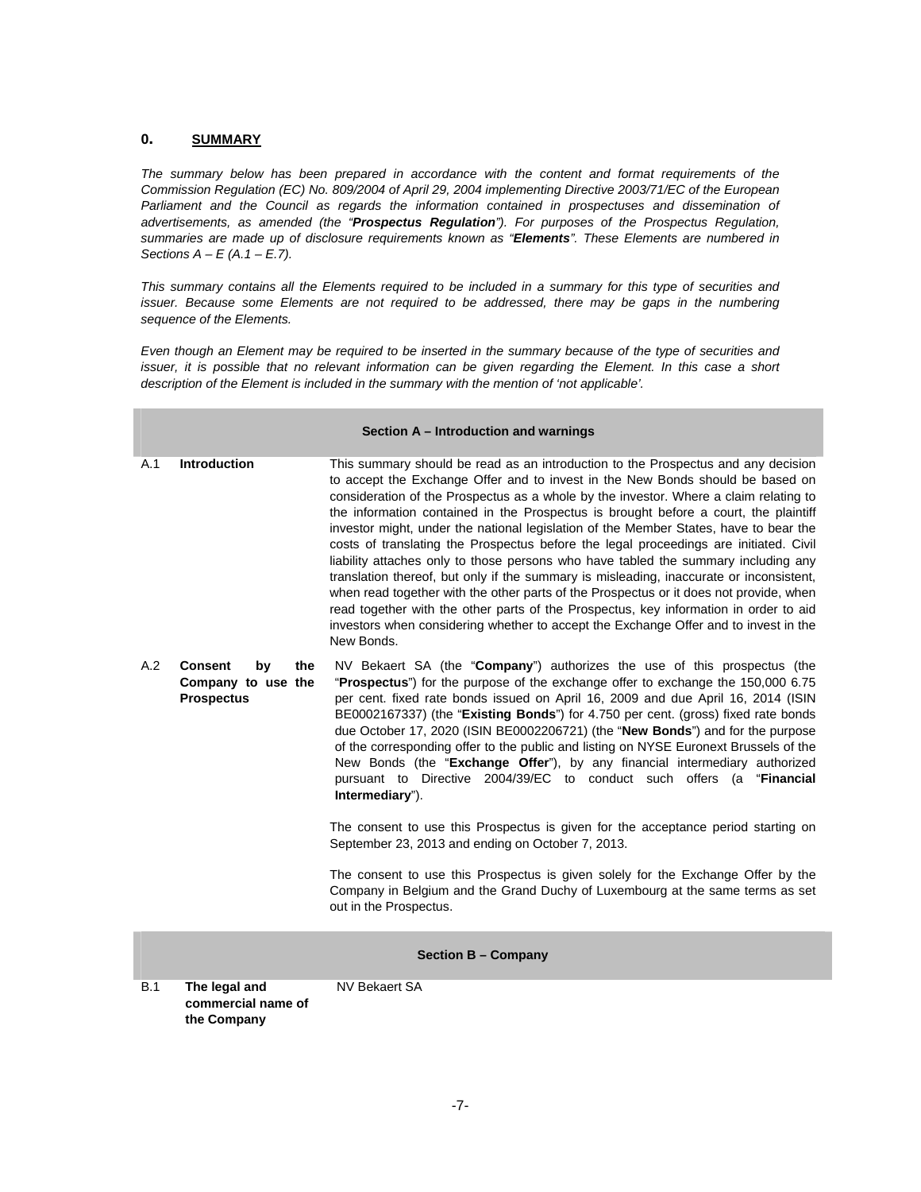# 0. SUMMARY

*The summary below has been prepared in accordance with the content and format requirements of the Commission Regulation (EC) No. 809/2004 of April 29, 2004 implementing Directive 2003/71/EC of the European Parliament and the Council as regards the information contained in prospectuses and dissemination of advertisements, as amended (the "**Prospectus Regulation**"). For purposes of the Prospectus Regulation, summaries are made up of disclosure requirements known as "**Elements**". These Elements are numbered in Sections A – E (A.1 – E.7).*

*This summary contains all the Elements required to be included in a summary for this type of securities and issuer. Because some Elements are not required to be addressed, there may be gaps in the numbering sequence of the Elements.*

*Even though an Element may be required to be inserted in the summary because of the type of securities and issuer, it is possible that no relevant information can be given regarding the Element. In this case a short description of the Element is included in the summary with the mention of 'not applicable'.*

| | | |
|---|---|---|
| | **Section A – Introduction and warnings** | |
| A.1 | **Introduction** | This summary should be read as an introduction to the Prospectus and any decision to accept the Exchange Offer and to invest in the New Bonds should be based on consideration of the Prospectus as a whole by the investor. Where a claim relating to the information contained in the Prospectus is brought before a court, the plaintiff investor might, under the national legislation of the Member States, have to bear the costs of translating the Prospectus before the legal proceedings are initiated. Civil liability attaches only to those persons who have tabled the summary including any translation thereof, but only if the summary is misleading, inaccurate or inconsistent, when read together with the other parts of the Prospectus or it does not provide, when read together with the other parts of the Prospectus, key information in order to aid investors when considering whether to accept the Exchange Offer and to invest in the New Bonds. |
| A.2 | **Consent by the Company to use the Prospectus** | NV Bekaert SA (the "**Company**") authorizes the use of this prospectus (the "**Prospectus**") for the purpose of the exchange offer to exchange the 150,000 6.75 per cent. fixed rate bonds issued on April 16, 2009 and due April 16, 2014 (ISIN BE0002167337) (the "**Existing Bonds**") for 4.750 per cent. (gross) fixed rate bonds due October 17, 2020 (ISIN BE0002206721) (the "**New Bonds**") and for the purpose of the corresponding offer to the public and listing on NYSE Euronext Brussels of the New Bonds (the "**Exchange Offer**"), by any financial intermediary authorized pursuant to Directive 2004/39/EC to conduct such offers (a "**Financial Intermediary**").<br><br>The consent to use this Prospectus is given for the acceptance period starting on September 23, 2013 and ending on October 7, 2013.<br><br>The consent to use this Prospectus is given solely for the Exchange Offer by the Company in Belgium and the Grand Duchy of Luxembourg at the same terms as set out in the Prospectus. |
| | **Section B – Company** | |
| B.1 | **The legal and commercial name of the Company** | NV Bekaert SA |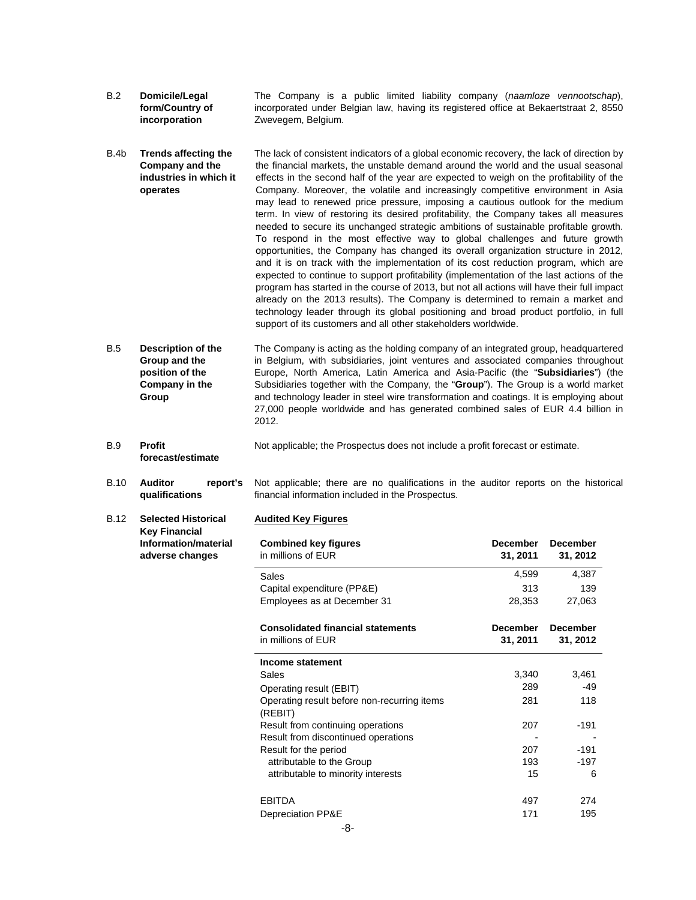| | | |
|---|---|---|
| B.2 | **Domicile/Legal form/Country of incorporation** | The Company is a public limited liability company (*naamloze vennootschap*), incorporated under Belgian law, having its registered office at Bekaertstraat 2, 8550 Zwevegem, Belgium. |
| B.4b | **Trends affecting the Company and the industries in which it operates** | The lack of consistent indicators of a global economic recovery, the lack of direction by the financial markets, the unstable demand around the world and the usual seasonal effects in the second half of the year are expected to weigh on the profitability of the Company. Moreover, the volatile and increasingly competitive environment in Asia may lead to renewed price pressure, imposing a cautious outlook for the medium term. In view of restoring its desired profitability, the Company takes all measures needed to secure its unchanged strategic ambitions of sustainable profitable growth. To respond in the most effective way to global challenges and future growth opportunities, the Company has changed its overall organization structure in 2012, and it is on track with the implementation of its cost reduction program, which are expected to continue to support profitability (implementation of the last actions of the program has started in the course of 2013, but not all actions will have their full impact already on the 2013 results). The Company is determined to remain a market and technology leader through its global positioning and broad product portfolio, in full support of its customers and all other stakeholders worldwide. |
| B.5 | **Description of the Group and the position of the Company in the Group** | The Company is acting as the holding company of an integrated group, headquartered in Belgium, with subsidiaries, joint ventures and associated companies throughout Europe, North America, Latin America and Asia-Pacific (the "**Subsidiaries**") (the Subsidiaries together with the Company, the "**Group**"). The Group is a world market and technology leader in steel wire transformation and coatings. It is employing about 27,000 people worldwide and has generated combined sales of EUR 4.4 billion in 2012. |
| B.9 | **Profit forecast/estimate** | Not applicable; the Prospectus does not include a profit forecast or estimate. |
| B.10 | **Auditor report's qualifications** | Not applicable; there are no qualifications in the auditor reports on the historical financial information included in the Prospectus. |
| B.12 | **Selected Historical Key Financial Information/material adverse changes** | **Audited Key Figures** |

| **Combined key figures** in millions of EUR | **December 31, 2011** | **December 31, 2012** |
|---|---|---|
| Sales | 4,599 | 4,387 |
| Capital expenditure (PP&E) | 313 | 139 |
| Employees as at December 31 | 28,353 | 27,063 |

| **Consolidated financial statements** in millions of EUR | **December 31, 2011** | **December 31, 2012** |
|---|---|---|
| **Income statement** | | |
| Sales | 3,340 | 3,461 |
| Operating result (EBIT) | 289 | -49 |
| Operating result before non-recurring items (REBIT) | 281 | 118 |
| Result from continuing operations | 207 | -191 |
| Result from discontinued operations | - | - |
| Result for the period | 207 | -191 |
| attributable to the Group | 193 | -197 |
| attributable to minority interests | 15 | 6 |
| | | |
| EBITDA | 497 | 274 |
| Depreciation PP&E | 171 | 195 |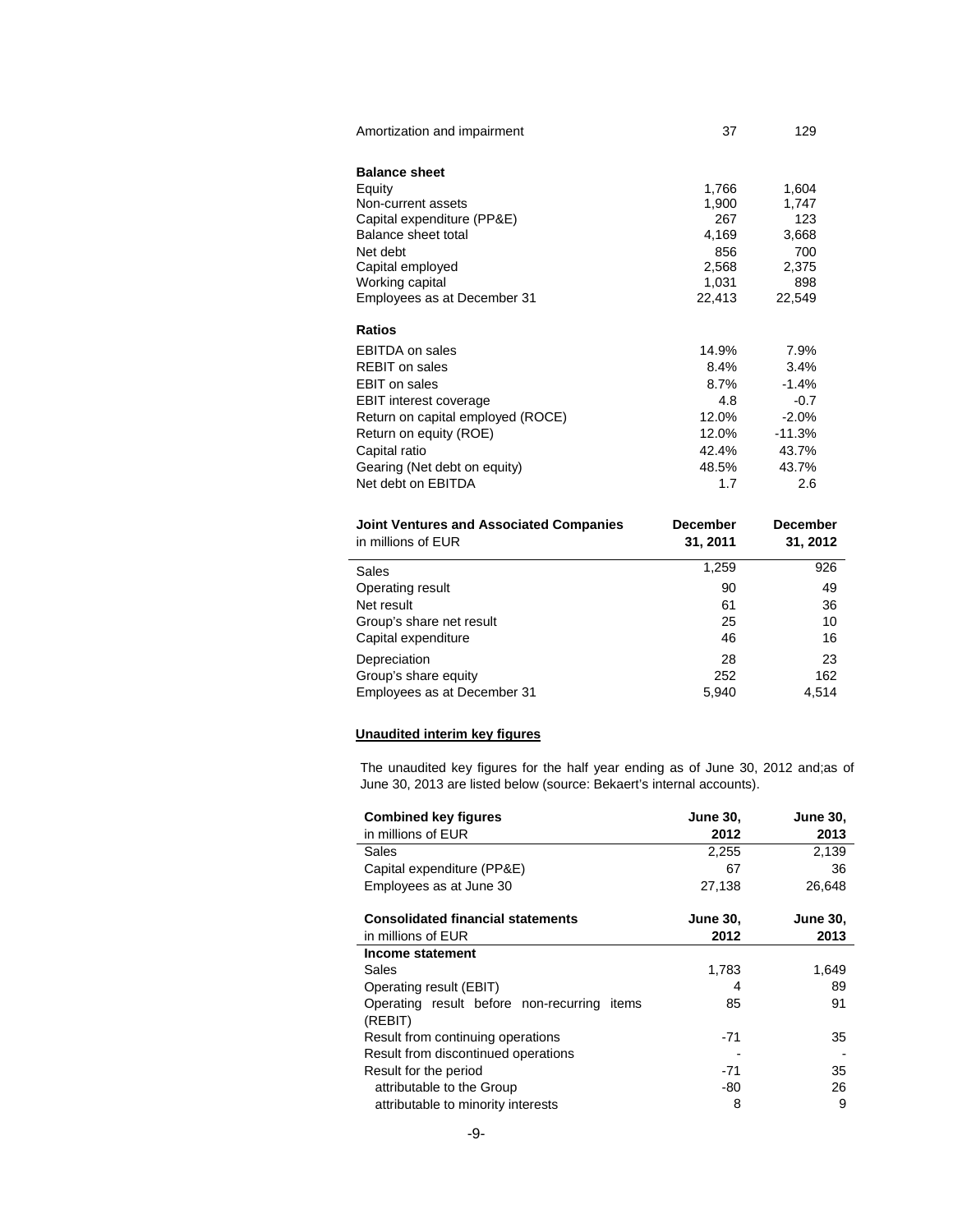| | | |
|---|---|---|
| Amortization and impairment | 37 | 129 |
| **Balance sheet** | | |
| Equity | 1,766 | 1,604 |
| Non-current assets | 1,900 | 1,747 |
| Capital expenditure (PP&E) | 267 | 123 |
| Balance sheet total | 4,169 | 3,668 |
| Net debt | 856 | 700 |
| Capital employed | 2,568 | 2,375 |
| Working capital | 1,031 | 898 |
| Employees as at December 31 | 22,413 | 22,549 |
| **Ratios** | | |
| EBITDA on sales | 14.9% | 7.9% |
| REBIT on sales | 8.4% | 3.4% |
| EBIT on sales | 8.7% | -1.4% |
| EBIT interest coverage | 4.8 | -0.7 |
| Return on capital employed (ROCE) | 12.0% | -2.0% |
| Return on equity (ROE) | 12.0% | -11.3% |
| Capital ratio | 42.4% | 43.7% |
| Gearing (Net debt on equity) | 48.5% | 43.7% |
| Net debt on EBITDA | 1.7 | 2.6 |

| **Joint Ventures and Associated Companies** in millions of EUR | **December 31, 2011** | **December 31, 2012** |
|---|---|---|
| Sales | 1,259 | 926 |
| Operating result | 90 | 49 |
| Net result | 61 | 36 |
| Group's share net result | 25 | 10 |
| Capital expenditure | 46 | 16 |
| Depreciation | 28 | 23 |
| Group's share equity | 252 | 162 |
| Employees as at December 31 | 5,940 | 4,514 |

**Unaudited interim key figures**

The unaudited key figures for the half year ending as of June 30, 2012 and;as of June 30, 2013 are listed below (source: Bekaert's internal accounts).

| **Combined key figures** in millions of EUR | **June 30, 2012** | **June 30, 2013** |
|---|---|---|
| Sales | 2,255 | 2,139 |
| Capital expenditure (PP&E) | 67 | 36 |
| Employees as at June 30 | 27,138 | 26,648 |

| **Consolidated financial statements** in millions of EUR | **June 30, 2012** | **June 30, 2013** |
|---|---|---|
| **Income statement** | | |
| Sales | 1,783 | 1,649 |
| Operating result (EBIT) | 4 | 89 |
| Operating result before non-recurring items (REBIT) | 85 | 91 |
| Result from continuing operations | -71 | 35 |
| Result from discontinued operations | - | - |
| Result for the period | -71 | 35 |
| attributable to the Group | -80 | 26 |
| attributable to minority interests | 8 | 9 |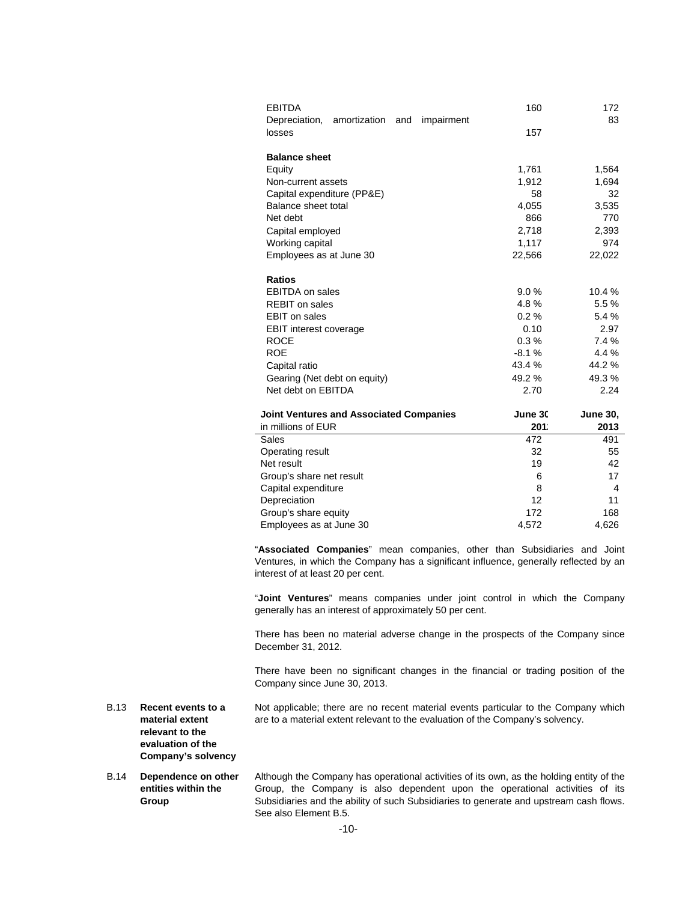| | | |
|---|---|---|
| EBITDA | 160 | 172 |
| Depreciation, amortization and impairment losses | 157 | 83 |
| **Balance sheet** | | |
| Equity | 1,761 | 1,564 |
| Non-current assets | 1,912 | 1,694 |
| Capital expenditure (PP&E) | 58 | 32 |
| Balance sheet total | 4,055 | 3,535 |
| Net debt | 866 | 770 |
| Capital employed | 2,718 | 2,393 |
| Working capital | 1,117 | 974 |
| Employees as at June 30 | 22,566 | 22,022 |
| **Ratios** | | |
| EBITDA on sales | 9.0 % | 10.4 % |
| REBIT on sales | 4.8 % | 5.5 % |
| EBIT on sales | 0.2 % | 5.4 % |
| EBIT interest coverage | 0.10 | 2.97 |
| ROCE | 0.3 % | 7.4 % |
| ROE | -8.1 % | 4.4 % |
| Capital ratio | 43.4 % | 44.2 % |
| Gearing (Net debt on equity) | 49.2 % | 49.3 % |
| Net debt on EBITDA | 2.70 | 2.24 |

| **Joint Ventures and Associated Companies** in millions of EUR | **June 30, 2014** | **June 30, 2013** |
|---|---|---|
| Sales | 472 | 491 |
| Operating result | 32 | 55 |
| Net result | 19 | 42 |
| Group's share net result | 6 | 17 |
| Capital expenditure | 8 | 4 |
| Depreciation | 12 | 11 |
| Group's share equity | 172 | 168 |
| Employees as at June 30 | 4,572 | 4,626 |

"**Associated Companies**" mean companies, other than Subsidiaries and Joint Ventures, in which the Company has a significant influence, generally reflected by an interest of at least 20 per cent.

"**Joint Ventures**" means companies under joint control in which the Company generally has an interest of approximately 50 per cent.

There has been no material adverse change in the prospects of the Company since December 31, 2012.

There have been no significant changes in the financial or trading position of the Company since June 30, 2013.

| | | |
|---|---|---|
| B.13 | **Recent events to a material extent relevant to the evaluation of the Company's solvency** | Not applicable; there are no recent material events particular to the Company which are to a material extent relevant to the evaluation of the Company's solvency. |
| B.14 | **Dependence on other entities within the Group** | Although the Company has operational activities of its own, as the holding entity of the Group, the Company is also dependent upon the operational activities of its Subsidiaries and the ability of such Subsidiaries to generate and upstream cash flows. See also Element B.5. |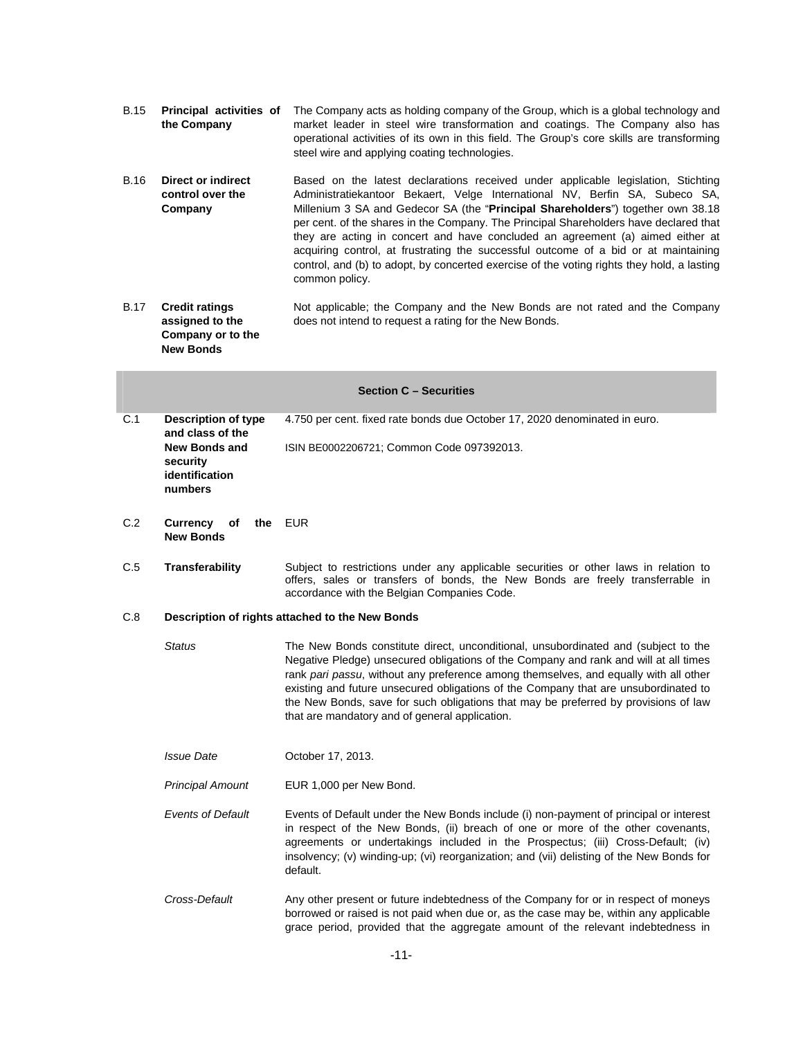| | | |
|---|---|---|
| B.15 | **Principal activities of the Company** | The Company acts as holding company of the Group, which is a global technology and market leader in steel wire transformation and coatings. The Company also has operational activities of its own in this field. The Group's core skills are transforming steel wire and applying coating technologies. |
| B.16 | **Direct or indirect control over the Company** | Based on the latest declarations received under applicable legislation, Stichting Administratiekantoor Bekaert, Velge International NV, Berfin SA, Subeco SA, Millenium 3 SA and Gedecor SA (the "**Principal Shareholders**") together own 38.18 per cent. of the shares in the Company. The Principal Shareholders have declared that they are acting in concert and have concluded an agreement (a) aimed either at acquiring control, at frustrating the successful outcome of a bid or at maintaining control, and (b) to adopt, by concerted exercise of the voting rights they hold, a lasting common policy. |
| B.17 | **Credit ratings assigned to the Company or to the New Bonds** | Not applicable; the Company and the New Bonds are not rated and the Company does not intend to request a rating for the New Bonds. |

## Section C – Securities

| | | |
|---|---|---|
| C.1 | **Description of type and class of the New Bonds and security identification numbers** | 4.750 per cent. fixed rate bonds due October 17, 2020 denominated in euro.<br><br>ISIN BE0002206721; Common Code 097392013. |
| C.2 | **Currency of the New Bonds** | EUR |
| C.5 | **Transferability** | Subject to restrictions under any applicable securities or other laws in relation to offers, sales or transfers of bonds, the New Bonds are freely transferrable in accordance with the Belgian Companies Code. |

C.8 **Description of rights attached to the New Bonds**

| | |
|---|---|
| *Status* | The New Bonds constitute direct, unconditional, unsubordinated and (subject to the Negative Pledge) unsecured obligations of the Company and rank and will at all times rank *pari passu*, without any preference among themselves, and equally with all other existing and future unsecured obligations of the Company that are unsubordinated to the New Bonds, save for such obligations that may be preferred by provisions of law that are mandatory and of general application. |
| *Issue Date* | October 17, 2013. |
| *Principal Amount* | EUR 1,000 per New Bond. |
| *Events of Default* | Events of Default under the New Bonds include (i) non-payment of principal or interest in respect of the New Bonds, (ii) breach of one or more of the other covenants, agreements or undertakings included in the Prospectus; (iii) Cross-Default; (iv) insolvency; (v) winding-up; (vi) reorganization; and (vii) delisting of the New Bonds for default. |
| *Cross-Default* | Any other present or future indebtedness of the Company for or in respect of moneys borrowed or raised is not paid when due or, as the case may be, within any applicable grace period, provided that the aggregate amount of the relevant indebtedness in |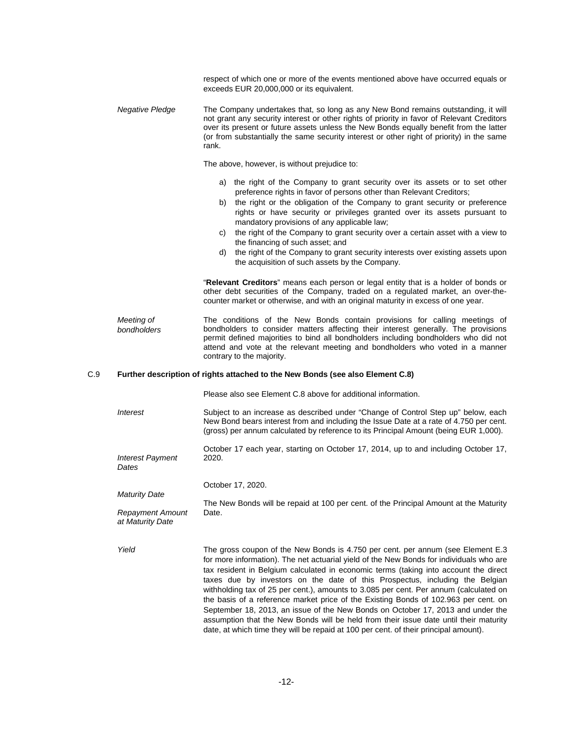respect of which one or more of the events mentioned above have occurred equals or exceeds EUR 20,000,000 or its equivalent.

| | |
|---|---|
| *Negative Pledge* | The Company undertakes that, so long as any New Bond remains outstanding, it will not grant any security interest or other rights of priority in favor of Relevant Creditors over its present or future assets unless the New Bonds equally benefit from the latter (or from substantially the same security interest or other right of priority) in the same rank.<br><br>The above, however, is without prejudice to:<br><br>a) the right of the Company to grant security over its assets or to set other preference rights in favor of persons other than Relevant Creditors;<br>b) the right or the obligation of the Company to grant security or preference rights or have security or privileges granted over its assets pursuant to mandatory provisions of any applicable law;<br>c) the right of the Company to grant security over a certain asset with a view to the financing of such asset; and<br>d) the right of the Company to grant security interests over existing assets upon the acquisition of such assets by the Company.<br><br>"**Relevant Creditors**" means each person or legal entity that is a holder of bonds or other debt securities of the Company, traded on a regulated market, an over-the-counter market or otherwise, and with an original maturity in excess of one year. |
| *Meeting of bondholders* | The conditions of the New Bonds contain provisions for calling meetings of bondholders to consider matters affecting their interest generally. The provisions permit defined majorities to bind all bondholders including bondholders who did not attend and vote at the relevant meeting and bondholders who voted in a manner contrary to the majority. |

C.9 **Further description of rights attached to the New Bonds (see also Element C.8)**

| | |
|---|---|
| | Please also see Element C.8 above for additional information. |
| *Interest* | Subject to an increase as described under "Change of Control Step up" below, each New Bond bears interest from and including the Issue Date at a rate of 4.750 per cent. (gross) per annum calculated by reference to its Principal Amount (being EUR 1,000). |
| *Interest Payment Dates* | October 17 each year, starting on October 17, 2014, up to and including October 17, 2020. |
| *Maturity Date* | October 17, 2020. |
| *Repayment Amount at Maturity Date* | The New Bonds will be repaid at 100 per cent. of the Principal Amount at the Maturity Date. |
| *Yield* | The gross coupon of the New Bonds is 4.750 per cent. per annum (see Element E.3 for more information). The net actuarial yield of the New Bonds for individuals who are tax resident in Belgium calculated in economic terms (taking into account the direct taxes due by investors on the date of this Prospectus, including the Belgian withholding tax of 25 per cent.), amounts to 3.085 per cent. Per annum (calculated on the basis of a reference market price of the Existing Bonds of 102.963 per cent. on September 18, 2013, an issue of the New Bonds on October 17, 2013 and under the assumption that the New Bonds will be held from their issue date until their maturity date, at which time they will be repaid at 100 per cent. of their principal amount). |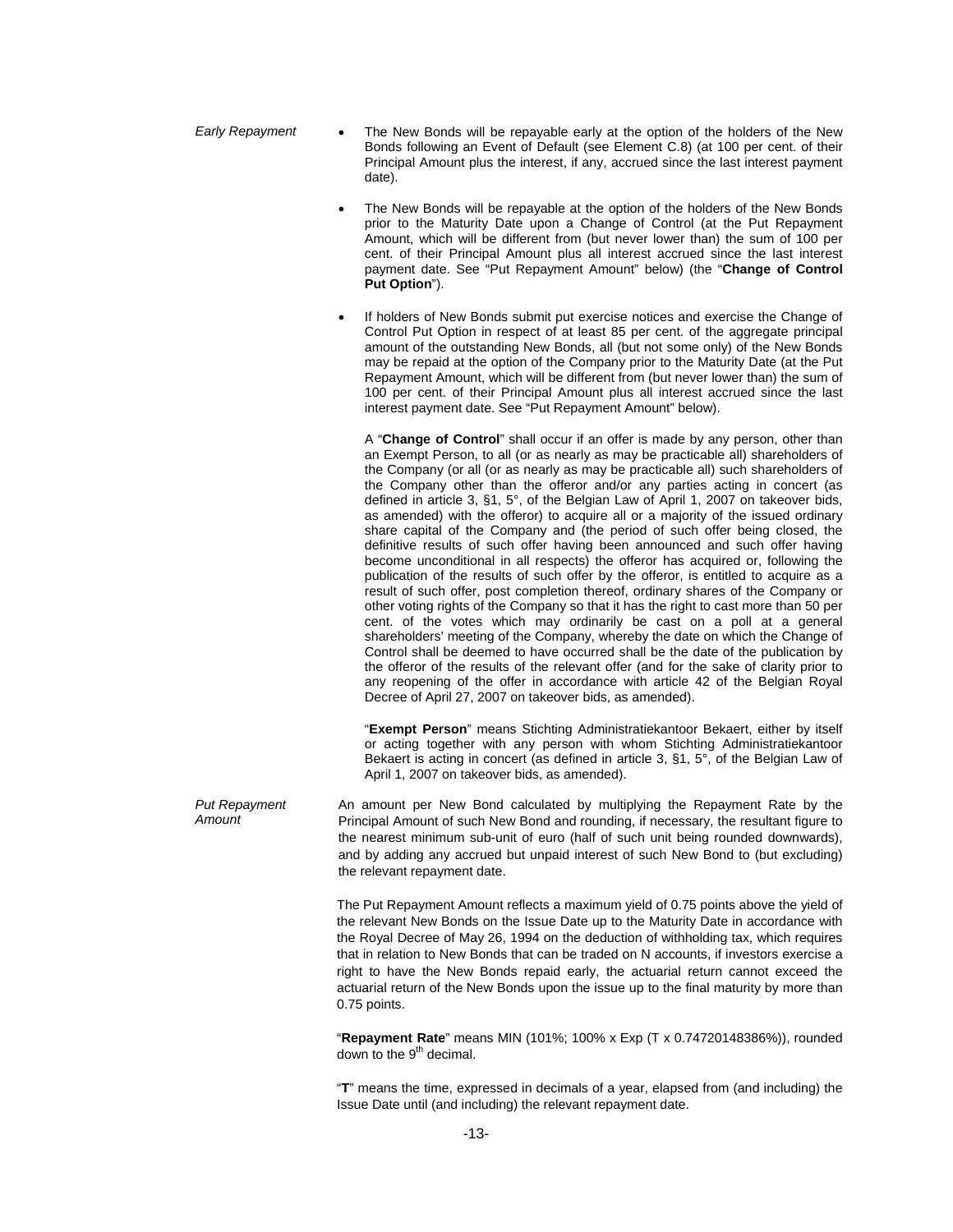*Early Repayment*

- The New Bonds will be repayable early at the option of the holders of the New Bonds following an Event of Default (see Element C.8) (at 100 per cent. of their Principal Amount plus the interest, if any, accrued since the last interest payment date).
- The New Bonds will be repayable at the option of the holders of the New Bonds prior to the Maturity Date upon a Change of Control (at the Put Repayment Amount, which will be different from (but never lower than) the sum of 100 per cent. of their Principal Amount plus all interest accrued since the last interest payment date. See "Put Repayment Amount" below) (the "**Change of Control Put Option**").
- If holders of New Bonds submit put exercise notices and exercise the Change of Control Put Option in respect of at least 85 per cent. of the aggregate principal amount of the outstanding New Bonds, all (but not some only) of the New Bonds may be repaid at the option of the Company prior to the Maturity Date (at the Put Repayment Amount, which will be different from (but never lower than) the sum of 100 per cent. of their Principal Amount plus all interest accrued since the last interest payment date. See "Put Repayment Amount" below).

  A "**Change of Control**" shall occur if an offer is made by any person, other than an Exempt Person, to all (or as nearly as may be practicable all) shareholders of the Company (or all (or as nearly as may be practicable all) such shareholders of the Company other than the offeror and/or any parties acting in concert (as defined in article 3, §1, 5°, of the Belgian Law of April 1, 2007 on takeover bids, as amended) with the offeror) to acquire all or a majority of the issued ordinary share capital of the Company and (the period of such offer being closed, the definitive results of such offer having been announced and such offer having become unconditional in all respects) the offeror has acquired or, following the publication of the results of such offer by the offeror, is entitled to acquire as a result of such offer, post completion thereof, ordinary shares of the Company or other voting rights of the Company so that it has the right to cast more than 50 per cent. of the votes which may ordinarily be cast on a poll at a general shareholders' meeting of the Company, whereby the date on which the Change of Control shall be deemed to have occurred shall be the date of the publication by the offeror of the results of the relevant offer (and for the sake of clarity prior to any reopening of the offer in accordance with article 42 of the Belgian Royal Decree of April 27, 2007 on takeover bids, as amended).

  "**Exempt Person**" means Stichting Administratiekantoor Bekaert, either by itself or acting together with any person with whom Stichting Administratiekantoor Bekaert is acting in concert (as defined in article 3, §1, 5°, of the Belgian Law of April 1, 2007 on takeover bids, as amended).

*Put Repayment Amount*

An amount per New Bond calculated by multiplying the Repayment Rate by the Principal Amount of such New Bond and rounding, if necessary, the resultant figure to the nearest minimum sub-unit of euro (half of such unit being rounded downwards), and by adding any accrued but unpaid interest of such New Bond to (but excluding) the relevant repayment date.

The Put Repayment Amount reflects a maximum yield of 0.75 points above the yield of the relevant New Bonds on the Issue Date up to the Maturity Date in accordance with the Royal Decree of May 26, 1994 on the deduction of withholding tax, which requires that in relation to New Bonds that can be traded on N accounts, if investors exercise a right to have the New Bonds repaid early, the actuarial return cannot exceed the actuarial return of the New Bonds upon the issue up to the final maturity by more than 0.75 points.

"**Repayment Rate**" means MIN (101%; 100% x Exp (T x 0.74720148386%)), rounded down to the 9th decimal.

"**T**" means the time, expressed in decimals of a year, elapsed from (and including) the Issue Date until (and including) the relevant repayment date.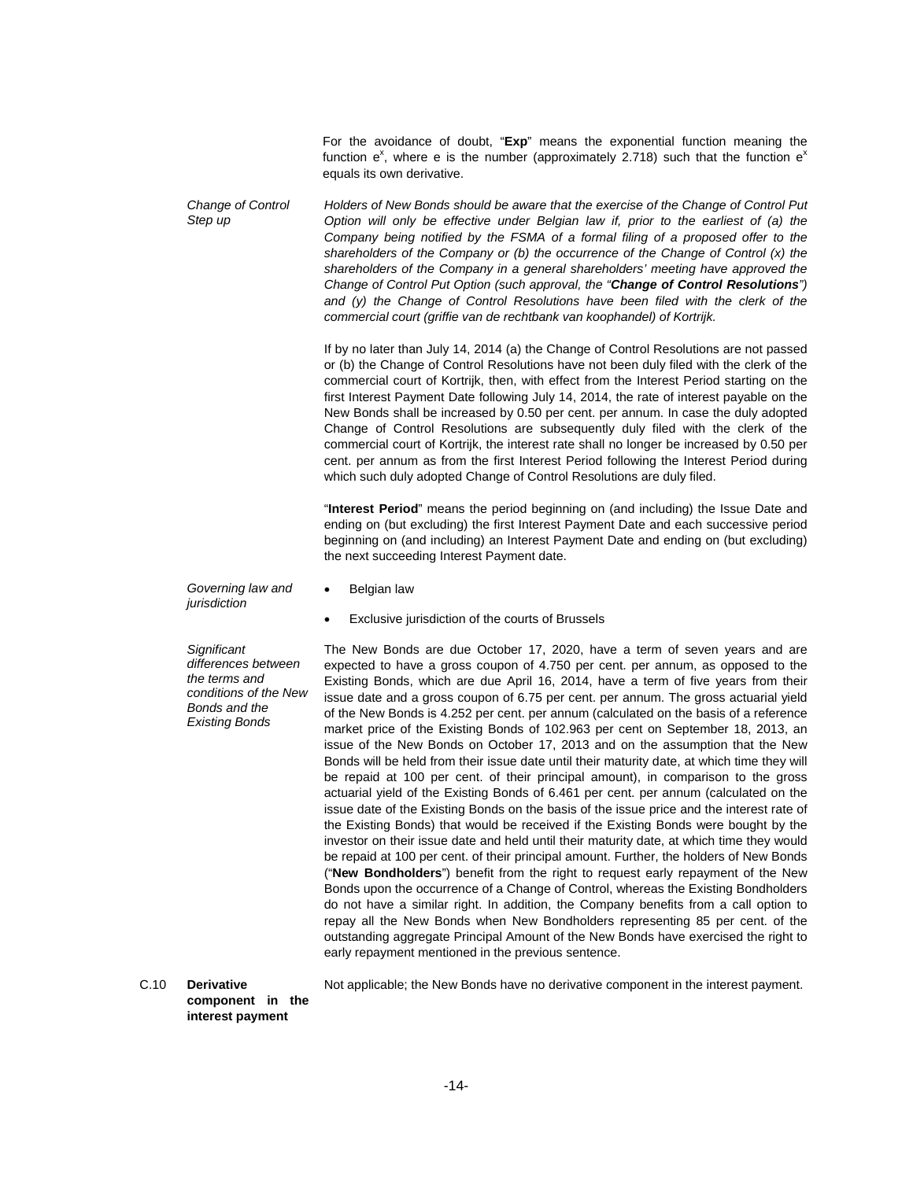For the avoidance of doubt, "**Exp**" means the exponential function meaning the function $e^x$, where e is the number (approximately 2.718) such that the function $e^x$ equals its own derivative.

*Change of Control Step up*

*Holders of New Bonds should be aware that the exercise of the Change of Control Put Option will only be effective under Belgian law if, prior to the earliest of (a) the Company being notified by the FSMA of a formal filing of a proposed offer to the shareholders of the Company or (b) the occurrence of the Change of Control (x) the shareholders of the Company in a general shareholders' meeting have approved the Change of Control Put Option (such approval, the "**Change of Control Resolutions**") and (y) the Change of Control Resolutions have been filed with the clerk of the commercial court (griffie van de rechtbank van koophandel) of Kortrijk.*

If by no later than July 14, 2014 (a) the Change of Control Resolutions are not passed or (b) the Change of Control Resolutions have not been duly filed with the clerk of the commercial court of Kortrijk, then, with effect from the Interest Period starting on the first Interest Payment Date following July 14, 2014, the rate of interest payable on the New Bonds shall be increased by 0.50 per cent. per annum. In case the duly adopted Change of Control Resolutions are subsequently duly filed with the clerk of the commercial court of Kortrijk, the interest rate shall no longer be increased by 0.50 per cent. per annum as from the first Interest Period following the Interest Period during which such duly adopted Change of Control Resolutions are duly filed.

"**Interest Period**" means the period beginning on (and including) the Issue Date and ending on (but excluding) the first Interest Payment Date and each successive period beginning on (and including) an Interest Payment Date and ending on (but excluding) the next succeeding Interest Payment date.

*Governing law and jurisdiction*

- Belgian law
- Exclusive jurisdiction of the courts of Brussels

*Significant differences between the terms and conditions of the New Bonds and the Existing Bonds*

The New Bonds are due October 17, 2020, have a term of seven years and are expected to have a gross coupon of 4.750 per cent. per annum, as opposed to the Existing Bonds, which are due April 16, 2014, have a term of five years from their issue date and a gross coupon of 6.75 per cent. per annum. The gross actuarial yield of the New Bonds is 4.252 per cent. per annum (calculated on the basis of a reference market price of the Existing Bonds of 102.963 per cent on September 18, 2013, an issue of the New Bonds on October 17, 2013 and on the assumption that the New Bonds will be held from their issue date until their maturity date, at which time they will be repaid at 100 per cent. of their principal amount), in comparison to the gross actuarial yield of the Existing Bonds of 6.461 per cent. per annum (calculated on the issue date of the Existing Bonds on the basis of the issue price and the interest rate of the Existing Bonds) that would be received if the Existing Bonds were bought by the investor on their issue date and held until their maturity date, at which time they would be repaid at 100 per cent. of their principal amount. Further, the holders of New Bonds ("**New Bondholders**") benefit from the right to request early repayment of the New Bonds upon the occurrence of a Change of Control, whereas the Existing Bondholders do not have a similar right. In addition, the Company benefits from a call option to repay all the New Bonds when New Bondholders representing 85 per cent. of the outstanding aggregate Principal Amount of the New Bonds have exercised the right to early repayment mentioned in the previous sentence.

C.10 **Derivative component in the interest payment**

Not applicable; the New Bonds have no derivative component in the interest payment.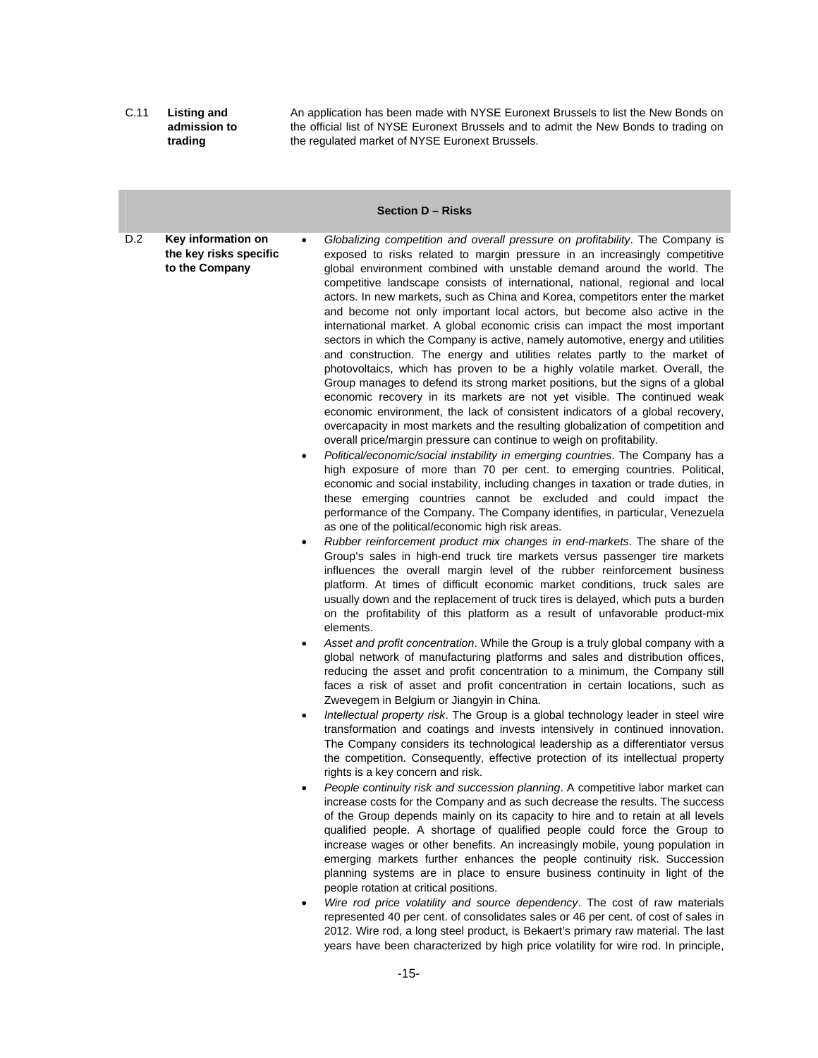| | | |
|---|---|---|
| C.11 | **Listing and admission to trading** | An application has been made with NYSE Euronext Brussels to list the New Bonds on the official list of NYSE Euronext Brussels and to admit the New Bonds to trading on the regulated market of NYSE Euronext Brussels. |

**Section D – Risks**

| | | |
|---|---|---|
| D.2 | **Key information on the key risks specific to the Company** | • *Globalizing competition and overall pressure on profitability*. The Company is exposed to risks related to margin pressure in an increasingly competitive global environment combined with unstable demand around the world. The competitive landscape consists of international, national, regional and local actors. In new markets, such as China and Korea, competitors enter the market and become not only important local actors, but become also active in the international market. A global economic crisis can impact the most important sectors in which the Company is active, namely automotive, energy and utilities and construction. The energy and utilities relates partly to the market of photovoltaics, which has proven to be a highly volatile market. Overall, the Group manages to defend its strong market positions, but the signs of a global economic recovery in its markets are not yet visible. The continued weak economic environment, the lack of consistent indicators of a global recovery, overcapacity in most markets and the resulting globalization of competition and overall price/margin pressure can continue to weigh on profitability.<br>• *Political/economic/social instability in emerging countries*. The Company has a high exposure of more than 70 per cent. to emerging countries. Political, economic and social instability, including changes in taxation or trade duties, in these emerging countries cannot be excluded and could impact the performance of the Company. The Company identifies, in particular, Venezuela as one of the political/economic high risk areas.<br>• *Rubber reinforcement product mix changes in end-markets*. The share of the Group's sales in high-end truck tire markets versus passenger tire markets influences the overall margin level of the rubber reinforcement business platform. At times of difficult economic market conditions, truck sales are usually down and the replacement of truck tires is delayed, which puts a burden on the profitability of this platform as a result of unfavorable product-mix elements.<br>• *Asset and profit concentration*. While the Group is a truly global company with a global network of manufacturing platforms and sales and distribution offices, reducing the asset and profit concentration to a minimum, the Company still faces a risk of asset and profit concentration in certain locations, such as Zwevegem in Belgium or Jiangyin in China.<br>• *Intellectual property risk*. The Group is a global technology leader in steel wire transformation and coatings and invests intensively in continued innovation. The Company considers its technological leadership as a differentiator versus the competition. Consequently, effective protection of its intellectual property rights is a key concern and risk.<br>• *People continuity risk and succession planning*. A competitive labor market can increase costs for the Company and as such decrease the results. The success of the Group depends mainly on its capacity to hire and to retain at all levels qualified people. A shortage of qualified people could force the Group to increase wages or other benefits. An increasingly mobile, young population in emerging markets further enhances the people continuity risk. Succession planning systems are in place to ensure business continuity in light of the people rotation at critical positions.<br>• *Wire rod price volatility and source dependency*. The cost of raw materials represented 40 per cent. of consolidates sales or 46 per cent. of cost of sales in 2012. Wire rod, a long steel product, is Bekaert's primary raw material. The last years have been characterized by high price volatility for wire rod. In principle, |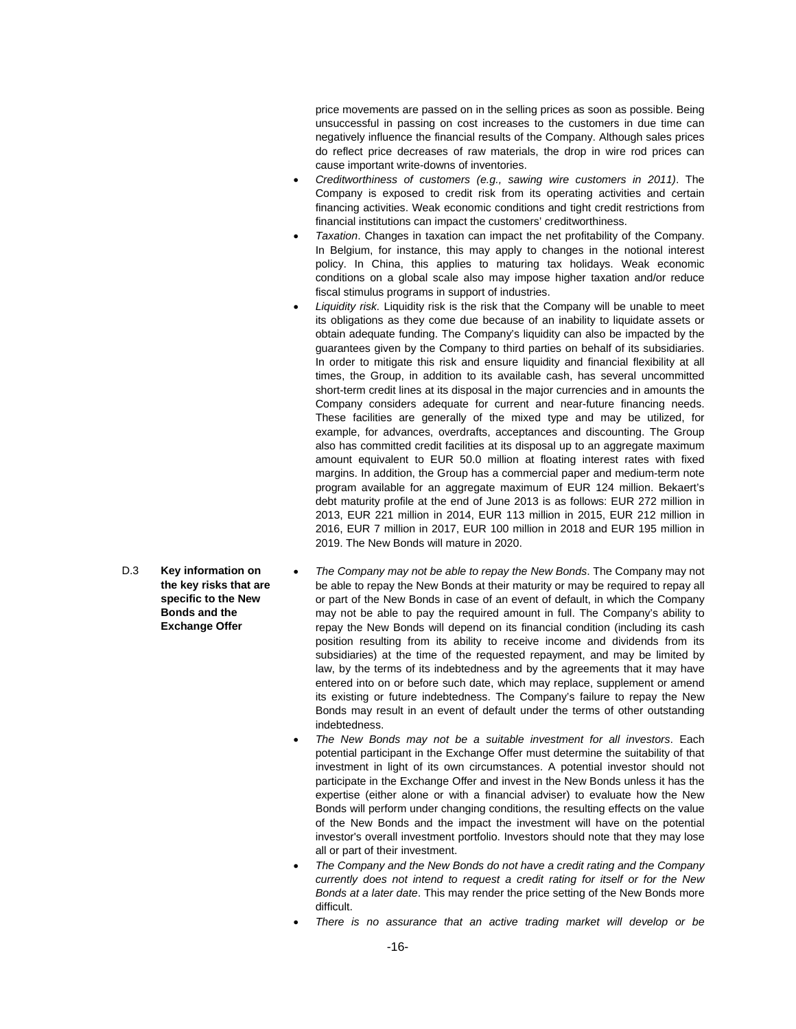price movements are passed on in the selling prices as soon as possible. Being unsuccessful in passing on cost increases to the customers in due time can negatively influence the financial results of the Company. Although sales prices do reflect price decreases of raw materials, the drop in wire rod prices can cause important write-downs of inventories.

- *Creditworthiness of customers (e.g., sawing wire customers in 2011)*. The Company is exposed to credit risk from its operating activities and certain financing activities. Weak economic conditions and tight credit restrictions from financial institutions can impact the customers' creditworthiness.
- *Taxation*. Changes in taxation can impact the net profitability of the Company. In Belgium, for instance, this may apply to changes in the notional interest policy. In China, this applies to maturing tax holidays. Weak economic conditions on a global scale also may impose higher taxation and/or reduce fiscal stimulus programs in support of industries.
- *Liquidity risk.* Liquidity risk is the risk that the Company will be unable to meet its obligations as they come due because of an inability to liquidate assets or obtain adequate funding. The Company's liquidity can also be impacted by the guarantees given by the Company to third parties on behalf of its subsidiaries. In order to mitigate this risk and ensure liquidity and financial flexibility at all times, the Group, in addition to its available cash, has several uncommitted short-term credit lines at its disposal in the major currencies and in amounts the Company considers adequate for current and near-future financing needs. These facilities are generally of the mixed type and may be utilized, for example, for advances, overdrafts, acceptances and discounting. The Group also has committed credit facilities at its disposal up to an aggregate maximum amount equivalent to EUR 50.0 million at floating interest rates with fixed margins. In addition, the Group has a commercial paper and medium-term note program available for an aggregate maximum of EUR 124 million. Bekaert's debt maturity profile at the end of June 2013 is as follows: EUR 272 million in 2013, EUR 221 million in 2014, EUR 113 million in 2015, EUR 212 million in 2016, EUR 7 million in 2017, EUR 100 million in 2018 and EUR 195 million in 2019. The New Bonds will mature in 2020.

D.3 **Key information on the key risks that are specific to the New Bonds and the Exchange Offer**

- *The Company may not be able to repay the New Bonds*. The Company may not be able to repay the New Bonds at their maturity or may be required to repay all or part of the New Bonds in case of an event of default, in which the Company may not be able to pay the required amount in full. The Company's ability to repay the New Bonds will depend on its financial condition (including its cash position resulting from its ability to receive income and dividends from its subsidiaries) at the time of the requested repayment, and may be limited by law, by the terms of its indebtedness and by the agreements that it may have entered into on or before such date, which may replace, supplement or amend its existing or future indebtedness. The Company's failure to repay the New Bonds may result in an event of default under the terms of other outstanding indebtedness.
- *The New Bonds may not be a suitable investment for all investors*. Each potential participant in the Exchange Offer must determine the suitability of that investment in light of its own circumstances. A potential investor should not participate in the Exchange Offer and invest in the New Bonds unless it has the expertise (either alone or with a financial adviser) to evaluate how the New Bonds will perform under changing conditions, the resulting effects on the value of the New Bonds and the impact the investment will have on the potential investor's overall investment portfolio. Investors should note that they may lose all or part of their investment.
- *The Company and the New Bonds do not have a credit rating and the Company currently does not intend to request a credit rating for itself or for the New Bonds at a later date*. This may render the price setting of the New Bonds more difficult.
- *There is no assurance that an active trading market will develop or be*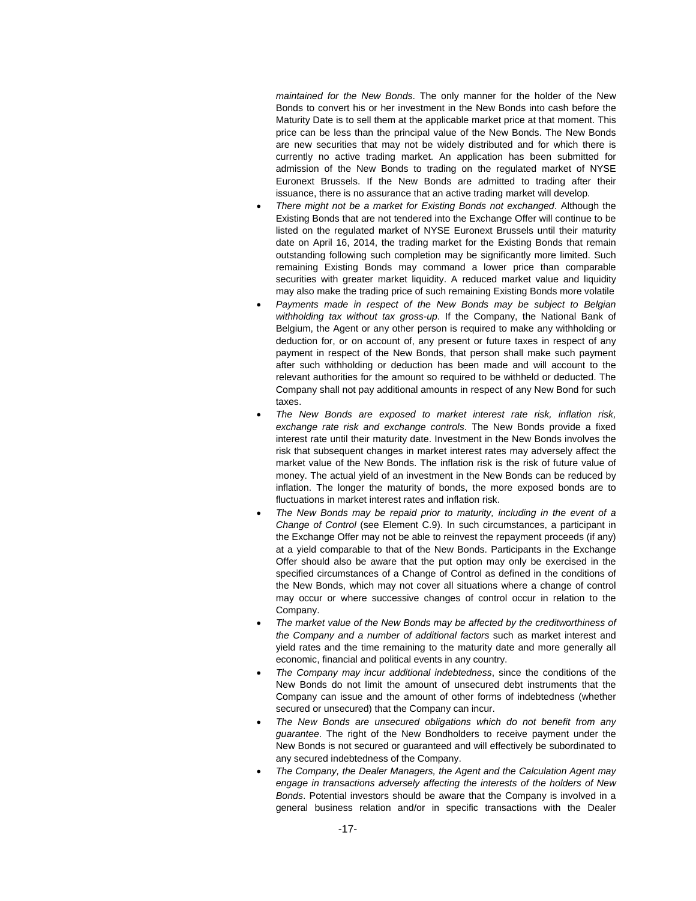*maintained for the New Bonds*. The only manner for the holder of the New Bonds to convert his or her investment in the New Bonds into cash before the Maturity Date is to sell them at the applicable market price at that moment. This price can be less than the principal value of the New Bonds. The New Bonds are new securities that may not be widely distributed and for which there is currently no active trading market. An application has been submitted for admission of the New Bonds to trading on the regulated market of NYSE Euronext Brussels. If the New Bonds are admitted to trading after their issuance, there is no assurance that an active trading market will develop.

- *There might not be a market for Existing Bonds not exchanged*. Although the Existing Bonds that are not tendered into the Exchange Offer will continue to be listed on the regulated market of NYSE Euronext Brussels until their maturity date on April 16, 2014, the trading market for the Existing Bonds that remain outstanding following such completion may be significantly more limited. Such remaining Existing Bonds may command a lower price than comparable securities with greater market liquidity. A reduced market value and liquidity may also make the trading price of such remaining Existing Bonds more volatile
- *Payments made in respect of the New Bonds may be subject to Belgian withholding tax without tax gross-up*. If the Company, the National Bank of Belgium, the Agent or any other person is required to make any withholding or deduction for, or on account of, any present or future taxes in respect of any payment in respect of the New Bonds, that person shall make such payment after such withholding or deduction has been made and will account to the relevant authorities for the amount so required to be withheld or deducted. The Company shall not pay additional amounts in respect of any New Bond for such taxes.
- *The New Bonds are exposed to market interest rate risk, inflation risk, exchange rate risk and exchange controls*. The New Bonds provide a fixed interest rate until their maturity date. Investment in the New Bonds involves the risk that subsequent changes in market interest rates may adversely affect the market value of the New Bonds. The inflation risk is the risk of future value of money. The actual yield of an investment in the New Bonds can be reduced by inflation. The longer the maturity of bonds, the more exposed bonds are to fluctuations in market interest rates and inflation risk.
- *The New Bonds may be repaid prior to maturity, including in the event of a Change of Control* (see Element C.9). In such circumstances, a participant in the Exchange Offer may not be able to reinvest the repayment proceeds (if any) at a yield comparable to that of the New Bonds. Participants in the Exchange Offer should also be aware that the put option may only be exercised in the specified circumstances of a Change of Control as defined in the conditions of the New Bonds, which may not cover all situations where a change of control may occur or where successive changes of control occur in relation to the Company.
- *The market value of the New Bonds may be affected by the creditworthiness of the Company and a number of additional factors* such as market interest and yield rates and the time remaining to the maturity date and more generally all economic, financial and political events in any country.
- *The Company may incur additional indebtedness*, since the conditions of the New Bonds do not limit the amount of unsecured debt instruments that the Company can issue and the amount of other forms of indebtedness (whether secured or unsecured) that the Company can incur.
- *The New Bonds are unsecured obligations which do not benefit from any guarantee*. The right of the New Bondholders to receive payment under the New Bonds is not secured or guaranteed and will effectively be subordinated to any secured indebtedness of the Company.
- *The Company, the Dealer Managers, the Agent and the Calculation Agent may engage in transactions adversely affecting the interests of the holders of New Bonds*. Potential investors should be aware that the Company is involved in a general business relation and/or in specific transactions with the Dealer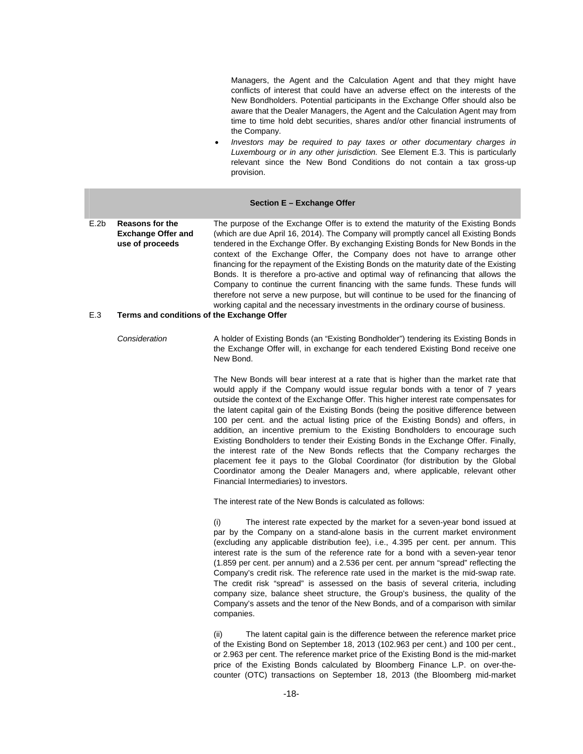Managers, the Agent and the Calculation Agent and that they might have conflicts of interest that could have an adverse effect on the interests of the New Bondholders. Potential participants in the Exchange Offer should also be aware that the Dealer Managers, the Agent and the Calculation Agent may from time to time hold debt securities, shares and/or other financial instruments of the Company.

- *Investors may be required to pay taxes or other documentary charges in Luxembourg or in any other jurisdiction.* See Element E.3. This is particularly relevant since the New Bond Conditions do not contain a tax gross-up provision.

## Section E – Exchange Offer

| | | |
|---|---|---|
| E.2b | **Reasons for the Exchange Offer and use of proceeds** | The purpose of the Exchange Offer is to extend the maturity of the Existing Bonds (which are due April 16, 2014). The Company will promptly cancel all Existing Bonds tendered in the Exchange Offer. By exchanging Existing Bonds for New Bonds in the context of the Exchange Offer, the Company does not have to arrange other financing for the repayment of the Existing Bonds on the maturity date of the Existing Bonds. It is therefore a pro-active and optimal way of refinancing that allows the Company to continue the current financing with the same funds. These funds will therefore not serve a new purpose, but will continue to be used for the financing of working capital and the necessary investments in the ordinary course of business. |

**E.3 Terms and conditions of the Exchange Offer**

*Consideration*

A holder of Existing Bonds (an "Existing Bondholder") tendering its Existing Bonds in the Exchange Offer will, in exchange for each tendered Existing Bond receive one New Bond.

The New Bonds will bear interest at a rate that is higher than the market rate that would apply if the Company would issue regular bonds with a tenor of 7 years outside the context of the Exchange Offer. This higher interest rate compensates for the latent capital gain of the Existing Bonds (being the positive difference between 100 per cent. and the actual listing price of the Existing Bonds) and offers, in addition, an incentive premium to the Existing Bondholders to encourage such Existing Bondholders to tender their Existing Bonds in the Exchange Offer. Finally, the interest rate of the New Bonds reflects that the Company recharges the placement fee it pays to the Global Coordinator (for distribution by the Global Coordinator among the Dealer Managers and, where applicable, relevant other Financial Intermediaries) to investors.

The interest rate of the New Bonds is calculated as follows:

(i) The interest rate expected by the market for a seven-year bond issued at par by the Company on a stand-alone basis in the current market environment (excluding any applicable distribution fee), i.e., 4.395 per cent. per annum. This interest rate is the sum of the reference rate for a bond with a seven-year tenor (1.859 per cent. per annum) and a 2.536 per cent. per annum "spread" reflecting the Company's credit risk. The reference rate used in the market is the mid-swap rate. The credit risk "spread" is assessed on the basis of several criteria, including company size, balance sheet structure, the Group's business, the quality of the Company's assets and the tenor of the New Bonds, and of a comparison with similar companies.

(ii) The latent capital gain is the difference between the reference market price of the Existing Bond on September 18, 2013 (102.963 per cent.) and 100 per cent., or 2.963 per cent. The reference market price of the Existing Bond is the mid-market price of the Existing Bonds calculated by Bloomberg Finance L.P. on over-the-counter (OTC) transactions on September 18, 2013 (the Bloomberg mid-market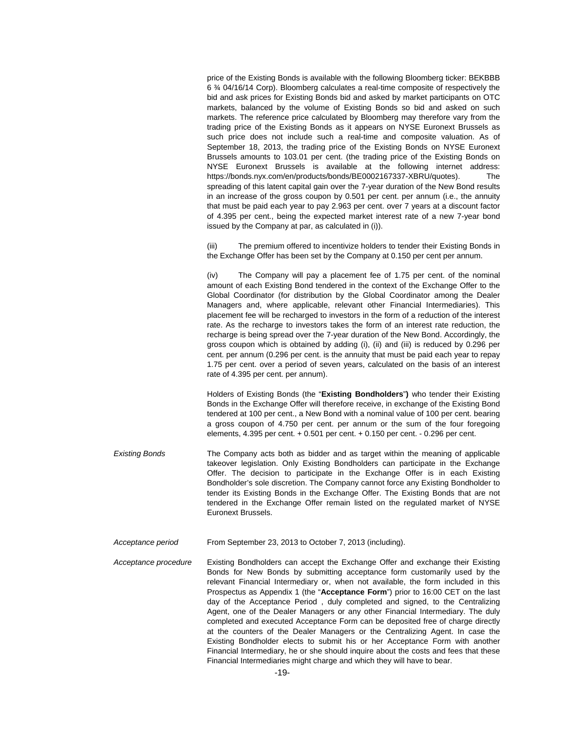price of the Existing Bonds is available with the following Bloomberg ticker: BEKBBB 6 ¾ 04/16/14 Corp). Bloomberg calculates a real-time composite of respectively the bid and ask prices for Existing Bonds bid and asked by market participants on OTC markets, balanced by the volume of Existing Bonds so bid and asked on such markets. The reference price calculated by Bloomberg may therefore vary from the trading price of the Existing Bonds as it appears on NYSE Euronext Brussels as such price does not include such a real-time and composite valuation. As of September 18, 2013, the trading price of the Existing Bonds on NYSE Euronext Brussels amounts to 103.01 per cent. (the trading price of the Existing Bonds on NYSE Euronext Brussels is available at the following internet address: https://bonds.nyx.com/en/products/bonds/BE0002167337-XBRU/quotes). The spreading of this latent capital gain over the 7-year duration of the New Bond results in an increase of the gross coupon by 0.501 per cent. per annum (i.e., the annuity that must be paid each year to pay 2.963 per cent. over 7 years at a discount factor of 4.395 per cent., being the expected market interest rate of a new 7-year bond issued by the Company at par, as calculated in (i)).

(iii) The premium offered to incentivize holders to tender their Existing Bonds in the Exchange Offer has been set by the Company at 0.150 per cent per annum.

(iv) The Company will pay a placement fee of 1.75 per cent. of the nominal amount of each Existing Bond tendered in the context of the Exchange Offer to the Global Coordinator (for distribution by the Global Coordinator among the Dealer Managers and, where applicable, relevant other Financial Intermediaries). This placement fee will be recharged to investors in the form of a reduction of the interest rate. As the recharge to investors takes the form of an interest rate reduction, the recharge is being spread over the 7-year duration of the New Bond. Accordingly, the gross coupon which is obtained by adding (i), (ii) and (iii) is reduced by 0.296 per cent. per annum (0.296 per cent. is the annuity that must be paid each year to repay 1.75 per cent. over a period of seven years, calculated on the basis of an interest rate of 4.395 per cent. per annum).

Holders of Existing Bonds (the "**Existing Bondholders**") who tender their Existing Bonds in the Exchange Offer will therefore receive, in exchange of the Existing Bond tendered at 100 per cent., a New Bond with a nominal value of 100 per cent. bearing a gross coupon of 4.750 per cent. per annum or the sum of the four foregoing elements, 4.395 per cent. + 0.501 per cent. + 0.150 per cent. - 0.296 per cent.

*Existing Bonds*

The Company acts both as bidder and as target within the meaning of applicable takeover legislation. Only Existing Bondholders can participate in the Exchange Offer. The decision to participate in the Exchange Offer is in each Existing Bondholder's sole discretion. The Company cannot force any Existing Bondholder to tender its Existing Bonds in the Exchange Offer. The Existing Bonds that are not tendered in the Exchange Offer remain listed on the regulated market of NYSE Euronext Brussels.

*Acceptance period*

From September 23, 2013 to October 7, 2013 (including).

*Acceptance procedure*

Existing Bondholders can accept the Exchange Offer and exchange their Existing Bonds for New Bonds by submitting acceptance form customarily used by the relevant Financial Intermediary or, when not available, the form included in this Prospectus as Appendix 1 (the "**Acceptance Form**") prior to 16:00 CET on the last day of the Acceptance Period , duly completed and signed, to the Centralizing Agent, one of the Dealer Managers or any other Financial Intermediary. The duly completed and executed Acceptance Form can be deposited free of charge directly at the counters of the Dealer Managers or the Centralizing Agent. In case the Existing Bondholder elects to submit his or her Acceptance Form with another Financial Intermediary, he or she should inquire about the costs and fees that these Financial Intermediaries might charge and which they will have to bear.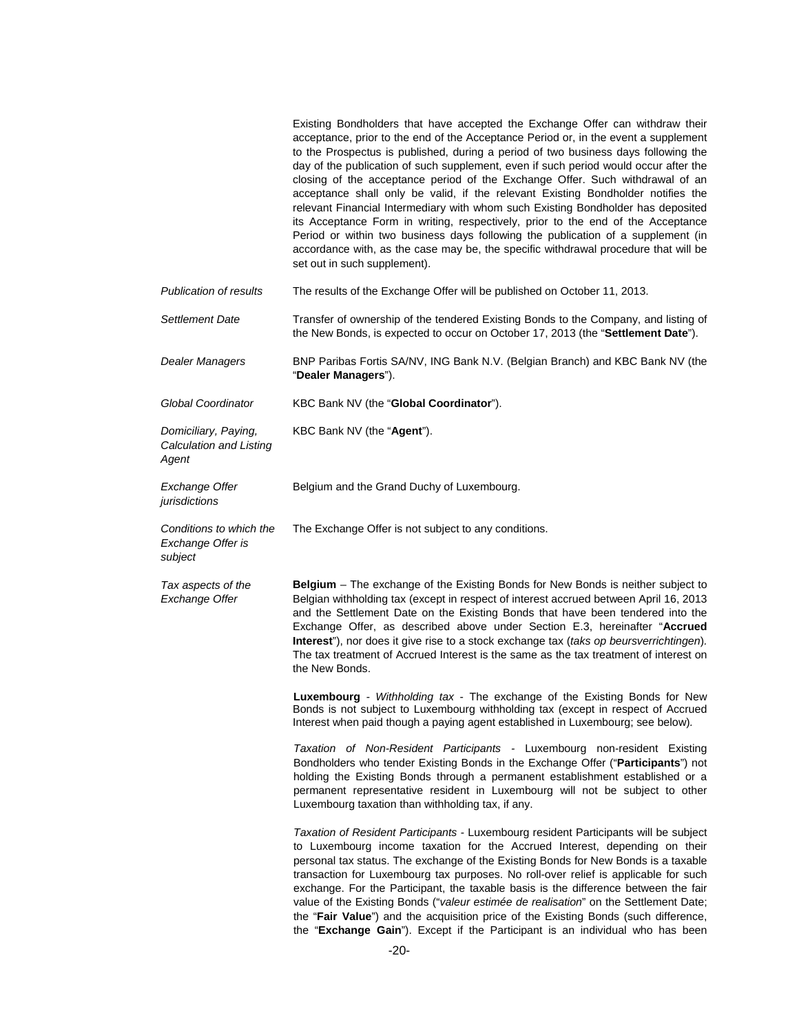| | |
|---|---|
| | Existing Bondholders that have accepted the Exchange Offer can withdraw their acceptance, prior to the end of the Acceptance Period or, in the event a supplement to the Prospectus is published, during a period of two business days following the day of the publication of such supplement, even if such period would occur after the closing of the acceptance period of the Exchange Offer. Such withdrawal of an acceptance shall only be valid, if the relevant Existing Bondholder notifies the relevant Financial Intermediary with whom such Existing Bondholder has deposited its Acceptance Form in writing, respectively, prior to the end of the Acceptance Period or within two business days following the publication of a supplement (in accordance with, as the case may be, the specific withdrawal procedure that will be set out in such supplement). |
| *Publication of results* | The results of the Exchange Offer will be published on October 11, 2013. |
| *Settlement Date* | Transfer of ownership of the tendered Existing Bonds to the Company, and listing of the New Bonds, is expected to occur on October 17, 2013 (the "**Settlement Date**"). |
| *Dealer Managers* | BNP Paribas Fortis SA/NV, ING Bank N.V. (Belgian Branch) and KBC Bank NV (the "**Dealer Managers**"). |
| *Global Coordinator* | KBC Bank NV (the "**Global Coordinator**"). |
| *Domiciliary, Paying, Calculation and Listing Agent* | KBC Bank NV (the "**Agent**"). |
| *Exchange Offer jurisdictions* | Belgium and the Grand Duchy of Luxembourg. |
| *Conditions to which the Exchange Offer is subject* | The Exchange Offer is not subject to any conditions. |
| *Tax aspects of the Exchange Offer* | **Belgium** – The exchange of the Existing Bonds for New Bonds is neither subject to Belgian withholding tax (except in respect of interest accrued between April 16, 2013 and the Settlement Date on the Existing Bonds that have been tendered into the Exchange Offer, as described above under Section E.3, hereinafter "**Accrued Interest**"), nor does it give rise to a stock exchange tax (*taks op beursverrichtingen*). The tax treatment of Accrued Interest is the same as the tax treatment of interest on the New Bonds.<br><br>**Luxembourg** - *Withholding tax* - The exchange of the Existing Bonds for New Bonds is not subject to Luxembourg withholding tax (except in respect of Accrued Interest when paid though a paying agent established in Luxembourg; see below).<br><br>*Taxation of Non-Resident Participants* - Luxembourg non-resident Existing Bondholders who tender Existing Bonds in the Exchange Offer ("**Participants**") not holding the Existing Bonds through a permanent establishment established or a permanent representative resident in Luxembourg will not be subject to other Luxembourg taxation than withholding tax, if any.<br><br>*Taxation of Resident Participants* - Luxembourg resident Participants will be subject to Luxembourg income taxation for the Accrued Interest, depending on their personal tax status. The exchange of the Existing Bonds for New Bonds is a taxable transaction for Luxembourg tax purposes. No roll-over relief is applicable for such exchange. For the Participant, the taxable basis is the difference between the fair value of the Existing Bonds ("*valeur estimée de realisation*" on the Settlement Date; the "**Fair Value**") and the acquisition price of the Existing Bonds (such difference, the "**Exchange Gain**"). Except if the Participant is an individual who has been |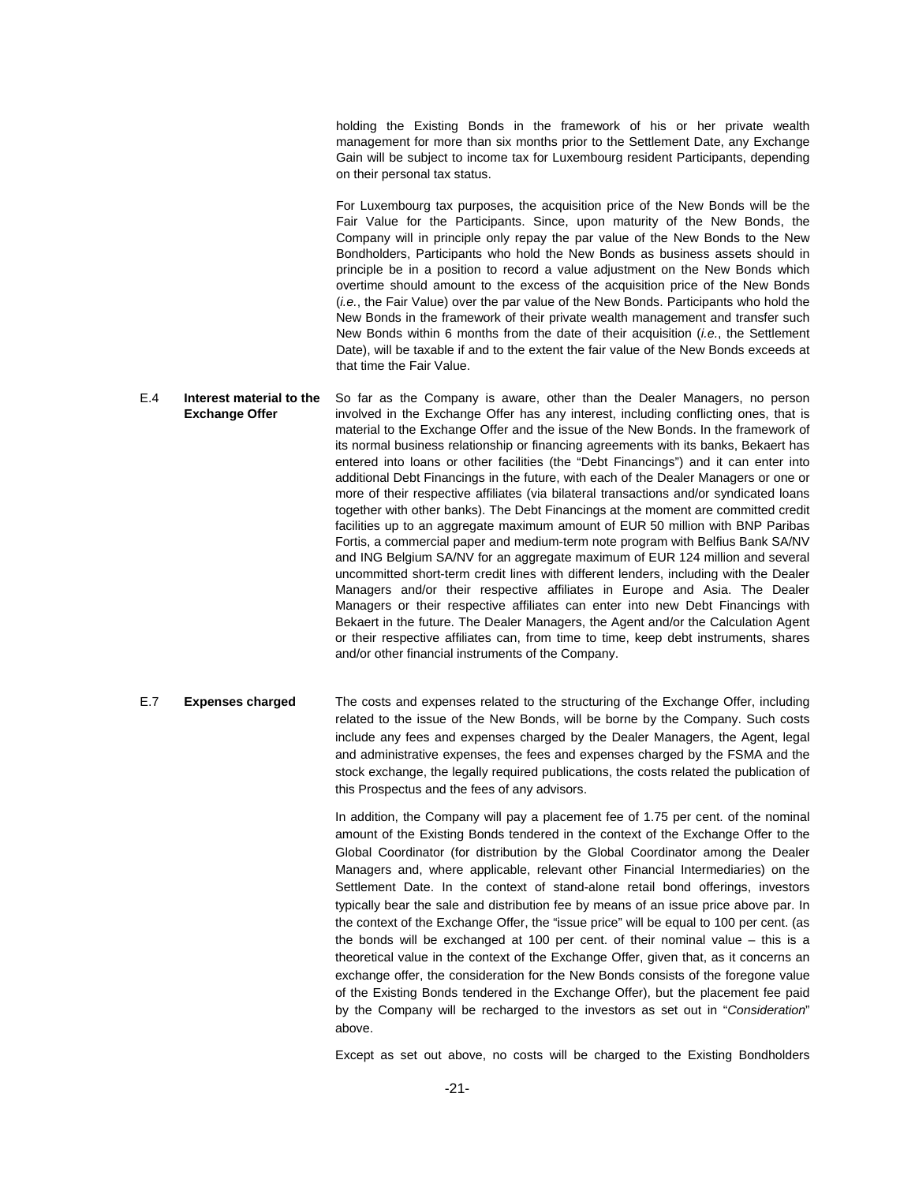holding the Existing Bonds in the framework of his or her private wealth management for more than six months prior to the Settlement Date, any Exchange Gain will be subject to income tax for Luxembourg resident Participants, depending on their personal tax status.

For Luxembourg tax purposes, the acquisition price of the New Bonds will be the Fair Value for the Participants. Since, upon maturity of the New Bonds, the Company will in principle only repay the par value of the New Bonds to the New Bondholders, Participants who hold the New Bonds as business assets should in principle be in a position to record a value adjustment on the New Bonds which overtime should amount to the excess of the acquisition price of the New Bonds (*i.e.*, the Fair Value) over the par value of the New Bonds. Participants who hold the New Bonds in the framework of their private wealth management and transfer such New Bonds within 6 months from the date of their acquisition (*i.e.*, the Settlement Date), will be taxable if and to the extent the fair value of the New Bonds exceeds at that time the Fair Value.

| | | |
|---|---|---|
| E.4 | **Interest material to the Exchange Offer** | So far as the Company is aware, other than the Dealer Managers, no person involved in the Exchange Offer has any interest, including conflicting ones, that is material to the Exchange Offer and the issue of the New Bonds. In the framework of its normal business relationship or financing agreements with its banks, Bekaert has entered into loans or other facilities (the "Debt Financings") and it can enter into additional Debt Financings in the future, with each of the Dealer Managers or one or more of their respective affiliates (via bilateral transactions and/or syndicated loans together with other banks). The Debt Financings at the moment are committed credit facilities up to an aggregate maximum amount of EUR 50 million with BNP Paribas Fortis, a commercial paper and medium-term note program with Belfius Bank SA/NV and ING Belgium SA/NV for an aggregate maximum of EUR 124 million and several uncommitted short-term credit lines with different lenders, including with the Dealer Managers and/or their respective affiliates in Europe and Asia. The Dealer Managers or their respective affiliates can enter into new Debt Financings with Bekaert in the future. The Dealer Managers, the Agent and/or the Calculation Agent or their respective affiliates can, from time to time, keep debt instruments, shares and/or other financial instruments of the Company. |
| E.7 | **Expenses charged** | The costs and expenses related to the structuring of the Exchange Offer, including related to the issue of the New Bonds, will be borne by the Company. Such costs include any fees and expenses charged by the Dealer Managers, the Agent, legal and administrative expenses, the fees and expenses charged by the FSMA and the stock exchange, the legally required publications, the costs related the publication of this Prospectus and the fees of any advisors.<br><br>In addition, the Company will pay a placement fee of 1.75 per cent. of the nominal amount of the Existing Bonds tendered in the context of the Exchange Offer to the Global Coordinator (for distribution by the Global Coordinator among the Dealer Managers and, where applicable, relevant other Financial Intermediaries) on the Settlement Date. In the context of stand-alone retail bond offerings, investors typically bear the sale and distribution fee by means of an issue price above par. In the context of the Exchange Offer, the "issue price" will be equal to 100 per cent. (as the bonds will be exchanged at 100 per cent. of their nominal value – this is a theoretical value in the context of the Exchange Offer, given that, as it concerns an exchange offer, the consideration for the New Bonds consists of the foregone value of the Existing Bonds tendered in the Exchange Offer), but the placement fee paid by the Company will be recharged to the investors as set out in "*Consideration*" above.<br><br>Except as set out above, no costs will be charged to the Existing Bondholders |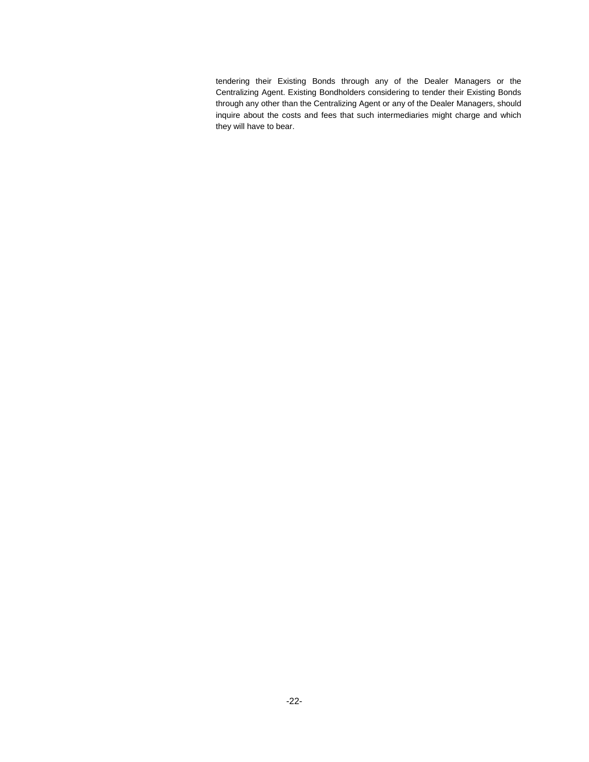tendering their Existing Bonds through any of the Dealer Managers or the Centralizing Agent. Existing Bondholders considering to tender their Existing Bonds through any other than the Centralizing Agent or any of the Dealer Managers, should inquire about the costs and fees that such intermediaries might charge and which they will have to bear.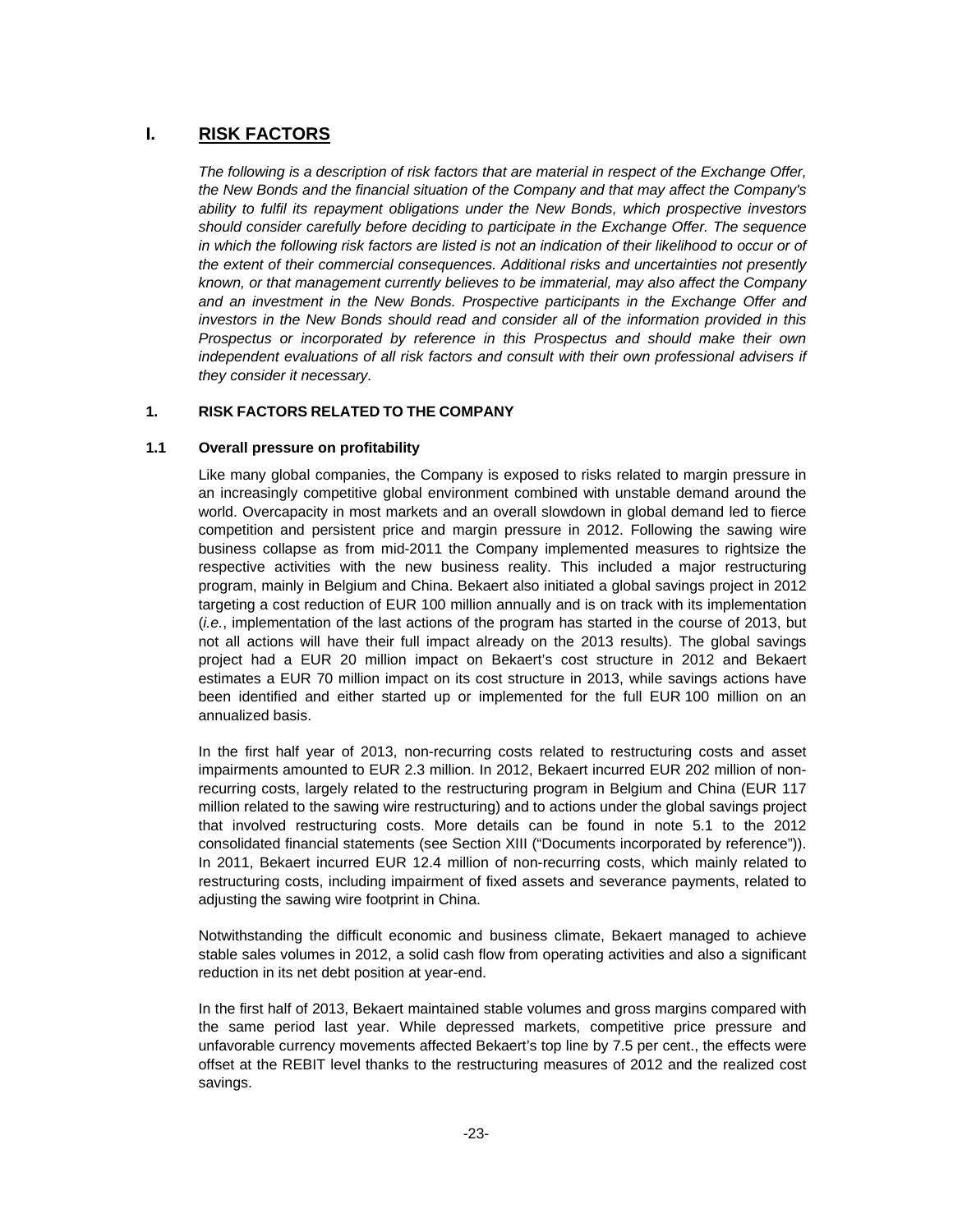# I. RISK FACTORS

*The following is a description of risk factors that are material in respect of the Exchange Offer, the New Bonds and the financial situation of the Company and that may affect the Company's ability to fulfil its repayment obligations under the New Bonds, which prospective investors should consider carefully before deciding to participate in the Exchange Offer. The sequence in which the following risk factors are listed is not an indication of their likelihood to occur or of the extent of their commercial consequences. Additional risks and uncertainties not presently known, or that management currently believes to be immaterial, may also affect the Company and an investment in the New Bonds. Prospective participants in the Exchange Offer and investors in the New Bonds should read and consider all of the information provided in this Prospectus or incorporated by reference in this Prospectus and should make their own independent evaluations of all risk factors and consult with their own professional advisers if they consider it necessary.*

## 1. RISK FACTORS RELATED TO THE COMPANY

### 1.1 Overall pressure on profitability

Like many global companies, the Company is exposed to risks related to margin pressure in an increasingly competitive global environment combined with unstable demand around the world. Overcapacity in most markets and an overall slowdown in global demand led to fierce competition and persistent price and margin pressure in 2012. Following the sawing wire business collapse as from mid-2011 the Company implemented measures to rightsize the respective activities with the new business reality. This included a major restructuring program, mainly in Belgium and China. Bekaert also initiated a global savings project in 2012 targeting a cost reduction of EUR 100 million annually and is on track with its implementation (*i.e.*, implementation of the last actions of the program has started in the course of 2013, but not all actions will have their full impact already on the 2013 results). The global savings project had a EUR 20 million impact on Bekaert's cost structure in 2012 and Bekaert estimates a EUR 70 million impact on its cost structure in 2013, while savings actions have been identified and either started up or implemented for the full EUR 100 million on an annualized basis.

In the first half year of 2013, non-recurring costs related to restructuring costs and asset impairments amounted to EUR 2.3 million. In 2012, Bekaert incurred EUR 202 million of non-recurring costs, largely related to the restructuring program in Belgium and China (EUR 117 million related to the sawing wire restructuring) and to actions under the global savings project that involved restructuring costs. More details can be found in note 5.1 to the 2012 consolidated financial statements (see Section XIII ("Documents incorporated by reference")). In 2011, Bekaert incurred EUR 12.4 million of non-recurring costs, which mainly related to restructuring costs, including impairment of fixed assets and severance payments, related to adjusting the sawing wire footprint in China.

Notwithstanding the difficult economic and business climate, Bekaert managed to achieve stable sales volumes in 2012, a solid cash flow from operating activities and also a significant reduction in its net debt position at year-end.

In the first half of 2013, Bekaert maintained stable volumes and gross margins compared with the same period last year. While depressed markets, competitive price pressure and unfavorable currency movements affected Bekaert's top line by 7.5 per cent., the effects were offset at the REBIT level thanks to the restructuring measures of 2012 and the realized cost savings.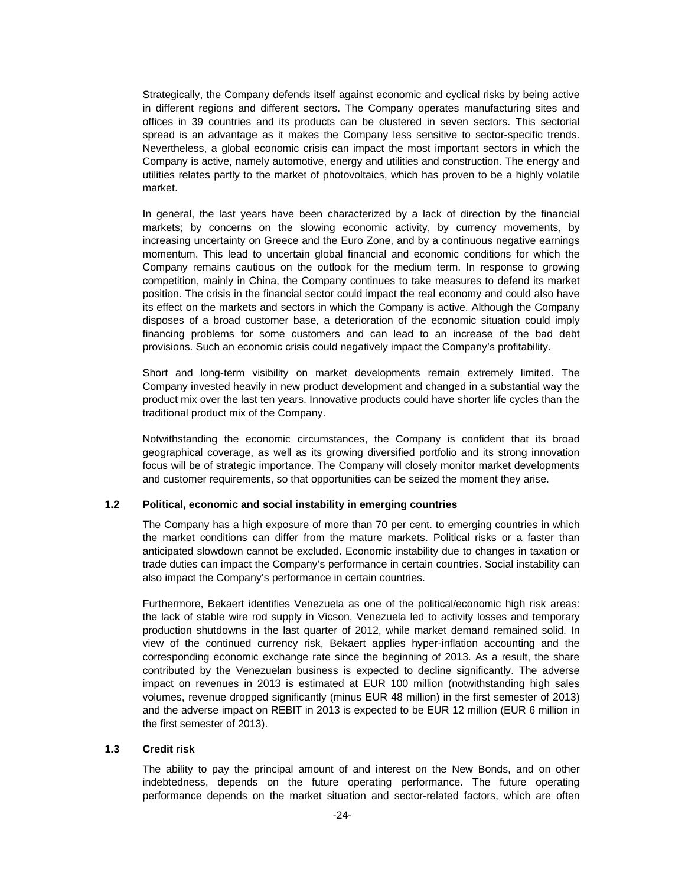Strategically, the Company defends itself against economic and cyclical risks by being active in different regions and different sectors. The Company operates manufacturing sites and offices in 39 countries and its products can be clustered in seven sectors. This sectorial spread is an advantage as it makes the Company less sensitive to sector-specific trends. Nevertheless, a global economic crisis can impact the most important sectors in which the Company is active, namely automotive, energy and utilities and construction. The energy and utilities relates partly to the market of photovoltaics, which has proven to be a highly volatile market.

In general, the last years have been characterized by a lack of direction by the financial markets; by concerns on the slowing economic activity, by currency movements, by increasing uncertainty on Greece and the Euro Zone, and by a continuous negative earnings momentum. This lead to uncertain global financial and economic conditions for which the Company remains cautious on the outlook for the medium term. In response to growing competition, mainly in China, the Company continues to take measures to defend its market position. The crisis in the financial sector could impact the real economy and could also have its effect on the markets and sectors in which the Company is active. Although the Company disposes of a broad customer base, a deterioration of the economic situation could imply financing problems for some customers and can lead to an increase of the bad debt provisions. Such an economic crisis could negatively impact the Company's profitability.

Short and long-term visibility on market developments remain extremely limited. The Company invested heavily in new product development and changed in a substantial way the product mix over the last ten years. Innovative products could have shorter life cycles than the traditional product mix of the Company.

Notwithstanding the economic circumstances, the Company is confident that its broad geographical coverage, as well as its growing diversified portfolio and its strong innovation focus will be of strategic importance. The Company will closely monitor market developments and customer requirements, so that opportunities can be seized the moment they arise.

### 1.2 Political, economic and social instability in emerging countries

The Company has a high exposure of more than 70 per cent. to emerging countries in which the market conditions can differ from the mature markets. Political risks or a faster than anticipated slowdown cannot be excluded. Economic instability due to changes in taxation or trade duties can impact the Company's performance in certain countries. Social instability can also impact the Company's performance in certain countries.

Furthermore, Bekaert identifies Venezuela as one of the political/economic high risk areas: the lack of stable wire rod supply in Vicson, Venezuela led to activity losses and temporary production shutdowns in the last quarter of 2012, while market demand remained solid. In view of the continued currency risk, Bekaert applies hyper-inflation accounting and the corresponding economic exchange rate since the beginning of 2013. As a result, the share contributed by the Venezuelan business is expected to decline significantly. The adverse impact on revenues in 2013 is estimated at EUR 100 million (notwithstanding high sales volumes, revenue dropped significantly (minus EUR 48 million) in the first semester of 2013) and the adverse impact on REBIT in 2013 is expected to be EUR 12 million (EUR 6 million in the first semester of 2013).

### 1.3 Credit risk

The ability to pay the principal amount of and interest on the New Bonds, and on other indebtedness, depends on the future operating performance. The future operating performance depends on the market situation and sector-related factors, which are often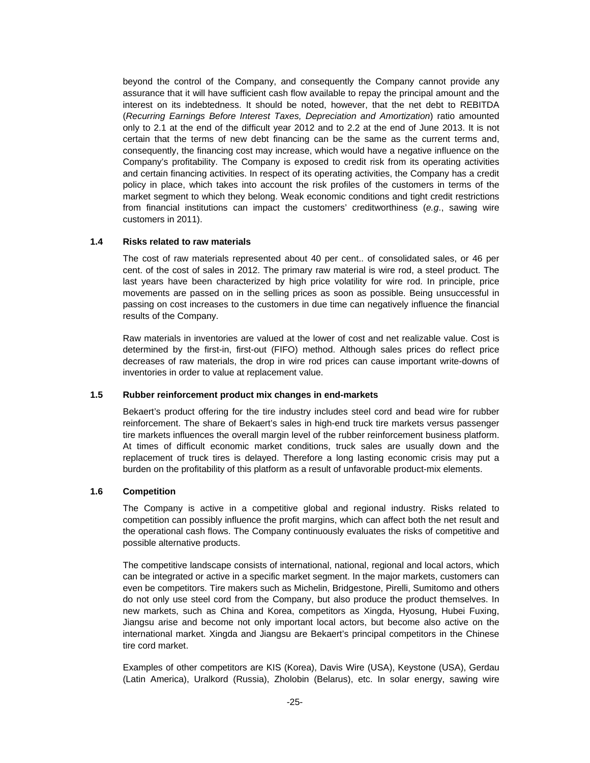beyond the control of the Company, and consequently the Company cannot provide any assurance that it will have sufficient cash flow available to repay the principal amount and the interest on its indebtedness. It should be noted, however, that the net debt to REBITDA (*Recurring Earnings Before Interest Taxes, Depreciation and Amortization*) ratio amounted only to 2.1 at the end of the difficult year 2012 and to 2.2 at the end of June 2013. It is not certain that the terms of new debt financing can be the same as the current terms and, consequently, the financing cost may increase, which would have a negative influence on the Company's profitability. The Company is exposed to credit risk from its operating activities and certain financing activities. In respect of its operating activities, the Company has a credit policy in place, which takes into account the risk profiles of the customers in terms of the market segment to which they belong. Weak economic conditions and tight credit restrictions from financial institutions can impact the customers' creditworthiness (*e.g*., sawing wire customers in 2011).

### 1.4 Risks related to raw materials

The cost of raw materials represented about 40 per cent.. of consolidated sales, or 46 per cent. of the cost of sales in 2012. The primary raw material is wire rod, a steel product. The last years have been characterized by high price volatility for wire rod. In principle, price movements are passed on in the selling prices as soon as possible. Being unsuccessful in passing on cost increases to the customers in due time can negatively influence the financial results of the Company.

Raw materials in inventories are valued at the lower of cost and net realizable value. Cost is determined by the first-in, first-out (FIFO) method. Although sales prices do reflect price decreases of raw materials, the drop in wire rod prices can cause important write-downs of inventories in order to value at replacement value.

### 1.5 Rubber reinforcement product mix changes in end-markets

Bekaert's product offering for the tire industry includes steel cord and bead wire for rubber reinforcement. The share of Bekaert's sales in high-end truck tire markets versus passenger tire markets influences the overall margin level of the rubber reinforcement business platform. At times of difficult economic market conditions, truck sales are usually down and the replacement of truck tires is delayed. Therefore a long lasting economic crisis may put a burden on the profitability of this platform as a result of unfavorable product-mix elements.

### 1.6 Competition

The Company is active in a competitive global and regional industry. Risks related to competition can possibly influence the profit margins, which can affect both the net result and the operational cash flows. The Company continuously evaluates the risks of competitive and possible alternative products.

The competitive landscape consists of international, national, regional and local actors, which can be integrated or active in a specific market segment. In the major markets, customers can even be competitors. Tire makers such as Michelin, Bridgestone, Pirelli, Sumitomo and others do not only use steel cord from the Company, but also produce the product themselves. In new markets, such as China and Korea, competitors as Xingda, Hyosung, Hubei Fuxing, Jiangsu arise and become not only important local actors, but become also active on the international market. Xingda and Jiangsu are Bekaert's principal competitors in the Chinese tire cord market.

Examples of other competitors are KIS (Korea), Davis Wire (USA), Keystone (USA), Gerdau (Latin America), Uralkord (Russia), Zholobin (Belarus), etc. In solar energy, sawing wire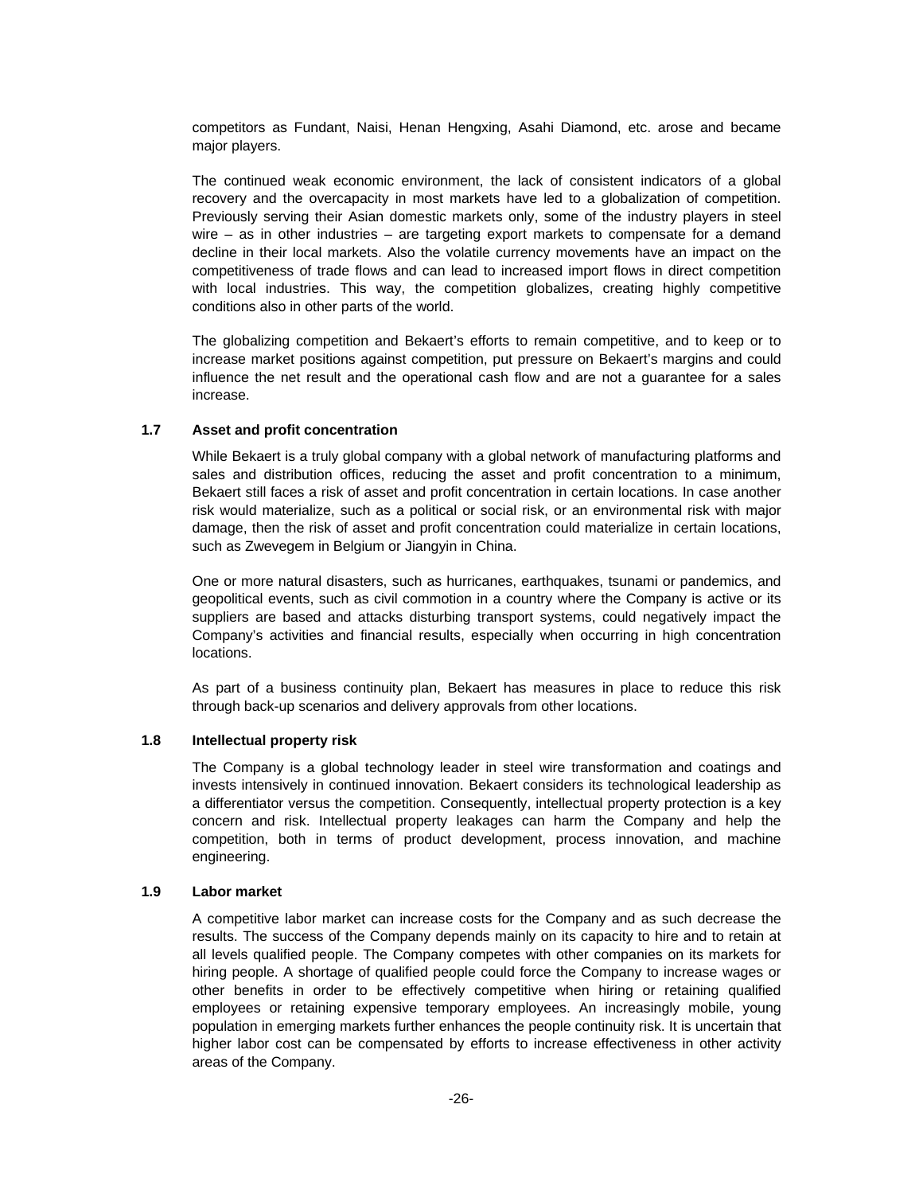competitors as Fundant, Naisi, Henan Hengxing, Asahi Diamond, etc. arose and became major players.

The continued weak economic environment, the lack of consistent indicators of a global recovery and the overcapacity in most markets have led to a globalization of competition. Previously serving their Asian domestic markets only, some of the industry players in steel wire – as in other industries – are targeting export markets to compensate for a demand decline in their local markets. Also the volatile currency movements have an impact on the competitiveness of trade flows and can lead to increased import flows in direct competition with local industries. This way, the competition globalizes, creating highly competitive conditions also in other parts of the world.

The globalizing competition and Bekaert's efforts to remain competitive, and to keep or to increase market positions against competition, put pressure on Bekaert's margins and could influence the net result and the operational cash flow and are not a guarantee for a sales increase.

### 1.7 Asset and profit concentration

While Bekaert is a truly global company with a global network of manufacturing platforms and sales and distribution offices, reducing the asset and profit concentration to a minimum, Bekaert still faces a risk of asset and profit concentration in certain locations. In case another risk would materialize, such as a political or social risk, or an environmental risk with major damage, then the risk of asset and profit concentration could materialize in certain locations, such as Zwevegem in Belgium or Jiangyin in China.

One or more natural disasters, such as hurricanes, earthquakes, tsunami or pandemics, and geopolitical events, such as civil commotion in a country where the Company is active or its suppliers are based and attacks disturbing transport systems, could negatively impact the Company's activities and financial results, especially when occurring in high concentration locations.

As part of a business continuity plan, Bekaert has measures in place to reduce this risk through back-up scenarios and delivery approvals from other locations.

### 1.8 Intellectual property risk

The Company is a global technology leader in steel wire transformation and coatings and invests intensively in continued innovation. Bekaert considers its technological leadership as a differentiator versus the competition. Consequently, intellectual property protection is a key concern and risk. Intellectual property leakages can harm the Company and help the competition, both in terms of product development, process innovation, and machine engineering.

### 1.9 Labor market

A competitive labor market can increase costs for the Company and as such decrease the results. The success of the Company depends mainly on its capacity to hire and to retain at all levels qualified people. The Company competes with other companies on its markets for hiring people. A shortage of qualified people could force the Company to increase wages or other benefits in order to be effectively competitive when hiring or retaining qualified employees or retaining expensive temporary employees. An increasingly mobile, young population in emerging markets further enhances the people continuity risk. It is uncertain that higher labor cost can be compensated by efforts to increase effectiveness in other activity areas of the Company.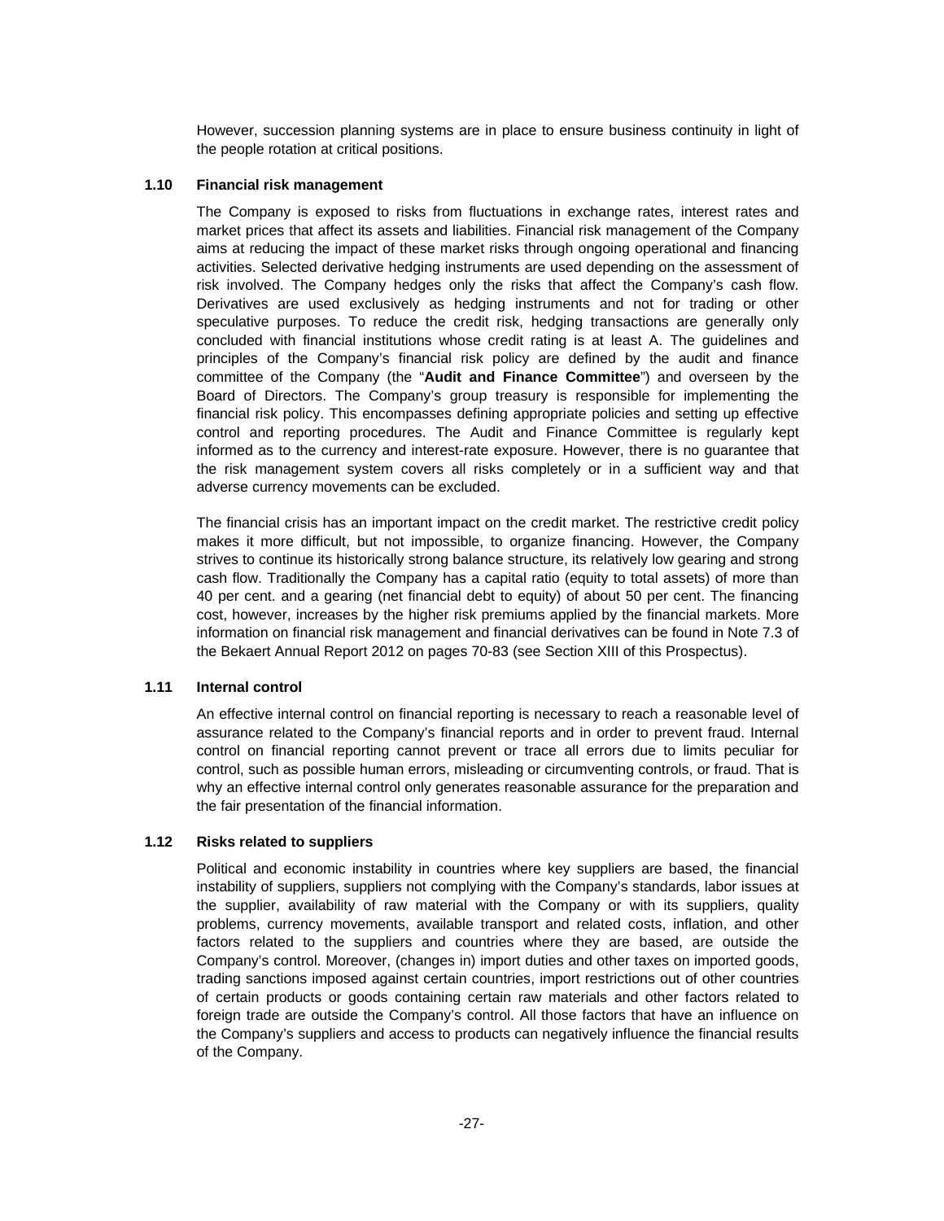However, succession planning systems are in place to ensure business continuity in light of the people rotation at critical positions.

### 1.10 Financial risk management

The Company is exposed to risks from fluctuations in exchange rates, interest rates and market prices that affect its assets and liabilities. Financial risk management of the Company aims at reducing the impact of these market risks through ongoing operational and financing activities. Selected derivative hedging instruments are used depending on the assessment of risk involved. The Company hedges only the risks that affect the Company's cash flow. Derivatives are used exclusively as hedging instruments and not for trading or other speculative purposes. To reduce the credit risk, hedging transactions are generally only concluded with financial institutions whose credit rating is at least A. The guidelines and principles of the Company's financial risk policy are defined by the audit and finance committee of the Company (the "**Audit and Finance Committee**") and overseen by the Board of Directors. The Company's group treasury is responsible for implementing the financial risk policy. This encompasses defining appropriate policies and setting up effective control and reporting procedures. The Audit and Finance Committee is regularly kept informed as to the currency and interest-rate exposure. However, there is no guarantee that the risk management system covers all risks completely or in a sufficient way and that adverse currency movements can be excluded.

The financial crisis has an important impact on the credit market. The restrictive credit policy makes it more difficult, but not impossible, to organize financing. However, the Company strives to continue its historically strong balance structure, its relatively low gearing and strong cash flow. Traditionally the Company has a capital ratio (equity to total assets) of more than 40 per cent. and a gearing (net financial debt to equity) of about 50 per cent. The financing cost, however, increases by the higher risk premiums applied by the financial markets. More information on financial risk management and financial derivatives can be found in Note 7.3 of the Bekaert Annual Report 2012 on pages 70-83 (see Section XIII of this Prospectus).

### 1.11 Internal control

An effective internal control on financial reporting is necessary to reach a reasonable level of assurance related to the Company's financial reports and in order to prevent fraud. Internal control on financial reporting cannot prevent or trace all errors due to limits peculiar for control, such as possible human errors, misleading or circumventing controls, or fraud. That is why an effective internal control only generates reasonable assurance for the preparation and the fair presentation of the financial information.

### 1.12 Risks related to suppliers

Political and economic instability in countries where key suppliers are based, the financial instability of suppliers, suppliers not complying with the Company's standards, labor issues at the supplier, availability of raw material with the Company or with its suppliers, quality problems, currency movements, available transport and related costs, inflation, and other factors related to the suppliers and countries where they are based, are outside the Company's control. Moreover, (changes in) import duties and other taxes on imported goods, trading sanctions imposed against certain countries, import restrictions out of other countries of certain products or goods containing certain raw materials and other factors related to foreign trade are outside the Company's control. All those factors that have an influence on the Company's suppliers and access to products can negatively influence the financial results of the Company.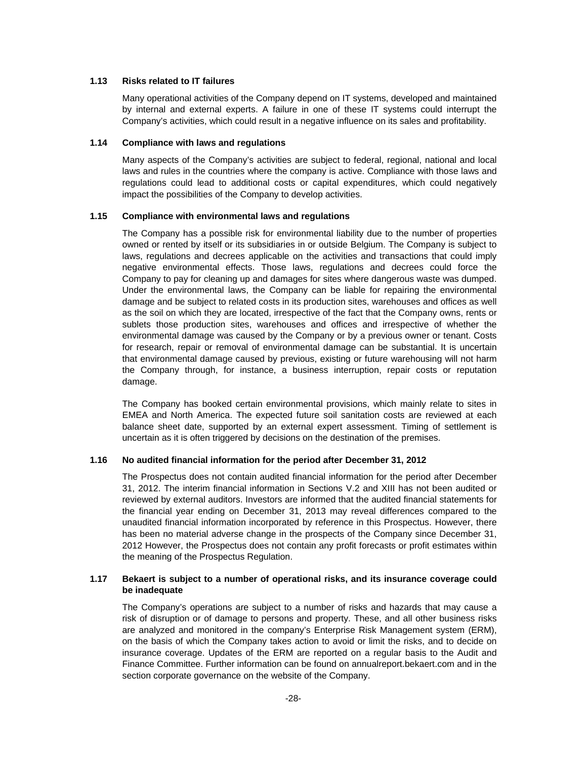### 1.13 Risks related to IT failures

Many operational activities of the Company depend on IT systems, developed and maintained by internal and external experts. A failure in one of these IT systems could interrupt the Company's activities, which could result in a negative influence on its sales and profitability.

### 1.14 Compliance with laws and regulations

Many aspects of the Company's activities are subject to federal, regional, national and local laws and rules in the countries where the company is active. Compliance with those laws and regulations could lead to additional costs or capital expenditures, which could negatively impact the possibilities of the Company to develop activities.

### 1.15 Compliance with environmental laws and regulations

The Company has a possible risk for environmental liability due to the number of properties owned or rented by itself or its subsidiaries in or outside Belgium. The Company is subject to laws, regulations and decrees applicable on the activities and transactions that could imply negative environmental effects. Those laws, regulations and decrees could force the Company to pay for cleaning up and damages for sites where dangerous waste was dumped. Under the environmental laws, the Company can be liable for repairing the environmental damage and be subject to related costs in its production sites, warehouses and offices as well as the soil on which they are located, irrespective of the fact that the Company owns, rents or sublets those production sites, warehouses and offices and irrespective of whether the environmental damage was caused by the Company or by a previous owner or tenant. Costs for research, repair or removal of environmental damage can be substantial. It is uncertain that environmental damage caused by previous, existing or future warehousing will not harm the Company through, for instance, a business interruption, repair costs or reputation damage.

The Company has booked certain environmental provisions, which mainly relate to sites in EMEA and North America. The expected future soil sanitation costs are reviewed at each balance sheet date, supported by an external expert assessment. Timing of settlement is uncertain as it is often triggered by decisions on the destination of the premises.

### 1.16 No audited financial information for the period after December 31, 2012

The Prospectus does not contain audited financial information for the period after December 31, 2012. The interim financial information in Sections V.2 and XIII has not been audited or reviewed by external auditors. Investors are informed that the audited financial statements for the financial year ending on December 31, 2013 may reveal differences compared to the unaudited financial information incorporated by reference in this Prospectus. However, there has been no material adverse change in the prospects of the Company since December 31, 2012 However, the Prospectus does not contain any profit forecasts or profit estimates within the meaning of the Prospectus Regulation.

### 1.17 Bekaert is subject to a number of operational risks, and its insurance coverage could be inadequate

The Company's operations are subject to a number of risks and hazards that may cause a risk of disruption or of damage to persons and property. These, and all other business risks are analyzed and monitored in the company's Enterprise Risk Management system (ERM), on the basis of which the Company takes action to avoid or limit the risks, and to decide on insurance coverage. Updates of the ERM are reported on a regular basis to the Audit and Finance Committee. Further information can be found on annualreport.bekaert.com and in the section corporate governance on the website of the Company.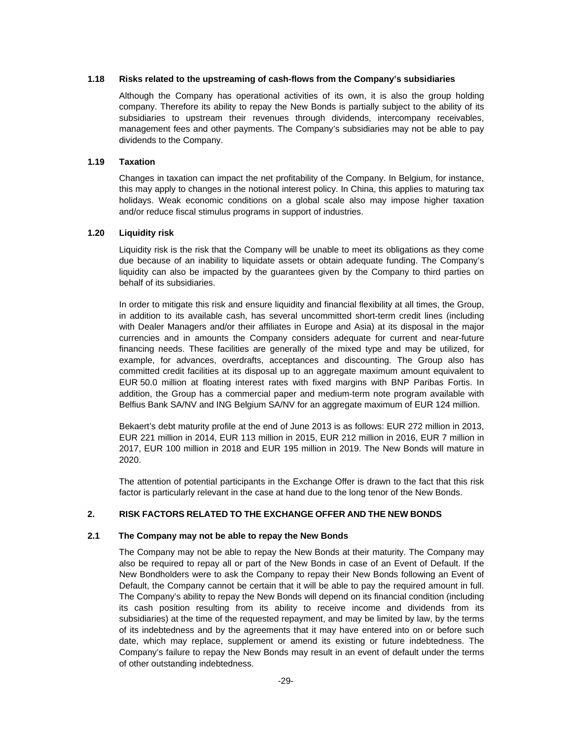### 1.18 Risks related to the upstreaming of cash-flows from the Company's subsidiaries

Although the Company has operational activities of its own, it is also the group holding company. Therefore its ability to repay the New Bonds is partially subject to the ability of its subsidiaries to upstream their revenues through dividends, intercompany receivables, management fees and other payments. The Company's subsidiaries may not be able to pay dividends to the Company.

### 1.19 Taxation

Changes in taxation can impact the net profitability of the Company. In Belgium, for instance, this may apply to changes in the notional interest policy. In China, this applies to maturing tax holidays. Weak economic conditions on a global scale also may impose higher taxation and/or reduce fiscal stimulus programs in support of industries.

### 1.20 Liquidity risk

Liquidity risk is the risk that the Company will be unable to meet its obligations as they come due because of an inability to liquidate assets or obtain adequate funding. The Company's liquidity can also be impacted by the guarantees given by the Company to third parties on behalf of its subsidiaries.

In order to mitigate this risk and ensure liquidity and financial flexibility at all times, the Group, in addition to its available cash, has several uncommitted short-term credit lines (including with Dealer Managers and/or their affiliates in Europe and Asia) at its disposal in the major currencies and in amounts the Company considers adequate for current and near-future financing needs. These facilities are generally of the mixed type and may be utilized, for example, for advances, overdrafts, acceptances and discounting. The Group also has committed credit facilities at its disposal up to an aggregate maximum amount equivalent to EUR 50.0 million at floating interest rates with fixed margins with BNP Paribas Fortis. In addition, the Group has a commercial paper and medium-term note program available with Belfius Bank SA/NV and ING Belgium SA/NV for an aggregate maximum of EUR 124 million.

Bekaert's debt maturity profile at the end of June 2013 is as follows: EUR 272 million in 2013, EUR 221 million in 2014, EUR 113 million in 2015, EUR 212 million in 2016, EUR 7 million in 2017, EUR 100 million in 2018 and EUR 195 million in 2019. The New Bonds will mature in 2020.

The attention of potential participants in the Exchange Offer is drawn to the fact that this risk factor is particularly relevant in the case at hand due to the long tenor of the New Bonds.

## 2. RISK FACTORS RELATED TO THE EXCHANGE OFFER AND THE NEW BONDS

### 2.1 The Company may not be able to repay the New Bonds

The Company may not be able to repay the New Bonds at their maturity. The Company may also be required to repay all or part of the New Bonds in case of an Event of Default. If the New Bondholders were to ask the Company to repay their New Bonds following an Event of Default, the Company cannot be certain that it will be able to pay the required amount in full. The Company's ability to repay the New Bonds will depend on its financial condition (including its cash position resulting from its ability to receive income and dividends from its subsidiaries) at the time of the requested repayment, and may be limited by law, by the terms of its indebtedness and by the agreements that it may have entered into on or before such date, which may replace, supplement or amend its existing or future indebtedness. The Company's failure to repay the New Bonds may result in an event of default under the terms of other outstanding indebtedness.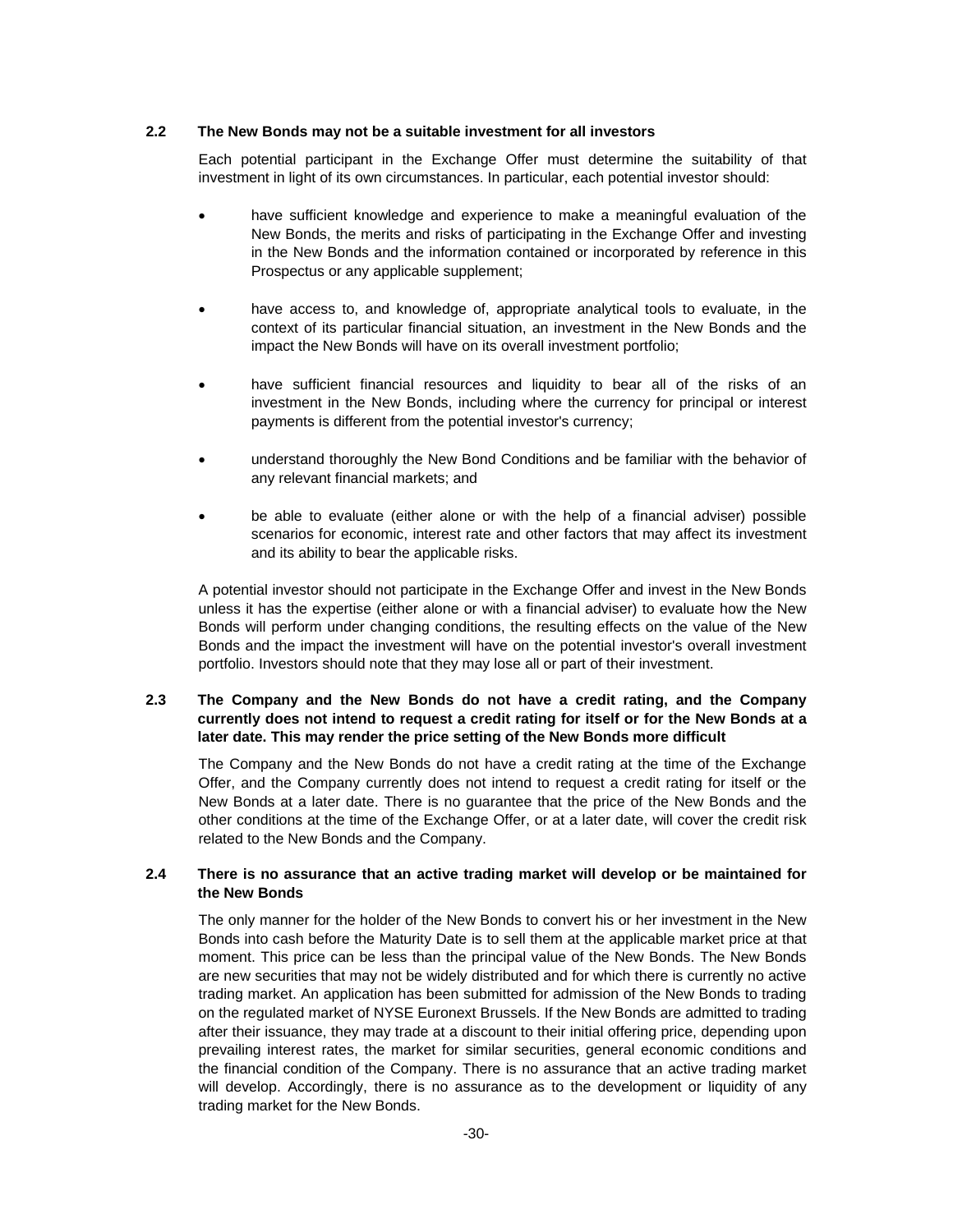### 2.2 The New Bonds may not be a suitable investment for all investors

Each potential participant in the Exchange Offer must determine the suitability of that investment in light of its own circumstances. In particular, each potential investor should:

- have sufficient knowledge and experience to make a meaningful evaluation of the New Bonds, the merits and risks of participating in the Exchange Offer and investing in the New Bonds and the information contained or incorporated by reference in this Prospectus or any applicable supplement;
- have access to, and knowledge of, appropriate analytical tools to evaluate, in the context of its particular financial situation, an investment in the New Bonds and the impact the New Bonds will have on its overall investment portfolio;
- have sufficient financial resources and liquidity to bear all of the risks of an investment in the New Bonds, including where the currency for principal or interest payments is different from the potential investor's currency;
- understand thoroughly the New Bond Conditions and be familiar with the behavior of any relevant financial markets; and
- be able to evaluate (either alone or with the help of a financial adviser) possible scenarios for economic, interest rate and other factors that may affect its investment and its ability to bear the applicable risks.

A potential investor should not participate in the Exchange Offer and invest in the New Bonds unless it has the expertise (either alone or with a financial adviser) to evaluate how the New Bonds will perform under changing conditions, the resulting effects on the value of the New Bonds and the impact the investment will have on the potential investor's overall investment portfolio. Investors should note that they may lose all or part of their investment.

### 2.3 The Company and the New Bonds do not have a credit rating, and the Company currently does not intend to request a credit rating for itself or for the New Bonds at a later date. This may render the price setting of the New Bonds more difficult

The Company and the New Bonds do not have a credit rating at the time of the Exchange Offer, and the Company currently does not intend to request a credit rating for itself or the New Bonds at a later date. There is no guarantee that the price of the New Bonds and the other conditions at the time of the Exchange Offer, or at a later date, will cover the credit risk related to the New Bonds and the Company.

### 2.4 There is no assurance that an active trading market will develop or be maintained for the New Bonds

The only manner for the holder of the New Bonds to convert his or her investment in the New Bonds into cash before the Maturity Date is to sell them at the applicable market price at that moment. This price can be less than the principal value of the New Bonds. The New Bonds are new securities that may not be widely distributed and for which there is currently no active trading market. An application has been submitted for admission of the New Bonds to trading on the regulated market of NYSE Euronext Brussels. If the New Bonds are admitted to trading after their issuance, they may trade at a discount to their initial offering price, depending upon prevailing interest rates, the market for similar securities, general economic conditions and the financial condition of the Company. There is no assurance that an active trading market will develop. Accordingly, there is no assurance as to the development or liquidity of any trading market for the New Bonds.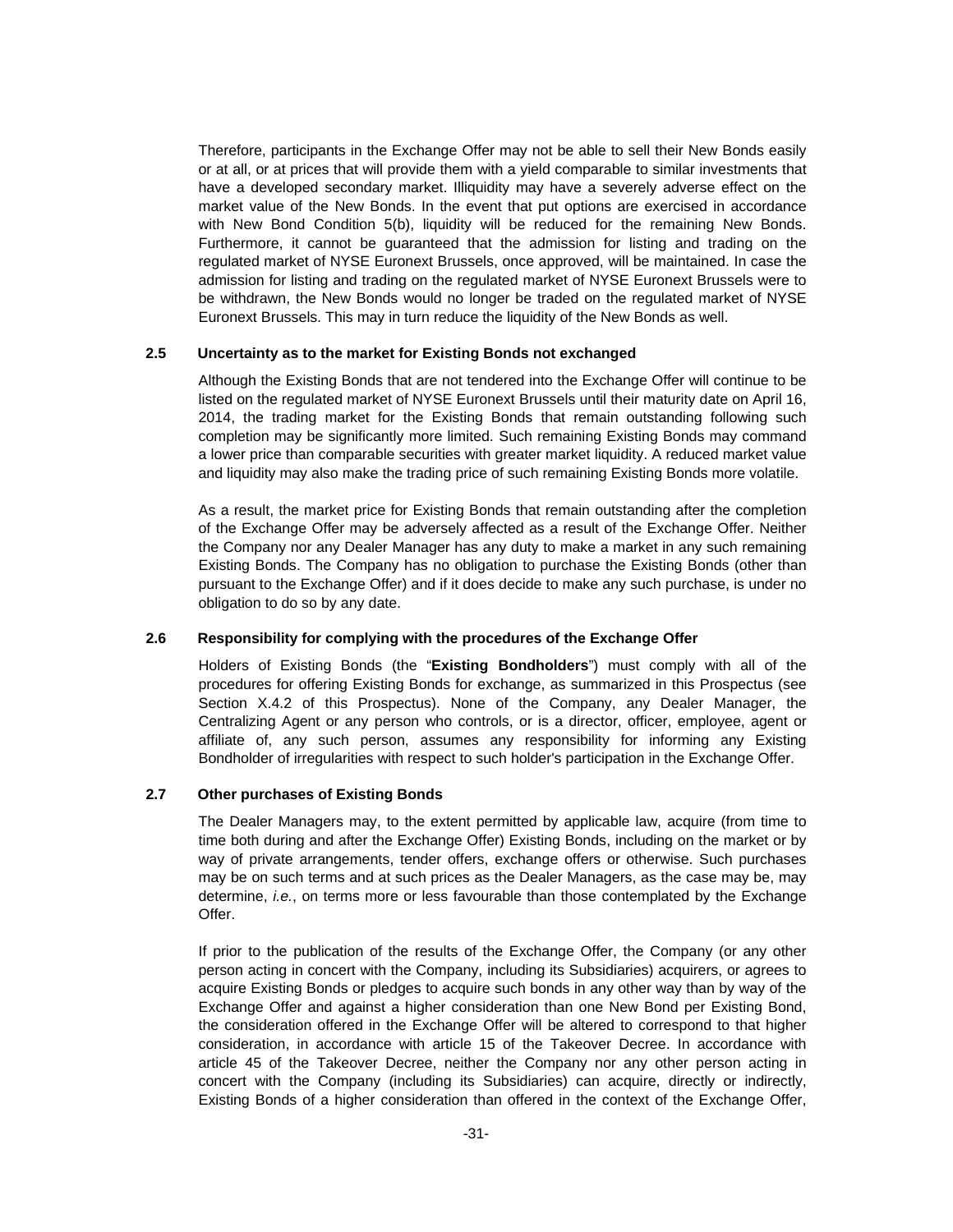Therefore, participants in the Exchange Offer may not be able to sell their New Bonds easily or at all, or at prices that will provide them with a yield comparable to similar investments that have a developed secondary market. Illiquidity may have a severely adverse effect on the market value of the New Bonds. In the event that put options are exercised in accordance with New Bond Condition 5(b), liquidity will be reduced for the remaining New Bonds. Furthermore, it cannot be guaranteed that the admission for listing and trading on the regulated market of NYSE Euronext Brussels, once approved, will be maintained. In case the admission for listing and trading on the regulated market of NYSE Euronext Brussels were to be withdrawn, the New Bonds would no longer be traded on the regulated market of NYSE Euronext Brussels. This may in turn reduce the liquidity of the New Bonds as well.

### 2.5 Uncertainty as to the market for Existing Bonds not exchanged

Although the Existing Bonds that are not tendered into the Exchange Offer will continue to be listed on the regulated market of NYSE Euronext Brussels until their maturity date on April 16, 2014, the trading market for the Existing Bonds that remain outstanding following such completion may be significantly more limited. Such remaining Existing Bonds may command a lower price than comparable securities with greater market liquidity. A reduced market value and liquidity may also make the trading price of such remaining Existing Bonds more volatile.

As a result, the market price for Existing Bonds that remain outstanding after the completion of the Exchange Offer may be adversely affected as a result of the Exchange Offer. Neither the Company nor any Dealer Manager has any duty to make a market in any such remaining Existing Bonds. The Company has no obligation to purchase the Existing Bonds (other than pursuant to the Exchange Offer) and if it does decide to make any such purchase, is under no obligation to do so by any date.

### 2.6 Responsibility for complying with the procedures of the Exchange Offer

Holders of Existing Bonds (the "**Existing Bondholders**") must comply with all of the procedures for offering Existing Bonds for exchange, as summarized in this Prospectus (see Section X.4.2 of this Prospectus). None of the Company, any Dealer Manager, the Centralizing Agent or any person who controls, or is a director, officer, employee, agent or affiliate of, any such person, assumes any responsibility for informing any Existing Bondholder of irregularities with respect to such holder's participation in the Exchange Offer.

### 2.7 Other purchases of Existing Bonds

The Dealer Managers may, to the extent permitted by applicable law, acquire (from time to time both during and after the Exchange Offer) Existing Bonds, including on the market or by way of private arrangements, tender offers, exchange offers or otherwise. Such purchases may be on such terms and at such prices as the Dealer Managers, as the case may be, may determine, *i.e.*, on terms more or less favourable than those contemplated by the Exchange Offer.

If prior to the publication of the results of the Exchange Offer, the Company (or any other person acting in concert with the Company, including its Subsidiaries) acquirers, or agrees to acquire Existing Bonds or pledges to acquire such bonds in any other way than by way of the Exchange Offer and against a higher consideration than one New Bond per Existing Bond, the consideration offered in the Exchange Offer will be altered to correspond to that higher consideration, in accordance with article 15 of the Takeover Decree. In accordance with article 45 of the Takeover Decree, neither the Company nor any other person acting in concert with the Company (including its Subsidiaries) can acquire, directly or indirectly, Existing Bonds of a higher consideration than offered in the context of the Exchange Offer,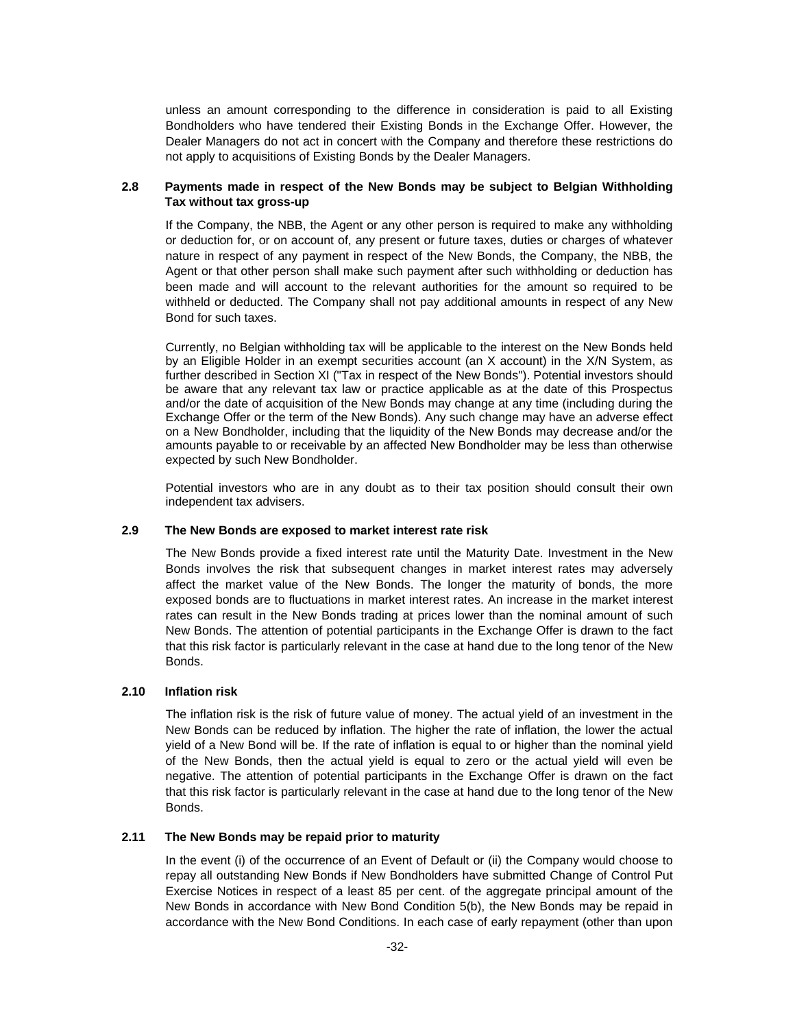unless an amount corresponding to the difference in consideration is paid to all Existing Bondholders who have tendered their Existing Bonds in the Exchange Offer. However, the Dealer Managers do not act in concert with the Company and therefore these restrictions do not apply to acquisitions of Existing Bonds by the Dealer Managers.

### 2.8 Payments made in respect of the New Bonds may be subject to Belgian Withholding Tax without tax gross-up

If the Company, the NBB, the Agent or any other person is required to make any withholding or deduction for, or on account of, any present or future taxes, duties or charges of whatever nature in respect of any payment in respect of the New Bonds, the Company, the NBB, the Agent or that other person shall make such payment after such withholding or deduction has been made and will account to the relevant authorities for the amount so required to be withheld or deducted. The Company shall not pay additional amounts in respect of any New Bond for such taxes.

Currently, no Belgian withholding tax will be applicable to the interest on the New Bonds held by an Eligible Holder in an exempt securities account (an X account) in the X/N System, as further described in Section XI ("Tax in respect of the New Bonds"). Potential investors should be aware that any relevant tax law or practice applicable as at the date of this Prospectus and/or the date of acquisition of the New Bonds may change at any time (including during the Exchange Offer or the term of the New Bonds). Any such change may have an adverse effect on a New Bondholder, including that the liquidity of the New Bonds may decrease and/or the amounts payable to or receivable by an affected New Bondholder may be less than otherwise expected by such New Bondholder.

Potential investors who are in any doubt as to their tax position should consult their own independent tax advisers.

### 2.9 The New Bonds are exposed to market interest rate risk

The New Bonds provide a fixed interest rate until the Maturity Date. Investment in the New Bonds involves the risk that subsequent changes in market interest rates may adversely affect the market value of the New Bonds. The longer the maturity of bonds, the more exposed bonds are to fluctuations in market interest rates. An increase in the market interest rates can result in the New Bonds trading at prices lower than the nominal amount of such New Bonds. The attention of potential participants in the Exchange Offer is drawn to the fact that this risk factor is particularly relevant in the case at hand due to the long tenor of the New Bonds.

### 2.10 Inflation risk

The inflation risk is the risk of future value of money. The actual yield of an investment in the New Bonds can be reduced by inflation. The higher the rate of inflation, the lower the actual yield of a New Bond will be. If the rate of inflation is equal to or higher than the nominal yield of the New Bonds, then the actual yield is equal to zero or the actual yield will even be negative. The attention of potential participants in the Exchange Offer is drawn on the fact that this risk factor is particularly relevant in the case at hand due to the long tenor of the New Bonds.

### 2.11 The New Bonds may be repaid prior to maturity

In the event (i) of the occurrence of an Event of Default or (ii) the Company would choose to repay all outstanding New Bonds if New Bondholders have submitted Change of Control Put Exercise Notices in respect of a least 85 per cent. of the aggregate principal amount of the New Bonds in accordance with New Bond Condition 5(b), the New Bonds may be repaid in accordance with the New Bond Conditions. In each case of early repayment (other than upon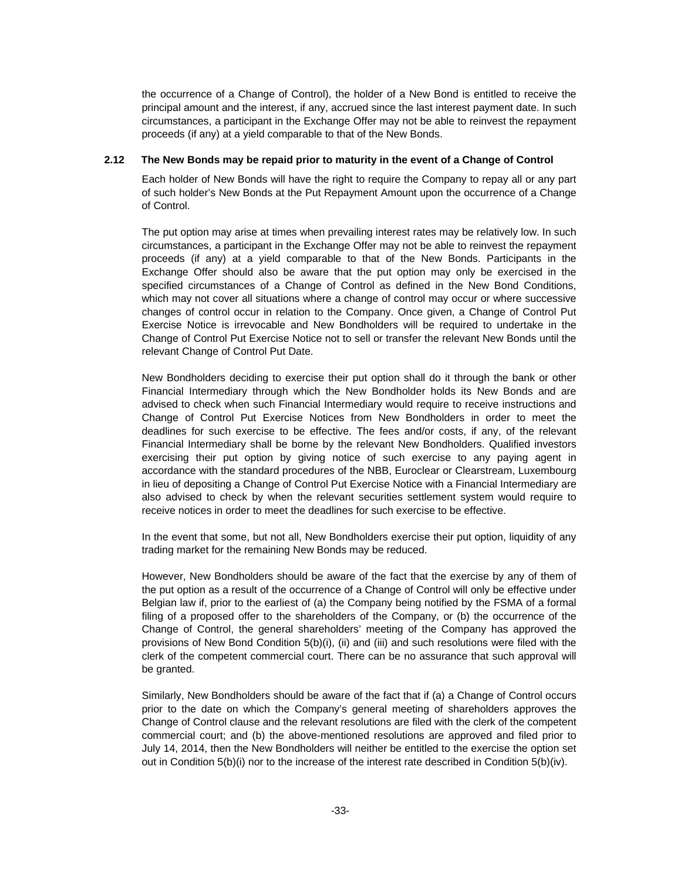the occurrence of a Change of Control), the holder of a New Bond is entitled to receive the principal amount and the interest, if any, accrued since the last interest payment date. In such circumstances, a participant in the Exchange Offer may not be able to reinvest the repayment proceeds (if any) at a yield comparable to that of the New Bonds.

### 2.12 The New Bonds may be repaid prior to maturity in the event of a Change of Control

Each holder of New Bonds will have the right to require the Company to repay all or any part of such holder's New Bonds at the Put Repayment Amount upon the occurrence of a Change of Control.

The put option may arise at times when prevailing interest rates may be relatively low. In such circumstances, a participant in the Exchange Offer may not be able to reinvest the repayment proceeds (if any) at a yield comparable to that of the New Bonds. Participants in the Exchange Offer should also be aware that the put option may only be exercised in the specified circumstances of a Change of Control as defined in the New Bond Conditions, which may not cover all situations where a change of control may occur or where successive changes of control occur in relation to the Company. Once given, a Change of Control Put Exercise Notice is irrevocable and New Bondholders will be required to undertake in the Change of Control Put Exercise Notice not to sell or transfer the relevant New Bonds until the relevant Change of Control Put Date.

New Bondholders deciding to exercise their put option shall do it through the bank or other Financial Intermediary through which the New Bondholder holds its New Bonds and are advised to check when such Financial Intermediary would require to receive instructions and Change of Control Put Exercise Notices from New Bondholders in order to meet the deadlines for such exercise to be effective. The fees and/or costs, if any, of the relevant Financial Intermediary shall be borne by the relevant New Bondholders. Qualified investors exercising their put option by giving notice of such exercise to any paying agent in accordance with the standard procedures of the NBB, Euroclear or Clearstream, Luxembourg in lieu of depositing a Change of Control Put Exercise Notice with a Financial Intermediary are also advised to check by when the relevant securities settlement system would require to receive notices in order to meet the deadlines for such exercise to be effective.

In the event that some, but not all, New Bondholders exercise their put option, liquidity of any trading market for the remaining New Bonds may be reduced.

However, New Bondholders should be aware of the fact that the exercise by any of them of the put option as a result of the occurrence of a Change of Control will only be effective under Belgian law if, prior to the earliest of (a) the Company being notified by the FSMA of a formal filing of a proposed offer to the shareholders of the Company, or (b) the occurrence of the Change of Control, the general shareholders' meeting of the Company has approved the provisions of New Bond Condition 5(b)(i), (ii) and (iii) and such resolutions were filed with the clerk of the competent commercial court. There can be no assurance that such approval will be granted.

Similarly, New Bondholders should be aware of the fact that if (a) a Change of Control occurs prior to the date on which the Company's general meeting of shareholders approves the Change of Control clause and the relevant resolutions are filed with the clerk of the competent commercial court; and (b) the above-mentioned resolutions are approved and filed prior to July 14, 2014, then the New Bondholders will neither be entitled to the exercise the option set out in Condition 5(b)(i) nor to the increase of the interest rate described in Condition 5(b)(iv).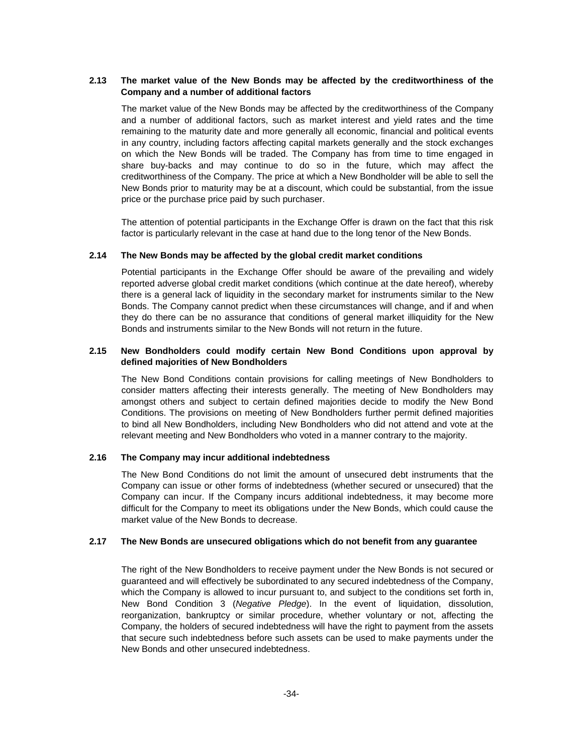### 2.13 The market value of the New Bonds may be affected by the creditworthiness of the Company and a number of additional factors

The market value of the New Bonds may be affected by the creditworthiness of the Company and a number of additional factors, such as market interest and yield rates and the time remaining to the maturity date and more generally all economic, financial and political events in any country, including factors affecting capital markets generally and the stock exchanges on which the New Bonds will be traded. The Company has from time to time engaged in share buy-backs and may continue to do so in the future, which may affect the creditworthiness of the Company. The price at which a New Bondholder will be able to sell the New Bonds prior to maturity may be at a discount, which could be substantial, from the issue price or the purchase price paid by such purchaser.

The attention of potential participants in the Exchange Offer is drawn on the fact that this risk factor is particularly relevant in the case at hand due to the long tenor of the New Bonds.

### 2.14 The New Bonds may be affected by the global credit market conditions

Potential participants in the Exchange Offer should be aware of the prevailing and widely reported adverse global credit market conditions (which continue at the date hereof), whereby there is a general lack of liquidity in the secondary market for instruments similar to the New Bonds. The Company cannot predict when these circumstances will change, and if and when they do there can be no assurance that conditions of general market illiquidity for the New Bonds and instruments similar to the New Bonds will not return in the future.

### 2.15 New Bondholders could modify certain New Bond Conditions upon approval by defined majorities of New Bondholders

The New Bond Conditions contain provisions for calling meetings of New Bondholders to consider matters affecting their interests generally. The meeting of New Bondholders may amongst others and subject to certain defined majorities decide to modify the New Bond Conditions. The provisions on meeting of New Bondholders further permit defined majorities to bind all New Bondholders, including New Bondholders who did not attend and vote at the relevant meeting and New Bondholders who voted in a manner contrary to the majority.

### 2.16 The Company may incur additional indebtedness

The New Bond Conditions do not limit the amount of unsecured debt instruments that the Company can issue or other forms of indebtedness (whether secured or unsecured) that the Company can incur. If the Company incurs additional indebtedness, it may become more difficult for the Company to meet its obligations under the New Bonds, which could cause the market value of the New Bonds to decrease.

### 2.17 The New Bonds are unsecured obligations which do not benefit from any guarantee

The right of the New Bondholders to receive payment under the New Bonds is not secured or guaranteed and will effectively be subordinated to any secured indebtedness of the Company, which the Company is allowed to incur pursuant to, and subject to the conditions set forth in, New Bond Condition 3 (*Negative Pledge*). In the event of liquidation, dissolution, reorganization, bankruptcy or similar procedure, whether voluntary or not, affecting the Company, the holders of secured indebtedness will have the right to payment from the assets that secure such indebtedness before such assets can be used to make payments under the New Bonds and other unsecured indebtedness.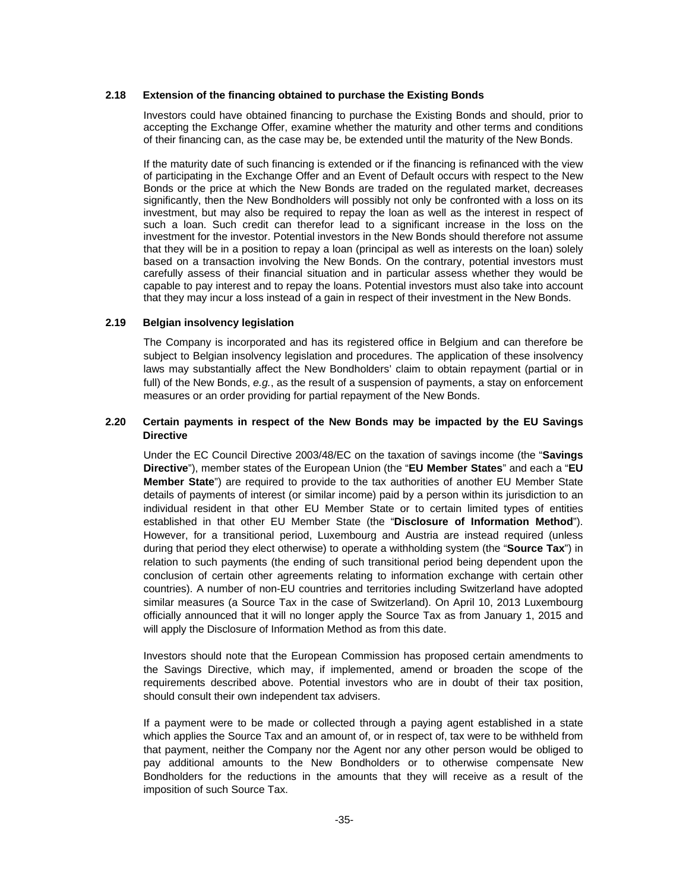### 2.18 Extension of the financing obtained to purchase the Existing Bonds

Investors could have obtained financing to purchase the Existing Bonds and should, prior to accepting the Exchange Offer, examine whether the maturity and other terms and conditions of their financing can, as the case may be, be extended until the maturity of the New Bonds.

If the maturity date of such financing is extended or if the financing is refinanced with the view of participating in the Exchange Offer and an Event of Default occurs with respect to the New Bonds or the price at which the New Bonds are traded on the regulated market, decreases significantly, then the New Bondholders will possibly not only be confronted with a loss on its investment, but may also be required to repay the loan as well as the interest in respect of such a loan. Such credit can therefor lead to a significant increase in the loss on the investment for the investor. Potential investors in the New Bonds should therefore not assume that they will be in a position to repay a loan (principal as well as interests on the loan) solely based on a transaction involving the New Bonds. On the contrary, potential investors must carefully assess of their financial situation and in particular assess whether they would be capable to pay interest and to repay the loans. Potential investors must also take into account that they may incur a loss instead of a gain in respect of their investment in the New Bonds.

### 2.19 Belgian insolvency legislation

The Company is incorporated and has its registered office in Belgium and can therefore be subject to Belgian insolvency legislation and procedures. The application of these insolvency laws may substantially affect the New Bondholders' claim to obtain repayment (partial or in full) of the New Bonds, *e.g.*, as the result of a suspension of payments, a stay on enforcement measures or an order providing for partial repayment of the New Bonds.

### 2.20 Certain payments in respect of the New Bonds may be impacted by the EU Savings Directive

Under the EC Council Directive 2003/48/EC on the taxation of savings income (the "**Savings Directive**"), member states of the European Union (the "**EU Member States**" and each a "**EU Member State**") are required to provide to the tax authorities of another EU Member State details of payments of interest (or similar income) paid by a person within its jurisdiction to an individual resident in that other EU Member State or to certain limited types of entities established in that other EU Member State (the "**Disclosure of Information Method**"). However, for a transitional period, Luxembourg and Austria are instead required (unless during that period they elect otherwise) to operate a withholding system (the "**Source Tax**") in relation to such payments (the ending of such transitional period being dependent upon the conclusion of certain other agreements relating to information exchange with certain other countries). A number of non-EU countries and territories including Switzerland have adopted similar measures (a Source Tax in the case of Switzerland). On April 10, 2013 Luxembourg officially announced that it will no longer apply the Source Tax as from January 1, 2015 and will apply the Disclosure of Information Method as from this date.

Investors should note that the European Commission has proposed certain amendments to the Savings Directive, which may, if implemented, amend or broaden the scope of the requirements described above. Potential investors who are in doubt of their tax position, should consult their own independent tax advisers.

If a payment were to be made or collected through a paying agent established in a state which applies the Source Tax and an amount of, or in respect of, tax were to be withheld from that payment, neither the Company nor the Agent nor any other person would be obliged to pay additional amounts to the New Bondholders or to otherwise compensate New Bondholders for the reductions in the amounts that they will receive as a result of the imposition of such Source Tax.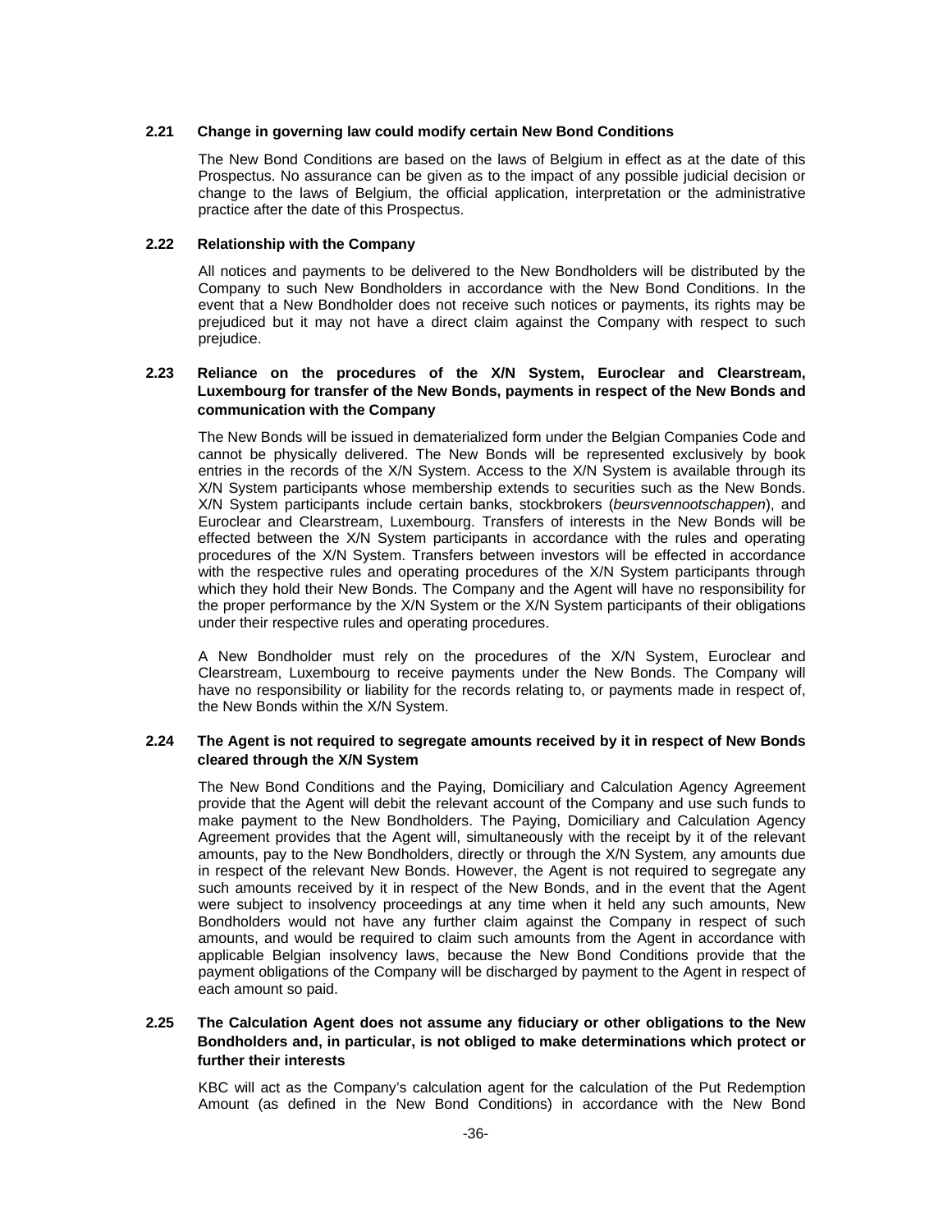### 2.21 Change in governing law could modify certain New Bond Conditions

The New Bond Conditions are based on the laws of Belgium in effect as at the date of this Prospectus. No assurance can be given as to the impact of any possible judicial decision or change to the laws of Belgium, the official application, interpretation or the administrative practice after the date of this Prospectus.

### 2.22 Relationship with the Company

All notices and payments to be delivered to the New Bondholders will be distributed by the Company to such New Bondholders in accordance with the New Bond Conditions. In the event that a New Bondholder does not receive such notices or payments, its rights may be prejudiced but it may not have a direct claim against the Company with respect to such prejudice.

### 2.23 Reliance on the procedures of the X/N System, Euroclear and Clearstream, Luxembourg for transfer of the New Bonds, payments in respect of the New Bonds and communication with the Company

The New Bonds will be issued in dematerialized form under the Belgian Companies Code and cannot be physically delivered. The New Bonds will be represented exclusively by book entries in the records of the X/N System. Access to the X/N System is available through its X/N System participants whose membership extends to securities such as the New Bonds. X/N System participants include certain banks, stockbrokers (*beursvennootschappen*), and Euroclear and Clearstream, Luxembourg. Transfers of interests in the New Bonds will be effected between the X/N System participants in accordance with the rules and operating procedures of the X/N System. Transfers between investors will be effected in accordance with the respective rules and operating procedures of the X/N System participants through which they hold their New Bonds. The Company and the Agent will have no responsibility for the proper performance by the X/N System or the X/N System participants of their obligations under their respective rules and operating procedures.

A New Bondholder must rely on the procedures of the X/N System, Euroclear and Clearstream, Luxembourg to receive payments under the New Bonds. The Company will have no responsibility or liability for the records relating to, or payments made in respect of, the New Bonds within the X/N System.

### 2.24 The Agent is not required to segregate amounts received by it in respect of New Bonds cleared through the X/N System

The New Bond Conditions and the Paying, Domiciliary and Calculation Agency Agreement provide that the Agent will debit the relevant account of the Company and use such funds to make payment to the New Bondholders. The Paying, Domiciliary and Calculation Agency Agreement provides that the Agent will, simultaneously with the receipt by it of the relevant amounts, pay to the New Bondholders, directly or through the X/N System, any amounts due in respect of the relevant New Bonds. However, the Agent is not required to segregate any such amounts received by it in respect of the New Bonds, and in the event that the Agent were subject to insolvency proceedings at any time when it held any such amounts, New Bondholders would not have any further claim against the Company in respect of such amounts, and would be required to claim such amounts from the Agent in accordance with applicable Belgian insolvency laws, because the New Bond Conditions provide that the payment obligations of the Company will be discharged by payment to the Agent in respect of each amount so paid.

### 2.25 The Calculation Agent does not assume any fiduciary or other obligations to the New Bondholders and, in particular, is not obliged to make determinations which protect or further their interests

KBC will act as the Company's calculation agent for the calculation of the Put Redemption Amount (as defined in the New Bond Conditions) in accordance with the New Bond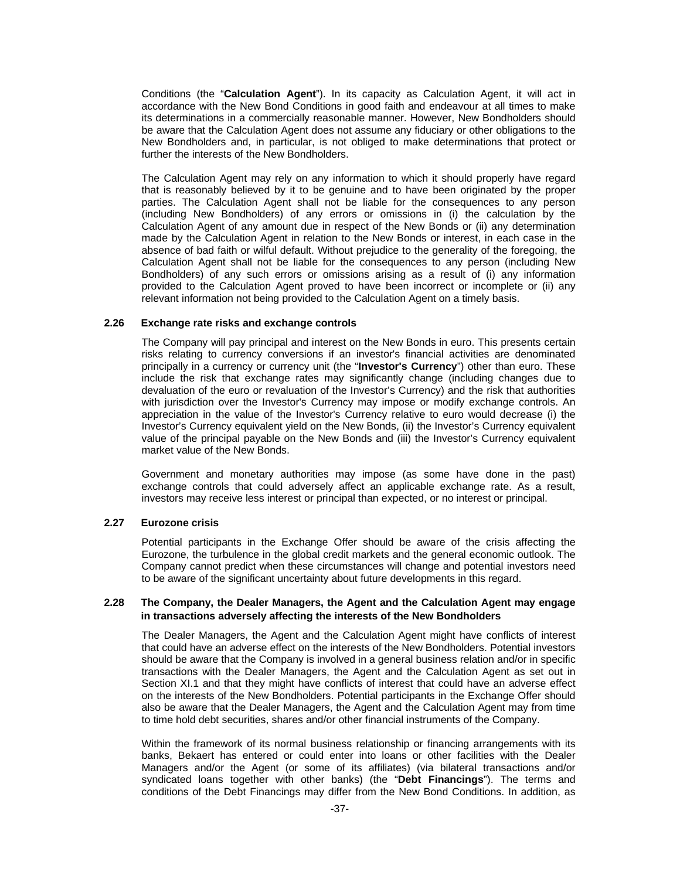Conditions (the "**Calculation Agent**"). In its capacity as Calculation Agent, it will act in accordance with the New Bond Conditions in good faith and endeavour at all times to make its determinations in a commercially reasonable manner. However, New Bondholders should be aware that the Calculation Agent does not assume any fiduciary or other obligations to the New Bondholders and, in particular, is not obliged to make determinations that protect or further the interests of the New Bondholders.

The Calculation Agent may rely on any information to which it should properly have regard that is reasonably believed by it to be genuine and to have been originated by the proper parties. The Calculation Agent shall not be liable for the consequences to any person (including New Bondholders) of any errors or omissions in (i) the calculation by the Calculation Agent of any amount due in respect of the New Bonds or (ii) any determination made by the Calculation Agent in relation to the New Bonds or interest, in each case in the absence of bad faith or wilful default. Without prejudice to the generality of the foregoing, the Calculation Agent shall not be liable for the consequences to any person (including New Bondholders) of any such errors or omissions arising as a result of (i) any information provided to the Calculation Agent proved to have been incorrect or incomplete or (ii) any relevant information not being provided to the Calculation Agent on a timely basis.

### 2.26 Exchange rate risks and exchange controls

The Company will pay principal and interest on the New Bonds in euro. This presents certain risks relating to currency conversions if an investor's financial activities are denominated principally in a currency or currency unit (the "**Investor's Currency**") other than euro. These include the risk that exchange rates may significantly change (including changes due to devaluation of the euro or revaluation of the Investor's Currency) and the risk that authorities with jurisdiction over the Investor's Currency may impose or modify exchange controls. An appreciation in the value of the Investor's Currency relative to euro would decrease (i) the Investor's Currency equivalent yield on the New Bonds, (ii) the Investor's Currency equivalent value of the principal payable on the New Bonds and (iii) the Investor's Currency equivalent market value of the New Bonds.

Government and monetary authorities may impose (as some have done in the past) exchange controls that could adversely affect an applicable exchange rate. As a result, investors may receive less interest or principal than expected, or no interest or principal.

### 2.27 Eurozone crisis

Potential participants in the Exchange Offer should be aware of the crisis affecting the Eurozone, the turbulence in the global credit markets and the general economic outlook. The Company cannot predict when these circumstances will change and potential investors need to be aware of the significant uncertainty about future developments in this regard.

### 2.28 The Company, the Dealer Managers, the Agent and the Calculation Agent may engage in transactions adversely affecting the interests of the New Bondholders

The Dealer Managers, the Agent and the Calculation Agent might have conflicts of interest that could have an adverse effect on the interests of the New Bondholders. Potential investors should be aware that the Company is involved in a general business relation and/or in specific transactions with the Dealer Managers, the Agent and the Calculation Agent as set out in Section XI.1 and that they might have conflicts of interest that could have an adverse effect on the interests of the New Bondholders. Potential participants in the Exchange Offer should also be aware that the Dealer Managers, the Agent and the Calculation Agent may from time to time hold debt securities, shares and/or other financial instruments of the Company.

Within the framework of its normal business relationship or financing arrangements with its banks, Bekaert has entered or could enter into loans or other facilities with the Dealer Managers and/or the Agent (or some of its affiliates) (via bilateral transactions and/or syndicated loans together with other banks) (the "**Debt Financings**"). The terms and conditions of the Debt Financings may differ from the New Bond Conditions. In addition, as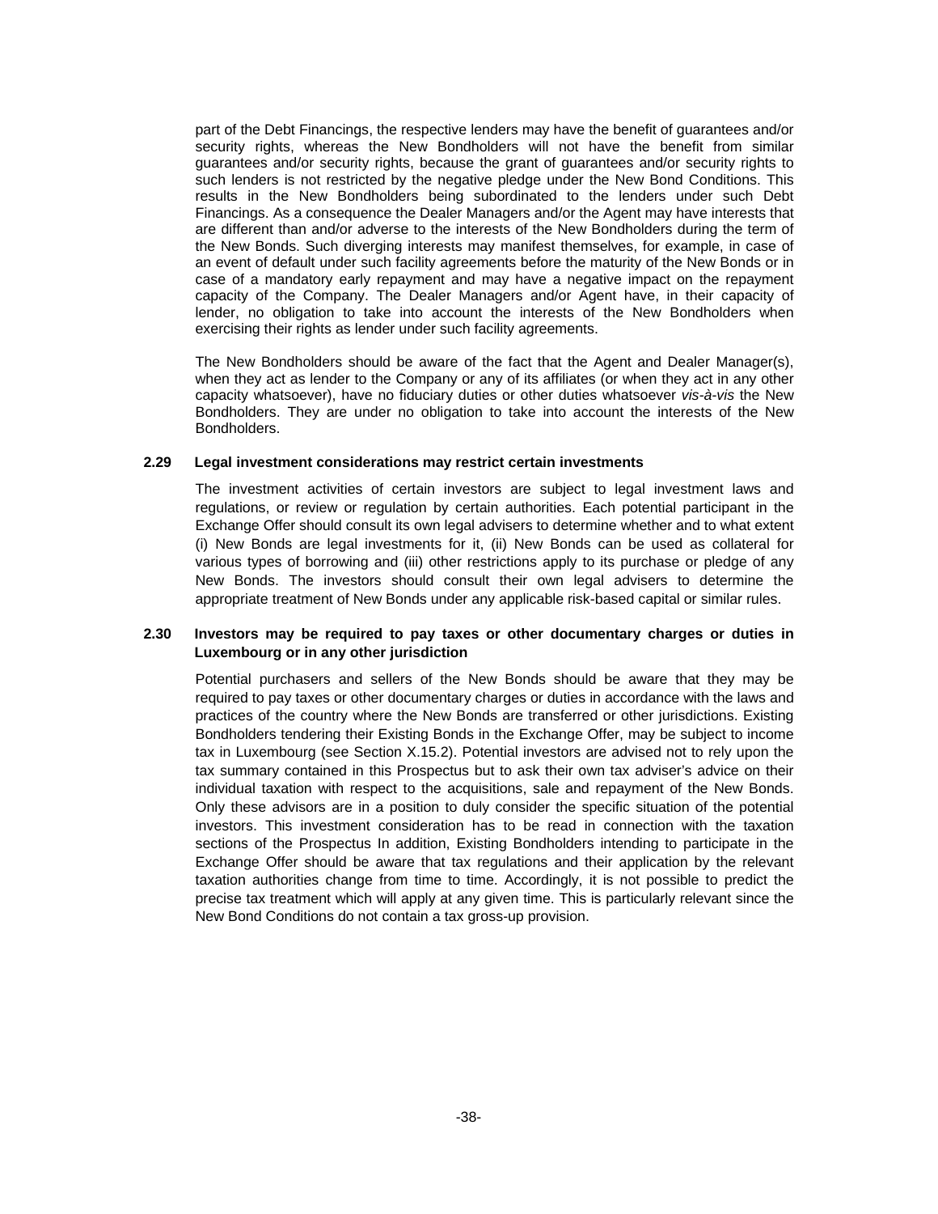part of the Debt Financings, the respective lenders may have the benefit of guarantees and/or security rights, whereas the New Bondholders will not have the benefit from similar guarantees and/or security rights, because the grant of guarantees and/or security rights to such lenders is not restricted by the negative pledge under the New Bond Conditions. This results in the New Bondholders being subordinated to the lenders under such Debt Financings. As a consequence the Dealer Managers and/or the Agent may have interests that are different than and/or adverse to the interests of the New Bondholders during the term of the New Bonds. Such diverging interests may manifest themselves, for example, in case of an event of default under such facility agreements before the maturity of the New Bonds or in case of a mandatory early repayment and may have a negative impact on the repayment capacity of the Company. The Dealer Managers and/or Agent have, in their capacity of lender, no obligation to take into account the interests of the New Bondholders when exercising their rights as lender under such facility agreements.

The New Bondholders should be aware of the fact that the Agent and Dealer Manager(s), when they act as lender to the Company or any of its affiliates (or when they act in any other capacity whatsoever), have no fiduciary duties or other duties whatsoever *vis-à-vis* the New Bondholders. They are under no obligation to take into account the interests of the New Bondholders.

### 2.29 Legal investment considerations may restrict certain investments

The investment activities of certain investors are subject to legal investment laws and regulations, or review or regulation by certain authorities. Each potential participant in the Exchange Offer should consult its own legal advisers to determine whether and to what extent (i) New Bonds are legal investments for it, (ii) New Bonds can be used as collateral for various types of borrowing and (iii) other restrictions apply to its purchase or pledge of any New Bonds. The investors should consult their own legal advisers to determine the appropriate treatment of New Bonds under any applicable risk-based capital or similar rules.

### 2.30 Investors may be required to pay taxes or other documentary charges or duties in Luxembourg or in any other jurisdiction

Potential purchasers and sellers of the New Bonds should be aware that they may be required to pay taxes or other documentary charges or duties in accordance with the laws and practices of the country where the New Bonds are transferred or other jurisdictions. Existing Bondholders tendering their Existing Bonds in the Exchange Offer, may be subject to income tax in Luxembourg (see Section X.15.2). Potential investors are advised not to rely upon the tax summary contained in this Prospectus but to ask their own tax adviser's advice on their individual taxation with respect to the acquisitions, sale and repayment of the New Bonds. Only these advisors are in a position to duly consider the specific situation of the potential investors. This investment consideration has to be read in connection with the taxation sections of the Prospectus In addition, Existing Bondholders intending to participate in the Exchange Offer should be aware that tax regulations and their application by the relevant taxation authorities change from time to time. Accordingly, it is not possible to predict the precise tax treatment which will apply at any given time. This is particularly relevant since the New Bond Conditions do not contain a tax gross-up provision.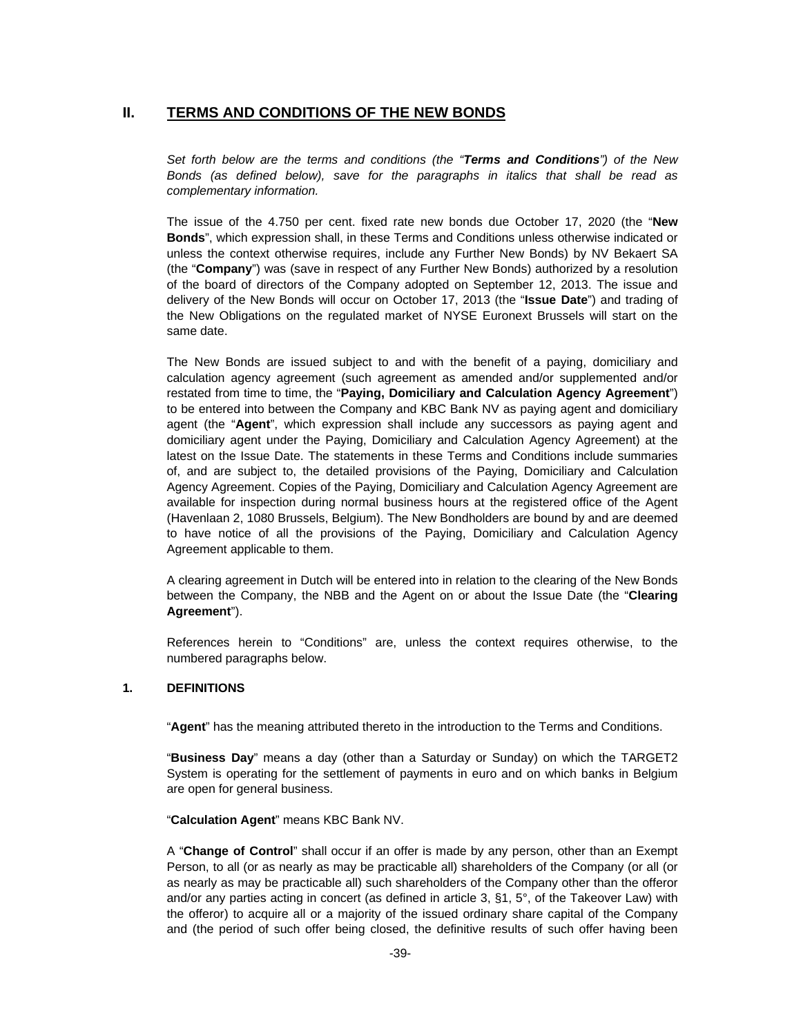## II. TERMS AND CONDITIONS OF THE NEW BONDS

*Set forth below are the terms and conditions (the "**Terms and Conditions**") of the New Bonds (as defined below), save for the paragraphs in italics that shall be read as complementary information.*

The issue of the 4.750 per cent. fixed rate new bonds due October 17, 2020 (the "**New Bonds**", which expression shall, in these Terms and Conditions unless otherwise indicated or unless the context otherwise requires, include any Further New Bonds) by NV Bekaert SA (the "**Company**") was (save in respect of any Further New Bonds) authorized by a resolution of the board of directors of the Company adopted on September 12, 2013. The issue and delivery of the New Bonds will occur on October 17, 2013 (the "**Issue Date**") and trading of the New Obligations on the regulated market of NYSE Euronext Brussels will start on the same date.

The New Bonds are issued subject to and with the benefit of a paying, domiciliary and calculation agency agreement (such agreement as amended and/or supplemented and/or restated from time to time, the "**Paying, Domiciliary and Calculation Agency Agreement**") to be entered into between the Company and KBC Bank NV as paying agent and domiciliary agent (the "**Agent**", which expression shall include any successors as paying agent and domiciliary agent under the Paying, Domiciliary and Calculation Agency Agreement) at the latest on the Issue Date. The statements in these Terms and Conditions include summaries of, and are subject to, the detailed provisions of the Paying, Domiciliary and Calculation Agency Agreement. Copies of the Paying, Domiciliary and Calculation Agency Agreement are available for inspection during normal business hours at the registered office of the Agent (Havenlaan 2, 1080 Brussels, Belgium). The New Bondholders are bound by and are deemed to have notice of all the provisions of the Paying, Domiciliary and Calculation Agency Agreement applicable to them.

A clearing agreement in Dutch will be entered into in relation to the clearing of the New Bonds between the Company, the NBB and the Agent on or about the Issue Date (the "**Clearing Agreement**").

References herein to "Conditions" are, unless the context requires otherwise, to the numbered paragraphs below.

### 1. DEFINITIONS

"**Agent**" has the meaning attributed thereto in the introduction to the Terms and Conditions.

"**Business Day**" means a day (other than a Saturday or Sunday) on which the TARGET2 System is operating for the settlement of payments in euro and on which banks in Belgium are open for general business.

"**Calculation Agent**" means KBC Bank NV.

A "**Change of Control**" shall occur if an offer is made by any person, other than an Exempt Person, to all (or as nearly as may be practicable all) shareholders of the Company (or all (or as nearly as may be practicable all) such shareholders of the Company other than the offeror and/or any parties acting in concert (as defined in article 3, §1, 5°, of the Takeover Law) with the offeror) to acquire all or a majority of the issued ordinary share capital of the Company and (the period of such offer being closed, the definitive results of such offer having been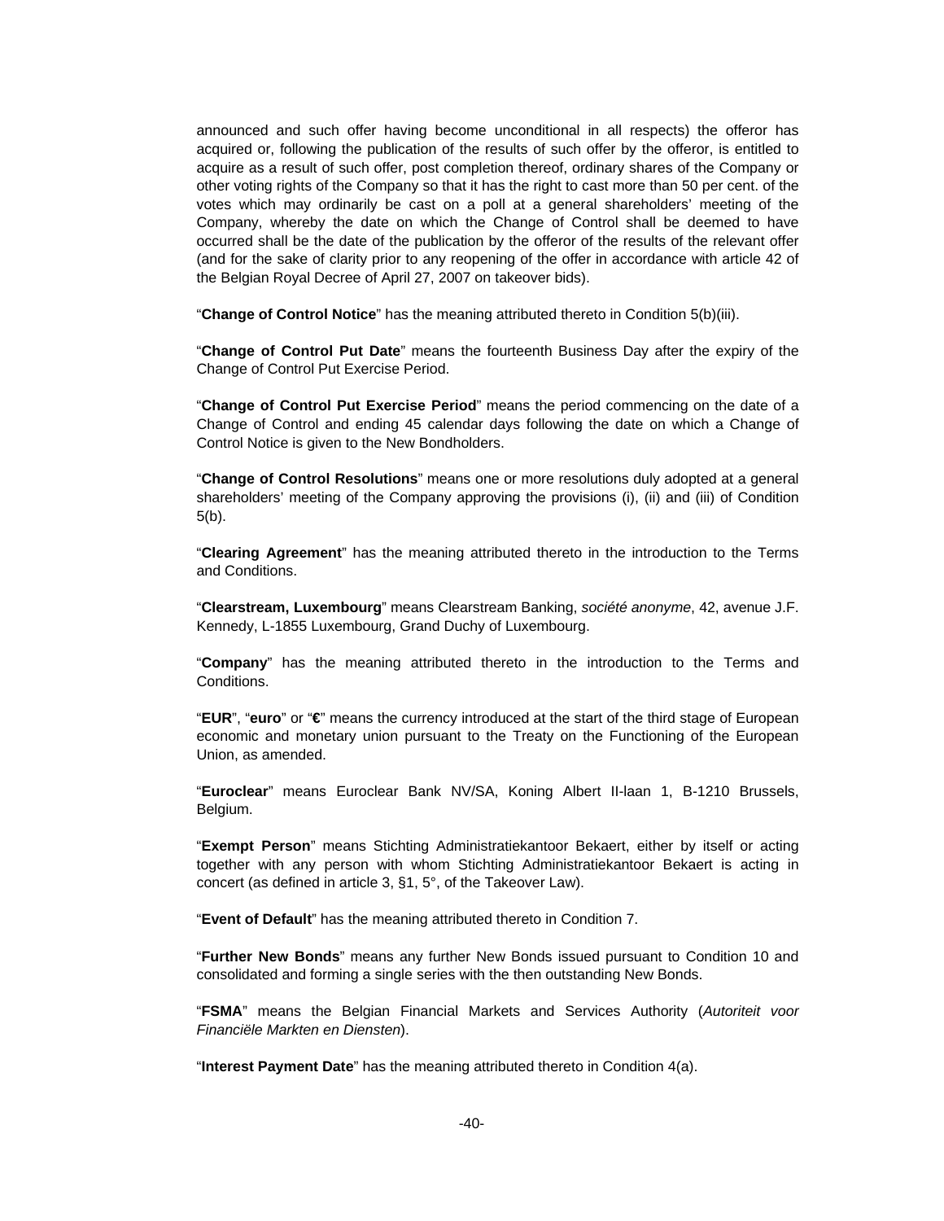announced and such offer having become unconditional in all respects) the offeror has acquired or, following the publication of the results of such offer by the offeror, is entitled to acquire as a result of such offer, post completion thereof, ordinary shares of the Company or other voting rights of the Company so that it has the right to cast more than 50 per cent. of the votes which may ordinarily be cast on a poll at a general shareholders' meeting of the Company, whereby the date on which the Change of Control shall be deemed to have occurred shall be the date of the publication by the offeror of the results of the relevant offer (and for the sake of clarity prior to any reopening of the offer in accordance with article 42 of the Belgian Royal Decree of April 27, 2007 on takeover bids).

"**Change of Control Notice**" has the meaning attributed thereto in Condition 5(b)(iii).

"**Change of Control Put Date**" means the fourteenth Business Day after the expiry of the Change of Control Put Exercise Period.

"**Change of Control Put Exercise Period**" means the period commencing on the date of a Change of Control and ending 45 calendar days following the date on which a Change of Control Notice is given to the New Bondholders.

"**Change of Control Resolutions**" means one or more resolutions duly adopted at a general shareholders' meeting of the Company approving the provisions (i), (ii) and (iii) of Condition 5(b).

"**Clearing Agreement**" has the meaning attributed thereto in the introduction to the Terms and Conditions.

"**Clearstream, Luxembourg**" means Clearstream Banking, *société anonyme*, 42, avenue J.F. Kennedy, L-1855 Luxembourg, Grand Duchy of Luxembourg.

"**Company**" has the meaning attributed thereto in the introduction to the Terms and Conditions.

"**EUR**", "**euro**" or "**€**" means the currency introduced at the start of the third stage of European economic and monetary union pursuant to the Treaty on the Functioning of the European Union, as amended.

"**Euroclear**" means Euroclear Bank NV/SA, Koning Albert II-laan 1, B-1210 Brussels, Belgium.

"**Exempt Person**" means Stichting Administratiekantoor Bekaert, either by itself or acting together with any person with whom Stichting Administratiekantoor Bekaert is acting in concert (as defined in article 3, §1, 5°, of the Takeover Law).

"**Event of Default**" has the meaning attributed thereto in Condition 7.

"**Further New Bonds**" means any further New Bonds issued pursuant to Condition 10 and consolidated and forming a single series with the then outstanding New Bonds.

"**FSMA**" means the Belgian Financial Markets and Services Authority (*Autoriteit voor Financiële Markten en Diensten*).

"**Interest Payment Date**" has the meaning attributed thereto in Condition 4(a).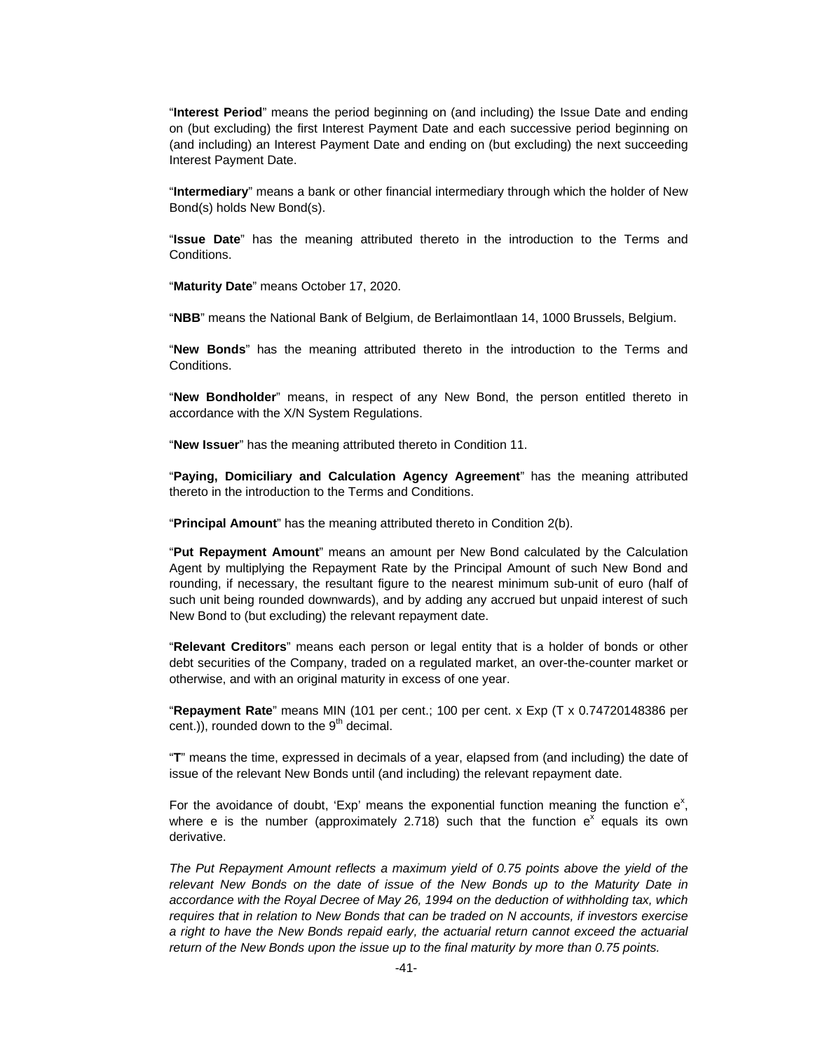"**Interest Period**" means the period beginning on (and including) the Issue Date and ending on (but excluding) the first Interest Payment Date and each successive period beginning on (and including) an Interest Payment Date and ending on (but excluding) the next succeeding Interest Payment Date.

"**Intermediary**" means a bank or other financial intermediary through which the holder of New Bond(s) holds New Bond(s).

"**Issue Date**" has the meaning attributed thereto in the introduction to the Terms and Conditions.

"**Maturity Date**" means October 17, 2020.

"**NBB**" means the National Bank of Belgium, de Berlaimontlaan 14, 1000 Brussels, Belgium.

"**New Bonds**" has the meaning attributed thereto in the introduction to the Terms and Conditions.

"**New Bondholder**" means, in respect of any New Bond, the person entitled thereto in accordance with the X/N System Regulations.

"**New Issuer**" has the meaning attributed thereto in Condition 11.

"**Paying, Domiciliary and Calculation Agency Agreement**" has the meaning attributed thereto in the introduction to the Terms and Conditions.

"**Principal Amount**" has the meaning attributed thereto in Condition 2(b).

"**Put Repayment Amount**" means an amount per New Bond calculated by the Calculation Agent by multiplying the Repayment Rate by the Principal Amount of such New Bond and rounding, if necessary, the resultant figure to the nearest minimum sub-unit of euro (half of such unit being rounded downwards), and by adding any accrued but unpaid interest of such New Bond to (but excluding) the relevant repayment date.

"**Relevant Creditors**" means each person or legal entity that is a holder of bonds or other debt securities of the Company, traded on a regulated market, an over-the-counter market or otherwise, and with an original maturity in excess of one year.

"**Repayment Rate**" means MIN (101 per cent.; 100 per cent. x Exp (T x 0.74720148386 per cent.)), rounded down to the 9th decimal.

"**T**" means the time, expressed in decimals of a year, elapsed from (and including) the date of issue of the relevant New Bonds until (and including) the relevant repayment date.

For the avoidance of doubt, 'Exp' means the exponential function meaning the function $e^x$, where e is the number (approximately 2.718) such that the function $e^x$ equals its own derivative.

*The Put Repayment Amount reflects a maximum yield of 0.75 points above the yield of the relevant New Bonds on the date of issue of the New Bonds up to the Maturity Date in accordance with the Royal Decree of May 26, 1994 on the deduction of withholding tax, which requires that in relation to New Bonds that can be traded on N accounts, if investors exercise a right to have the New Bonds repaid early, the actuarial return cannot exceed the actuarial return of the New Bonds upon the issue up to the final maturity by more than 0.75 points.*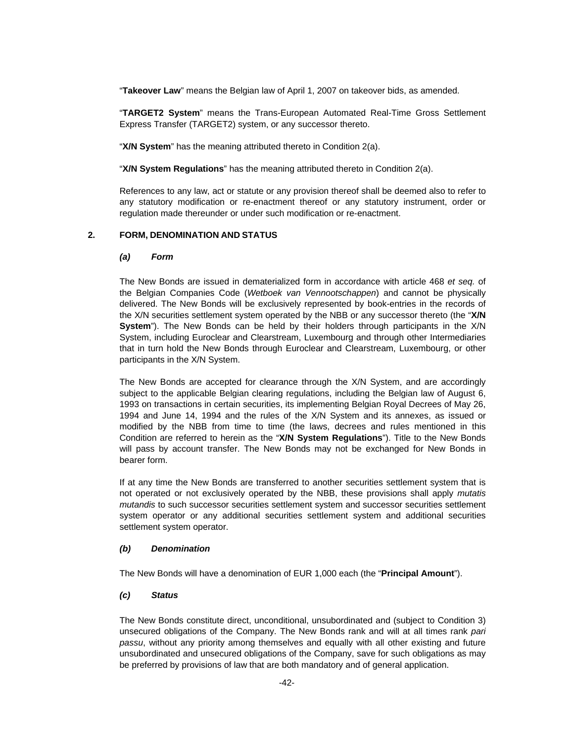"**Takeover Law**" means the Belgian law of April 1, 2007 on takeover bids, as amended.

"**TARGET2 System**" means the Trans-European Automated Real-Time Gross Settlement Express Transfer (TARGET2) system, or any successor thereto.

"**X/N System**" has the meaning attributed thereto in Condition 2(a).

"**X/N System Regulations**" has the meaning attributed thereto in Condition 2(a).

References to any law, act or statute or any provision thereof shall be deemed also to refer to any statutory modification or re-enactment thereof or any statutory instrument, order or regulation made thereunder or under such modification or re-enactment.

## 2. FORM, DENOMINATION AND STATUS

### *(a) Form*

The New Bonds are issued in dematerialized form in accordance with article 468 *et seq.* of the Belgian Companies Code (*Wetboek van Vennootschappen*) and cannot be physically delivered. The New Bonds will be exclusively represented by book-entries in the records of the X/N securities settlement system operated by the NBB or any successor thereto (the "**X/N System**"). The New Bonds can be held by their holders through participants in the X/N System, including Euroclear and Clearstream, Luxembourg and through other Intermediaries that in turn hold the New Bonds through Euroclear and Clearstream, Luxembourg, or other participants in the X/N System.

The New Bonds are accepted for clearance through the X/N System, and are accordingly subject to the applicable Belgian clearing regulations, including the Belgian law of August 6, 1993 on transactions in certain securities, its implementing Belgian Royal Decrees of May 26, 1994 and June 14, 1994 and the rules of the X/N System and its annexes, as issued or modified by the NBB from time to time (the laws, decrees and rules mentioned in this Condition are referred to herein as the "**X/N System Regulations**"). Title to the New Bonds will pass by account transfer. The New Bonds may not be exchanged for New Bonds in bearer form.

If at any time the New Bonds are transferred to another securities settlement system that is not operated or not exclusively operated by the NBB, these provisions shall apply *mutatis mutandis* to such successor securities settlement system and successor securities settlement system operator or any additional securities settlement system and additional securities settlement system operator.

### *(b) Denomination*

The New Bonds will have a denomination of EUR 1,000 each (the "**Principal Amount**").

### *(c) Status*

The New Bonds constitute direct, unconditional, unsubordinated and (subject to Condition 3) unsecured obligations of the Company. The New Bonds rank and will at all times rank *pari passu*, without any priority among themselves and equally with all other existing and future unsubordinated and unsecured obligations of the Company, save for such obligations as may be preferred by provisions of law that are both mandatory and of general application.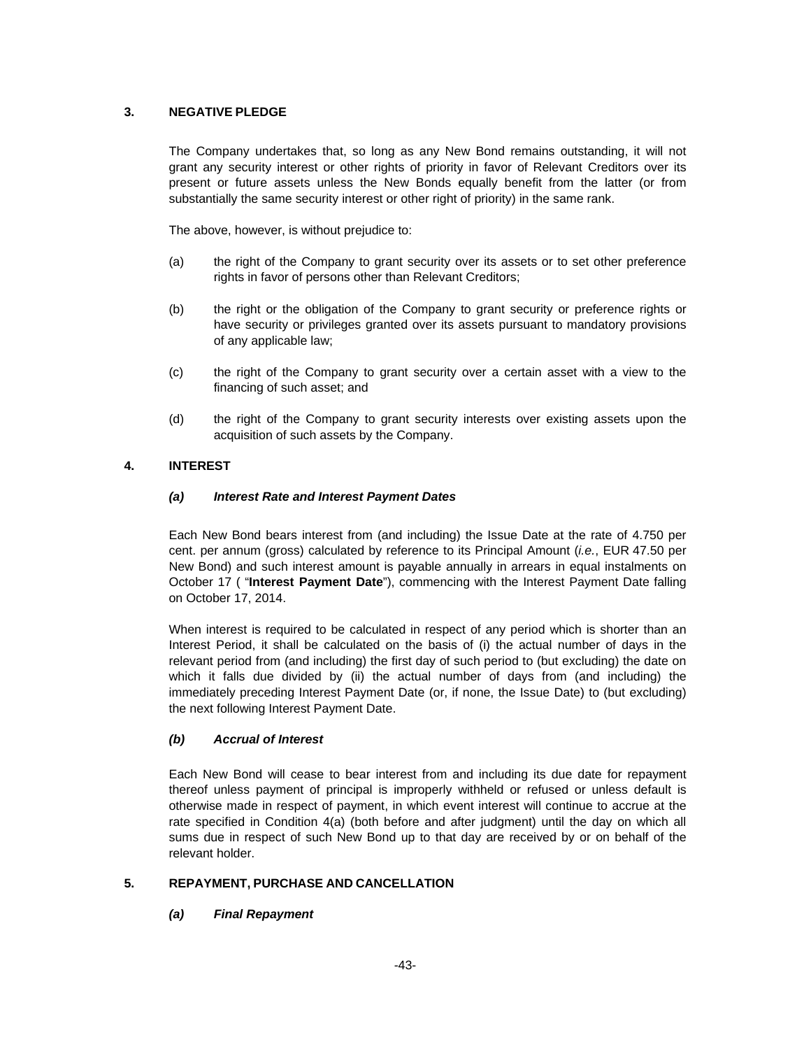## 3. NEGATIVE PLEDGE

The Company undertakes that, so long as any New Bond remains outstanding, it will not grant any security interest or other rights of priority in favor of Relevant Creditors over its present or future assets unless the New Bonds equally benefit from the latter (or from substantially the same security interest or other right of priority) in the same rank.

The above, however, is without prejudice to:

(a) the right of the Company to grant security over its assets or to set other preference rights in favor of persons other than Relevant Creditors;

(b) the right or the obligation of the Company to grant security or preference rights or have security or privileges granted over its assets pursuant to mandatory provisions of any applicable law;

(c) the right of the Company to grant security over a certain asset with a view to the financing of such asset; and

(d) the right of the Company to grant security interests over existing assets upon the acquisition of such assets by the Company.

## 4. INTEREST

### *(a) Interest Rate and Interest Payment Dates*

Each New Bond bears interest from (and including) the Issue Date at the rate of 4.750 per cent. per annum (gross) calculated by reference to its Principal Amount (*i.e.*, EUR 47.50 per New Bond) and such interest amount is payable annually in arrears in equal instalments on October 17 ( "**Interest Payment Date**"), commencing with the Interest Payment Date falling on October 17, 2014.

When interest is required to be calculated in respect of any period which is shorter than an Interest Period, it shall be calculated on the basis of (i) the actual number of days in the relevant period from (and including) the first day of such period to (but excluding) the date on which it falls due divided by (ii) the actual number of days from (and including) the immediately preceding Interest Payment Date (or, if none, the Issue Date) to (but excluding) the next following Interest Payment Date.

### *(b) Accrual of Interest*

Each New Bond will cease to bear interest from and including its due date for repayment thereof unless payment of principal is improperly withheld or refused or unless default is otherwise made in respect of payment, in which event interest will continue to accrue at the rate specified in Condition 4(a) (both before and after judgment) until the day on which all sums due in respect of such New Bond up to that day are received by or on behalf of the relevant holder.

## 5. REPAYMENT, PURCHASE AND CANCELLATION

### *(a) Final Repayment*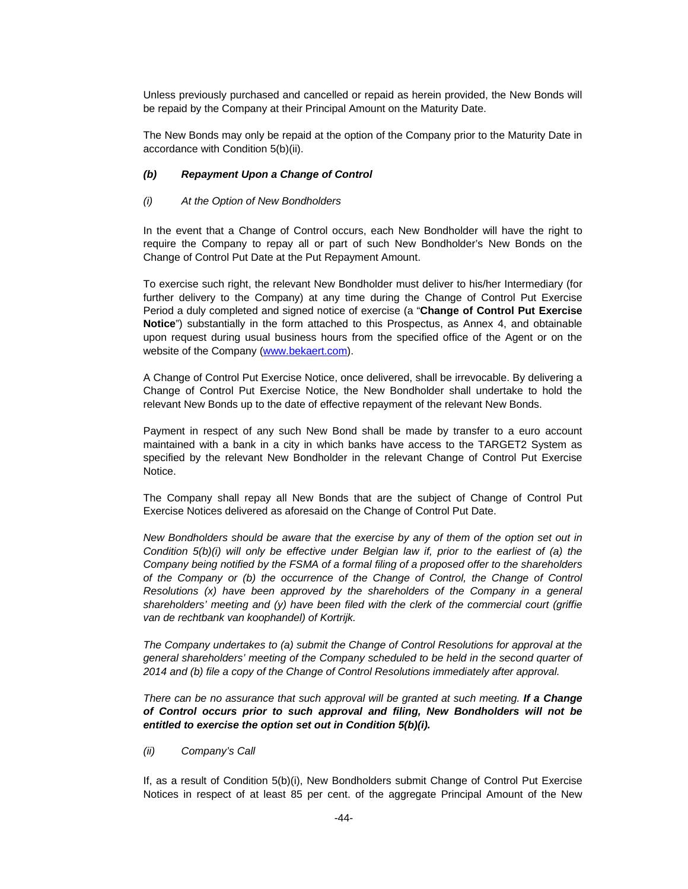Unless previously purchased and cancelled or repaid as herein provided, the New Bonds will be repaid by the Company at their Principal Amount on the Maturity Date.

The New Bonds may only be repaid at the option of the Company prior to the Maturity Date in accordance with Condition 5(b)(ii).

***(b) Repayment Upon a Change of Control***

*(i) At the Option of New Bondholders*

In the event that a Change of Control occurs, each New Bondholder will have the right to require the Company to repay all or part of such New Bondholder's New Bonds on the Change of Control Put Date at the Put Repayment Amount.

To exercise such right, the relevant New Bondholder must deliver to his/her Intermediary (for further delivery to the Company) at any time during the Change of Control Put Exercise Period a duly completed and signed notice of exercise (a "**Change of Control Put Exercise Notice**") substantially in the form attached to this Prospectus, as Annex 4, and obtainable upon request during usual business hours from the specified office of the Agent or on the website of the Company (www.bekaert.com).

A Change of Control Put Exercise Notice, once delivered, shall be irrevocable. By delivering a Change of Control Put Exercise Notice, the New Bondholder shall undertake to hold the relevant New Bonds up to the date of effective repayment of the relevant New Bonds.

Payment in respect of any such New Bond shall be made by transfer to a euro account maintained with a bank in a city in which banks have access to the TARGET2 System as specified by the relevant New Bondholder in the relevant Change of Control Put Exercise Notice.

The Company shall repay all New Bonds that are the subject of Change of Control Put Exercise Notices delivered as aforesaid on the Change of Control Put Date.

*New Bondholders should be aware that the exercise by any of them of the option set out in Condition 5(b)(i) will only be effective under Belgian law if, prior to the earliest of (a) the Company being notified by the FSMA of a formal filing of a proposed offer to the shareholders of the Company or (b) the occurrence of the Change of Control, the Change of Control Resolutions (x) have been approved by the shareholders of the Company in a general shareholders' meeting and (y) have been filed with the clerk of the commercial court (griffie van de rechtbank van koophandel) of Kortrijk.*

*The Company undertakes to (a) submit the Change of Control Resolutions for approval at the general shareholders' meeting of the Company scheduled to be held in the second quarter of 2014 and (b) file a copy of the Change of Control Resolutions immediately after approval.*

*There can be no assurance that such approval will be granted at such meeting.* ***If a Change of Control occurs prior to such approval and filing, New Bondholders will not be entitled to exercise the option set out in Condition 5(b)(i).***

*(ii) Company's Call*

If, as a result of Condition 5(b)(i), New Bondholders submit Change of Control Put Exercise Notices in respect of at least 85 per cent. of the aggregate Principal Amount of the New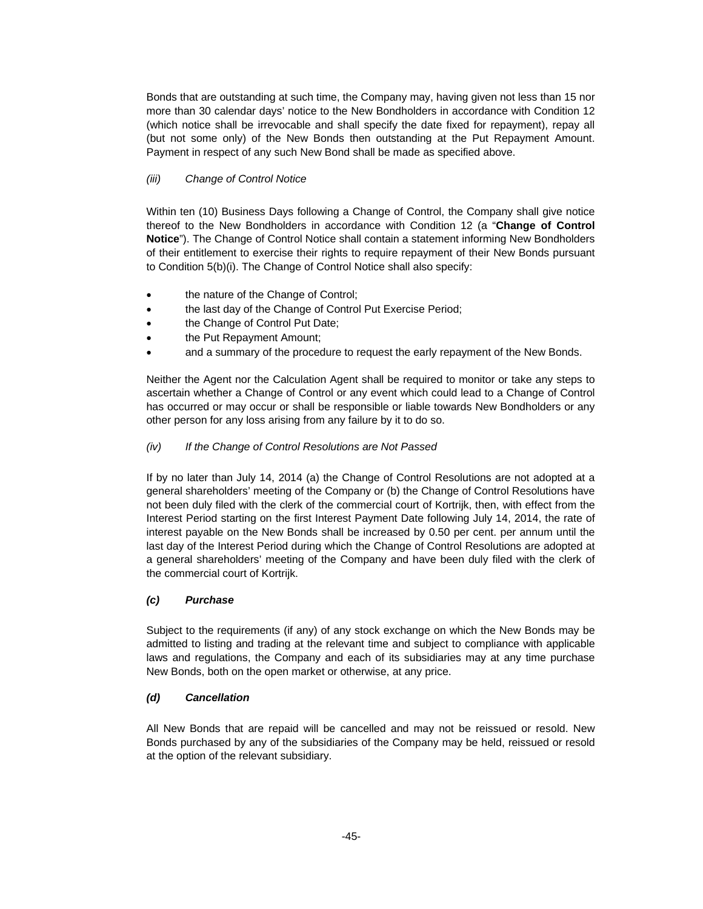Bonds that are outstanding at such time, the Company may, having given not less than 15 nor more than 30 calendar days' notice to the New Bondholders in accordance with Condition 12 (which notice shall be irrevocable and shall specify the date fixed for repayment), repay all (but not some only) of the New Bonds then outstanding at the Put Repayment Amount. Payment in respect of any such New Bond shall be made as specified above.

*(iii) Change of Control Notice*

Within ten (10) Business Days following a Change of Control, the Company shall give notice thereof to the New Bondholders in accordance with Condition 12 (a "**Change of Control Notice**"). The Change of Control Notice shall contain a statement informing New Bondholders of their entitlement to exercise their rights to require repayment of their New Bonds pursuant to Condition 5(b)(i). The Change of Control Notice shall also specify:

- the nature of the Change of Control;
- the last day of the Change of Control Put Exercise Period;
- the Change of Control Put Date;
- the Put Repayment Amount;
- and a summary of the procedure to request the early repayment of the New Bonds.

Neither the Agent nor the Calculation Agent shall be required to monitor or take any steps to ascertain whether a Change of Control or any event which could lead to a Change of Control has occurred or may occur or shall be responsible or liable towards New Bondholders or any other person for any loss arising from any failure by it to do so.

*(iv) If the Change of Control Resolutions are Not Passed*

If by no later than July 14, 2014 (a) the Change of Control Resolutions are not adopted at a general shareholders' meeting of the Company or (b) the Change of Control Resolutions have not been duly filed with the clerk of the commercial court of Kortrijk, then, with effect from the Interest Period starting on the first Interest Payment Date following July 14, 2014, the rate of interest payable on the New Bonds shall be increased by 0.50 per cent. per annum until the last day of the Interest Period during which the Change of Control Resolutions are adopted at a general shareholders' meeting of the Company and have been duly filed with the clerk of the commercial court of Kortrijk.

***(c) Purchase***

Subject to the requirements (if any) of any stock exchange on which the New Bonds may be admitted to listing and trading at the relevant time and subject to compliance with applicable laws and regulations, the Company and each of its subsidiaries may at any time purchase New Bonds, both on the open market or otherwise, at any price.

***(d) Cancellation***

All New Bonds that are repaid will be cancelled and may not be reissued or resold. New Bonds purchased by any of the subsidiaries of the Company may be held, reissued or resold at the option of the relevant subsidiary.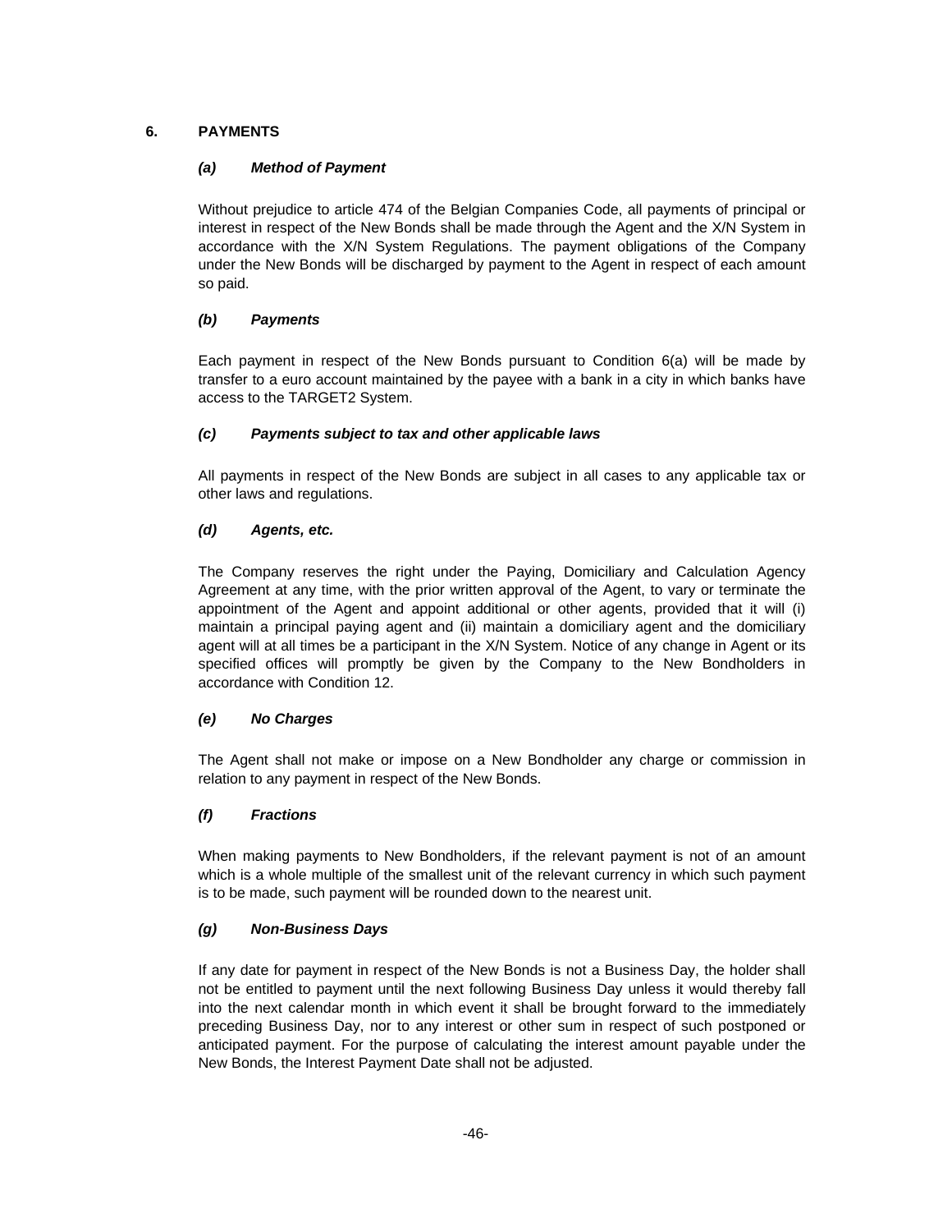## 6. PAYMENTS

### *(a) Method of Payment*

Without prejudice to article 474 of the Belgian Companies Code, all payments of principal or interest in respect of the New Bonds shall be made through the Agent and the X/N System in accordance with the X/N System Regulations. The payment obligations of the Company under the New Bonds will be discharged by payment to the Agent in respect of each amount so paid.

### *(b) Payments*

Each payment in respect of the New Bonds pursuant to Condition 6(a) will be made by transfer to a euro account maintained by the payee with a bank in a city in which banks have access to the TARGET2 System.

### *(c) Payments subject to tax and other applicable laws*

All payments in respect of the New Bonds are subject in all cases to any applicable tax or other laws and regulations.

### *(d) Agents, etc.*

The Company reserves the right under the Paying, Domiciliary and Calculation Agency Agreement at any time, with the prior written approval of the Agent, to vary or terminate the appointment of the Agent and appoint additional or other agents, provided that it will (i) maintain a principal paying agent and (ii) maintain a domiciliary agent and the domiciliary agent will at all times be a participant in the X/N System. Notice of any change in Agent or its specified offices will promptly be given by the Company to the New Bondholders in accordance with Condition 12.

### *(e) No Charges*

The Agent shall not make or impose on a New Bondholder any charge or commission in relation to any payment in respect of the New Bonds.

### *(f) Fractions*

When making payments to New Bondholders, if the relevant payment is not of an amount which is a whole multiple of the smallest unit of the relevant currency in which such payment is to be made, such payment will be rounded down to the nearest unit.

### *(g) Non-Business Days*

If any date for payment in respect of the New Bonds is not a Business Day, the holder shall not be entitled to payment until the next following Business Day unless it would thereby fall into the next calendar month in which event it shall be brought forward to the immediately preceding Business Day, nor to any interest or other sum in respect of such postponed or anticipated payment. For the purpose of calculating the interest amount payable under the New Bonds, the Interest Payment Date shall not be adjusted.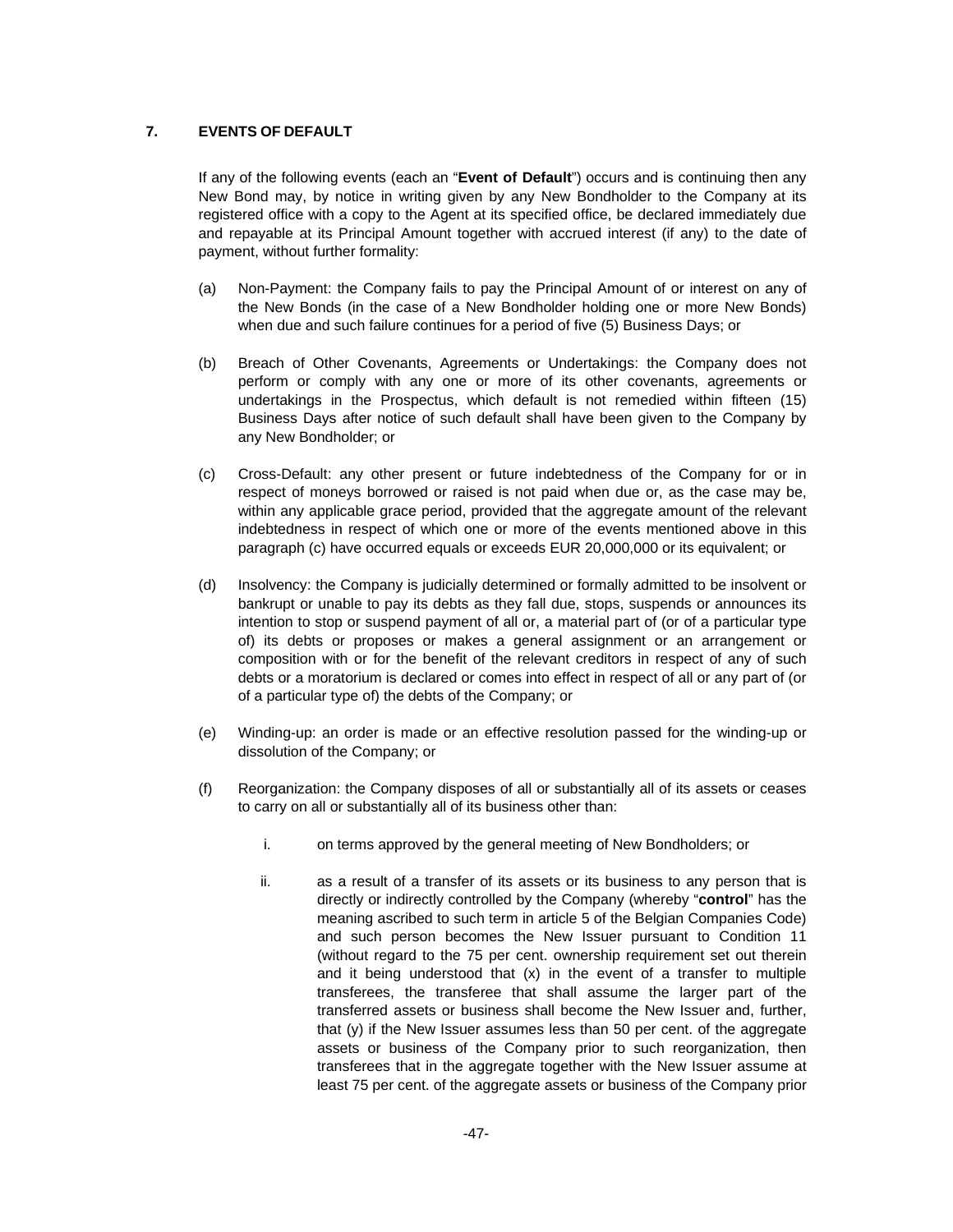## 7. EVENTS OF DEFAULT

If any of the following events (each an "**Event of Default**") occurs and is continuing then any New Bond may, by notice in writing given by any New Bondholder to the Company at its registered office with a copy to the Agent at its specified office, be declared immediately due and repayable at its Principal Amount together with accrued interest (if any) to the date of payment, without further formality:

(a) Non-Payment: the Company fails to pay the Principal Amount of or interest on any of the New Bonds (in the case of a New Bondholder holding one or more New Bonds) when due and such failure continues for a period of five (5) Business Days; or

(b) Breach of Other Covenants, Agreements or Undertakings: the Company does not perform or comply with any one or more of its other covenants, agreements or undertakings in the Prospectus, which default is not remedied within fifteen (15) Business Days after notice of such default shall have been given to the Company by any New Bondholder; or

(c) Cross-Default: any other present or future indebtedness of the Company for or in respect of moneys borrowed or raised is not paid when due or, as the case may be, within any applicable grace period, provided that the aggregate amount of the relevant indebtedness in respect of which one or more of the events mentioned above in this paragraph (c) have occurred equals or exceeds EUR 20,000,000 or its equivalent; or

(d) Insolvency: the Company is judicially determined or formally admitted to be insolvent or bankrupt or unable to pay its debts as they fall due, stops, suspends or announces its intention to stop or suspend payment of all or, a material part of (or of a particular type of) its debts or proposes or makes a general assignment or an arrangement or composition with or for the benefit of the relevant creditors in respect of any of such debts or a moratorium is declared or comes into effect in respect of all or any part of (or of a particular type of) the debts of the Company; or

(e) Winding-up: an order is made or an effective resolution passed for the winding-up or dissolution of the Company; or

(f) Reorganization: the Company disposes of all or substantially all of its assets or ceases to carry on all or substantially all of its business other than:

   i. on terms approved by the general meeting of New Bondholders; or

   ii. as a result of a transfer of its assets or its business to any person that is directly or indirectly controlled by the Company (whereby "**control**" has the meaning ascribed to such term in article 5 of the Belgian Companies Code) and such person becomes the New Issuer pursuant to Condition 11 (without regard to the 75 per cent. ownership requirement set out therein and it being understood that (x) in the event of a transfer to multiple transferees, the transferee that shall assume the larger part of the transferred assets or business shall become the New Issuer and, further, that (y) if the New Issuer assumes less than 50 per cent. of the aggregate assets or business of the Company prior to such reorganization, then transferees that in the aggregate together with the New Issuer assume at least 75 per cent. of the aggregate assets or business of the Company prior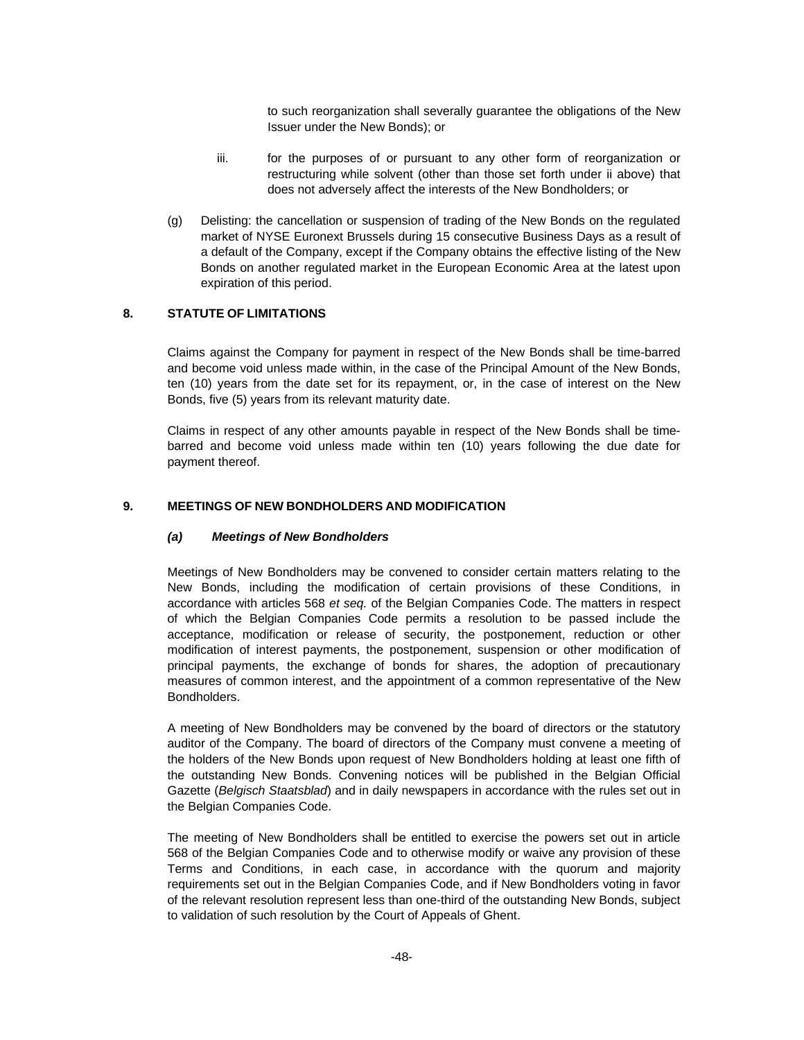to such reorganization shall severally guarantee the obligations of the New Issuer under the New Bonds); or

iii. for the purposes of or pursuant to any other form of reorganization or restructuring while solvent (other than those set forth under ii above) that does not adversely affect the interests of the New Bondholders; or

(g) Delisting: the cancellation or suspension of trading of the New Bonds on the regulated market of NYSE Euronext Brussels during 15 consecutive Business Days as a result of a default of the Company, except if the Company obtains the effective listing of the New Bonds on another regulated market in the European Economic Area at the latest upon expiration of this period.

## 8. STATUTE OF LIMITATIONS

Claims against the Company for payment in respect of the New Bonds shall be time-barred and become void unless made within, in the case of the Principal Amount of the New Bonds, ten (10) years from the date set for its repayment, or, in the case of interest on the New Bonds, five (5) years from its relevant maturity date.

Claims in respect of any other amounts payable in respect of the New Bonds shall be time-barred and become void unless made within ten (10) years following the due date for payment thereof.

## 9. MEETINGS OF NEW BONDHOLDERS AND MODIFICATION

### *(a) Meetings of New Bondholders*

Meetings of New Bondholders may be convened to consider certain matters relating to the New Bonds, including the modification of certain provisions of these Conditions, in accordance with articles 568 *et seq.* of the Belgian Companies Code. The matters in respect of which the Belgian Companies Code permits a resolution to be passed include the acceptance, modification or release of security, the postponement, reduction or other modification of interest payments, the postponement, suspension or other modification of principal payments, the exchange of bonds for shares, the adoption of precautionary measures of common interest, and the appointment of a common representative of the New Bondholders.

A meeting of New Bondholders may be convened by the board of directors or the statutory auditor of the Company. The board of directors of the Company must convene a meeting of the holders of the New Bonds upon request of New Bondholders holding at least one fifth of the outstanding New Bonds. Convening notices will be published in the Belgian Official Gazette (*Belgisch Staatsblad*) and in daily newspapers in accordance with the rules set out in the Belgian Companies Code.

The meeting of New Bondholders shall be entitled to exercise the powers set out in article 568 of the Belgian Companies Code and to otherwise modify or waive any provision of these Terms and Conditions, in each case, in accordance with the quorum and majority requirements set out in the Belgian Companies Code, and if New Bondholders voting in favor of the relevant resolution represent less than one-third of the outstanding New Bonds, subject to validation of such resolution by the Court of Appeals of Ghent.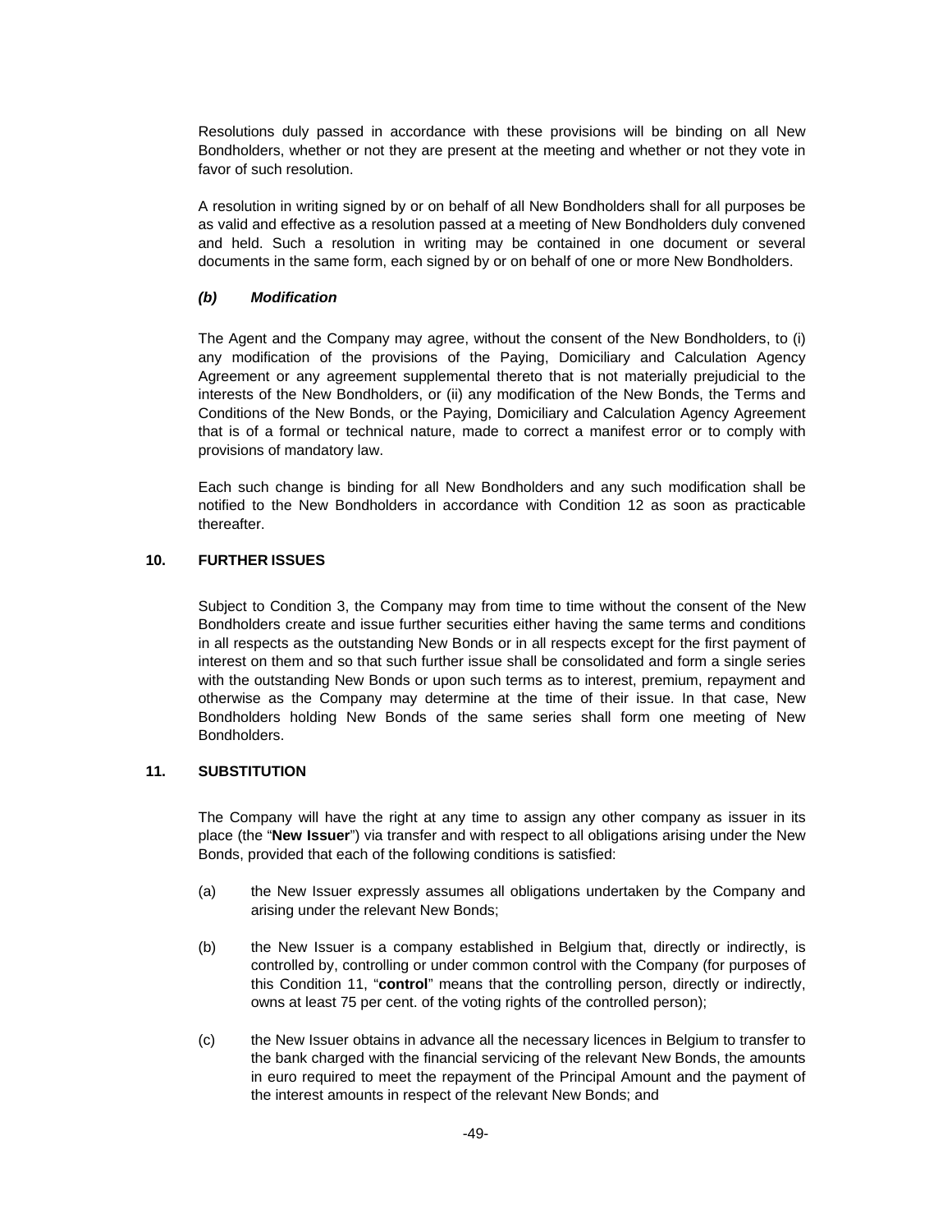Resolutions duly passed in accordance with these provisions will be binding on all New Bondholders, whether or not they are present at the meeting and whether or not they vote in favor of such resolution.

A resolution in writing signed by or on behalf of all New Bondholders shall for all purposes be as valid and effective as a resolution passed at a meeting of New Bondholders duly convened and held. Such a resolution in writing may be contained in one document or several documents in the same form, each signed by or on behalf of one or more New Bondholders.

***(b) Modification***

The Agent and the Company may agree, without the consent of the New Bondholders, to (i) any modification of the provisions of the Paying, Domiciliary and Calculation Agency Agreement or any agreement supplemental thereto that is not materially prejudicial to the interests of the New Bondholders, or (ii) any modification of the New Bonds, the Terms and Conditions of the New Bonds, or the Paying, Domiciliary and Calculation Agency Agreement that is of a formal or technical nature, made to correct a manifest error or to comply with provisions of mandatory law.

Each such change is binding for all New Bondholders and any such modification shall be notified to the New Bondholders in accordance with Condition 12 as soon as practicable thereafter.

## 10. FURTHER ISSUES

Subject to Condition 3, the Company may from time to time without the consent of the New Bondholders create and issue further securities either having the same terms and conditions in all respects as the outstanding New Bonds or in all respects except for the first payment of interest on them and so that such further issue shall be consolidated and form a single series with the outstanding New Bonds or upon such terms as to interest, premium, repayment and otherwise as the Company may determine at the time of their issue. In that case, New Bondholders holding New Bonds of the same series shall form one meeting of New Bondholders.

## 11. SUBSTITUTION

The Company will have the right at any time to assign any other company as issuer in its place (the "**New Issuer**") via transfer and with respect to all obligations arising under the New Bonds, provided that each of the following conditions is satisfied:

(a) the New Issuer expressly assumes all obligations undertaken by the Company and arising under the relevant New Bonds;

(b) the New Issuer is a company established in Belgium that, directly or indirectly, is controlled by, controlling or under common control with the Company (for purposes of this Condition 11, "**control**" means that the controlling person, directly or indirectly, owns at least 75 per cent. of the voting rights of the controlled person);

(c) the New Issuer obtains in advance all the necessary licences in Belgium to transfer to the bank charged with the financial servicing of the relevant New Bonds, the amounts in euro required to meet the repayment of the Principal Amount and the payment of the interest amounts in respect of the relevant New Bonds; and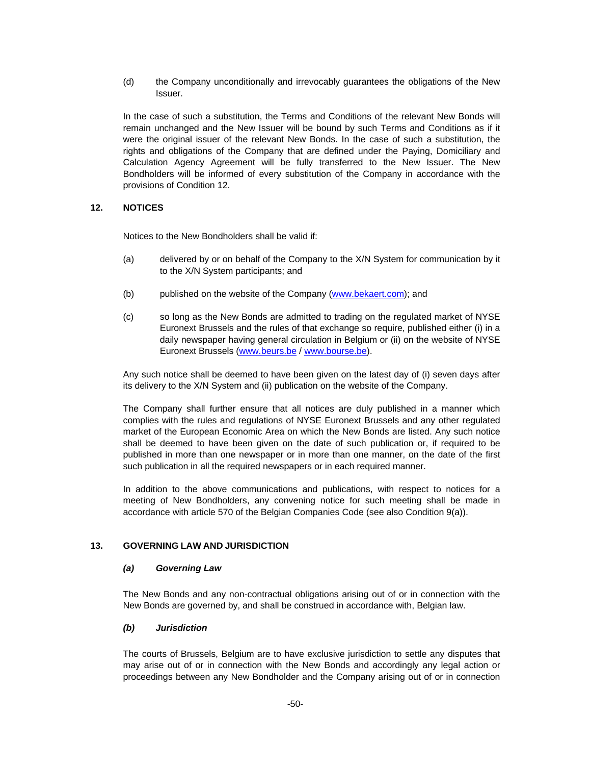(d) the Company unconditionally and irrevocably guarantees the obligations of the New Issuer.

In the case of such a substitution, the Terms and Conditions of the relevant New Bonds will remain unchanged and the New Issuer will be bound by such Terms and Conditions as if it were the original issuer of the relevant New Bonds. In the case of such a substitution, the rights and obligations of the Company that are defined under the Paying, Domiciliary and Calculation Agency Agreement will be fully transferred to the New Issuer. The New Bondholders will be informed of every substitution of the Company in accordance with the provisions of Condition 12.

## 12. NOTICES

Notices to the New Bondholders shall be valid if:

(a) delivered by or on behalf of the Company to the X/N System for communication by it to the X/N System participants; and

(b) published on the website of the Company (www.bekaert.com); and

(c) so long as the New Bonds are admitted to trading on the regulated market of NYSE Euronext Brussels and the rules of that exchange so require, published either (i) in a daily newspaper having general circulation in Belgium or (ii) on the website of NYSE Euronext Brussels (www.beurs.be / www.bourse.be).

Any such notice shall be deemed to have been given on the latest day of (i) seven days after its delivery to the X/N System and (ii) publication on the website of the Company.

The Company shall further ensure that all notices are duly published in a manner which complies with the rules and regulations of NYSE Euronext Brussels and any other regulated market of the European Economic Area on which the New Bonds are listed. Any such notice shall be deemed to have been given on the date of such publication or, if required to be published in more than one newspaper or in more than one manner, on the date of the first such publication in all the required newspapers or in each required manner.

In addition to the above communications and publications, with respect to notices for a meeting of New Bondholders, any convening notice for such meeting shall be made in accordance with article 570 of the Belgian Companies Code (see also Condition 9(a)).

## 13. GOVERNING LAW AND JURISDICTION

### *(a) Governing Law*

The New Bonds and any non-contractual obligations arising out of or in connection with the New Bonds are governed by, and shall be construed in accordance with, Belgian law.

### *(b) Jurisdiction*

The courts of Brussels, Belgium are to have exclusive jurisdiction to settle any disputes that may arise out of or in connection with the New Bonds and accordingly any legal action or proceedings between any New Bondholder and the Company arising out of or in connection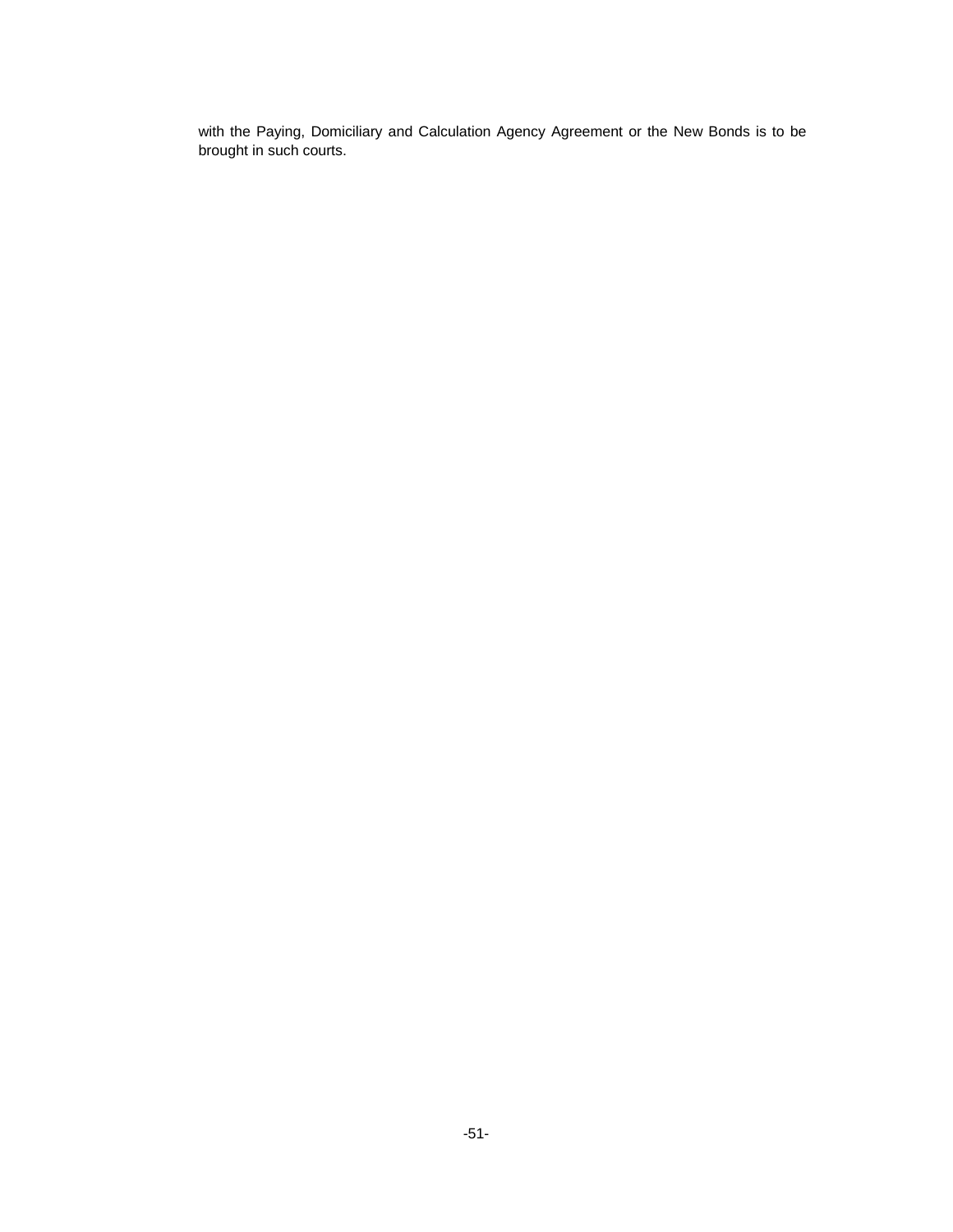with the Paying, Domiciliary and Calculation Agency Agreement or the New Bonds is to be brought in such courts.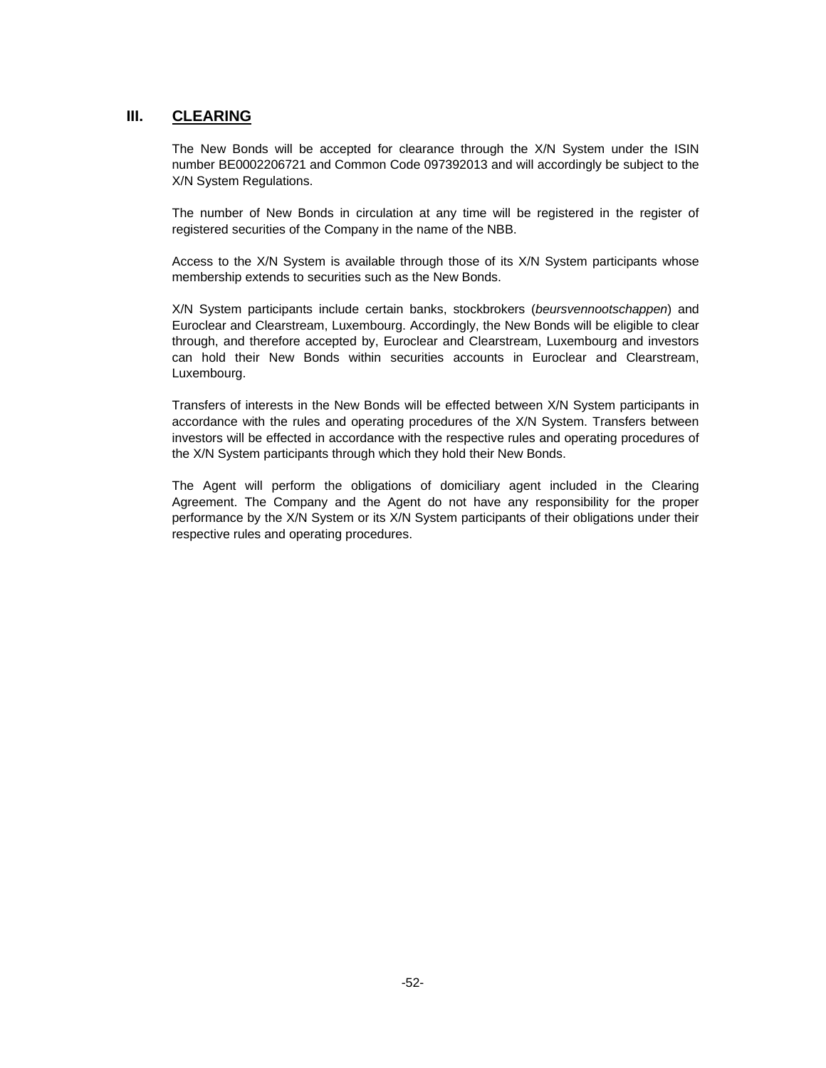## III. CLEARING

The New Bonds will be accepted for clearance through the X/N System under the ISIN number BE0002206721 and Common Code 097392013 and will accordingly be subject to the X/N System Regulations.

The number of New Bonds in circulation at any time will be registered in the register of registered securities of the Company in the name of the NBB.

Access to the X/N System is available through those of its X/N System participants whose membership extends to securities such as the New Bonds.

X/N System participants include certain banks, stockbrokers (*beursvennootschappen*) and Euroclear and Clearstream, Luxembourg. Accordingly, the New Bonds will be eligible to clear through, and therefore accepted by, Euroclear and Clearstream, Luxembourg and investors can hold their New Bonds within securities accounts in Euroclear and Clearstream, Luxembourg.

Transfers of interests in the New Bonds will be effected between X/N System participants in accordance with the rules and operating procedures of the X/N System. Transfers between investors will be effected in accordance with the respective rules and operating procedures of the X/N System participants through which they hold their New Bonds.

The Agent will perform the obligations of domiciliary agent included in the Clearing Agreement. The Company and the Agent do not have any responsibility for the proper performance by the X/N System or its X/N System participants of their obligations under their respective rules and operating procedures.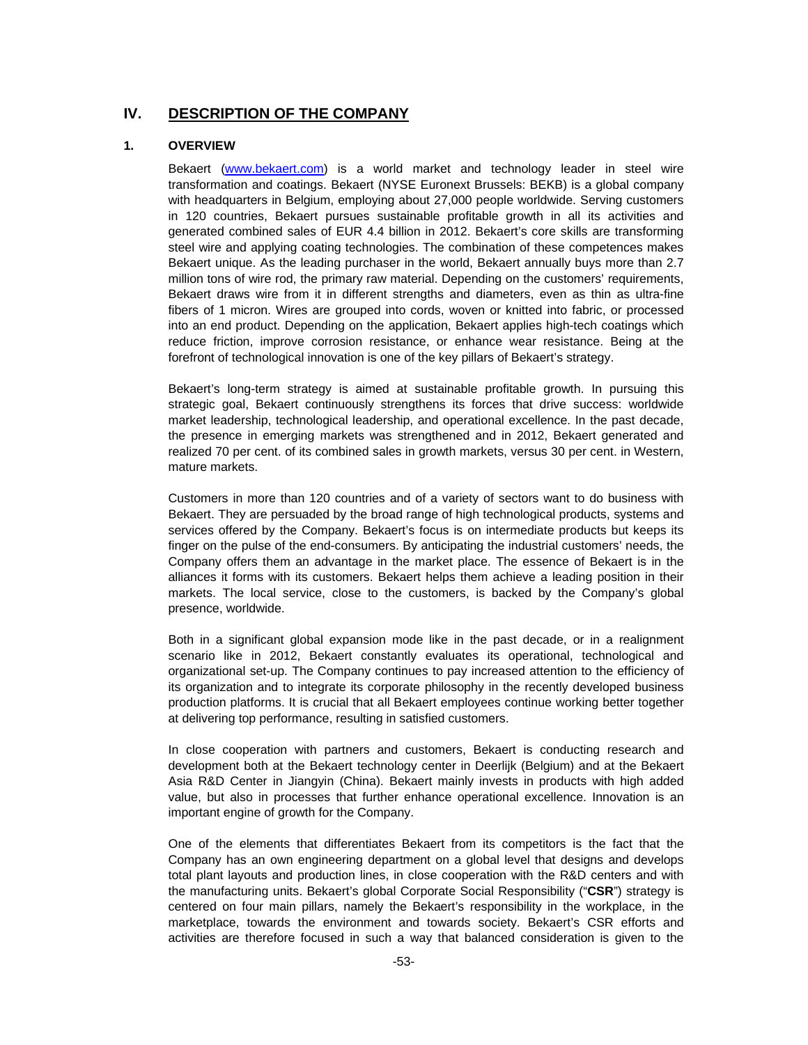# IV. DESCRIPTION OF THE COMPANY

## 1. OVERVIEW

Bekaert (www.bekaert.com) is a world market and technology leader in steel wire transformation and coatings. Bekaert (NYSE Euronext Brussels: BEKB) is a global company with headquarters in Belgium, employing about 27,000 people worldwide. Serving customers in 120 countries, Bekaert pursues sustainable profitable growth in all its activities and generated combined sales of EUR 4.4 billion in 2012. Bekaert's core skills are transforming steel wire and applying coating technologies. The combination of these competences makes Bekaert unique. As the leading purchaser in the world, Bekaert annually buys more than 2.7 million tons of wire rod, the primary raw material. Depending on the customers' requirements, Bekaert draws wire from it in different strengths and diameters, even as thin as ultra-fine fibers of 1 micron. Wires are grouped into cords, woven or knitted into fabric, or processed into an end product. Depending on the application, Bekaert applies high-tech coatings which reduce friction, improve corrosion resistance, or enhance wear resistance. Being at the forefront of technological innovation is one of the key pillars of Bekaert's strategy.

Bekaert's long-term strategy is aimed at sustainable profitable growth. In pursuing this strategic goal, Bekaert continuously strengthens its forces that drive success: worldwide market leadership, technological leadership, and operational excellence. In the past decade, the presence in emerging markets was strengthened and in 2012, Bekaert generated and realized 70 per cent. of its combined sales in growth markets, versus 30 per cent. in Western, mature markets.

Customers in more than 120 countries and of a variety of sectors want to do business with Bekaert. They are persuaded by the broad range of high technological products, systems and services offered by the Company. Bekaert's focus is on intermediate products but keeps its finger on the pulse of the end-consumers. By anticipating the industrial customers' needs, the Company offers them an advantage in the market place. The essence of Bekaert is in the alliances it forms with its customers. Bekaert helps them achieve a leading position in their markets. The local service, close to the customers, is backed by the Company's global presence, worldwide.

Both in a significant global expansion mode like in the past decade, or in a realignment scenario like in 2012, Bekaert constantly evaluates its operational, technological and organizational set-up. The Company continues to pay increased attention to the efficiency of its organization and to integrate its corporate philosophy in the recently developed business production platforms. It is crucial that all Bekaert employees continue working better together at delivering top performance, resulting in satisfied customers.

In close cooperation with partners and customers, Bekaert is conducting research and development both at the Bekaert technology center in Deerlijk (Belgium) and at the Bekaert Asia R&D Center in Jiangyin (China). Bekaert mainly invests in products with high added value, but also in processes that further enhance operational excellence. Innovation is an important engine of growth for the Company.

One of the elements that differentiates Bekaert from its competitors is the fact that the Company has an own engineering department on a global level that designs and develops total plant layouts and production lines, in close cooperation with the R&D centers and with the manufacturing units. Bekaert's global Corporate Social Responsibility ("**CSR**") strategy is centered on four main pillars, namely the Bekaert's responsibility in the workplace, in the marketplace, towards the environment and towards society. Bekaert's CSR efforts and activities are therefore focused in such a way that balanced consideration is given to the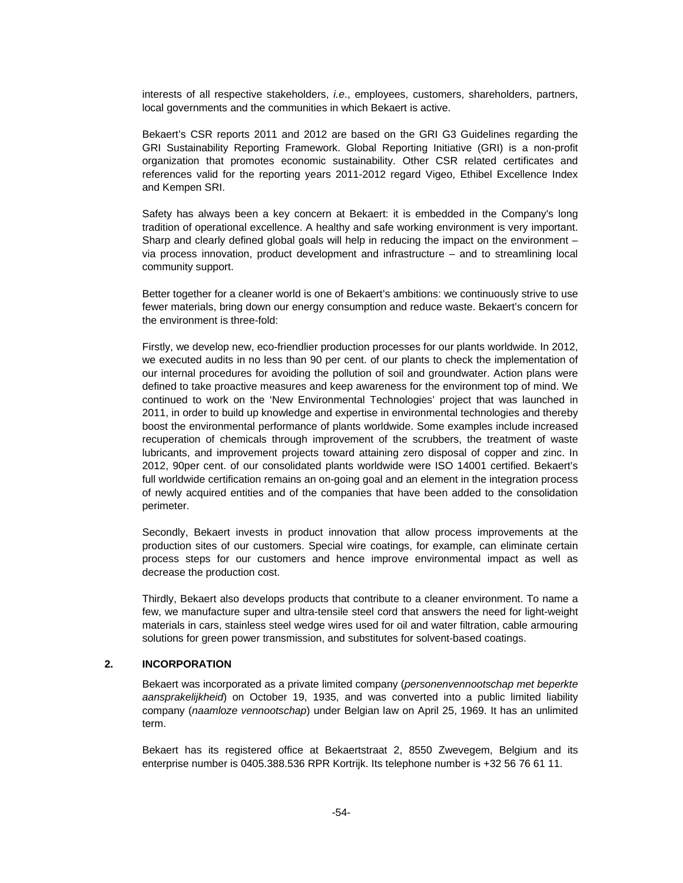interests of all respective stakeholders, *i.e.*, employees, customers, shareholders, partners, local governments and the communities in which Bekaert is active.

Bekaert's CSR reports 2011 and 2012 are based on the GRI G3 Guidelines regarding the GRI Sustainability Reporting Framework. Global Reporting Initiative (GRI) is a non-profit organization that promotes economic sustainability. Other CSR related certificates and references valid for the reporting years 2011-2012 regard Vigeo, Ethibel Excellence Index and Kempen SRI.

Safety has always been a key concern at Bekaert: it is embedded in the Company's long tradition of operational excellence. A healthy and safe working environment is very important. Sharp and clearly defined global goals will help in reducing the impact on the environment – via process innovation, product development and infrastructure – and to streamlining local community support.

Better together for a cleaner world is one of Bekaert's ambitions: we continuously strive to use fewer materials, bring down our energy consumption and reduce waste. Bekaert's concern for the environment is three-fold:

Firstly, we develop new, eco-friendlier production processes for our plants worldwide. In 2012, we executed audits in no less than 90 per cent. of our plants to check the implementation of our internal procedures for avoiding the pollution of soil and groundwater. Action plans were defined to take proactive measures and keep awareness for the environment top of mind. We continued to work on the 'New Environmental Technologies' project that was launched in 2011, in order to build up knowledge and expertise in environmental technologies and thereby boost the environmental performance of plants worldwide. Some examples include increased recuperation of chemicals through improvement of the scrubbers, the treatment of waste lubricants, and improvement projects toward attaining zero disposal of copper and zinc. In 2012, 90per cent. of our consolidated plants worldwide were ISO 14001 certified. Bekaert's full worldwide certification remains an on-going goal and an element in the integration process of newly acquired entities and of the companies that have been added to the consolidation perimeter.

Secondly, Bekaert invests in product innovation that allow process improvements at the production sites of our customers. Special wire coatings, for example, can eliminate certain process steps for our customers and hence improve environmental impact as well as decrease the production cost.

Thirdly, Bekaert also develops products that contribute to a cleaner environment. To name a few, we manufacture super and ultra-tensile steel cord that answers the need for light-weight materials in cars, stainless steel wedge wires used for oil and water filtration, cable armouring solutions for green power transmission, and substitutes for solvent-based coatings.

## 2. INCORPORATION

Bekaert was incorporated as a private limited company (*personenvennootschap met beperkte aansprakelijkheid*) on October 19, 1935, and was converted into a public limited liability company (*naamloze vennootschap*) under Belgian law on April 25, 1969. It has an unlimited term.

Bekaert has its registered office at Bekaertstraat 2, 8550 Zwevegem, Belgium and its enterprise number is 0405.388.536 RPR Kortrijk. Its telephone number is +32 56 76 61 11.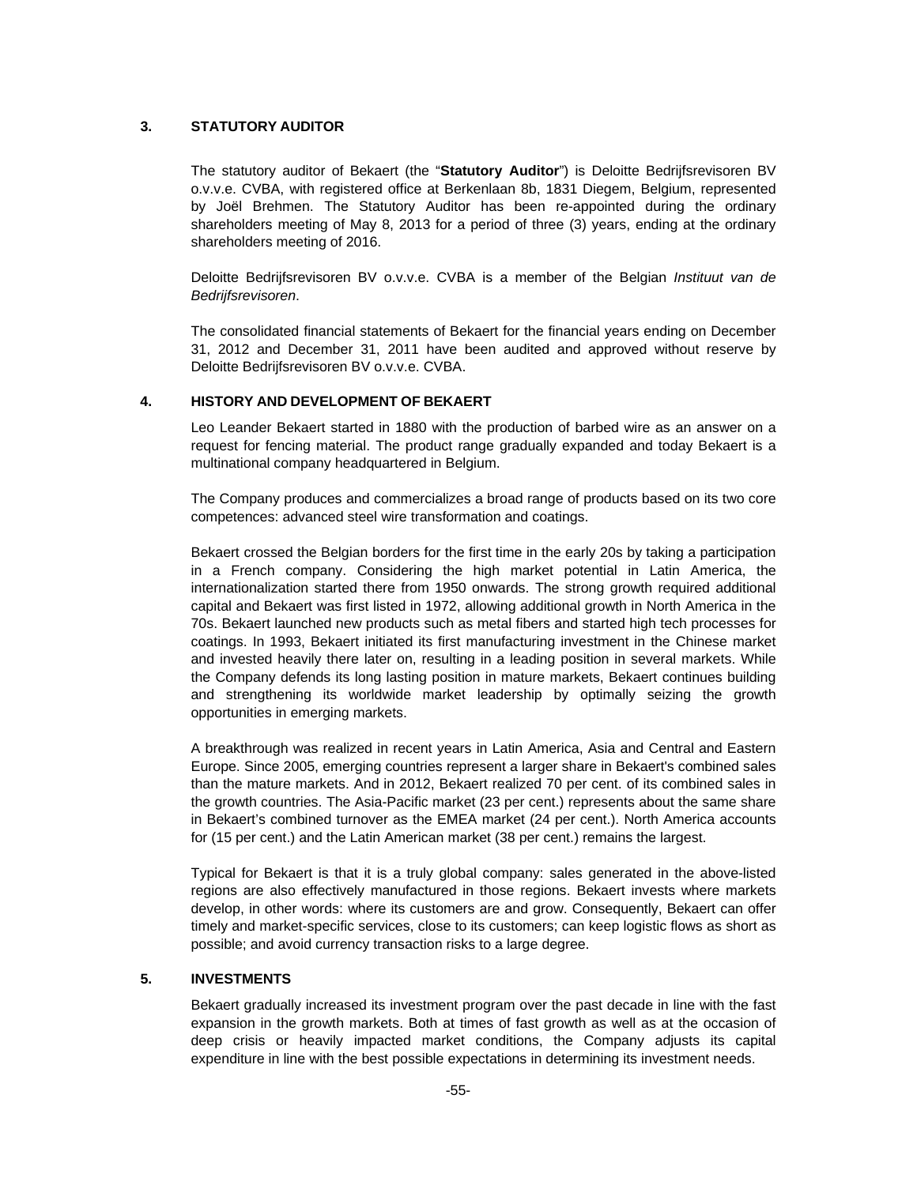## 3. STATUTORY AUDITOR

The statutory auditor of Bekaert (the "**Statutory Auditor**") is Deloitte Bedrijfsrevisoren BV o.v.v.e. CVBA, with registered office at Berkenlaan 8b, 1831 Diegem, Belgium, represented by Joël Brehmen. The Statutory Auditor has been re-appointed during the ordinary shareholders meeting of May 8, 2013 for a period of three (3) years, ending at the ordinary shareholders meeting of 2016.

Deloitte Bedrijfsrevisoren BV o.v.v.e. CVBA is a member of the Belgian *Instituut van de Bedrijfsrevisoren*.

The consolidated financial statements of Bekaert for the financial years ending on December 31, 2012 and December 31, 2011 have been audited and approved without reserve by Deloitte Bedrijfsrevisoren BV o.v.v.e. CVBA.

## 4. HISTORY AND DEVELOPMENT OF BEKAERT

Leo Leander Bekaert started in 1880 with the production of barbed wire as an answer on a request for fencing material. The product range gradually expanded and today Bekaert is a multinational company headquartered in Belgium.

The Company produces and commercializes a broad range of products based on its two core competences: advanced steel wire transformation and coatings.

Bekaert crossed the Belgian borders for the first time in the early 20s by taking a participation in a French company. Considering the high market potential in Latin America, the internationalization started there from 1950 onwards. The strong growth required additional capital and Bekaert was first listed in 1972, allowing additional growth in North America in the 70s. Bekaert launched new products such as metal fibers and started high tech processes for coatings. In 1993, Bekaert initiated its first manufacturing investment in the Chinese market and invested heavily there later on, resulting in a leading position in several markets. While the Company defends its long lasting position in mature markets, Bekaert continues building and strengthening its worldwide market leadership by optimally seizing the growth opportunities in emerging markets.

A breakthrough was realized in recent years in Latin America, Asia and Central and Eastern Europe. Since 2005, emerging countries represent a larger share in Bekaert's combined sales than the mature markets. And in 2012, Bekaert realized 70 per cent. of its combined sales in the growth countries. The Asia-Pacific market (23 per cent.) represents about the same share in Bekaert's combined turnover as the EMEA market (24 per cent.). North America accounts for (15 per cent.) and the Latin American market (38 per cent.) remains the largest.

Typical for Bekaert is that it is a truly global company: sales generated in the above-listed regions are also effectively manufactured in those regions. Bekaert invests where markets develop, in other words: where its customers are and grow. Consequently, Bekaert can offer timely and market-specific services, close to its customers; can keep logistic flows as short as possible; and avoid currency transaction risks to a large degree.

## 5. INVESTMENTS

Bekaert gradually increased its investment program over the past decade in line with the fast expansion in the growth markets. Both at times of fast growth as well as at the occasion of deep crisis or heavily impacted market conditions, the Company adjusts its capital expenditure in line with the best possible expectations in determining its investment needs.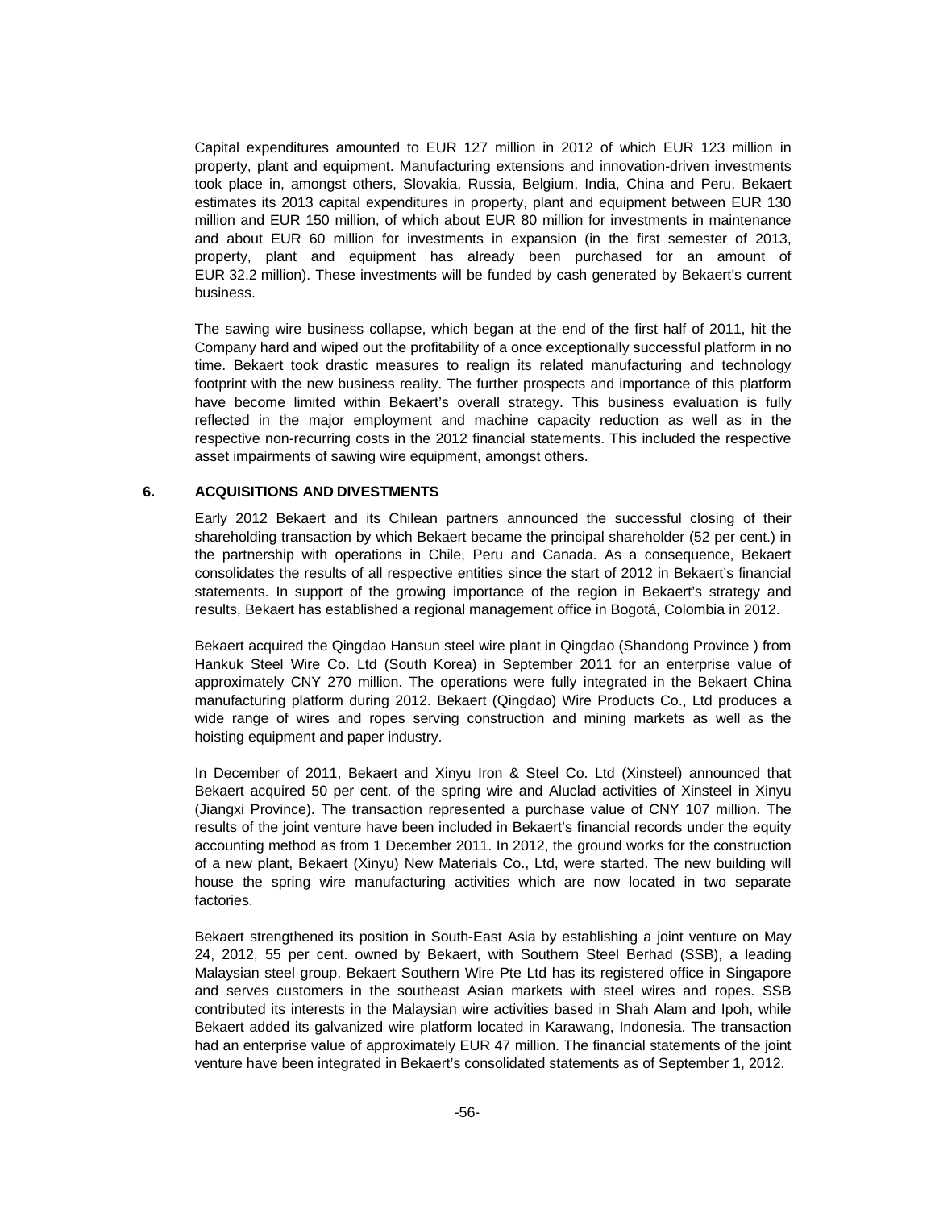Capital expenditures amounted to EUR 127 million in 2012 of which EUR 123 million in property, plant and equipment. Manufacturing extensions and innovation-driven investments took place in, amongst others, Slovakia, Russia, Belgium, India, China and Peru. Bekaert estimates its 2013 capital expenditures in property, plant and equipment between EUR 130 million and EUR 150 million, of which about EUR 80 million for investments in maintenance and about EUR 60 million for investments in expansion (in the first semester of 2013, property, plant and equipment has already been purchased for an amount of EUR 32.2 million). These investments will be funded by cash generated by Bekaert's current business.

The sawing wire business collapse, which began at the end of the first half of 2011, hit the Company hard and wiped out the profitability of a once exceptionally successful platform in no time. Bekaert took drastic measures to realign its related manufacturing and technology footprint with the new business reality. The further prospects and importance of this platform have become limited within Bekaert's overall strategy. This business evaluation is fully reflected in the major employment and machine capacity reduction as well as in the respective non-recurring costs in the 2012 financial statements. This included the respective asset impairments of sawing wire equipment, amongst others.

## 6. ACQUISITIONS AND DIVESTMENTS

Early 2012 Bekaert and its Chilean partners announced the successful closing of their shareholding transaction by which Bekaert became the principal shareholder (52 per cent.) in the partnership with operations in Chile, Peru and Canada. As a consequence, Bekaert consolidates the results of all respective entities since the start of 2012 in Bekaert's financial statements. In support of the growing importance of the region in Bekaert's strategy and results, Bekaert has established a regional management office in Bogotá, Colombia in 2012.

Bekaert acquired the Qingdao Hansun steel wire plant in Qingdao (Shandong Province ) from Hankuk Steel Wire Co. Ltd (South Korea) in September 2011 for an enterprise value of approximately CNY 270 million. The operations were fully integrated in the Bekaert China manufacturing platform during 2012. Bekaert (Qingdao) Wire Products Co., Ltd produces a wide range of wires and ropes serving construction and mining markets as well as the hoisting equipment and paper industry.

In December of 2011, Bekaert and Xinyu Iron & Steel Co. Ltd (Xinsteel) announced that Bekaert acquired 50 per cent. of the spring wire and Aluclad activities of Xinsteel in Xinyu (Jiangxi Province). The transaction represented a purchase value of CNY 107 million. The results of the joint venture have been included in Bekaert's financial records under the equity accounting method as from 1 December 2011. In 2012, the ground works for the construction of a new plant, Bekaert (Xinyu) New Materials Co., Ltd, were started. The new building will house the spring wire manufacturing activities which are now located in two separate factories.

Bekaert strengthened its position in South-East Asia by establishing a joint venture on May 24, 2012, 55 per cent. owned by Bekaert, with Southern Steel Berhad (SSB), a leading Malaysian steel group. Bekaert Southern Wire Pte Ltd has its registered office in Singapore and serves customers in the southeast Asian markets with steel wires and ropes. SSB contributed its interests in the Malaysian wire activities based in Shah Alam and Ipoh, while Bekaert added its galvanized wire platform located in Karawang, Indonesia. The transaction had an enterprise value of approximately EUR 47 million. The financial statements of the joint venture have been integrated in Bekaert's consolidated statements as of September 1, 2012.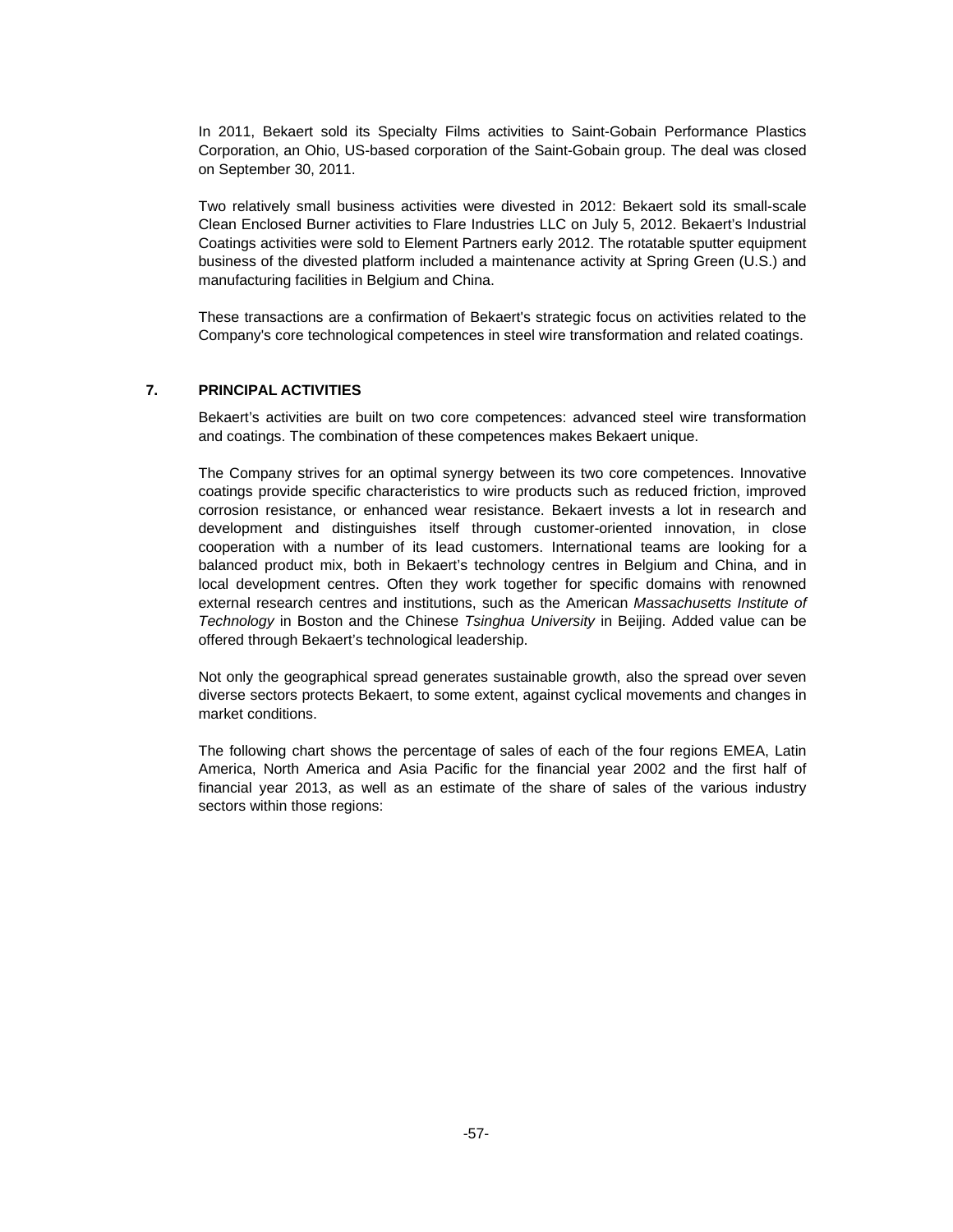In 2011, Bekaert sold its Specialty Films activities to Saint-Gobain Performance Plastics Corporation, an Ohio, US-based corporation of the Saint-Gobain group. The deal was closed on September 30, 2011.

Two relatively small business activities were divested in 2012: Bekaert sold its small-scale Clean Enclosed Burner activities to Flare Industries LLC on July 5, 2012. Bekaert's Industrial Coatings activities were sold to Element Partners early 2012. The rotatable sputter equipment business of the divested platform included a maintenance activity at Spring Green (U.S.) and manufacturing facilities in Belgium and China.

These transactions are a confirmation of Bekaert's strategic focus on activities related to the Company's core technological competences in steel wire transformation and related coatings.

## 7. PRINCIPAL ACTIVITIES

Bekaert's activities are built on two core competences: advanced steel wire transformation and coatings. The combination of these competences makes Bekaert unique.

The Company strives for an optimal synergy between its two core competences. Innovative coatings provide specific characteristics to wire products such as reduced friction, improved corrosion resistance, or enhanced wear resistance. Bekaert invests a lot in research and development and distinguishes itself through customer-oriented innovation, in close cooperation with a number of its lead customers. International teams are looking for a balanced product mix, both in Bekaert's technology centres in Belgium and China, and in local development centres. Often they work together for specific domains with renowned external research centres and institutions, such as the American *Massachusetts Institute of Technology* in Boston and the Chinese *Tsinghua University* in Beijing. Added value can be offered through Bekaert's technological leadership.

Not only the geographical spread generates sustainable growth, also the spread over seven diverse sectors protects Bekaert, to some extent, against cyclical movements and changes in market conditions.

The following chart shows the percentage of sales of each of the four regions EMEA, Latin America, North America and Asia Pacific for the financial year 2002 and the first half of financial year 2013, as well as an estimate of the share of sales of the various industry sectors within those regions: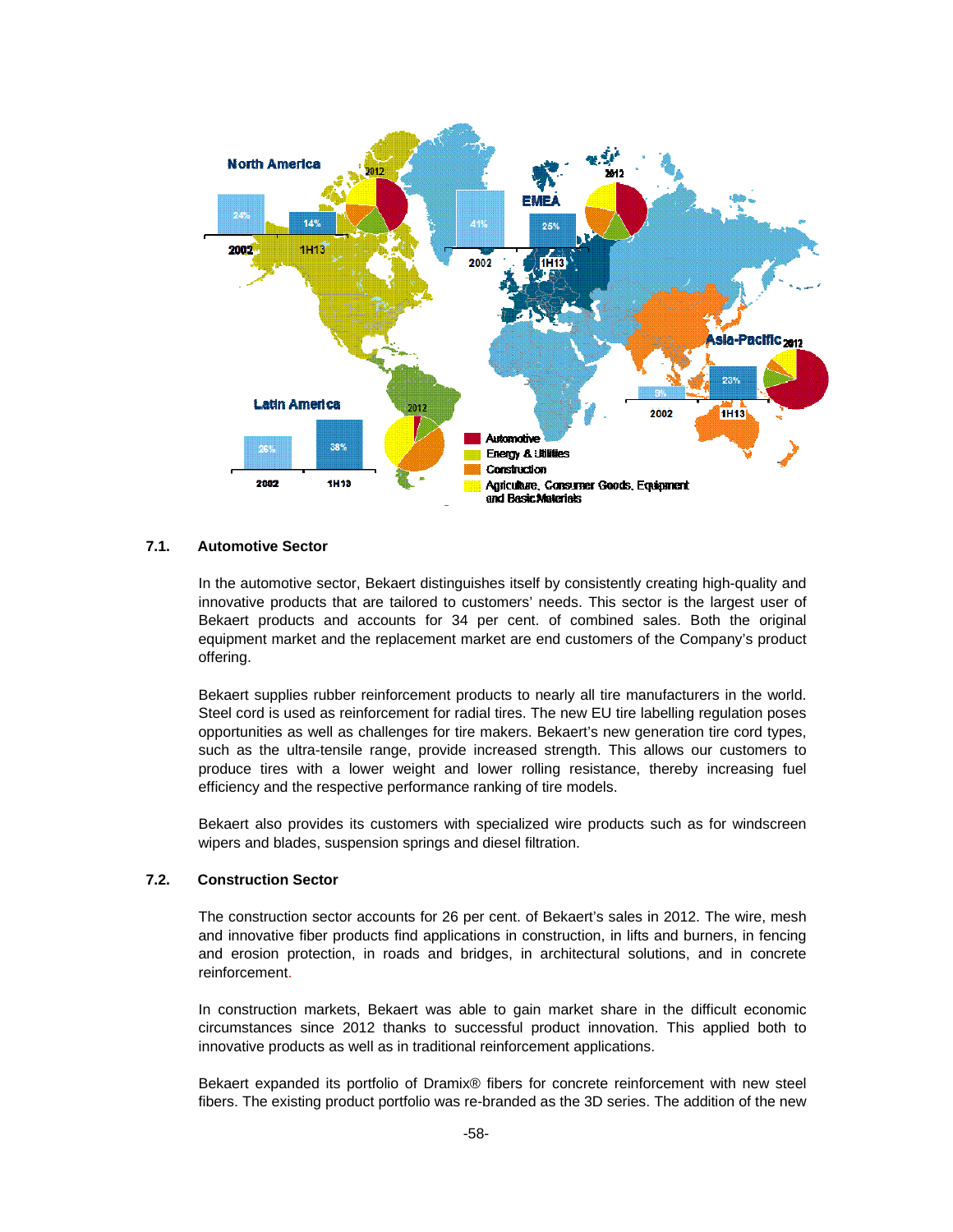North America

| 2002 | 1H13 |
|---|---|
| 24% | 14% |

EMEA

| 2002 | 1H13 |
|---|---|
| 41% | 25% |

Asia-Pacific

| 2002 | 1H13 |
|---|---|
| 9% | 23% |

Latin America

| 2002 | 1H13 |
|---|---|
| 26% | 38% |

Automotive
Energy & Utilities
Construction
Agriculture, Consumer Goods, Equipment and Basic Materials

### 7.1. Automotive Sector

In the automotive sector, Bekaert distinguishes itself by consistently creating high-quality and innovative products that are tailored to customers' needs. This sector is the largest user of Bekaert products and accounts for 34 per cent. of combined sales. Both the original equipment market and the replacement market are end customers of the Company's product offering.

Bekaert supplies rubber reinforcement products to nearly all tire manufacturers in the world. Steel cord is used as reinforcement for radial tires. The new EU tire labelling regulation poses opportunities as well as challenges for tire makers. Bekaert's new generation tire cord types, such as the ultra-tensile range, provide increased strength. This allows our customers to produce tires with a lower weight and lower rolling resistance, thereby increasing fuel efficiency and the respective performance ranking of tire models.

Bekaert also provides its customers with specialized wire products such as for windscreen wipers and blades, suspension springs and diesel filtration.

### 7.2. Construction Sector

The construction sector accounts for 26 per cent. of Bekaert's sales in 2012. The wire, mesh and innovative fiber products find applications in construction, in lifts and burners, in fencing and erosion protection, in roads and bridges, in architectural solutions, and in concrete reinforcement.

In construction markets, Bekaert was able to gain market share in the difficult economic circumstances since 2012 thanks to successful product innovation. This applied both to innovative products as well as in traditional reinforcement applications.

Bekaert expanded its portfolio of Dramix® fibers for concrete reinforcement with new steel fibers. The existing product portfolio was re-branded as the 3D series. The addition of the new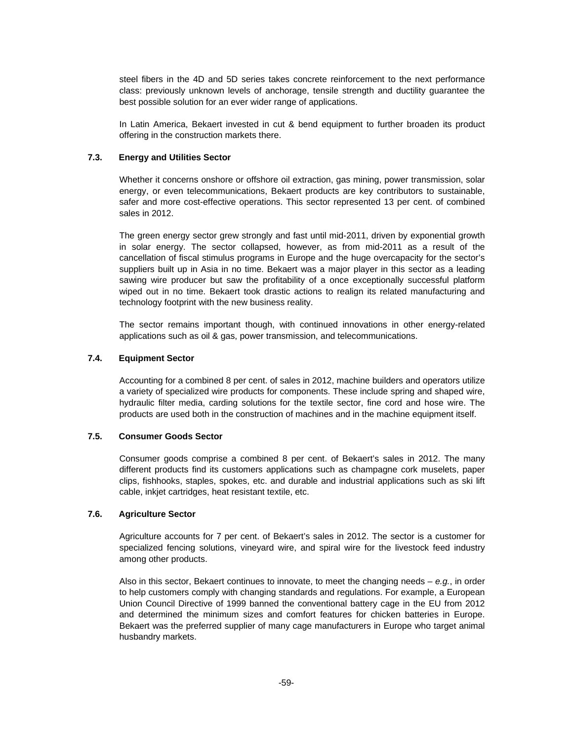steel fibers in the 4D and 5D series takes concrete reinforcement to the next performance class: previously unknown levels of anchorage, tensile strength and ductility guarantee the best possible solution for an ever wider range of applications.

In Latin America, Bekaert invested in cut & bend equipment to further broaden its product offering in the construction markets there.

### 7.3. Energy and Utilities Sector

Whether it concerns onshore or offshore oil extraction, gas mining, power transmission, solar energy, or even telecommunications, Bekaert products are key contributors to sustainable, safer and more cost-effective operations. This sector represented 13 per cent. of combined sales in 2012.

The green energy sector grew strongly and fast until mid-2011, driven by exponential growth in solar energy. The sector collapsed, however, as from mid-2011 as a result of the cancellation of fiscal stimulus programs in Europe and the huge overcapacity for the sector's suppliers built up in Asia in no time. Bekaert was a major player in this sector as a leading sawing wire producer but saw the profitability of a once exceptionally successful platform wiped out in no time. Bekaert took drastic actions to realign its related manufacturing and technology footprint with the new business reality.

The sector remains important though, with continued innovations in other energy-related applications such as oil & gas, power transmission, and telecommunications.

### 7.4. Equipment Sector

Accounting for a combined 8 per cent. of sales in 2012, machine builders and operators utilize a variety of specialized wire products for components. These include spring and shaped wire, hydraulic filter media, carding solutions for the textile sector, fine cord and hose wire. The products are used both in the construction of machines and in the machine equipment itself.

### 7.5. Consumer Goods Sector

Consumer goods comprise a combined 8 per cent. of Bekaert's sales in 2012. The many different products find its customers applications such as champagne cork muselets, paper clips, fishhooks, staples, spokes, etc. and durable and industrial applications such as ski lift cable, inkjet cartridges, heat resistant textile, etc.

### 7.6. Agriculture Sector

Agriculture accounts for 7 per cent. of Bekaert's sales in 2012. The sector is a customer for specialized fencing solutions, vineyard wire, and spiral wire for the livestock feed industry among other products.

Also in this sector, Bekaert continues to innovate, to meet the changing needs – *e.g.*, in order to help customers comply with changing standards and regulations. For example, a European Union Council Directive of 1999 banned the conventional battery cage in the EU from 2012 and determined the minimum sizes and comfort features for chicken batteries in Europe. Bekaert was the preferred supplier of many cage manufacturers in Europe who target animal husbandry markets.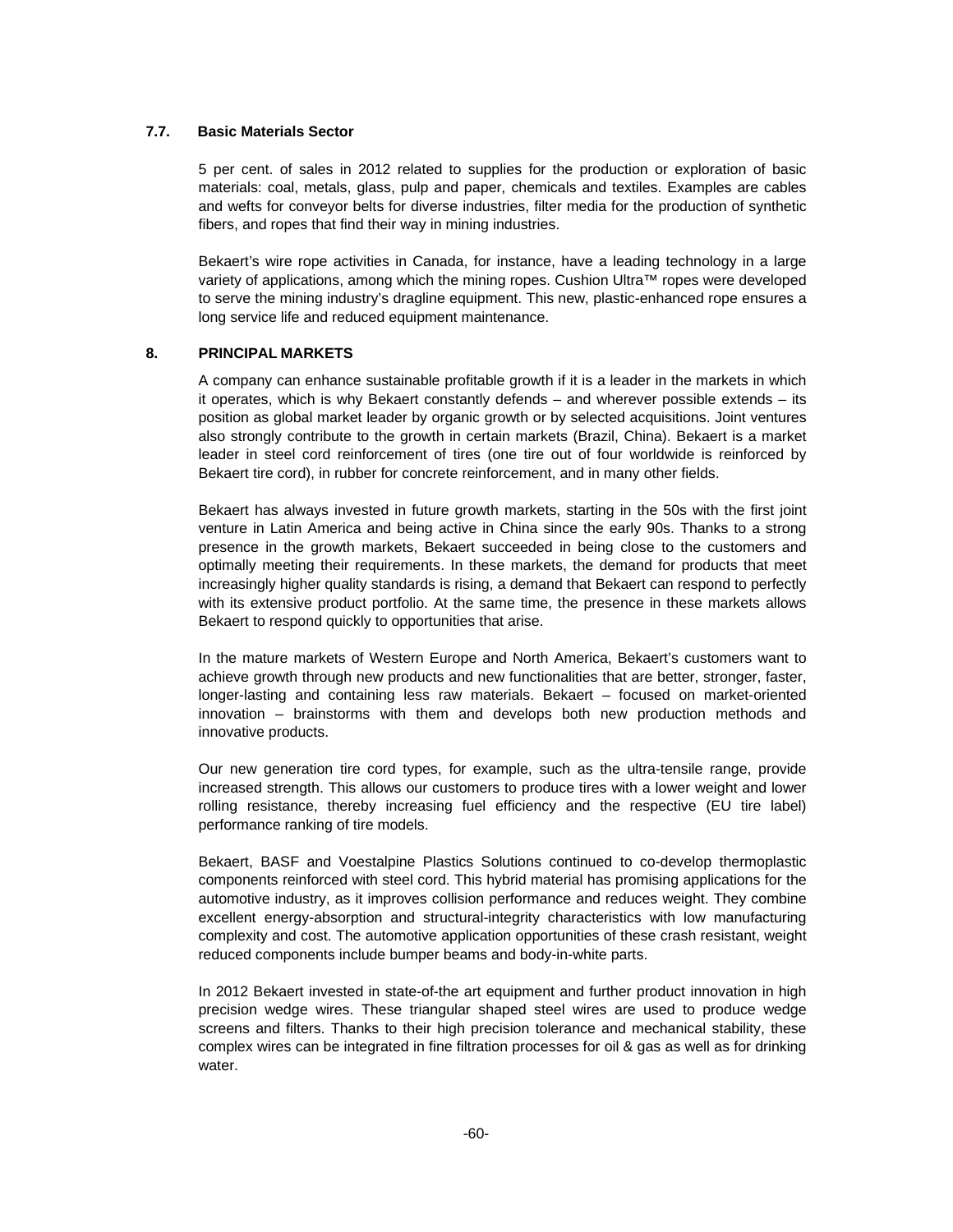### 7.7. Basic Materials Sector

5 per cent. of sales in 2012 related to supplies for the production or exploration of basic materials: coal, metals, glass, pulp and paper, chemicals and textiles. Examples are cables and wefts for conveyor belts for diverse industries, filter media for the production of synthetic fibers, and ropes that find their way in mining industries.

Bekaert's wire rope activities in Canada, for instance, have a leading technology in a large variety of applications, among which the mining ropes. Cushion Ultra™ ropes were developed to serve the mining industry's dragline equipment. This new, plastic-enhanced rope ensures a long service life and reduced equipment maintenance.

## 8. PRINCIPAL MARKETS

A company can enhance sustainable profitable growth if it is a leader in the markets in which it operates, which is why Bekaert constantly defends – and wherever possible extends – its position as global market leader by organic growth or by selected acquisitions. Joint ventures also strongly contribute to the growth in certain markets (Brazil, China). Bekaert is a market leader in steel cord reinforcement of tires (one tire out of four worldwide is reinforced by Bekaert tire cord), in rubber for concrete reinforcement, and in many other fields.

Bekaert has always invested in future growth markets, starting in the 50s with the first joint venture in Latin America and being active in China since the early 90s. Thanks to a strong presence in the growth markets, Bekaert succeeded in being close to the customers and optimally meeting their requirements. In these markets, the demand for products that meet increasingly higher quality standards is rising, a demand that Bekaert can respond to perfectly with its extensive product portfolio. At the same time, the presence in these markets allows Bekaert to respond quickly to opportunities that arise.

In the mature markets of Western Europe and North America, Bekaert's customers want to achieve growth through new products and new functionalities that are better, stronger, faster, longer-lasting and containing less raw materials. Bekaert – focused on market-oriented innovation – brainstorms with them and develops both new production methods and innovative products.

Our new generation tire cord types, for example, such as the ultra-tensile range, provide increased strength. This allows our customers to produce tires with a lower weight and lower rolling resistance, thereby increasing fuel efficiency and the respective (EU tire label) performance ranking of tire models.

Bekaert, BASF and Voestalpine Plastics Solutions continued to co-develop thermoplastic components reinforced with steel cord. This hybrid material has promising applications for the automotive industry, as it improves collision performance and reduces weight. They combine excellent energy-absorption and structural-integrity characteristics with low manufacturing complexity and cost. The automotive application opportunities of these crash resistant, weight reduced components include bumper beams and body-in-white parts.

In 2012 Bekaert invested in state-of-the art equipment and further product innovation in high precision wedge wires. These triangular shaped steel wires are used to produce wedge screens and filters. Thanks to their high precision tolerance and mechanical stability, these complex wires can be integrated in fine filtration processes for oil & gas as well as for drinking water.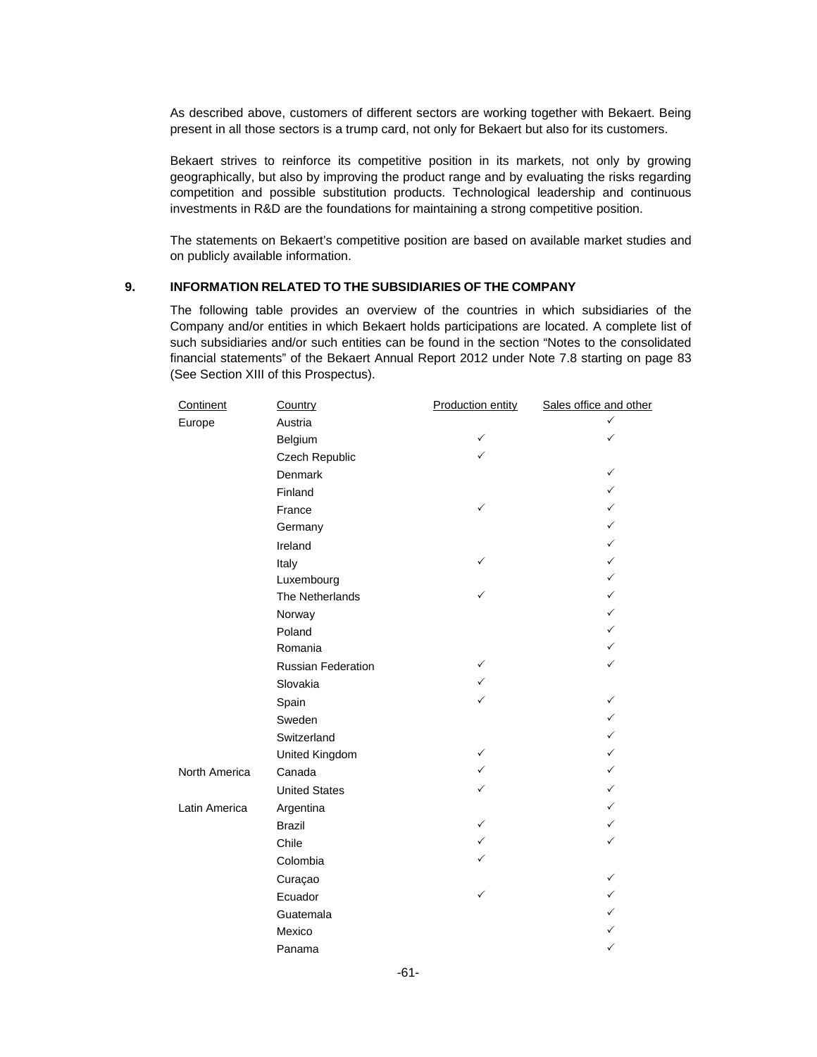As described above, customers of different sectors are working together with Bekaert. Being present in all those sectors is a trump card, not only for Bekaert but also for its customers.

Bekaert strives to reinforce its competitive position in its markets, not only by growing geographically, but also by improving the product range and by evaluating the risks regarding competition and possible substitution products. Technological leadership and continuous investments in R&D are the foundations for maintaining a strong competitive position.

The statements on Bekaert's competitive position are based on available market studies and on publicly available information.

## 9. INFORMATION RELATED TO THE SUBSIDIARIES OF THE COMPANY

The following table provides an overview of the countries in which subsidiaries of the Company and/or entities in which Bekaert holds participations are located. A complete list of such subsidiaries and/or such entities can be found in the section "Notes to the consolidated financial statements" of the Bekaert Annual Report 2012 under Note 7.8 starting on page 83 (See Section XIII of this Prospectus).

| Continent | Country | Production entity | Sales office and other |
|---|---|---|---|
| Europe | Austria | | ✓ |
| | Belgium | ✓ | ✓ |
| | Czech Republic | ✓ | |
| | Denmark | | ✓ |
| | Finland | | ✓ |
| | France | ✓ | ✓ |
| | Germany | | ✓ |
| | Ireland | | ✓ |
| | Italy | ✓ | ✓ |
| | Luxembourg | | ✓ |
| | The Netherlands | ✓ | ✓ |
| | Norway | | ✓ |
| | Poland | | ✓ |
| | Romania | | ✓ |
| | Russian Federation | ✓ | ✓ |
| | Slovakia | ✓ | |
| | Spain | ✓ | ✓ |
| | Sweden | | ✓ |
| | Switzerland | | ✓ |
| | United Kingdom | ✓ | ✓ |
| North America | Canada | ✓ | ✓ |
| | United States | ✓ | ✓ |
| Latin America | Argentina | | ✓ |
| | Brazil | ✓ | ✓ |
| | Chile | ✓ | ✓ |
| | Colombia | ✓ | |
| | Curaçao | | ✓ |
| | Ecuador | ✓ | ✓ |
| | Guatemala | | ✓ |
| | Mexico | | ✓ |
| | Panama | | ✓ |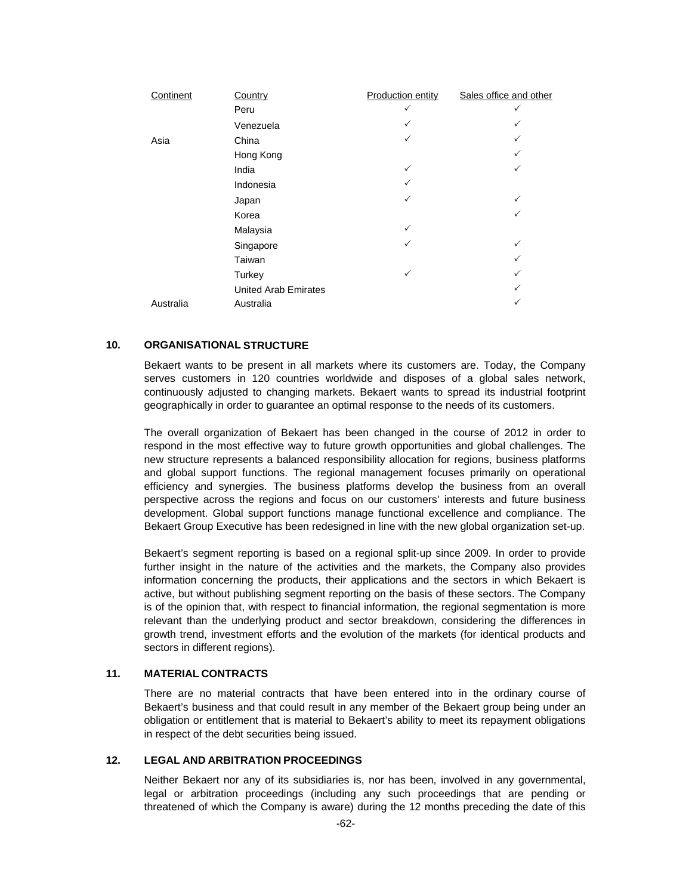| Continent | Country | Production entity | Sales office and other |
|---|---|---|---|
| | Peru | ✓ | ✓ |
| | Venezuela | ✓ | ✓ |
| Asia | China | ✓ | ✓ |
| | Hong Kong | | ✓ |
| | India | ✓ | ✓ |
| | Indonesia | ✓ | |
| | Japan | ✓ | ✓ |
| | Korea | | ✓ |
| | Malaysia | ✓ | |
| | Singapore | ✓ | ✓ |
| | Taiwan | | ✓ |
| | Turkey | ✓ | ✓ |
| | United Arab Emirates | | ✓ |
| Australia | Australia | | ✓ |

## 10. ORGANISATIONAL STRUCTURE

Bekaert wants to be present in all markets where its customers are. Today, the Company serves customers in 120 countries worldwide and disposes of a global sales network, continuously adjusted to changing markets. Bekaert wants to spread its industrial footprint geographically in order to guarantee an optimal response to the needs of its customers.

The overall organization of Bekaert has been changed in the course of 2012 in order to respond in the most effective way to future growth opportunities and global challenges. The new structure represents a balanced responsibility allocation for regions, business platforms and global support functions. The regional management focuses primarily on operational efficiency and synergies. The business platforms develop the business from an overall perspective across the regions and focus on our customers' interests and future business development. Global support functions manage functional excellence and compliance. The Bekaert Group Executive has been redesigned in line with the new global organization set-up.

Bekaert's segment reporting is based on a regional split-up since 2009. In order to provide further insight in the nature of the activities and the markets, the Company also provides information concerning the products, their applications and the sectors in which Bekaert is active, but without publishing segment reporting on the basis of these sectors. The Company is of the opinion that, with respect to financial information, the regional segmentation is more relevant than the underlying product and sector breakdown, considering the differences in growth trend, investment efforts and the evolution of the markets (for identical products and sectors in different regions).

## 11. MATERIAL CONTRACTS

There are no material contracts that have been entered into in the ordinary course of Bekaert's business and that could result in any member of the Bekaert group being under an obligation or entitlement that is material to Bekaert's ability to meet its repayment obligations in respect of the debt securities being issued.

## 12. LEGAL AND ARBITRATION PROCEEDINGS

Neither Bekaert nor any of its subsidiaries is, nor has been, involved in any governmental, legal or arbitration proceedings (including any such proceedings that are pending or threatened of which the Company is aware) during the 12 months preceding the date of this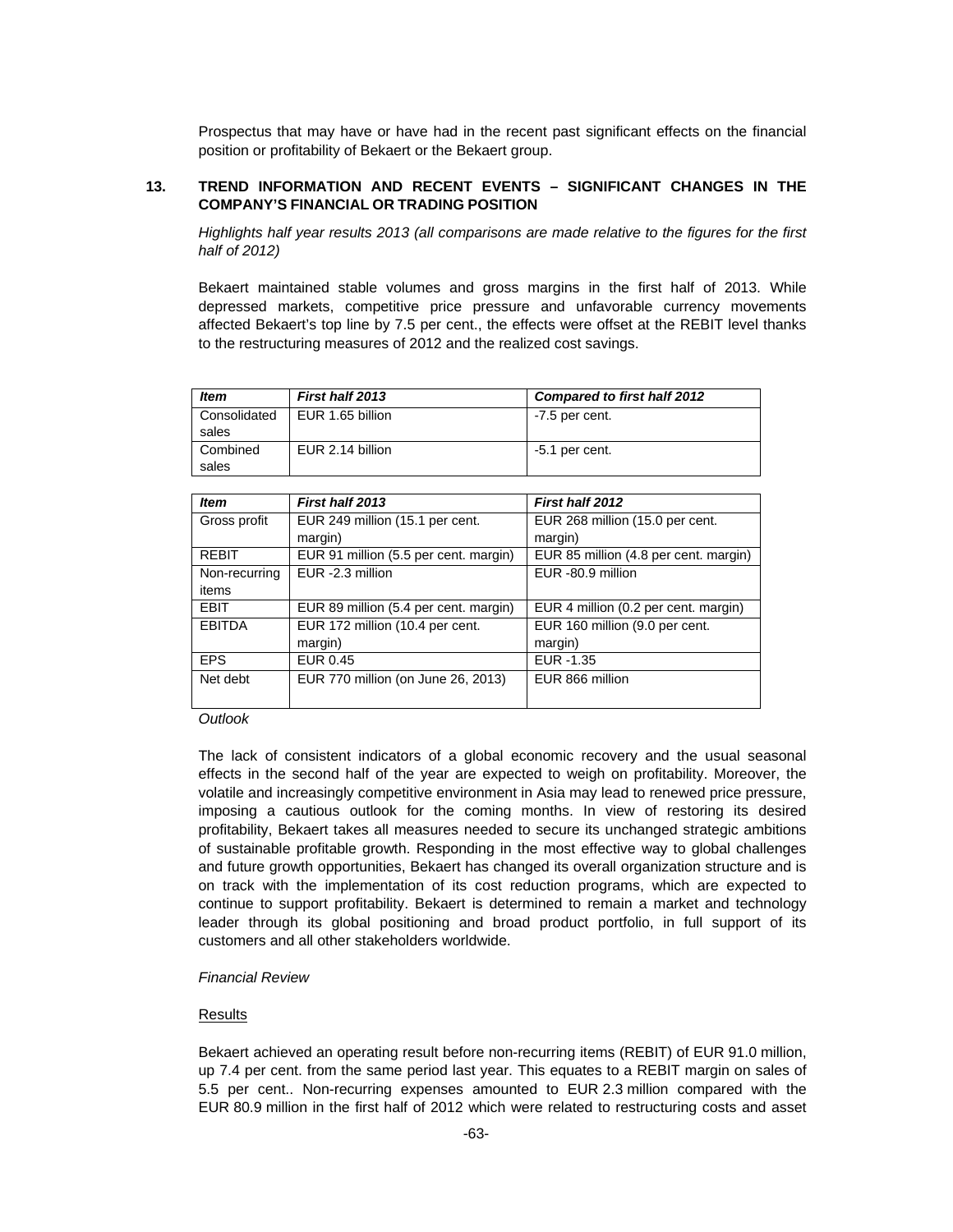Prospectus that may have or have had in the recent past significant effects on the financial position or profitability of Bekaert or the Bekaert group.

## 13. TREND INFORMATION AND RECENT EVENTS – SIGNIFICANT CHANGES IN THE COMPANY'S FINANCIAL OR TRADING POSITION

*Highlights half year results 2013 (all comparisons are made relative to the figures for the first half of 2012)*

Bekaert maintained stable volumes and gross margins in the first half of 2013. While depressed markets, competitive price pressure and unfavorable currency movements affected Bekaert's top line by 7.5 per cent., the effects were offset at the REBIT level thanks to the restructuring measures of 2012 and the realized cost savings.

| *Item* | *First half 2013* | *Compared to first half 2012* |
|---|---|---|
| Consolidated sales | EUR 1.65 billion | -7.5 per cent. |
| Combined sales | EUR 2.14 billion | -5.1 per cent. |

| *Item* | *First half 2013* | *First half 2012* |
|---|---|---|
| Gross profit | EUR 249 million (15.1 per cent. margin) | EUR 268 million (15.0 per cent. margin) |
| REBIT | EUR 91 million (5.5 per cent. margin) | EUR 85 million (4.8 per cent. margin) |
| Non-recurring items | EUR -2.3 million | EUR -80.9 million |
| EBIT | EUR 89 million (5.4 per cent. margin) | EUR 4 million (0.2 per cent. margin) |
| EBITDA | EUR 172 million (10.4 per cent. margin) | EUR 160 million (9.0 per cent. margin) |
| EPS | EUR 0.45 | EUR -1.35 |
| Net debt | EUR 770 million (on June 26, 2013) | EUR 866 million |

*Outlook*

The lack of consistent indicators of a global economic recovery and the usual seasonal effects in the second half of the year are expected to weigh on profitability. Moreover, the volatile and increasingly competitive environment in Asia may lead to renewed price pressure, imposing a cautious outlook for the coming months. In view of restoring its desired profitability, Bekaert takes all measures needed to secure its unchanged strategic ambitions of sustainable profitable growth. Responding in the most effective way to global challenges and future growth opportunities, Bekaert has changed its overall organization structure and is on track with the implementation of its cost reduction programs, which are expected to continue to support profitability. Bekaert is determined to remain a market and technology leader through its global positioning and broad product portfolio, in full support of its customers and all other stakeholders worldwide.

*Financial Review*

Results

Bekaert achieved an operating result before non-recurring items (REBIT) of EUR 91.0 million, up 7.4 per cent. from the same period last year. This equates to a REBIT margin on sales of 5.5 per cent.. Non-recurring expenses amounted to EUR 2.3 million compared with the EUR 80.9 million in the first half of 2012 which were related to restructuring costs and asset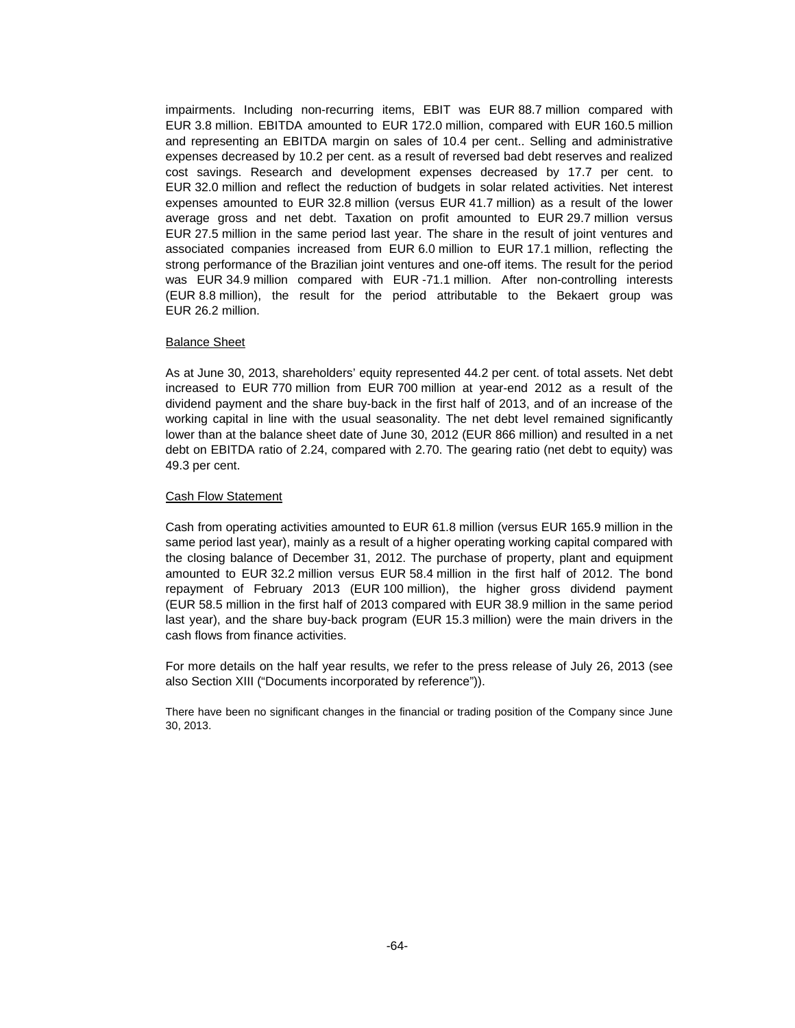impairments. Including non-recurring items, EBIT was EUR 88.7 million compared with EUR 3.8 million. EBITDA amounted to EUR 172.0 million, compared with EUR 160.5 million and representing an EBITDA margin on sales of 10.4 per cent.. Selling and administrative expenses decreased by 10.2 per cent. as a result of reversed bad debt reserves and realized cost savings. Research and development expenses decreased by 17.7 per cent. to EUR 32.0 million and reflect the reduction of budgets in solar related activities. Net interest expenses amounted to EUR 32.8 million (versus EUR 41.7 million) as a result of the lower average gross and net debt. Taxation on profit amounted to EUR 29.7 million versus EUR 27.5 million in the same period last year. The share in the result of joint ventures and associated companies increased from EUR 6.0 million to EUR 17.1 million, reflecting the strong performance of the Brazilian joint ventures and one-off items. The result for the period was EUR 34.9 million compared with EUR -71.1 million. After non-controlling interests (EUR 8.8 million), the result for the period attributable to the Bekaert group was EUR 26.2 million.

Balance Sheet

As at June 30, 2013, shareholders' equity represented 44.2 per cent. of total assets. Net debt increased to EUR 770 million from EUR 700 million at year-end 2012 as a result of the dividend payment and the share buy-back in the first half of 2013, and of an increase of the working capital in line with the usual seasonality. The net debt level remained significantly lower than at the balance sheet date of June 30, 2012 (EUR 866 million) and resulted in a net debt on EBITDA ratio of 2.24, compared with 2.70. The gearing ratio (net debt to equity) was 49.3 per cent.

Cash Flow Statement

Cash from operating activities amounted to EUR 61.8 million (versus EUR 165.9 million in the same period last year), mainly as a result of a higher operating working capital compared with the closing balance of December 31, 2012. The purchase of property, plant and equipment amounted to EUR 32.2 million versus EUR 58.4 million in the first half of 2012. The bond repayment of February 2013 (EUR 100 million), the higher gross dividend payment (EUR 58.5 million in the first half of 2013 compared with EUR 38.9 million in the same period last year), and the share buy-back program (EUR 15.3 million) were the main drivers in the cash flows from finance activities.

For more details on the half year results, we refer to the press release of July 26, 2013 (see also Section XIII ("Documents incorporated by reference")).

There have been no significant changes in the financial or trading position of the Company since June 30, 2013.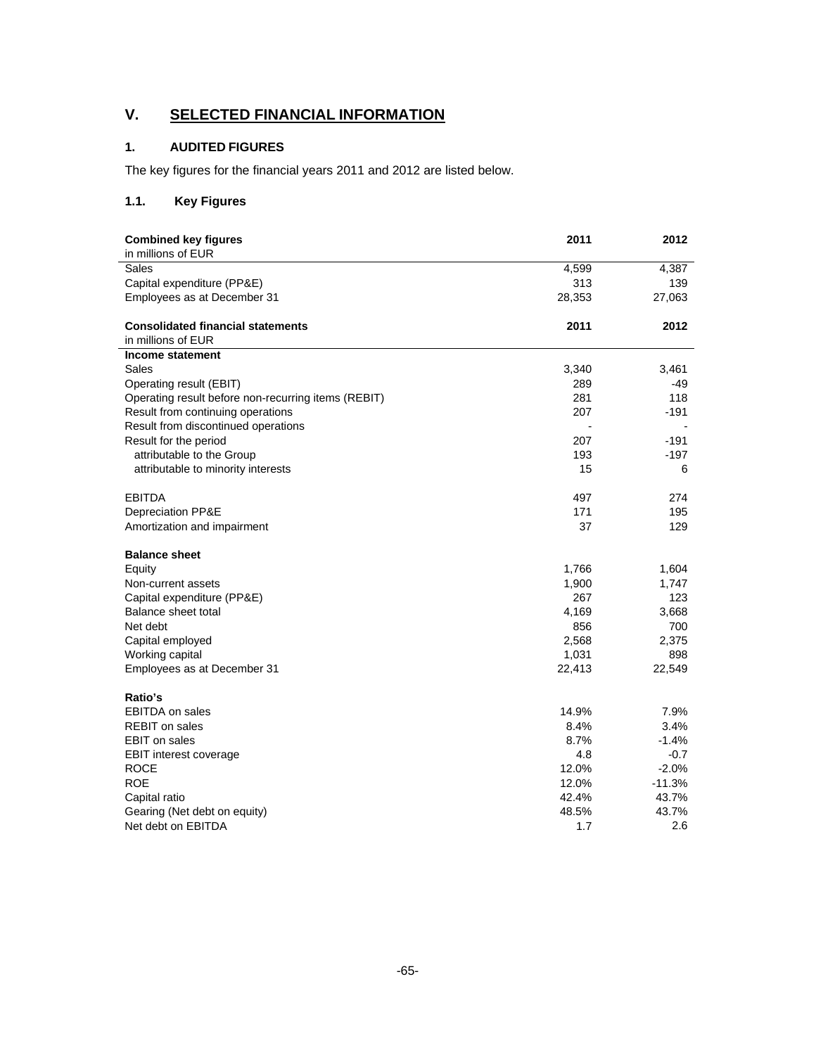# V. SELECTED FINANCIAL INFORMATION

## 1. AUDITED FIGURES

The key figures for the financial years 2011 and 2012 are listed below.

### 1.1. Key Figures

| **Combined key figures**<br>in millions of EUR | **2011** | **2012** |
|---|---|---|
| Sales | 4,599 | 4,387 |
| Capital expenditure (PP&E) | 313 | 139 |
| Employees as at December 31 | 28,353 | 27,063 |

| **Consolidated financial statements**<br>in millions of EUR | **2011** | **2012** |
|---|---|---|
| **Income statement** | | |
| Sales | 3,340 | 3,461 |
| Operating result (EBIT) | 289 | -49 |
| Operating result before non-recurring items (REBIT) | 281 | 118 |
| Result from continuing operations | 207 | -191 |
| Result from discontinued operations | - | - |
| Result for the period | 207 | -191 |
| attributable to the Group | 193 | -197 |
| attributable to minority interests | 15 | 6 |
| | | |
| EBITDA | 497 | 274 |
| Depreciation PP&E | 171 | 195 |
| Amortization and impairment | 37 | 129 |
| | | |
| **Balance sheet** | | |
| Equity | 1,766 | 1,604 |
| Non-current assets | 1,900 | 1,747 |
| Capital expenditure (PP&E) | 267 | 123 |
| Balance sheet total | 4,169 | 3,668 |
| Net debt | 856 | 700 |
| Capital employed | 2,568 | 2,375 |
| Working capital | 1,031 | 898 |
| Employees as at December 31 | 22,413 | 22,549 |
| | | |
| **Ratio's** | | |
| EBITDA on sales | 14.9% | 7.9% |
| REBIT on sales | 8.4% | 3.4% |
| EBIT on sales | 8.7% | -1.4% |
| EBIT interest coverage | 4.8 | -0.7 |
| ROCE | 12.0% | -2.0% |
| ROE | 12.0% | -11.3% |
| Capital ratio | 42.4% | 43.7% |
| Gearing (Net debt on equity) | 48.5% | 43.7% |
| Net debt on EBITDA | 1.7 | 2.6 |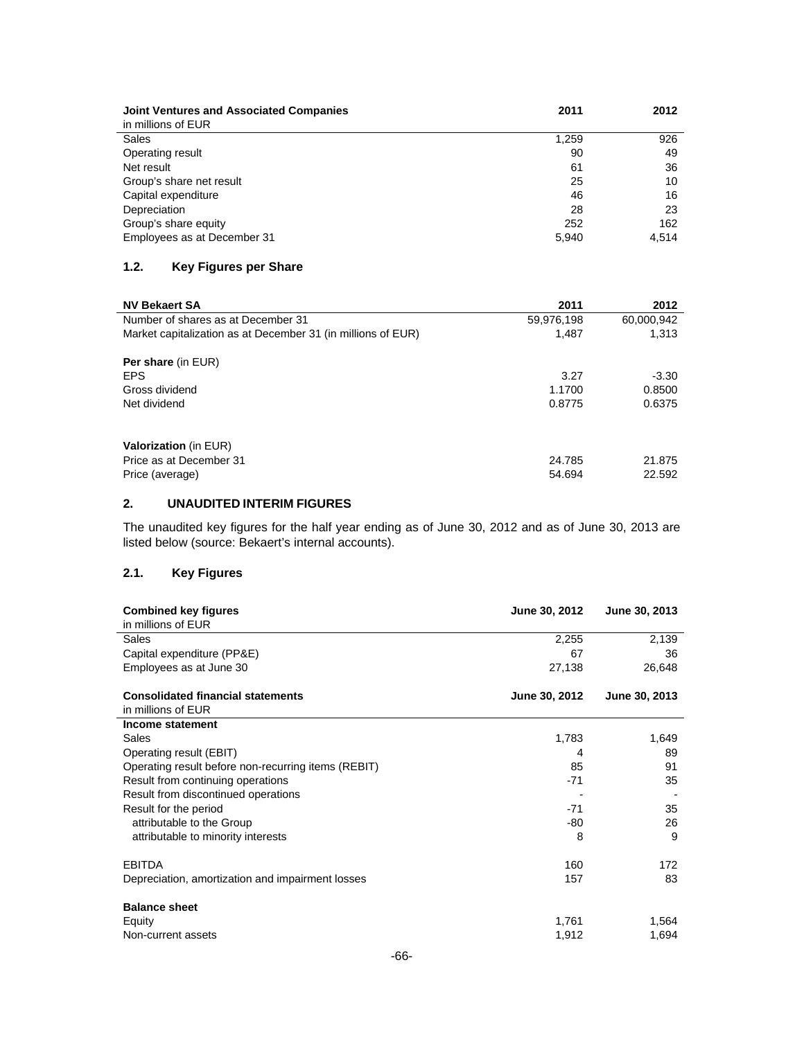| Joint Ventures and Associated Companies<br>in millions of EUR | 2011 | 2012 |
|---|---|---|
| Sales | 1,259 | 926 |
| Operating result | 90 | 49 |
| Net result | 61 | 36 |
| Group's share net result | 25 | 10 |
| Capital expenditure | 46 | 16 |
| Depreciation | 28 | 23 |
| Group's share equity | 252 | 162 |
| Employees as at December 31 | 5,940 | 4,514 |

### 1.2. Key Figures per Share

| NV Bekaert SA | 2011 | 2012 |
|---|---|---|
| Number of shares as at December 31 | 59,976,198 | 60,000,942 |
| Market capitalization as at December 31 (in millions of EUR) | 1,487 | 1,313 |
| **Per share** (in EUR) | | |
| EPS | 3.27 | -3.30 |
| Gross dividend | 1.1700 | 0.8500 |
| Net dividend | 0.8775 | 0.6375 |
| **Valorization** (in EUR) | | |
| Price as at December 31 | 24.785 | 21.875 |
| Price (average) | 54.694 | 22.592 |

## 2. UNAUDITED INTERIM FIGURES

The unaudited key figures for the half year ending as of June 30, 2012 and as of June 30, 2013 are listed below (source: Bekaert's internal accounts).

### 2.1. Key Figures

| Combined key figures<br>in millions of EUR | June 30, 2012 | June 30, 2013 |
|---|---|---|
| Sales | 2,255 | 2,139 |
| Capital expenditure (PP&E) | 67 | 36 |
| Employees as at June 30 | 27,138 | 26,648 |

| Consolidated financial statements<br>in millions of EUR | June 30, 2012 | June 30, 2013 |
|---|---|---|
| **Income statement** | | |
| Sales | 1,783 | 1,649 |
| Operating result (EBIT) | 4 | 89 |
| Operating result before non-recurring items (REBIT) | 85 | 91 |
| Result from continuing operations | -71 | 35 |
| Result from discontinued operations | - | - |
| Result for the period | -71 | 35 |
| attributable to the Group | -80 | 26 |
| attributable to minority interests | 8 | 9 |
| EBITDA | 160 | 172 |
| Depreciation, amortization and impairment losses | 157 | 83 |
| **Balance sheet** | | |
| Equity | 1,761 | 1,564 |
| Non-current assets | 1,912 | 1,694 |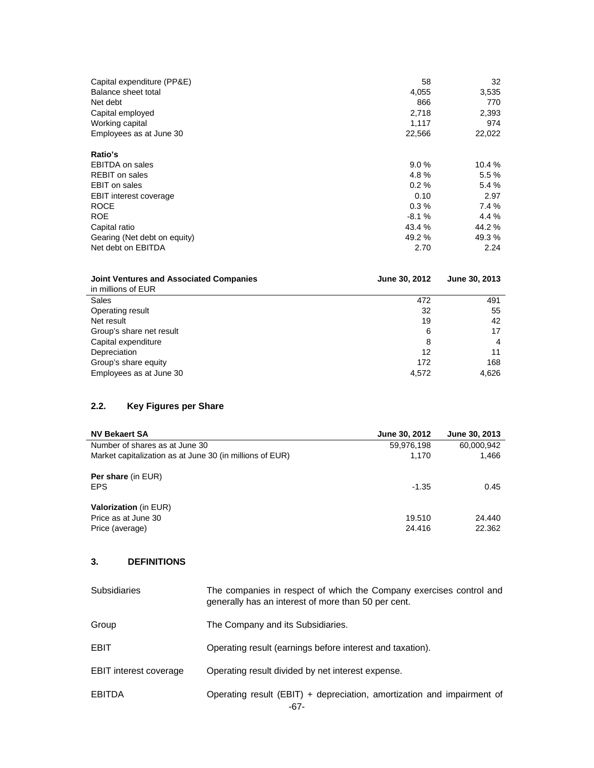| | | |
|---|---|---|
| Capital expenditure (PP&E) | 58 | 32 |
| Balance sheet total | 4,055 | 3,535 |
| Net debt | 866 | 770 |
| Capital employed | 2,718 | 2,393 |
| Working capital | 1,117 | 974 |
| Employees as at June 30 | 22,566 | 22,022 |
| **Ratio's** | | |
| EBITDA on sales | 9.0 % | 10.4 % |
| REBIT on sales | 4.8 % | 5.5 % |
| EBIT on sales | 0.2 % | 5.4 % |
| EBIT interest coverage | 0.10 | 2.97 |
| ROCE | 0.3 % | 7.4 % |
| ROE | -8.1 % | 4.4 % |
| Capital ratio | 43.4 % | 44.2 % |
| Gearing (Net debt on equity) | 49.2 % | 49.3 % |
| Net debt on EBITDA | 2.70 | 2.24 |

| **Joint Ventures and Associated Companies** in millions of EUR | **June 30, 2012** | **June 30, 2013** |
|---|---|---|
| Sales | 472 | 491 |
| Operating result | 32 | 55 |
| Net result | 19 | 42 |
| Group's share net result | 6 | 17 |
| Capital expenditure | 8 | 4 |
| Depreciation | 12 | 11 |
| Group's share equity | 172 | 168 |
| Employees as at June 30 | 4,572 | 4,626 |

### 2.2. Key Figures per Share

| **NV Bekaert SA** | **June 30, 2012** | **June 30, 2013** |
|---|---|---|
| Number of shares as at June 30 | 59,976,198 | 60,000,942 |
| Market capitalization as at June 30 (in millions of EUR) | 1,170 | 1,466 |
| **Per share** (in EUR) | | |
| EPS | -1.35 | 0.45 |
| **Valorization** (in EUR) | | |
| Price as at June 30 | 19.510 | 24.440 |
| Price (average) | 24.416 | 22.362 |

## 3. DEFINITIONS

| | |
|---|---|
| Subsidiaries | The companies in respect of which the Company exercises control and generally has an interest of more than 50 per cent. |
| Group | The Company and its Subsidiaries. |
| EBIT | Operating result (earnings before interest and taxation). |
| EBIT interest coverage | Operating result divided by net interest expense. |
| EBITDA | Operating result (EBIT) + depreciation, amortization and impairment of |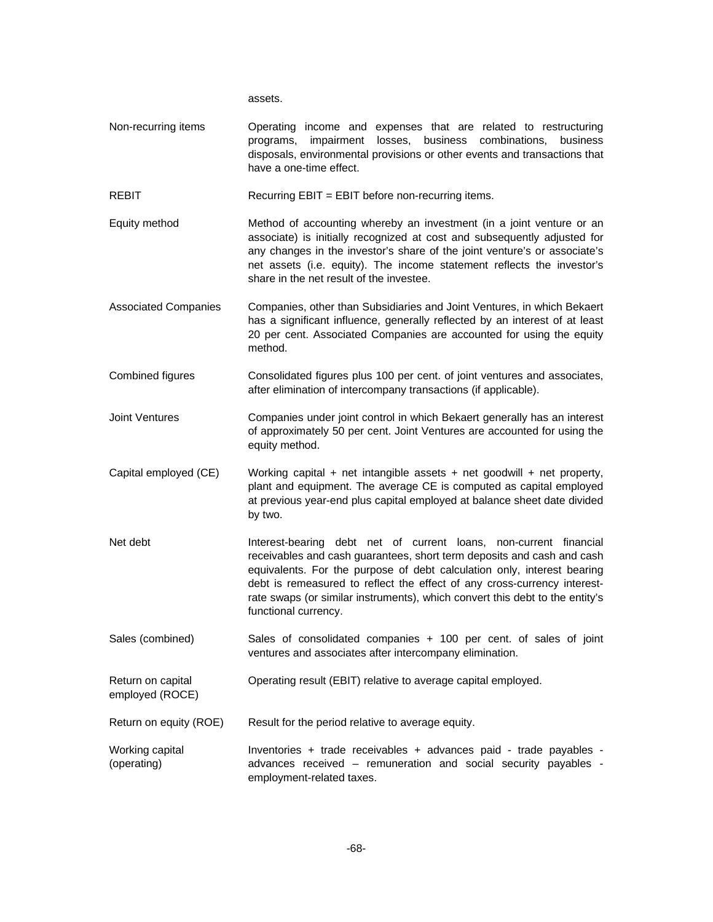assets.

| | |
|---|---|
| Non-recurring items | Operating income and expenses that are related to restructuring programs, impairment losses, business combinations, business disposals, environmental provisions or other events and transactions that have a one-time effect. |
| REBIT | Recurring EBIT = EBIT before non-recurring items. |
| Equity method | Method of accounting whereby an investment (in a joint venture or an associate) is initially recognized at cost and subsequently adjusted for any changes in the investor's share of the joint venture's or associate's net assets (i.e. equity). The income statement reflects the investor's share in the net result of the investee. |
| Associated Companies | Companies, other than Subsidiaries and Joint Ventures, in which Bekaert has a significant influence, generally reflected by an interest of at least 20 per cent. Associated Companies are accounted for using the equity method. |
| Combined figures | Consolidated figures plus 100 per cent. of joint ventures and associates, after elimination of intercompany transactions (if applicable). |
| Joint Ventures | Companies under joint control in which Bekaert generally has an interest of approximately 50 per cent. Joint Ventures are accounted for using the equity method. |
| Capital employed (CE) | Working capital + net intangible assets + net goodwill + net property, plant and equipment. The average CE is computed as capital employed at previous year-end plus capital employed at balance sheet date divided by two. |
| Net debt | Interest-bearing debt net of current loans, non-current financial receivables and cash guarantees, short term deposits and cash and cash equivalents. For the purpose of debt calculation only, interest bearing debt is remeasured to reflect the effect of any cross-currency interest-rate swaps (or similar instruments), which convert this debt to the entity's functional currency. |
| Sales (combined) | Sales of consolidated companies + 100 per cent. of sales of joint ventures and associates after intercompany elimination. |
| Return on capital employed (ROCE) | Operating result (EBIT) relative to average capital employed. |
| Return on equity (ROE) | Result for the period relative to average equity. |
| Working capital (operating) | Inventories + trade receivables + advances paid - trade payables - advances received – remuneration and social security payables - employment-related taxes. |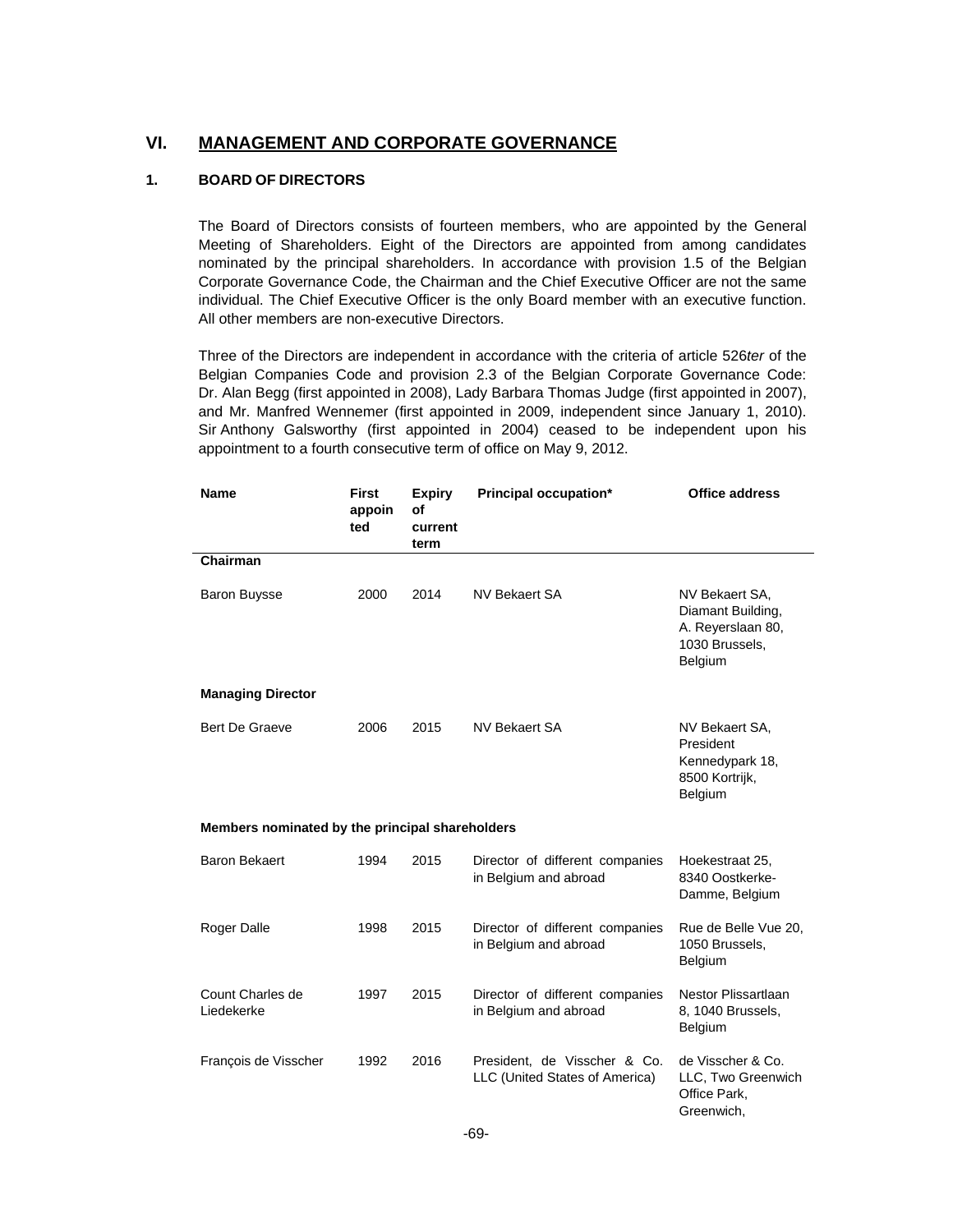# VI. MANAGEMENT AND CORPORATE GOVERNANCE

## 1. BOARD OF DIRECTORS

The Board of Directors consists of fourteen members, who are appointed by the General Meeting of Shareholders. Eight of the Directors are appointed from among candidates nominated by the principal shareholders. In accordance with provision 1.5 of the Belgian Corporate Governance Code, the Chairman and the Chief Executive Officer are not the same individual. The Chief Executive Officer is the only Board member with an executive function. All other members are non-executive Directors.

Three of the Directors are independent in accordance with the criteria of article 526*ter* of the Belgian Companies Code and provision 2.3 of the Belgian Corporate Governance Code: Dr. Alan Begg (first appointed in 2008), Lady Barbara Thomas Judge (first appointed in 2007), and Mr. Manfred Wennemer (first appointed in 2009, independent since January 1, 2010). Sir Anthony Galsworthy (first appointed in 2004) ceased to be independent upon his appointment to a fourth consecutive term of office on May 9, 2012.

| Name | First appointed | Expiry of current term | Principal occupation* | Office address |
|---|---|---|---|---|
| **Chairman** | | | | |
| Baron Buysse | 2000 | 2014 | NV Bekaert SA | NV Bekaert SA, Diamant Building, A. Reyerslaan 80, 1030 Brussels, Belgium |
| **Managing Director** | | | | |
| Bert De Graeve | 2006 | 2015 | NV Bekaert SA | NV Bekaert SA, President Kennedypark 18, 8500 Kortrijk, Belgium |
| **Members nominated by the principal shareholders** | | | | |
| Baron Bekaert | 1994 | 2015 | Director of different companies in Belgium and abroad | Hoekestraat 25, 8340 Oostkerke-Damme, Belgium |
| Roger Dalle | 1998 | 2015 | Director of different companies in Belgium and abroad | Rue de Belle Vue 20, 1050 Brussels, Belgium |
| Count Charles de Liedekerke | 1997 | 2015 | Director of different companies in Belgium and abroad | Nestor Plissartlaan 8, 1040 Brussels, Belgium |
| François de Visscher | 1992 | 2016 | President, de Visscher & Co. LLC (United States of America) | de Visscher & Co. LLC, Two Greenwich Office Park, Greenwich, |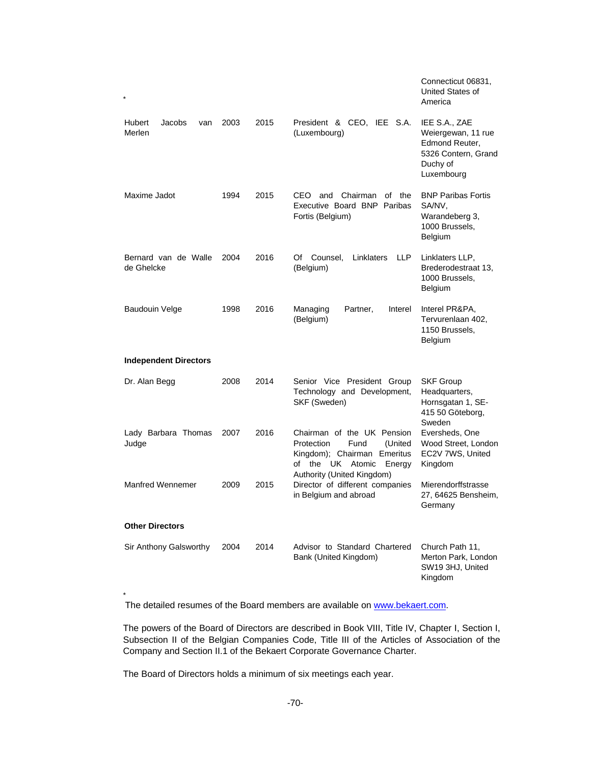| | | | | |
|---|---|---|---|---|
| * | | | | Connecticut 06831, United States of America |
| Hubert Jacobs van Merlen | 2003 | 2015 | President & CEO, IEE S.A. (Luxembourg) | IEE S.A., ZAE Weiergewan, 11 rue Edmond Reuter, 5326 Contern, Grand Duchy of Luxembourg |
| Maxime Jadot | 1994 | 2015 | CEO and Chairman of the Executive Board BNP Paribas Fortis (Belgium) | BNP Paribas Fortis SA/NV, Warandeberg 3, 1000 Brussels, Belgium |
| Bernard van de Walle de Ghelcke | 2004 | 2016 | Of Counsel, Linklaters LLP (Belgium) | Linklaters LLP, Brederodestraat 13, 1000 Brussels, Belgium |
| Baudouin Velge | 1998 | 2016 | Managing Partner, Interel (Belgium) | Interel PR&PA, Tervurenlaan 402, 1150 Brussels, Belgium |
| **Independent Directors** | | | | |
| Dr. Alan Begg | 2008 | 2014 | Senior Vice President Group Technology and Development, SKF (Sweden) | SKF Group Headquarters, Hornsgatan 1, SE-415 50 Göteborg, Sweden |
| Lady Barbara Thomas Judge | 2007 | 2016 | Chairman of the UK Pension Protection Fund (United Kingdom); Chairman Emeritus of the UK Atomic Energy Authority (United Kingdom) | Eversheds, One Wood Street, London EC2V 7WS, United Kingdom |
| Manfred Wennemer | 2009 | 2015 | Director of different companies in Belgium and abroad | Mierendorffstrasse 27, 64625 Bensheim, Germany |
| **Other Directors** | | | | |
| Sir Anthony Galsworthy | 2004 | 2014 | Advisor to Standard Chartered Bank (United Kingdom) | Church Path 11, Merton Park, London SW19 3HJ, United Kingdom |

\* The detailed resumes of the Board members are available on www.bekaert.com.

The powers of the Board of Directors are described in Book VIII, Title IV, Chapter I, Section I, Subsection II of the Belgian Companies Code, Title III of the Articles of Association of the Company and Section II.1 of the Bekaert Corporate Governance Charter.

The Board of Directors holds a minimum of six meetings each year.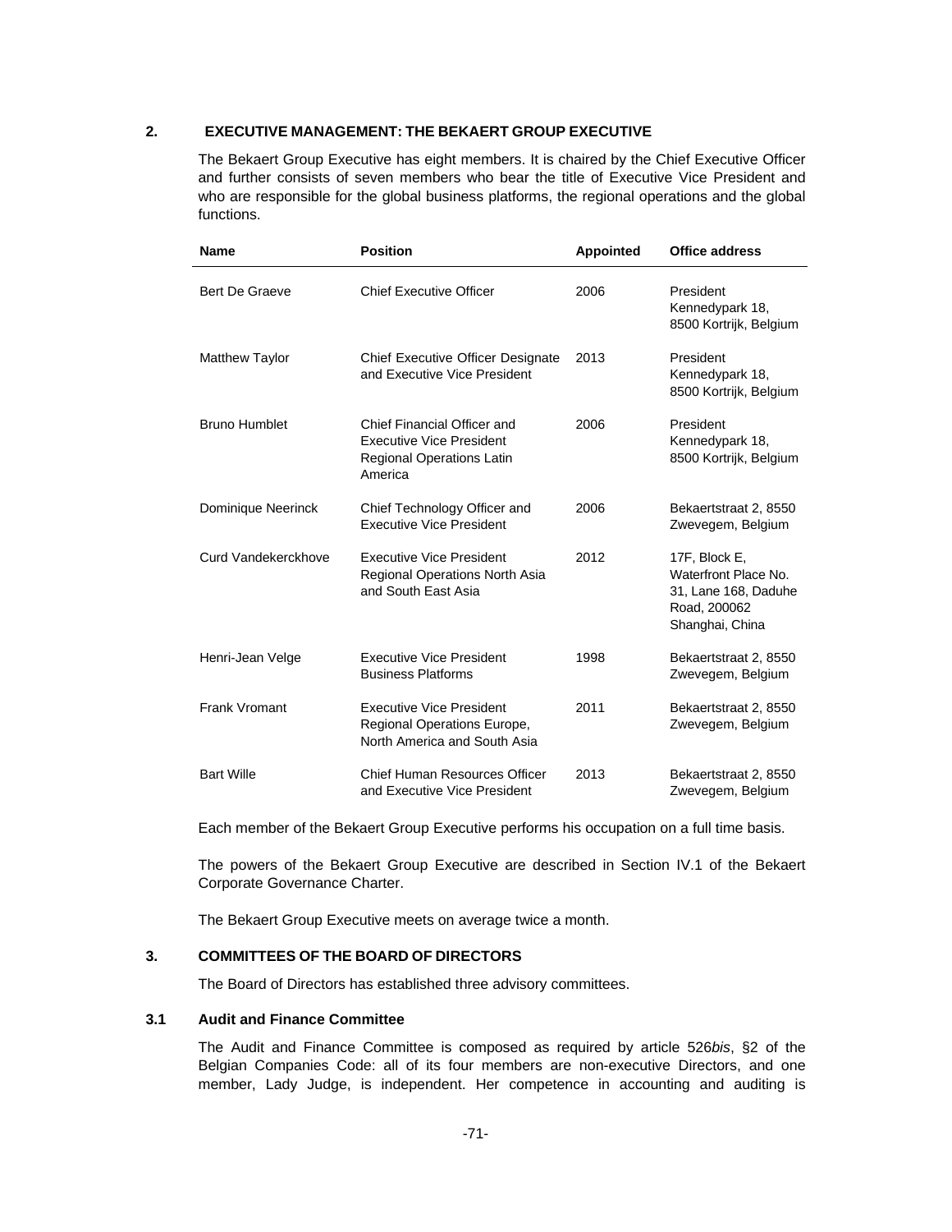## 2. EXECUTIVE MANAGEMENT: THE BEKAERT GROUP EXECUTIVE

The Bekaert Group Executive has eight members. It is chaired by the Chief Executive Officer and further consists of seven members who bear the title of Executive Vice President and who are responsible for the global business platforms, the regional operations and the global functions.

| Name | Position | Appointed | Office address |
|---|---|---|---|
| Bert De Graeve | Chief Executive Officer | 2006 | President Kennedypark 18, 8500 Kortrijk, Belgium |
| Matthew Taylor | Chief Executive Officer Designate and Executive Vice President | 2013 | President Kennedypark 18, 8500 Kortrijk, Belgium |
| Bruno Humblet | Chief Financial Officer and Executive Vice President Regional Operations Latin America | 2006 | President Kennedypark 18, 8500 Kortrijk, Belgium |
| Dominique Neerinck | Chief Technology Officer and Executive Vice President | 2006 | Bekaertstraat 2, 8550 Zwevegem, Belgium |
| Curd Vandekerckhove | Executive Vice President Regional Operations North Asia and South East Asia | 2012 | 17F, Block E, Waterfront Place No. 31, Lane 168, Daduhe Road, 200062 Shanghai, China |
| Henri-Jean Velge | Executive Vice President Business Platforms | 1998 | Bekaertstraat 2, 8550 Zwevegem, Belgium |
| Frank Vromant | Executive Vice President Regional Operations Europe, North America and South Asia | 2011 | Bekaertstraat 2, 8550 Zwevegem, Belgium |
| Bart Wille | Chief Human Resources Officer and Executive Vice President | 2013 | Bekaertstraat 2, 8550 Zwevegem, Belgium |

Each member of the Bekaert Group Executive performs his occupation on a full time basis.

The powers of the Bekaert Group Executive are described in Section IV.1 of the Bekaert Corporate Governance Charter.

The Bekaert Group Executive meets on average twice a month.

## 3. COMMITTEES OF THE BOARD OF DIRECTORS

The Board of Directors has established three advisory committees.

### 3.1 Audit and Finance Committee

The Audit and Finance Committee is composed as required by article 526*bis*, §2 of the Belgian Companies Code: all of its four members are non-executive Directors, and one member, Lady Judge, is independent. Her competence in accounting and auditing is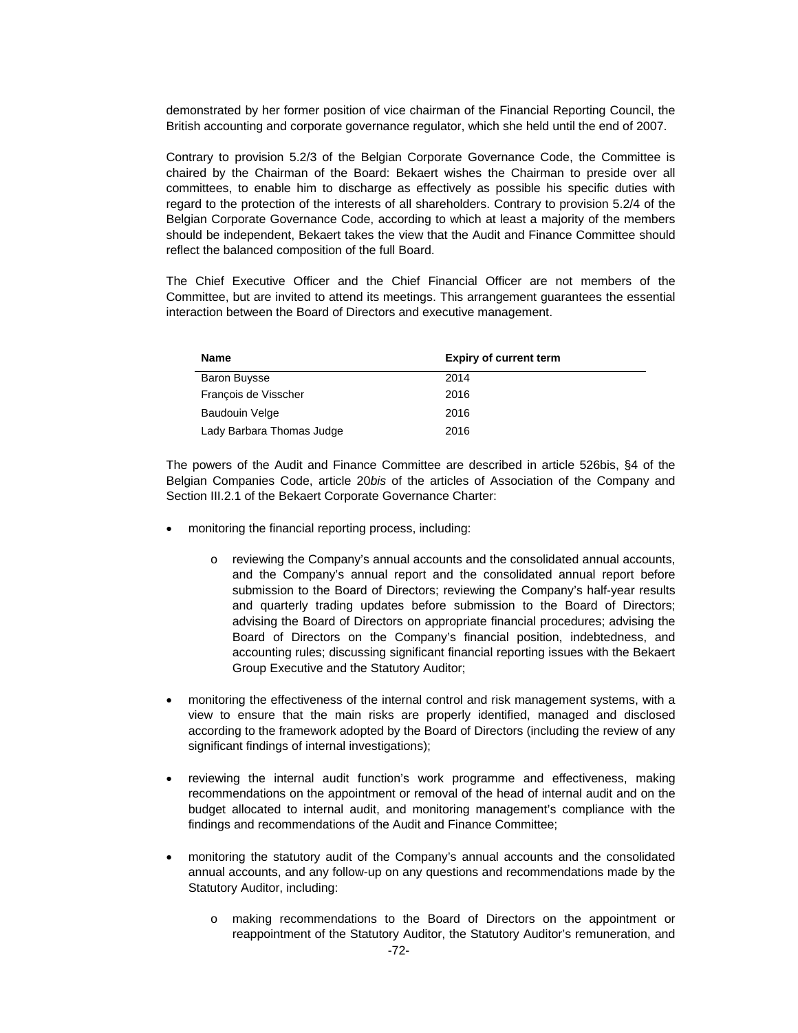demonstrated by her former position of vice chairman of the Financial Reporting Council, the British accounting and corporate governance regulator, which she held until the end of 2007.

Contrary to provision 5.2/3 of the Belgian Corporate Governance Code, the Committee is chaired by the Chairman of the Board: Bekaert wishes the Chairman to preside over all committees, to enable him to discharge as effectively as possible his specific duties with regard to the protection of the interests of all shareholders. Contrary to provision 5.2/4 of the Belgian Corporate Governance Code, according to which at least a majority of the members should be independent, Bekaert takes the view that the Audit and Finance Committee should reflect the balanced composition of the full Board.

The Chief Executive Officer and the Chief Financial Officer are not members of the Committee, but are invited to attend its meetings. This arrangement guarantees the essential interaction between the Board of Directors and executive management.

| **Name** | **Expiry of current term** |
|---|---|
| Baron Buysse | 2014 |
| François de Visscher | 2016 |
| Baudouin Velge | 2016 |
| Lady Barbara Thomas Judge | 2016 |

The powers of the Audit and Finance Committee are described in article 526bis, §4 of the Belgian Companies Code, article 20*bis* of the articles of Association of the Company and Section III.2.1 of the Bekaert Corporate Governance Charter:

- monitoring the financial reporting process, including:
    - reviewing the Company's annual accounts and the consolidated annual accounts, and the Company's annual report and the consolidated annual report before submission to the Board of Directors; reviewing the Company's half-year results and quarterly trading updates before submission to the Board of Directors; advising the Board of Directors on appropriate financial procedures; advising the Board of Directors on the Company's financial position, indebtedness, and accounting rules; discussing significant financial reporting issues with the Bekaert Group Executive and the Statutory Auditor;
- monitoring the effectiveness of the internal control and risk management systems, with a view to ensure that the main risks are properly identified, managed and disclosed according to the framework adopted by the Board of Directors (including the review of any significant findings of internal investigations);
- reviewing the internal audit function's work programme and effectiveness, making recommendations on the appointment or removal of the head of internal audit and on the budget allocated to internal audit, and monitoring management's compliance with the findings and recommendations of the Audit and Finance Committee;
- monitoring the statutory audit of the Company's annual accounts and the consolidated annual accounts, and any follow-up on any questions and recommendations made by the Statutory Auditor, including:
    - making recommendations to the Board of Directors on the appointment or reappointment of the Statutory Auditor, the Statutory Auditor's remuneration, and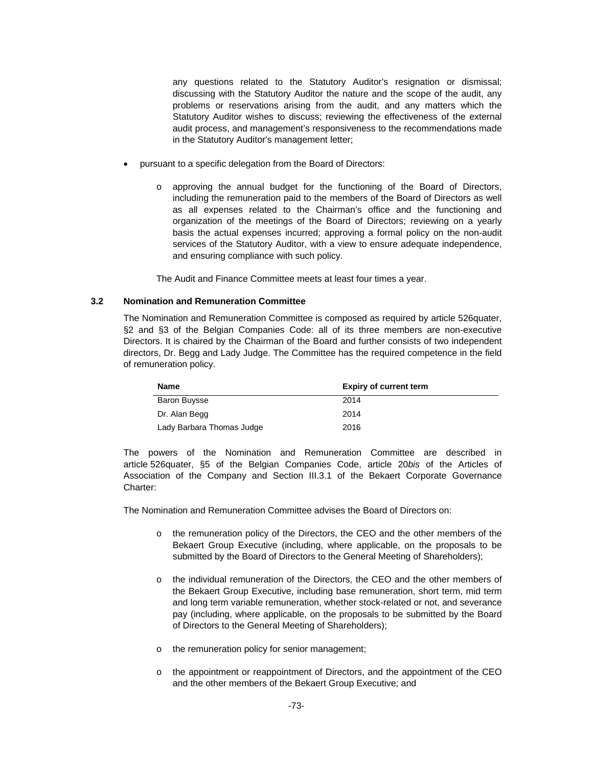any questions related to the Statutory Auditor's resignation or dismissal; discussing with the Statutory Auditor the nature and the scope of the audit, any problems or reservations arising from the audit, and any matters which the Statutory Auditor wishes to discuss; reviewing the effectiveness of the external audit process, and management's responsiveness to the recommendations made in the Statutory Auditor's management letter;

- pursuant to a specific delegation from the Board of Directors:
  - o approving the annual budget for the functioning of the Board of Directors, including the remuneration paid to the members of the Board of Directors as well as all expenses related to the Chairman's office and the functioning and organization of the meetings of the Board of Directors; reviewing on a yearly basis the actual expenses incurred; approving a formal policy on the non-audit services of the Statutory Auditor, with a view to ensure adequate independence, and ensuring compliance with such policy.

The Audit and Finance Committee meets at least four times a year.

### 3.2 Nomination and Remuneration Committee

The Nomination and Remuneration Committee is composed as required by article 526quater, §2 and §3 of the Belgian Companies Code: all of its three members are non-executive Directors. It is chaired by the Chairman of the Board and further consists of two independent directors, Dr. Begg and Lady Judge. The Committee has the required competence in the field of remuneration policy.

| Name | Expiry of current term |
|---|---|
| Baron Buysse | 2014 |
| Dr. Alan Begg | 2014 |
| Lady Barbara Thomas Judge | 2016 |

The powers of the Nomination and Remuneration Committee are described in article 526quater, §5 of the Belgian Companies Code, article 20*bis* of the Articles of Association of the Company and Section III.3.1 of the Bekaert Corporate Governance Charter:

The Nomination and Remuneration Committee advises the Board of Directors on:

- o the remuneration policy of the Directors, the CEO and the other members of the Bekaert Group Executive (including, where applicable, on the proposals to be submitted by the Board of Directors to the General Meeting of Shareholders);
- o the individual remuneration of the Directors, the CEO and the other members of the Bekaert Group Executive, including base remuneration, short term, mid term and long term variable remuneration, whether stock-related or not, and severance pay (including, where applicable, on the proposals to be submitted by the Board of Directors to the General Meeting of Shareholders);
- o the remuneration policy for senior management;
- o the appointment or reappointment of Directors, and the appointment of the CEO and the other members of the Bekaert Group Executive; and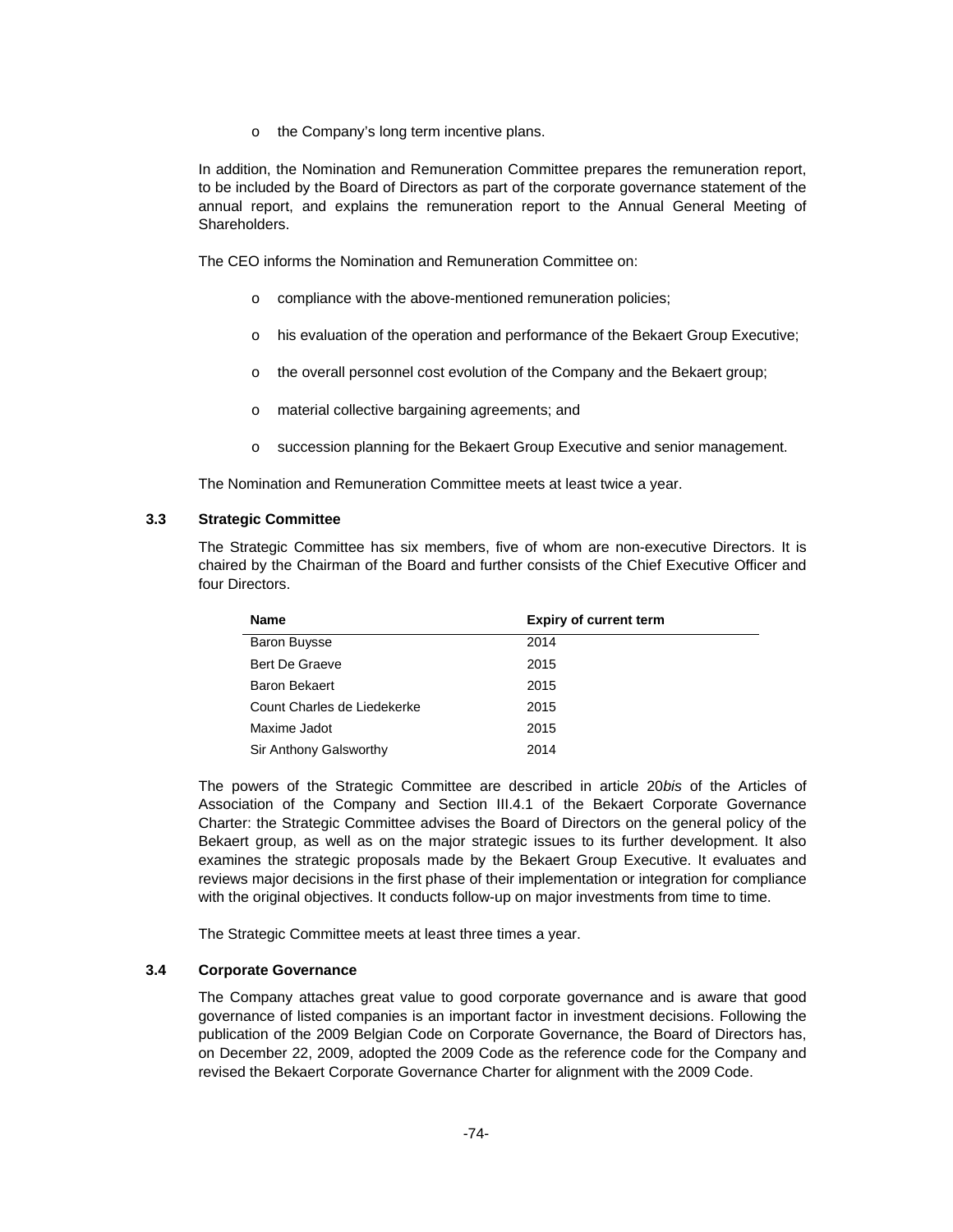- the Company's long term incentive plans.

In addition, the Nomination and Remuneration Committee prepares the remuneration report, to be included by the Board of Directors as part of the corporate governance statement of the annual report, and explains the remuneration report to the Annual General Meeting of Shareholders.

The CEO informs the Nomination and Remuneration Committee on:

- compliance with the above-mentioned remuneration policies;
- his evaluation of the operation and performance of the Bekaert Group Executive;
- the overall personnel cost evolution of the Company and the Bekaert group;
- material collective bargaining agreements; and
- succession planning for the Bekaert Group Executive and senior management.

The Nomination and Remuneration Committee meets at least twice a year.

### 3.3 Strategic Committee

The Strategic Committee has six members, five of whom are non-executive Directors. It is chaired by the Chairman of the Board and further consists of the Chief Executive Officer and four Directors.

| Name | Expiry of current term |
|---|---|
| Baron Buysse | 2014 |
| Bert De Graeve | 2015 |
| Baron Bekaert | 2015 |
| Count Charles de Liedekerke | 2015 |
| Maxime Jadot | 2015 |
| Sir Anthony Galsworthy | 2014 |

The powers of the Strategic Committee are described in article 20*bis* of the Articles of Association of the Company and Section III.4.1 of the Bekaert Corporate Governance Charter: the Strategic Committee advises the Board of Directors on the general policy of the Bekaert group, as well as on the major strategic issues to its further development. It also examines the strategic proposals made by the Bekaert Group Executive. It evaluates and reviews major decisions in the first phase of their implementation or integration for compliance with the original objectives. It conducts follow-up on major investments from time to time.

The Strategic Committee meets at least three times a year.

### 3.4 Corporate Governance

The Company attaches great value to good corporate governance and is aware that good governance of listed companies is an important factor in investment decisions. Following the publication of the 2009 Belgian Code on Corporate Governance, the Board of Directors has, on December 22, 2009, adopted the 2009 Code as the reference code for the Company and revised the Bekaert Corporate Governance Charter for alignment with the 2009 Code.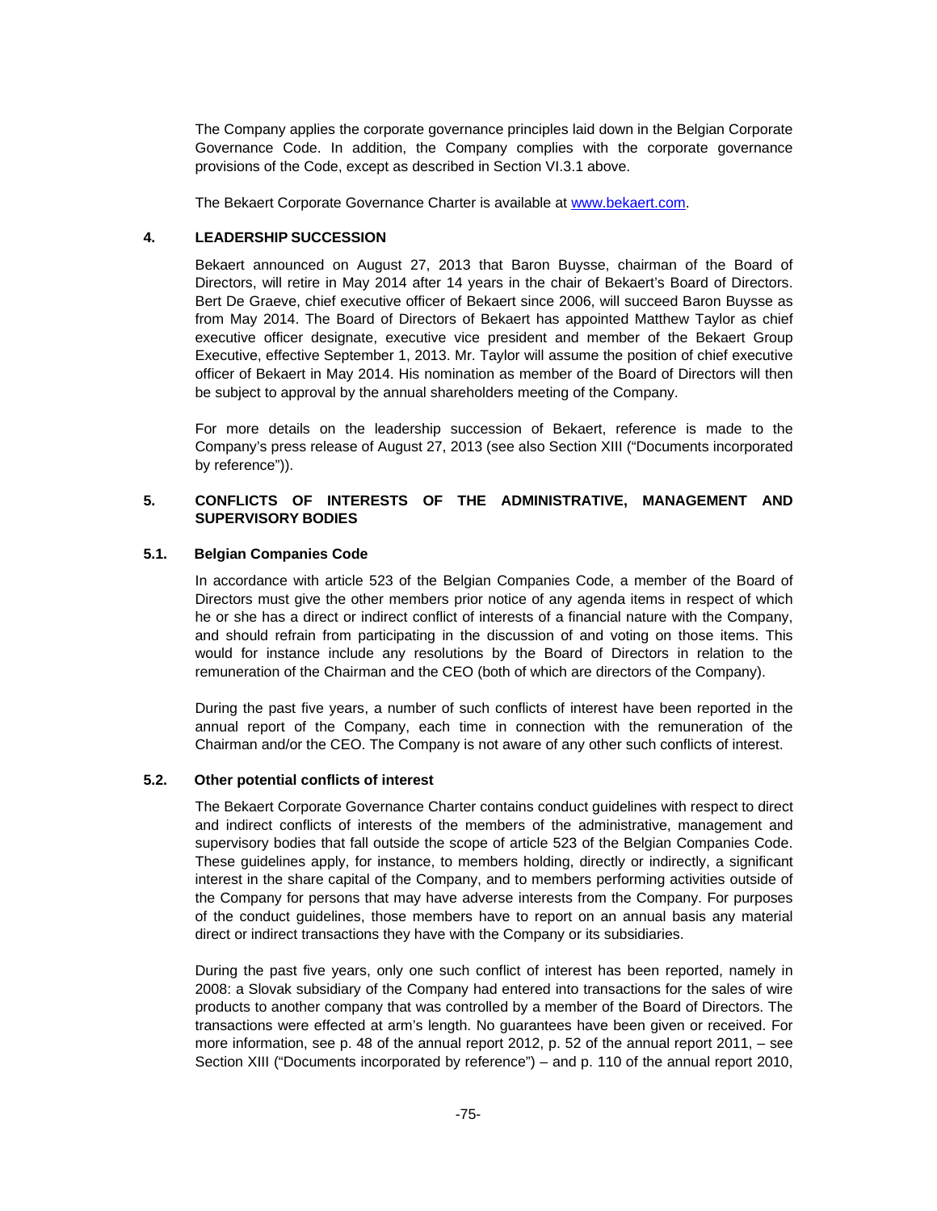The Company applies the corporate governance principles laid down in the Belgian Corporate Governance Code. In addition, the Company complies with the corporate governance provisions of the Code, except as described in Section VI.3.1 above.

The Bekaert Corporate Governance Charter is available at www.bekaert.com.

## 4. LEADERSHIP SUCCESSION

Bekaert announced on August 27, 2013 that Baron Buysse, chairman of the Board of Directors, will retire in May 2014 after 14 years in the chair of Bekaert's Board of Directors. Bert De Graeve, chief executive officer of Bekaert since 2006, will succeed Baron Buysse as from May 2014. The Board of Directors of Bekaert has appointed Matthew Taylor as chief executive officer designate, executive vice president and member of the Bekaert Group Executive, effective September 1, 2013. Mr. Taylor will assume the position of chief executive officer of Bekaert in May 2014. His nomination as member of the Board of Directors will then be subject to approval by the annual shareholders meeting of the Company.

For more details on the leadership succession of Bekaert, reference is made to the Company's press release of August 27, 2013 (see also Section XIII ("Documents incorporated by reference")).

## 5. CONFLICTS OF INTERESTS OF THE ADMINISTRATIVE, MANAGEMENT AND SUPERVISORY BODIES

### 5.1. Belgian Companies Code

In accordance with article 523 of the Belgian Companies Code, a member of the Board of Directors must give the other members prior notice of any agenda items in respect of which he or she has a direct or indirect conflict of interests of a financial nature with the Company, and should refrain from participating in the discussion of and voting on those items. This would for instance include any resolutions by the Board of Directors in relation to the remuneration of the Chairman and the CEO (both of which are directors of the Company).

During the past five years, a number of such conflicts of interest have been reported in the annual report of the Company, each time in connection with the remuneration of the Chairman and/or the CEO. The Company is not aware of any other such conflicts of interest.

### 5.2. Other potential conflicts of interest

The Bekaert Corporate Governance Charter contains conduct guidelines with respect to direct and indirect conflicts of interests of the members of the administrative, management and supervisory bodies that fall outside the scope of article 523 of the Belgian Companies Code. These guidelines apply, for instance, to members holding, directly or indirectly, a significant interest in the share capital of the Company, and to members performing activities outside of the Company for persons that may have adverse interests from the Company. For purposes of the conduct guidelines, those members have to report on an annual basis any material direct or indirect transactions they have with the Company or its subsidiaries.

During the past five years, only one such conflict of interest has been reported, namely in 2008: a Slovak subsidiary of the Company had entered into transactions for the sales of wire products to another company that was controlled by a member of the Board of Directors. The transactions were effected at arm's length. No guarantees have been given or received. For more information, see p. 48 of the annual report 2012, p. 52 of the annual report 2011, – see Section XIII ("Documents incorporated by reference") – and p. 110 of the annual report 2010,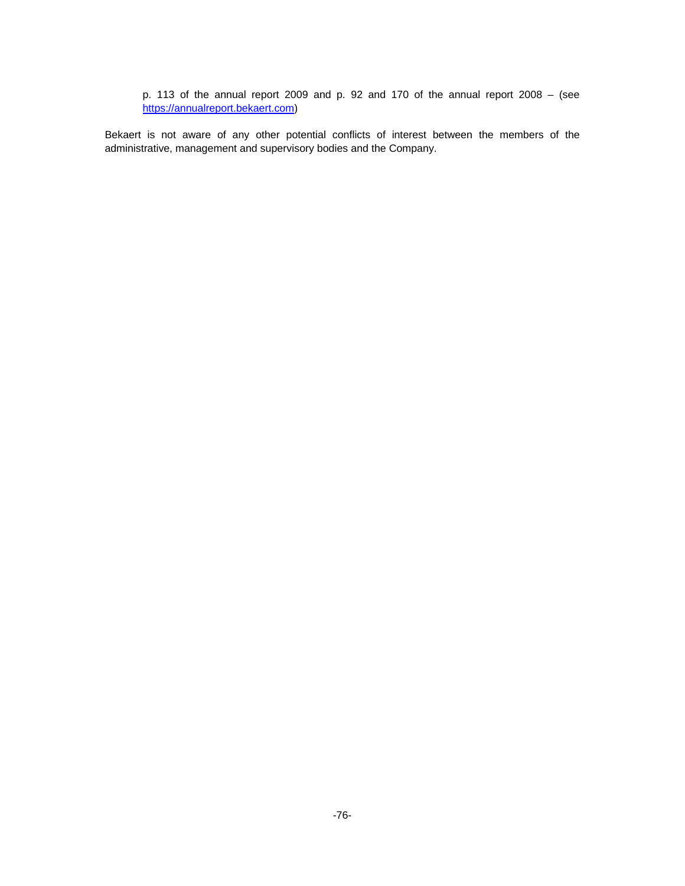p. 113 of the annual report 2009 and p. 92 and 170 of the annual report 2008 – (see https://annualreport.bekaert.com)

Bekaert is not aware of any other potential conflicts of interest between the members of the administrative, management and supervisory bodies and the Company.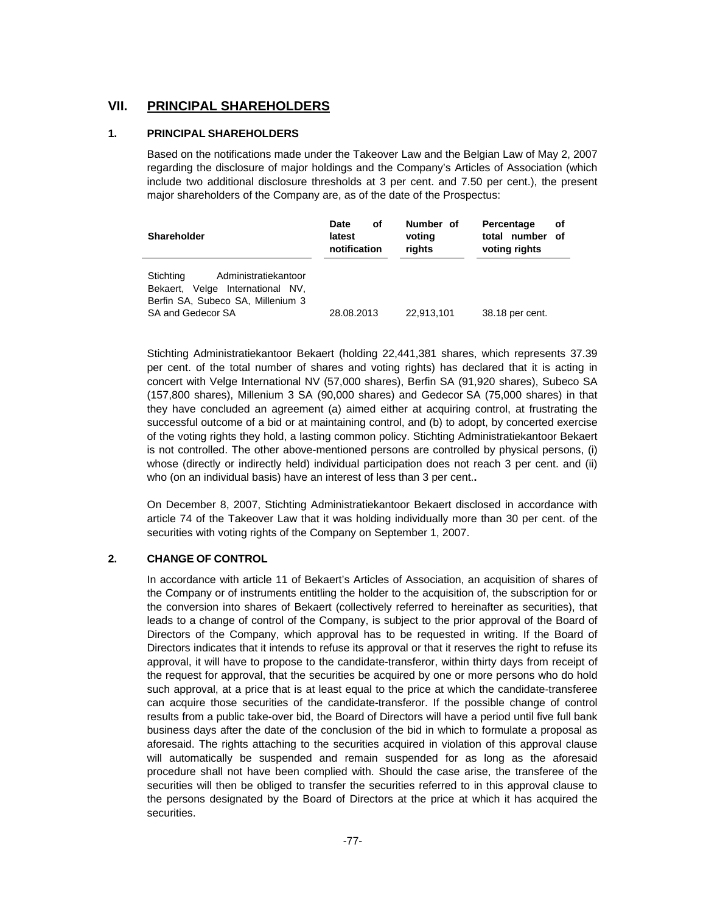# VII. PRINCIPAL SHAREHOLDERS

## 1. PRINCIPAL SHAREHOLDERS

Based on the notifications made under the Takeover Law and the Belgian Law of May 2, 2007 regarding the disclosure of major holdings and the Company's Articles of Association (which include two additional disclosure thresholds at 3 per cent. and 7.50 per cent.), the present major shareholders of the Company are, as of the date of the Prospectus:

| Shareholder | Date of latest notification | Number of voting rights | Percentage of total number of voting rights |
|---|---|---|---|
| Stichting Administratiekantoor Bekaert, Velge International NV, Berfin SA, Subeco SA, Millenium 3 SA and Gedecor SA | 28.08.2013 | 22,913,101 | 38.18 per cent. |

Stichting Administratiekantoor Bekaert (holding 22,441,381 shares, which represents 37.39 per cent. of the total number of shares and voting rights) has declared that it is acting in concert with Velge International NV (57,000 shares), Berfin SA (91,920 shares), Subeco SA (157,800 shares), Millenium 3 SA (90,000 shares) and Gedecor SA (75,000 shares) in that they have concluded an agreement (a) aimed either at acquiring control, at frustrating the successful outcome of a bid or at maintaining control, and (b) to adopt, by concerted exercise of the voting rights they hold, a lasting common policy. Stichting Administratiekantoor Bekaert is not controlled. The other above-mentioned persons are controlled by physical persons, (i) whose (directly or indirectly held) individual participation does not reach 3 per cent. and (ii) who (on an individual basis) have an interest of less than 3 per cent..

On December 8, 2007, Stichting Administratiekantoor Bekaert disclosed in accordance with article 74 of the Takeover Law that it was holding individually more than 30 per cent. of the securities with voting rights of the Company on September 1, 2007.

## 2. CHANGE OF CONTROL

In accordance with article 11 of Bekaert's Articles of Association, an acquisition of shares of the Company or of instruments entitling the holder to the acquisition of, the subscription for or the conversion into shares of Bekaert (collectively referred to hereinafter as securities), that leads to a change of control of the Company, is subject to the prior approval of the Board of Directors of the Company, which approval has to be requested in writing. If the Board of Directors indicates that it intends to refuse its approval or that it reserves the right to refuse its approval, it will have to propose to the candidate-transferor, within thirty days from receipt of the request for approval, that the securities be acquired by one or more persons who do hold such approval, at a price that is at least equal to the price at which the candidate-transferee can acquire those securities of the candidate-transferor. If the possible change of control results from a public take-over bid, the Board of Directors will have a period until five full bank business days after the date of the conclusion of the bid in which to formulate a proposal as aforesaid. The rights attaching to the securities acquired in violation of this approval clause will automatically be suspended and remain suspended for as long as the aforesaid procedure shall not have been complied with. Should the case arise, the transferee of the securities will then be obliged to transfer the securities referred to in this approval clause to the persons designated by the Board of Directors at the price at which it has acquired the securities.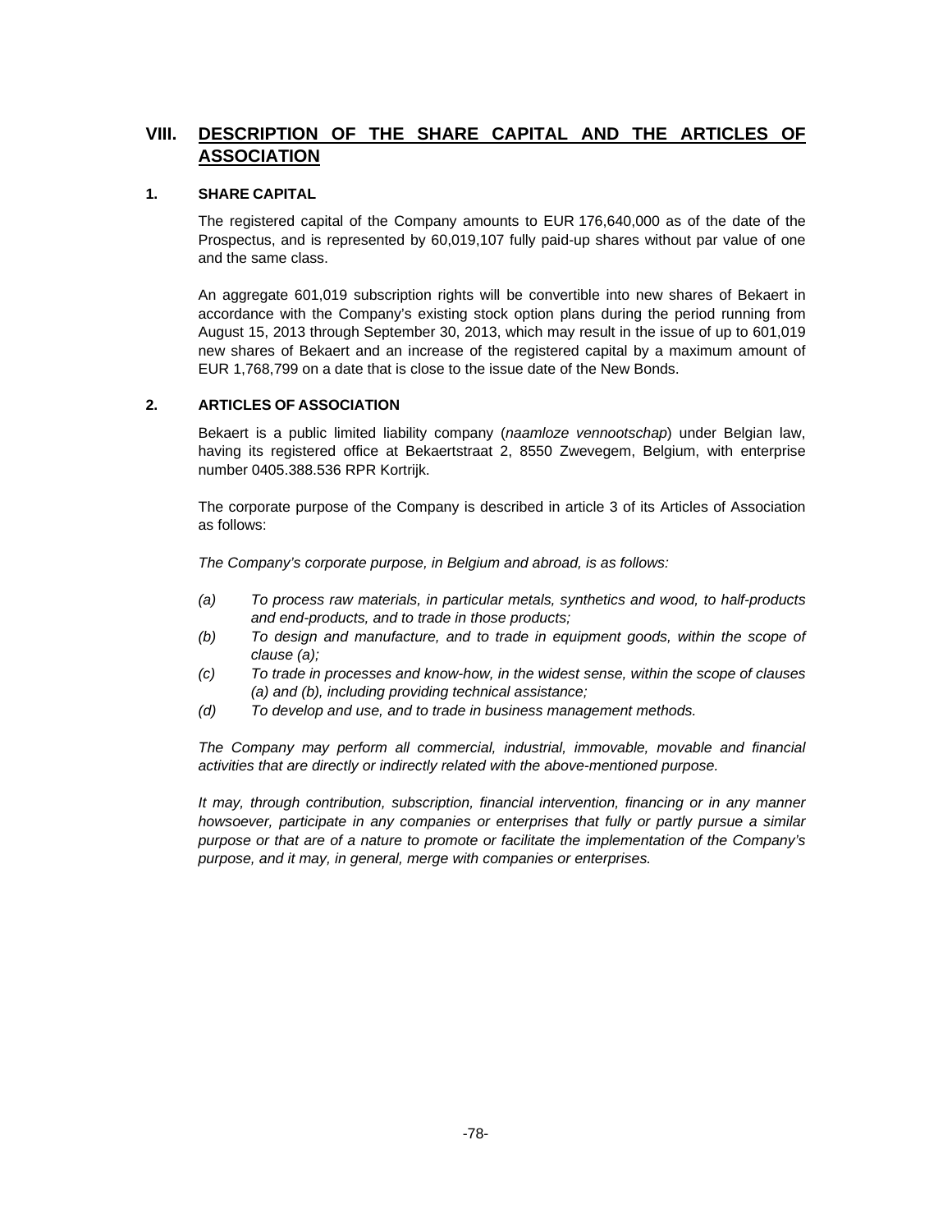# VIII. DESCRIPTION OF THE SHARE CAPITAL AND THE ARTICLES OF ASSOCIATION

## 1. SHARE CAPITAL

The registered capital of the Company amounts to EUR 176,640,000 as of the date of the Prospectus, and is represented by 60,019,107 fully paid-up shares without par value of one and the same class.

An aggregate 601,019 subscription rights will be convertible into new shares of Bekaert in accordance with the Company's existing stock option plans during the period running from August 15, 2013 through September 30, 2013, which may result in the issue of up to 601,019 new shares of Bekaert and an increase of the registered capital by a maximum amount of EUR 1,768,799 on a date that is close to the issue date of the New Bonds.

## 2. ARTICLES OF ASSOCIATION

Bekaert is a public limited liability company (*naamloze vennootschap*) under Belgian law, having its registered office at Bekaertstraat 2, 8550 Zwevegem, Belgium, with enterprise number 0405.388.536 RPR Kortrijk.

The corporate purpose of the Company is described in article 3 of its Articles of Association as follows:

*The Company's corporate purpose, in Belgium and abroad, is as follows:*

- *(a) To process raw materials, in particular metals, synthetics and wood, to half-products and end-products, and to trade in those products;*
- *(b) To design and manufacture, and to trade in equipment goods, within the scope of clause (a);*
- *(c) To trade in processes and know-how, in the widest sense, within the scope of clauses (a) and (b), including providing technical assistance;*
- *(d) To develop and use, and to trade in business management methods.*

*The Company may perform all commercial, industrial, immovable, movable and financial activities that are directly or indirectly related with the above-mentioned purpose.*

*It may, through contribution, subscription, financial intervention, financing or in any manner howsoever, participate in any companies or enterprises that fully or partly pursue a similar purpose or that are of a nature to promote or facilitate the implementation of the Company's purpose, and it may, in general, merge with companies or enterprises.*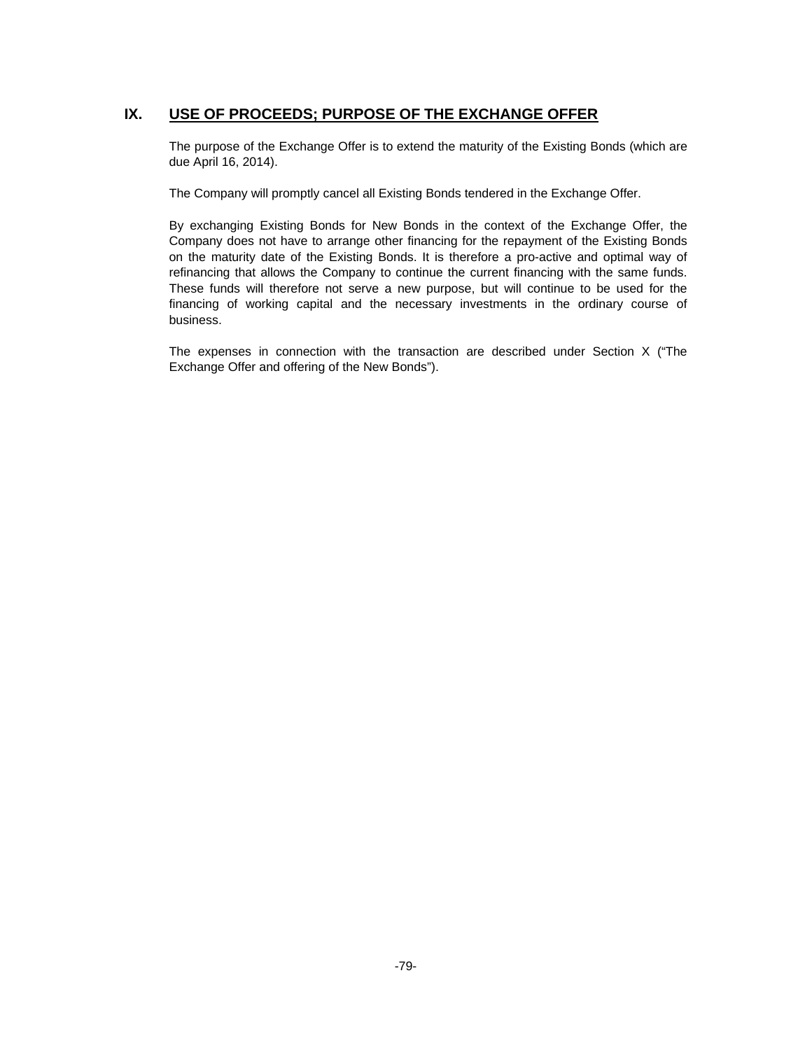## IX. USE OF PROCEEDS; PURPOSE OF THE EXCHANGE OFFER

The purpose of the Exchange Offer is to extend the maturity of the Existing Bonds (which are due April 16, 2014).

The Company will promptly cancel all Existing Bonds tendered in the Exchange Offer.

By exchanging Existing Bonds for New Bonds in the context of the Exchange Offer, the Company does not have to arrange other financing for the repayment of the Existing Bonds on the maturity date of the Existing Bonds. It is therefore a pro-active and optimal way of refinancing that allows the Company to continue the current financing with the same funds. These funds will therefore not serve a new purpose, but will continue to be used for the financing of working capital and the necessary investments in the ordinary course of business.

The expenses in connection with the transaction are described under Section X ("The Exchange Offer and offering of the New Bonds").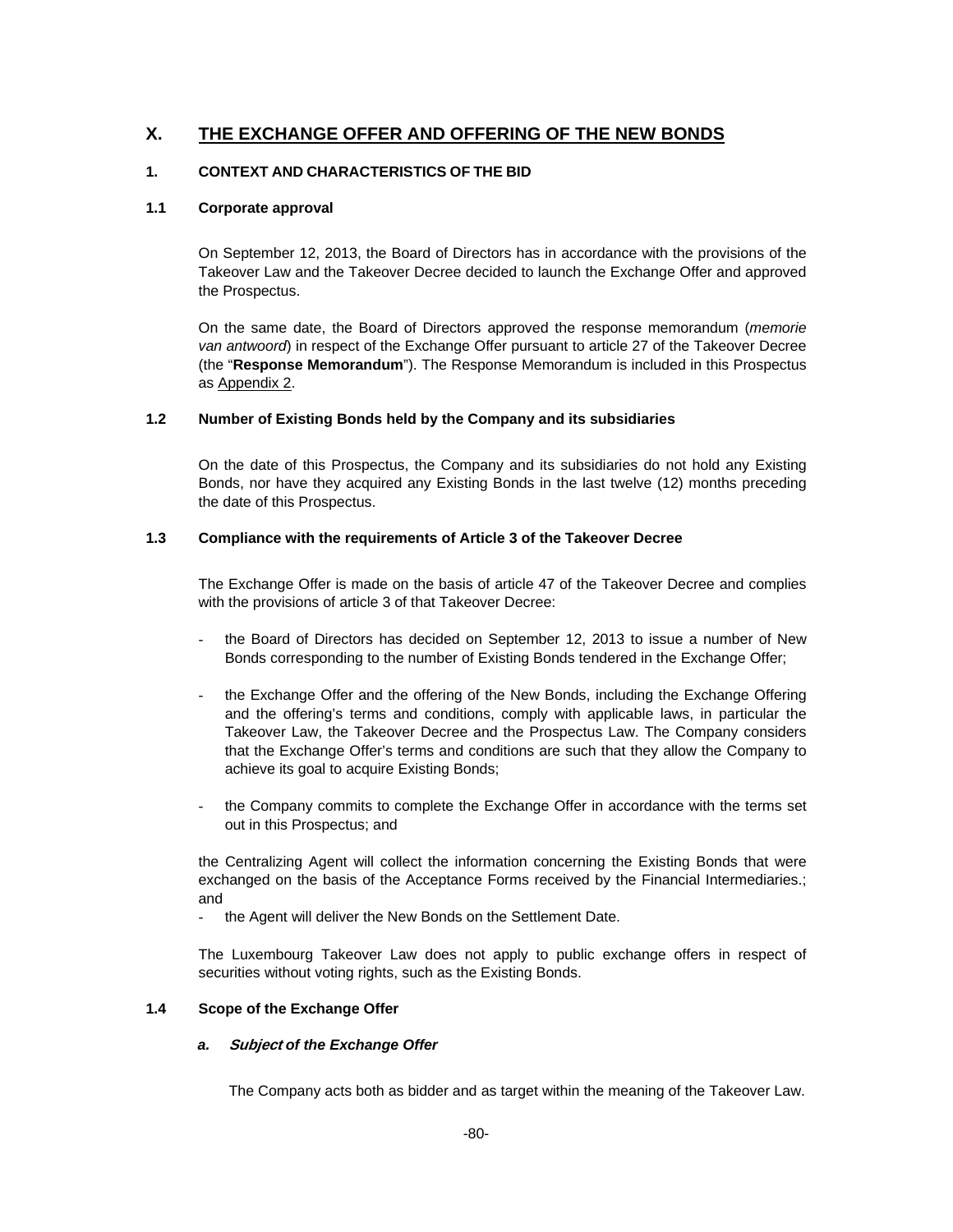# X. THE EXCHANGE OFFER AND OFFERING OF THE NEW BONDS

## 1. CONTEXT AND CHARACTERISTICS OF THE BID

### 1.1 Corporate approval

On September 12, 2013, the Board of Directors has in accordance with the provisions of the Takeover Law and the Takeover Decree decided to launch the Exchange Offer and approved the Prospectus.

On the same date, the Board of Directors approved the response memorandum (*memorie van antwoord*) in respect of the Exchange Offer pursuant to article 27 of the Takeover Decree (the "**Response Memorandum**"). The Response Memorandum is included in this Prospectus as Appendix 2.

### 1.2 Number of Existing Bonds held by the Company and its subsidiaries

On the date of this Prospectus, the Company and its subsidiaries do not hold any Existing Bonds, nor have they acquired any Existing Bonds in the last twelve (12) months preceding the date of this Prospectus.

### 1.3 Compliance with the requirements of Article 3 of the Takeover Decree

The Exchange Offer is made on the basis of article 47 of the Takeover Decree and complies with the provisions of article 3 of that Takeover Decree:

- the Board of Directors has decided on September 12, 2013 to issue a number of New Bonds corresponding to the number of Existing Bonds tendered in the Exchange Offer;
- the Exchange Offer and the offering of the New Bonds, including the Exchange Offering and the offering's terms and conditions, comply with applicable laws, in particular the Takeover Law, the Takeover Decree and the Prospectus Law. The Company considers that the Exchange Offer's terms and conditions are such that they allow the Company to achieve its goal to acquire Existing Bonds;
- the Company commits to complete the Exchange Offer in accordance with the terms set out in this Prospectus; and

the Centralizing Agent will collect the information concerning the Existing Bonds that were exchanged on the basis of the Acceptance Forms received by the Financial Intermediaries.; and

- the Agent will deliver the New Bonds on the Settlement Date.

The Luxembourg Takeover Law does not apply to public exchange offers in respect of securities without voting rights, such as the Existing Bonds.

### 1.4 Scope of the Exchange Offer

#### *a. Subject of the Exchange Offer*

The Company acts both as bidder and as target within the meaning of the Takeover Law.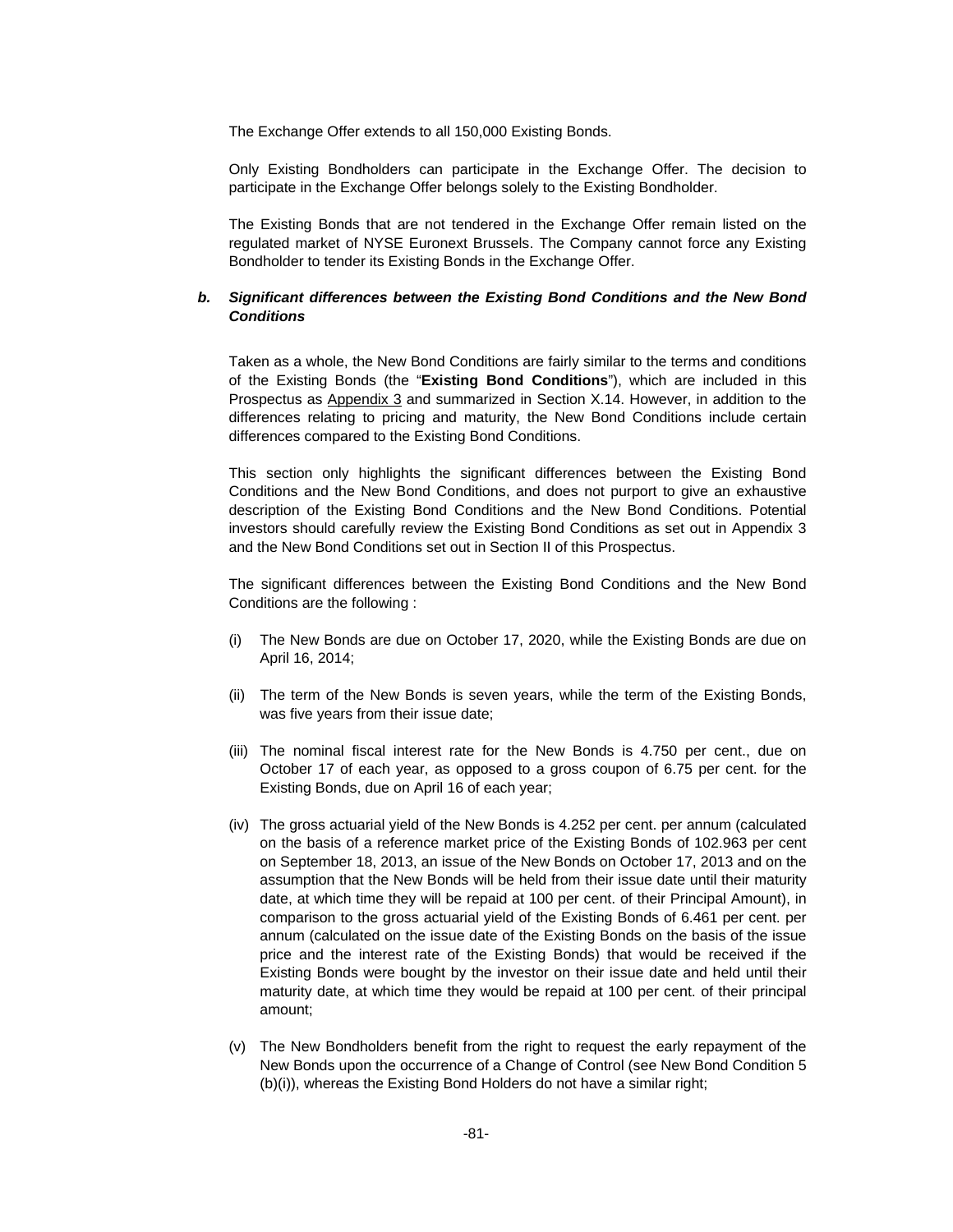The Exchange Offer extends to all 150,000 Existing Bonds.

Only Existing Bondholders can participate in the Exchange Offer. The decision to participate in the Exchange Offer belongs solely to the Existing Bondholder.

The Existing Bonds that are not tendered in the Exchange Offer remain listed on the regulated market of NYSE Euronext Brussels. The Company cannot force any Existing Bondholder to tender its Existing Bonds in the Exchange Offer.

***b. Significant differences between the Existing Bond Conditions and the New Bond Conditions***

Taken as a whole, the New Bond Conditions are fairly similar to the terms and conditions of the Existing Bonds (the "**Existing Bond Conditions**"), which are included in this Prospectus as Appendix 3 and summarized in Section X.14. However, in addition to the differences relating to pricing and maturity, the New Bond Conditions include certain differences compared to the Existing Bond Conditions.

This section only highlights the significant differences between the Existing Bond Conditions and the New Bond Conditions, and does not purport to give an exhaustive description of the Existing Bond Conditions and the New Bond Conditions. Potential investors should carefully review the Existing Bond Conditions as set out in Appendix 3 and the New Bond Conditions set out in Section II of this Prospectus.

The significant differences between the Existing Bond Conditions and the New Bond Conditions are the following :

(i) The New Bonds are due on October 17, 2020, while the Existing Bonds are due on April 16, 2014;

(ii) The term of the New Bonds is seven years, while the term of the Existing Bonds, was five years from their issue date;

(iii) The nominal fiscal interest rate for the New Bonds is 4.750 per cent., due on October 17 of each year, as opposed to a gross coupon of 6.75 per cent. for the Existing Bonds, due on April 16 of each year;

(iv) The gross actuarial yield of the New Bonds is 4.252 per cent. per annum (calculated on the basis of a reference market price of the Existing Bonds of 102.963 per cent on September 18, 2013, an issue of the New Bonds on October 17, 2013 and on the assumption that the New Bonds will be held from their issue date until their maturity date, at which time they will be repaid at 100 per cent. of their Principal Amount), in comparison to the gross actuarial yield of the Existing Bonds of 6.461 per cent. per annum (calculated on the issue date of the Existing Bonds on the basis of the issue price and the interest rate of the Existing Bonds) that would be received if the Existing Bonds were bought by the investor on their issue date and held until their maturity date, at which time they would be repaid at 100 per cent. of their principal amount;

(v) The New Bondholders benefit from the right to request the early repayment of the New Bonds upon the occurrence of a Change of Control (see New Bond Condition 5 (b)(i)), whereas the Existing Bond Holders do not have a similar right;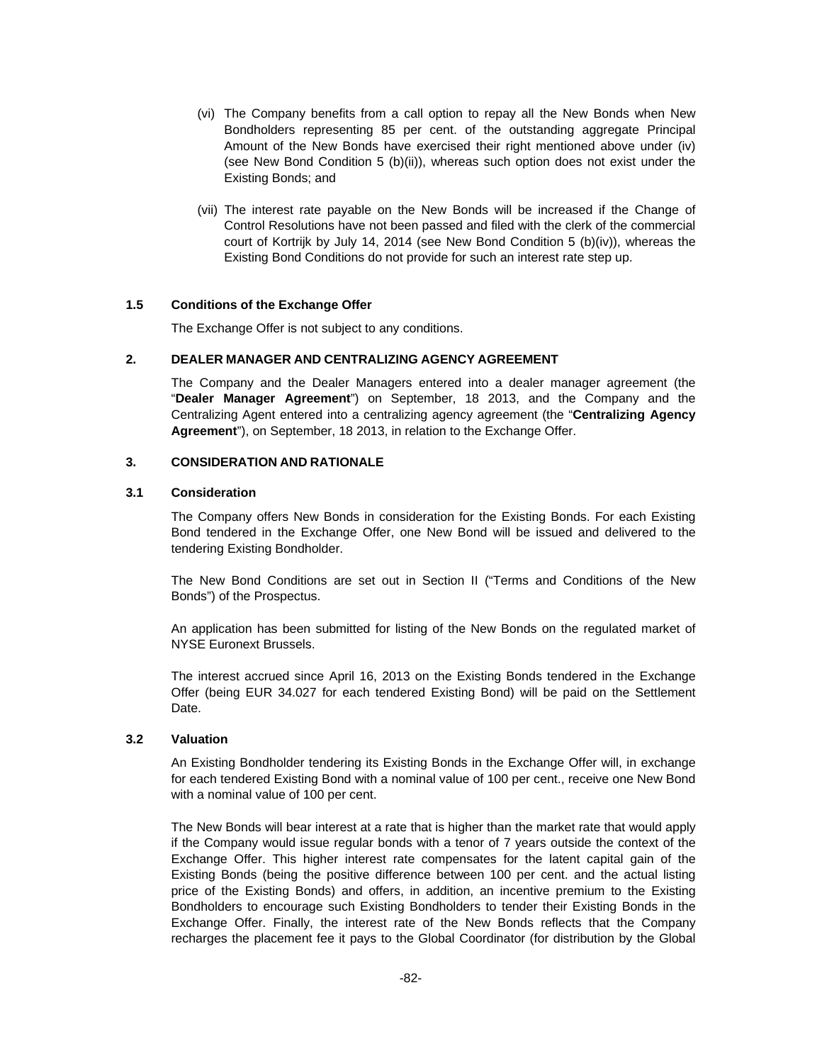(vi) The Company benefits from a call option to repay all the New Bonds when New Bondholders representing 85 per cent. of the outstanding aggregate Principal Amount of the New Bonds have exercised their right mentioned above under (iv) (see New Bond Condition 5 (b)(ii)), whereas such option does not exist under the Existing Bonds; and

(vii) The interest rate payable on the New Bonds will be increased if the Change of Control Resolutions have not been passed and filed with the clerk of the commercial court of Kortrijk by July 14, 2014 (see New Bond Condition 5 (b)(iv)), whereas the Existing Bond Conditions do not provide for such an interest rate step up.

### 1.5 Conditions of the Exchange Offer

The Exchange Offer is not subject to any conditions.

## 2. DEALER MANAGER AND CENTRALIZING AGENCY AGREEMENT

The Company and the Dealer Managers entered into a dealer manager agreement (the "**Dealer Manager Agreement**") on September, 18 2013, and the Company and the Centralizing Agent entered into a centralizing agency agreement (the "**Centralizing Agency Agreement**"), on September, 18 2013, in relation to the Exchange Offer.

## 3. CONSIDERATION AND RATIONALE

### 3.1 Consideration

The Company offers New Bonds in consideration for the Existing Bonds. For each Existing Bond tendered in the Exchange Offer, one New Bond will be issued and delivered to the tendering Existing Bondholder.

The New Bond Conditions are set out in Section II ("Terms and Conditions of the New Bonds") of the Prospectus.

An application has been submitted for listing of the New Bonds on the regulated market of NYSE Euronext Brussels.

The interest accrued since April 16, 2013 on the Existing Bonds tendered in the Exchange Offer (being EUR 34.027 for each tendered Existing Bond) will be paid on the Settlement Date.

### 3.2 Valuation

An Existing Bondholder tendering its Existing Bonds in the Exchange Offer will, in exchange for each tendered Existing Bond with a nominal value of 100 per cent., receive one New Bond with a nominal value of 100 per cent.

The New Bonds will bear interest at a rate that is higher than the market rate that would apply if the Company would issue regular bonds with a tenor of 7 years outside the context of the Exchange Offer. This higher interest rate compensates for the latent capital gain of the Existing Bonds (being the positive difference between 100 per cent. and the actual listing price of the Existing Bonds) and offers, in addition, an incentive premium to the Existing Bondholders to encourage such Existing Bondholders to tender their Existing Bonds in the Exchange Offer. Finally, the interest rate of the New Bonds reflects that the Company recharges the placement fee it pays to the Global Coordinator (for distribution by the Global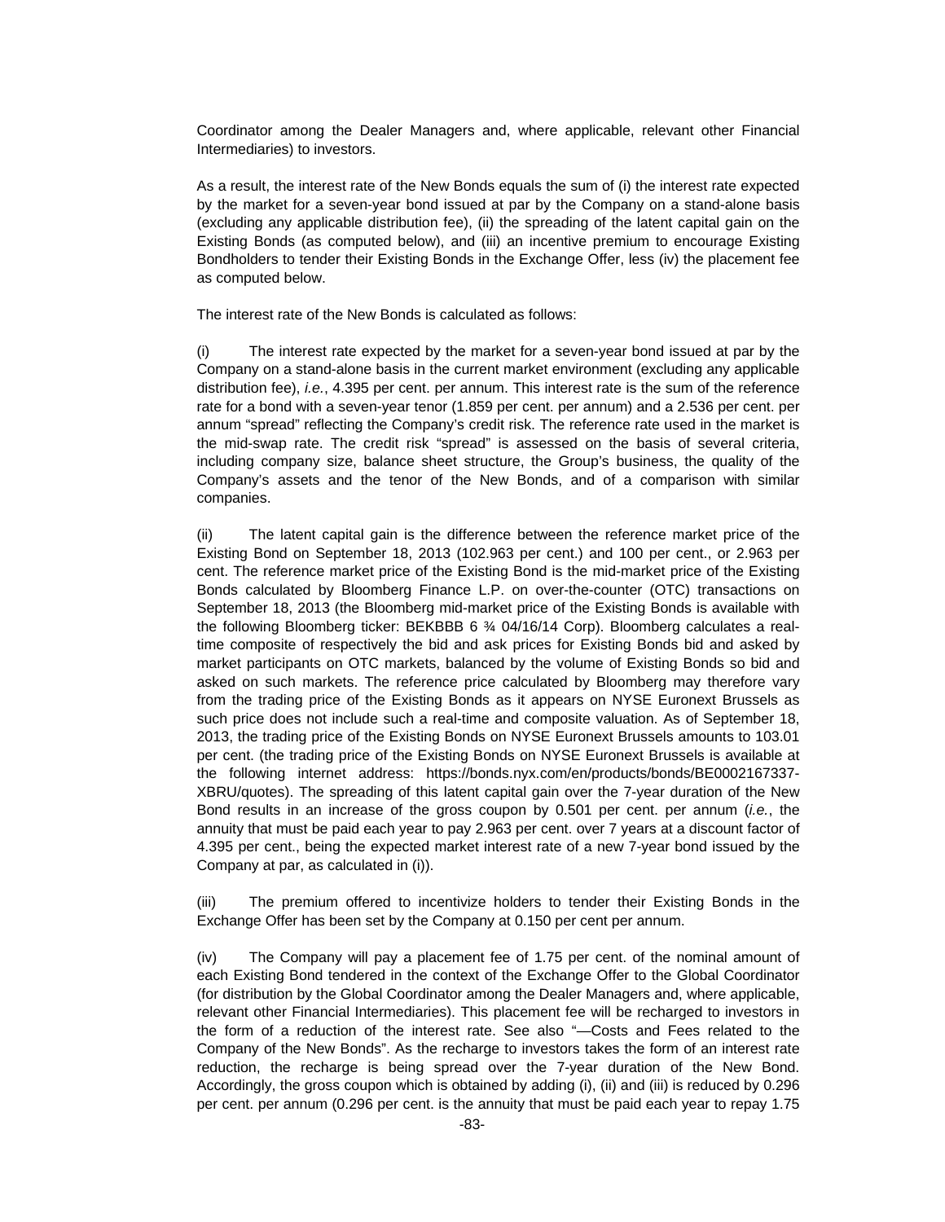Coordinator among the Dealer Managers and, where applicable, relevant other Financial Intermediaries) to investors.

As a result, the interest rate of the New Bonds equals the sum of (i) the interest rate expected by the market for a seven-year bond issued at par by the Company on a stand-alone basis (excluding any applicable distribution fee), (ii) the spreading of the latent capital gain on the Existing Bonds (as computed below), and (iii) an incentive premium to encourage Existing Bondholders to tender their Existing Bonds in the Exchange Offer, less (iv) the placement fee as computed below.

The interest rate of the New Bonds is calculated as follows:

(i) The interest rate expected by the market for a seven-year bond issued at par by the Company on a stand-alone basis in the current market environment (excluding any applicable distribution fee), *i.e.*, 4.395 per cent. per annum. This interest rate is the sum of the reference rate for a bond with a seven-year tenor (1.859 per cent. per annum) and a 2.536 per cent. per annum "spread" reflecting the Company's credit risk. The reference rate used in the market is the mid-swap rate. The credit risk "spread" is assessed on the basis of several criteria, including company size, balance sheet structure, the Group's business, the quality of the Company's assets and the tenor of the New Bonds, and of a comparison with similar companies.

(ii) The latent capital gain is the difference between the reference market price of the Existing Bond on September 18, 2013 (102.963 per cent.) and 100 per cent., or 2.963 per cent. The reference market price of the Existing Bond is the mid-market price of the Existing Bonds calculated by Bloomberg Finance L.P. on over-the-counter (OTC) transactions on September 18, 2013 (the Bloomberg mid-market price of the Existing Bonds is available with the following Bloomberg ticker: BEKBBB 6 ¾ 04/16/14 Corp). Bloomberg calculates a real-time composite of respectively the bid and ask prices for Existing Bonds bid and asked by market participants on OTC markets, balanced by the volume of Existing Bonds so bid and asked on such markets. The reference price calculated by Bloomberg may therefore vary from the trading price of the Existing Bonds as it appears on NYSE Euronext Brussels as such price does not include such a real-time and composite valuation. As of September 18, 2013, the trading price of the Existing Bonds on NYSE Euronext Brussels amounts to 103.01 per cent. (the trading price of the Existing Bonds on NYSE Euronext Brussels is available at the following internet address: https://bonds.nyx.com/en/products/bonds/BE0002167337-XBRU/quotes). The spreading of this latent capital gain over the 7-year duration of the New Bond results in an increase of the gross coupon by 0.501 per cent. per annum (*i.e.*, the annuity that must be paid each year to pay 2.963 per cent. over 7 years at a discount factor of 4.395 per cent., being the expected market interest rate of a new 7-year bond issued by the Company at par, as calculated in (i)).

(iii) The premium offered to incentivize holders to tender their Existing Bonds in the Exchange Offer has been set by the Company at 0.150 per cent per annum.

(iv) The Company will pay a placement fee of 1.75 per cent. of the nominal amount of each Existing Bond tendered in the context of the Exchange Offer to the Global Coordinator (for distribution by the Global Coordinator among the Dealer Managers and, where applicable, relevant other Financial Intermediaries). This placement fee will be recharged to investors in the form of a reduction of the interest rate. See also "—Costs and Fees related to the Company of the New Bonds". As the recharge to investors takes the form of an interest rate reduction, the recharge is being spread over the 7-year duration of the New Bond. Accordingly, the gross coupon which is obtained by adding (i), (ii) and (iii) is reduced by 0.296 per cent. per annum (0.296 per cent. is the annuity that must be paid each year to repay 1.75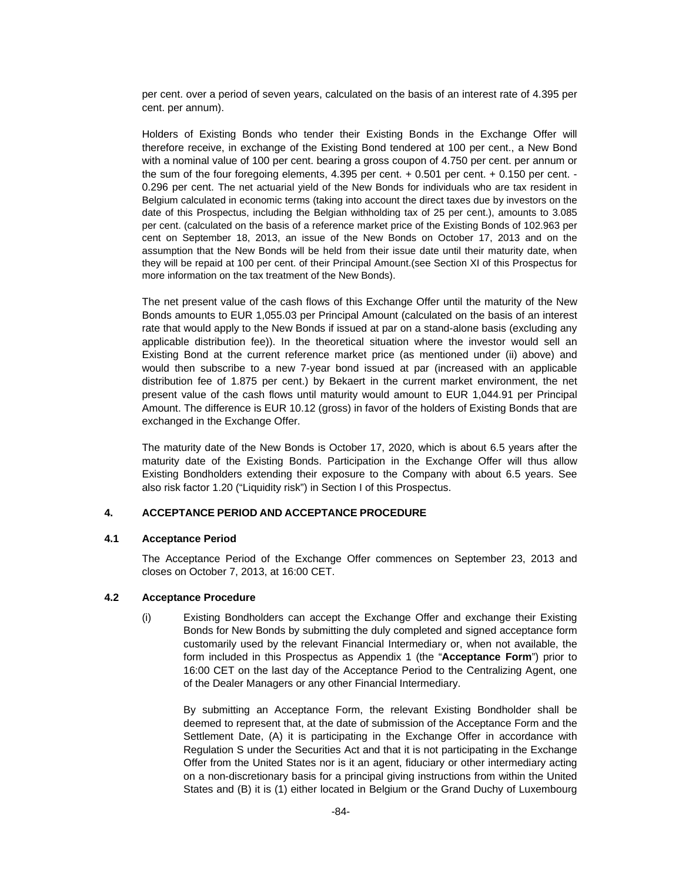per cent. over a period of seven years, calculated on the basis of an interest rate of 4.395 per cent. per annum).

Holders of Existing Bonds who tender their Existing Bonds in the Exchange Offer will therefore receive, in exchange of the Existing Bond tendered at 100 per cent., a New Bond with a nominal value of 100 per cent. bearing a gross coupon of 4.750 per cent. per annum or the sum of the four foregoing elements, 4.395 per cent. + 0.501 per cent. + 0.150 per cent. - 0.296 per cent. The net actuarial yield of the New Bonds for individuals who are tax resident in Belgium calculated in economic terms (taking into account the direct taxes due by investors on the date of this Prospectus, including the Belgian withholding tax of 25 per cent.), amounts to 3.085 per cent. (calculated on the basis of a reference market price of the Existing Bonds of 102.963 per cent on September 18, 2013, an issue of the New Bonds on October 17, 2013 and on the assumption that the New Bonds will be held from their issue date until their maturity date, when they will be repaid at 100 per cent. of their Principal Amount.(see Section XI of this Prospectus for more information on the tax treatment of the New Bonds).

The net present value of the cash flows of this Exchange Offer until the maturity of the New Bonds amounts to EUR 1,055.03 per Principal Amount (calculated on the basis of an interest rate that would apply to the New Bonds if issued at par on a stand-alone basis (excluding any applicable distribution fee)). In the theoretical situation where the investor would sell an Existing Bond at the current reference market price (as mentioned under (ii) above) and would then subscribe to a new 7-year bond issued at par (increased with an applicable distribution fee of 1.875 per cent.) by Bekaert in the current market environment, the net present value of the cash flows until maturity would amount to EUR 1,044.91 per Principal Amount. The difference is EUR 10.12 (gross) in favor of the holders of Existing Bonds that are exchanged in the Exchange Offer.

The maturity date of the New Bonds is October 17, 2020, which is about 6.5 years after the maturity date of the Existing Bonds. Participation in the Exchange Offer will thus allow Existing Bondholders extending their exposure to the Company with about 6.5 years. See also risk factor 1.20 ("Liquidity risk") in Section I of this Prospectus.

## 4. ACCEPTANCE PERIOD AND ACCEPTANCE PROCEDURE

### 4.1 Acceptance Period

The Acceptance Period of the Exchange Offer commences on September 23, 2013 and closes on October 7, 2013, at 16:00 CET.

### 4.2 Acceptance Procedure

(i) Existing Bondholders can accept the Exchange Offer and exchange their Existing Bonds for New Bonds by submitting the duly completed and signed acceptance form customarily used by the relevant Financial Intermediary or, when not available, the form included in this Prospectus as Appendix 1 (the "**Acceptance Form**") prior to 16:00 CET on the last day of the Acceptance Period to the Centralizing Agent, one of the Dealer Managers or any other Financial Intermediary.

By submitting an Acceptance Form, the relevant Existing Bondholder shall be deemed to represent that, at the date of submission of the Acceptance Form and the Settlement Date, (A) it is participating in the Exchange Offer in accordance with Regulation S under the Securities Act and that it is not participating in the Exchange Offer from the United States nor is it an agent, fiduciary or other intermediary acting on a non-discretionary basis for a principal giving instructions from within the United States and (B) it is (1) either located in Belgium or the Grand Duchy of Luxembourg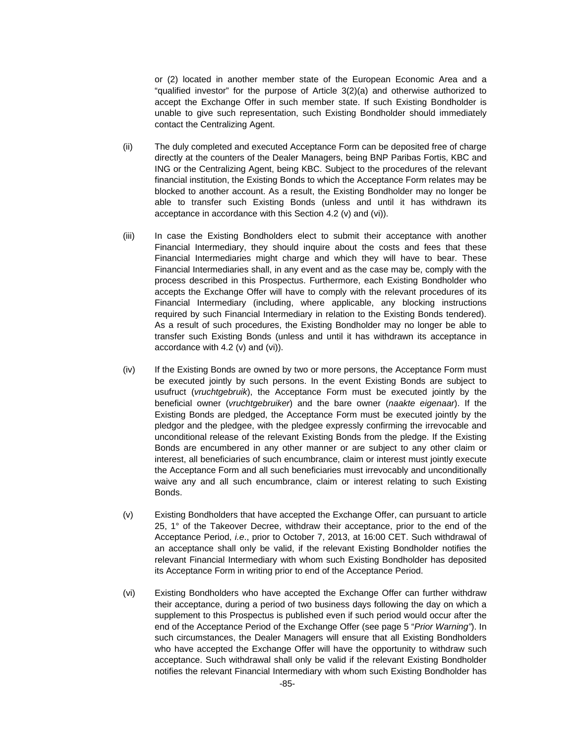or (2) located in another member state of the European Economic Area and a "qualified investor" for the purpose of Article 3(2)(a) and otherwise authorized to accept the Exchange Offer in such member state. If such Existing Bondholder is unable to give such representation, such Existing Bondholder should immediately contact the Centralizing Agent.

(ii) The duly completed and executed Acceptance Form can be deposited free of charge directly at the counters of the Dealer Managers, being BNP Paribas Fortis, KBC and ING or the Centralizing Agent, being KBC. Subject to the procedures of the relevant financial institution, the Existing Bonds to which the Acceptance Form relates may be blocked to another account. As a result, the Existing Bondholder may no longer be able to transfer such Existing Bonds (unless and until it has withdrawn its acceptance in accordance with this Section 4.2 (v) and (vi)).

(iii) In case the Existing Bondholders elect to submit their acceptance with another Financial Intermediary, they should inquire about the costs and fees that these Financial Intermediaries might charge and which they will have to bear. These Financial Intermediaries shall, in any event and as the case may be, comply with the process described in this Prospectus. Furthermore, each Existing Bondholder who accepts the Exchange Offer will have to comply with the relevant procedures of its Financial Intermediary (including, where applicable, any blocking instructions required by such Financial Intermediary in relation to the Existing Bonds tendered). As a result of such procedures, the Existing Bondholder may no longer be able to transfer such Existing Bonds (unless and until it has withdrawn its acceptance in accordance with 4.2 (v) and (vi)).

(iv) If the Existing Bonds are owned by two or more persons, the Acceptance Form must be executed jointly by such persons. In the event Existing Bonds are subject to usufruct (*vruchtgebruik*), the Acceptance Form must be executed jointly by the beneficial owner (*vruchtgebruiker*) and the bare owner (*naakte eigenaar*). If the Existing Bonds are pledged, the Acceptance Form must be executed jointly by the pledgor and the pledgee, with the pledgee expressly confirming the irrevocable and unconditional release of the relevant Existing Bonds from the pledge. If the Existing Bonds are encumbered in any other manner or are subject to any other claim or interest, all beneficiaries of such encumbrance, claim or interest must jointly execute the Acceptance Form and all such beneficiaries must irrevocably and unconditionally waive any and all such encumbrance, claim or interest relating to such Existing Bonds.

(v) Existing Bondholders that have accepted the Exchange Offer, can pursuant to article 25, 1° of the Takeover Decree, withdraw their acceptance, prior to the end of the Acceptance Period, *i.e*., prior to October 7, 2013, at 16:00 CET. Such withdrawal of an acceptance shall only be valid, if the relevant Existing Bondholder notifies the relevant Financial Intermediary with whom such Existing Bondholder has deposited its Acceptance Form in writing prior to end of the Acceptance Period.

(vi) Existing Bondholders who have accepted the Exchange Offer can further withdraw their acceptance, during a period of two business days following the day on which a supplement to this Prospectus is published even if such period would occur after the end of the Acceptance Period of the Exchange Offer (see page 5 "*Prior Warning*"). In such circumstances, the Dealer Managers will ensure that all Existing Bondholders who have accepted the Exchange Offer will have the opportunity to withdraw such acceptance. Such withdrawal shall only be valid if the relevant Existing Bondholder notifies the relevant Financial Intermediary with whom such Existing Bondholder has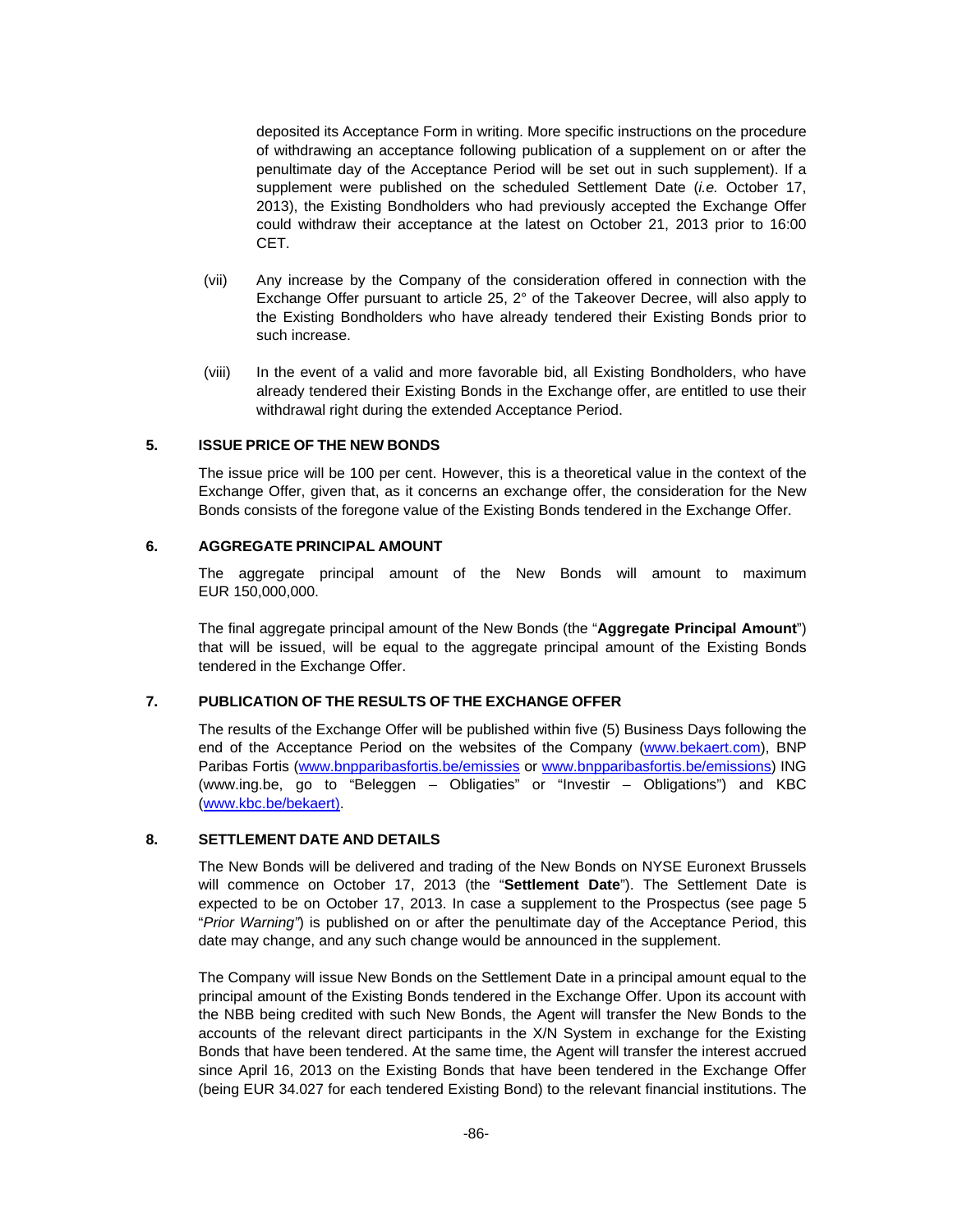deposited its Acceptance Form in writing. More specific instructions on the procedure of withdrawing an acceptance following publication of a supplement on or after the penultimate day of the Acceptance Period will be set out in such supplement). If a supplement were published on the scheduled Settlement Date (*i.e.* October 17, 2013), the Existing Bondholders who had previously accepted the Exchange Offer could withdraw their acceptance at the latest on October 21, 2013 prior to 16:00 CET.

(vii) Any increase by the Company of the consideration offered in connection with the Exchange Offer pursuant to article 25, 2° of the Takeover Decree, will also apply to the Existing Bondholders who have already tendered their Existing Bonds prior to such increase.

(viii) In the event of a valid and more favorable bid, all Existing Bondholders, who have already tendered their Existing Bonds in the Exchange offer, are entitled to use their withdrawal right during the extended Acceptance Period.

## 5. ISSUE PRICE OF THE NEW BONDS

The issue price will be 100 per cent. However, this is a theoretical value in the context of the Exchange Offer, given that, as it concerns an exchange offer, the consideration for the New Bonds consists of the foregone value of the Existing Bonds tendered in the Exchange Offer.

## 6. AGGREGATE PRINCIPAL AMOUNT

The aggregate principal amount of the New Bonds will amount to maximum EUR 150,000,000.

The final aggregate principal amount of the New Bonds (the "**Aggregate Principal Amount**") that will be issued, will be equal to the aggregate principal amount of the Existing Bonds tendered in the Exchange Offer.

## 7. PUBLICATION OF THE RESULTS OF THE EXCHANGE OFFER

The results of the Exchange Offer will be published within five (5) Business Days following the end of the Acceptance Period on the websites of the Company (www.bekaert.com), BNP Paribas Fortis (www.bnpparibasfortis.be/emissies or www.bnpparibasfortis.be/emissions) ING (www.ing.be, go to "Beleggen – Obligaties" or "Investir – Obligations") and KBC (www.kbc.be/bekaert).

## 8. SETTLEMENT DATE AND DETAILS

The New Bonds will be delivered and trading of the New Bonds on NYSE Euronext Brussels will commence on October 17, 2013 (the "**Settlement Date**"). The Settlement Date is expected to be on October 17, 2013. In case a supplement to the Prospectus (see page 5 "*Prior Warning"*) is published on or after the penultimate day of the Acceptance Period, this date may change, and any such change would be announced in the supplement.

The Company will issue New Bonds on the Settlement Date in a principal amount equal to the principal amount of the Existing Bonds tendered in the Exchange Offer. Upon its account with the NBB being credited with such New Bonds, the Agent will transfer the New Bonds to the accounts of the relevant direct participants in the X/N System in exchange for the Existing Bonds that have been tendered. At the same time, the Agent will transfer the interest accrued since April 16, 2013 on the Existing Bonds that have been tendered in the Exchange Offer (being EUR 34.027 for each tendered Existing Bond) to the relevant financial institutions. The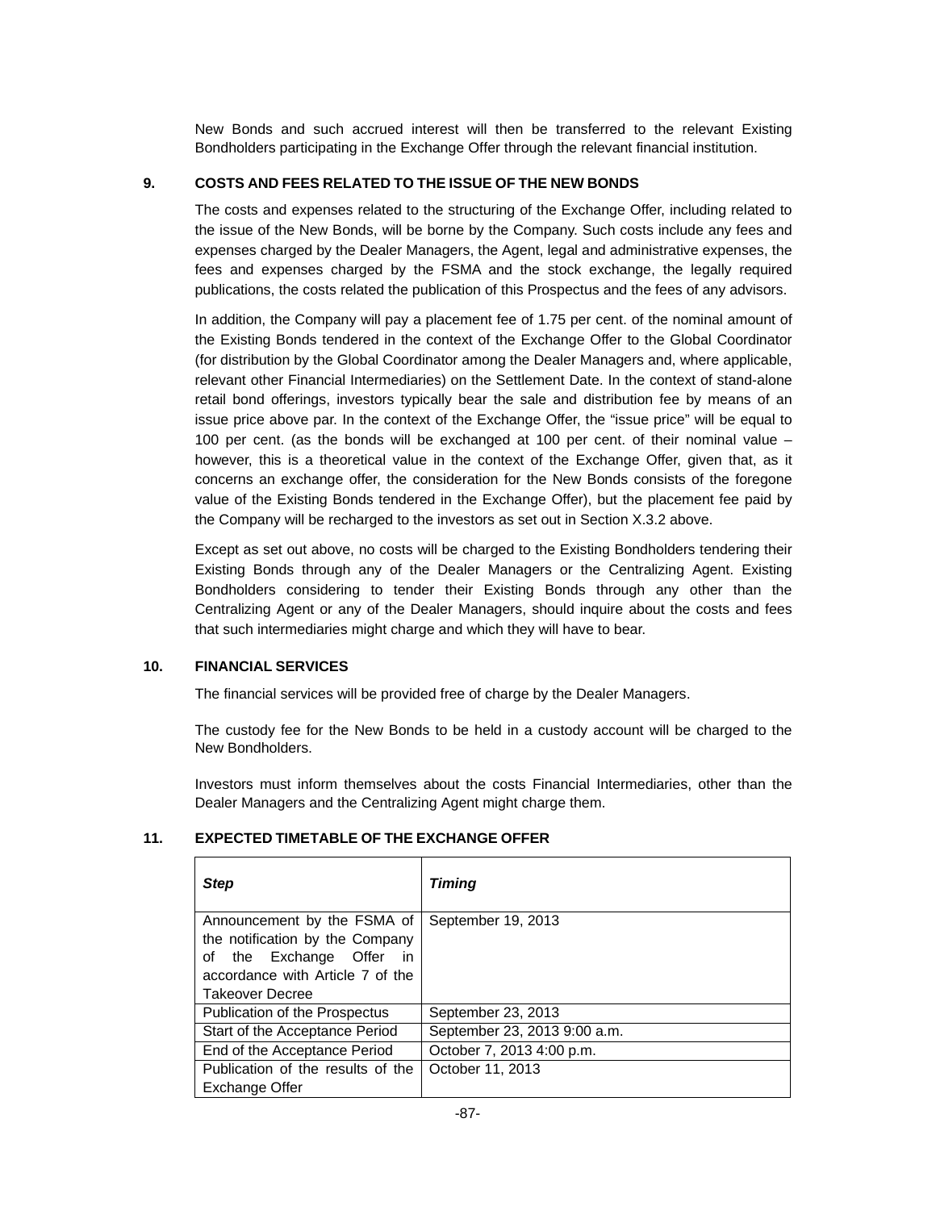New Bonds and such accrued interest will then be transferred to the relevant Existing Bondholders participating in the Exchange Offer through the relevant financial institution.

## 9. COSTS AND FEES RELATED TO THE ISSUE OF THE NEW BONDS

The costs and expenses related to the structuring of the Exchange Offer, including related to the issue of the New Bonds, will be borne by the Company. Such costs include any fees and expenses charged by the Dealer Managers, the Agent, legal and administrative expenses, the fees and expenses charged by the FSMA and the stock exchange, the legally required publications, the costs related the publication of this Prospectus and the fees of any advisors.

In addition, the Company will pay a placement fee of 1.75 per cent. of the nominal amount of the Existing Bonds tendered in the context of the Exchange Offer to the Global Coordinator (for distribution by the Global Coordinator among the Dealer Managers and, where applicable, relevant other Financial Intermediaries) on the Settlement Date. In the context of stand-alone retail bond offerings, investors typically bear the sale and distribution fee by means of an issue price above par. In the context of the Exchange Offer, the "issue price" will be equal to 100 per cent. (as the bonds will be exchanged at 100 per cent. of their nominal value – however, this is a theoretical value in the context of the Exchange Offer, given that, as it concerns an exchange offer, the consideration for the New Bonds consists of the foregone value of the Existing Bonds tendered in the Exchange Offer), but the placement fee paid by the Company will be recharged to the investors as set out in Section X.3.2 above.

Except as set out above, no costs will be charged to the Existing Bondholders tendering their Existing Bonds through any of the Dealer Managers or the Centralizing Agent. Existing Bondholders considering to tender their Existing Bonds through any other than the Centralizing Agent or any of the Dealer Managers, should inquire about the costs and fees that such intermediaries might charge and which they will have to bear.

## 10. FINANCIAL SERVICES

The financial services will be provided free of charge by the Dealer Managers.

The custody fee for the New Bonds to be held in a custody account will be charged to the New Bondholders.

Investors must inform themselves about the costs Financial Intermediaries, other than the Dealer Managers and the Centralizing Agent might charge them.

## 11. EXPECTED TIMETABLE OF THE EXCHANGE OFFER

| ***Step*** | ***Timing*** |
|---|---|
| Announcement by the FSMA of the notification by the Company of the Exchange Offer in accordance with Article 7 of the Takeover Decree | September 19, 2013 |
| Publication of the Prospectus | September 23, 2013 |
| Start of the Acceptance Period | September 23, 2013 9:00 a.m. |
| End of the Acceptance Period | October 7, 2013 4:00 p.m. |
| Publication of the results of the Exchange Offer | October 11, 2013 |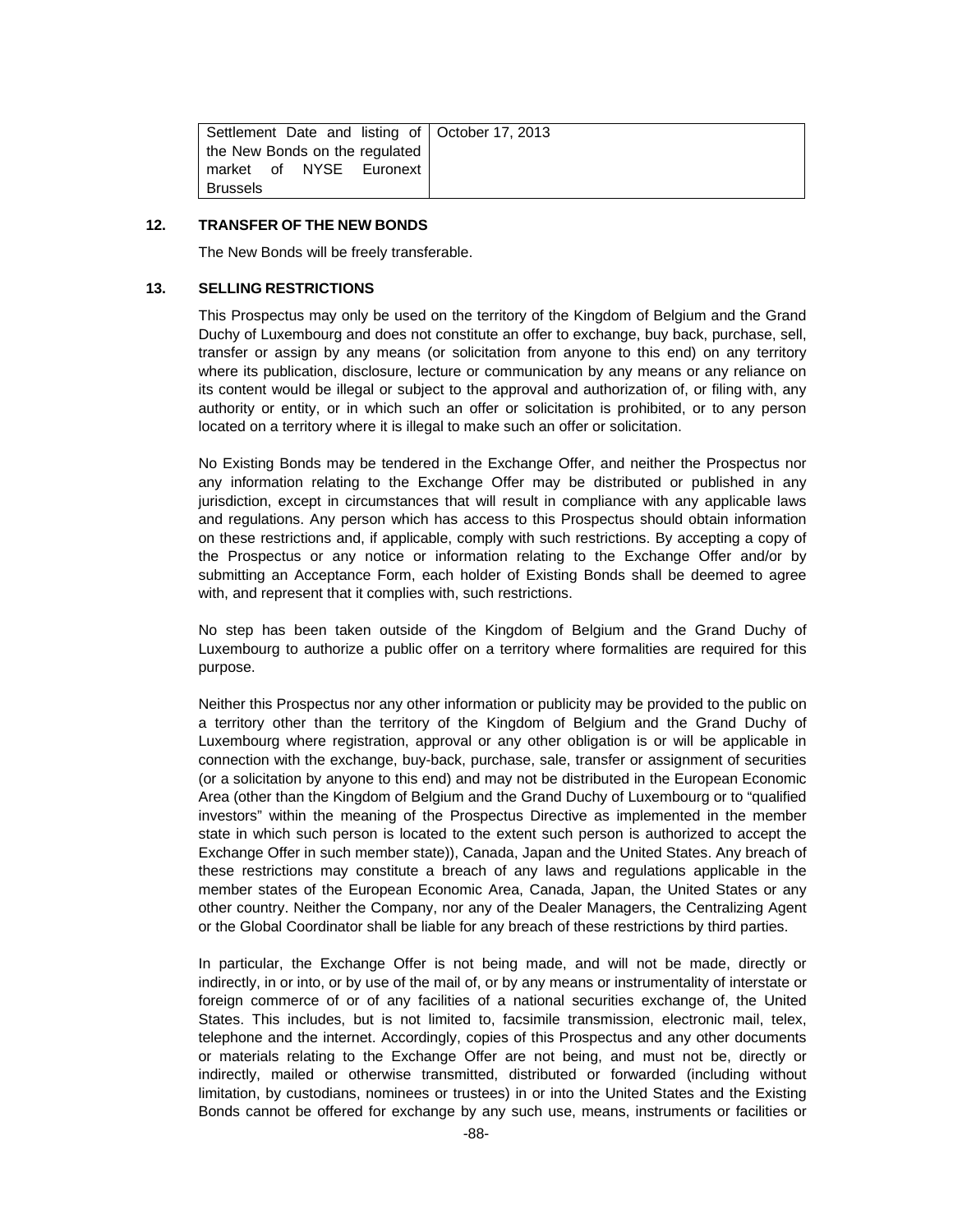| Settlement Date and listing of the New Bonds on the regulated market of NYSE Euronext Brussels | October 17, 2013 |
|---|---|

## 12. TRANSFER OF THE NEW BONDS

The New Bonds will be freely transferable.

## 13. SELLING RESTRICTIONS

This Prospectus may only be used on the territory of the Kingdom of Belgium and the Grand Duchy of Luxembourg and does not constitute an offer to exchange, buy back, purchase, sell, transfer or assign by any means (or solicitation from anyone to this end) on any territory where its publication, disclosure, lecture or communication by any means or any reliance on its content would be illegal or subject to the approval and authorization of, or filing with, any authority or entity, or in which such an offer or solicitation is prohibited, or to any person located on a territory where it is illegal to make such an offer or solicitation.

No Existing Bonds may be tendered in the Exchange Offer, and neither the Prospectus nor any information relating to the Exchange Offer may be distributed or published in any jurisdiction, except in circumstances that will result in compliance with any applicable laws and regulations. Any person which has access to this Prospectus should obtain information on these restrictions and, if applicable, comply with such restrictions. By accepting a copy of the Prospectus or any notice or information relating to the Exchange Offer and/or by submitting an Acceptance Form, each holder of Existing Bonds shall be deemed to agree with, and represent that it complies with, such restrictions.

No step has been taken outside of the Kingdom of Belgium and the Grand Duchy of Luxembourg to authorize a public offer on a territory where formalities are required for this purpose.

Neither this Prospectus nor any other information or publicity may be provided to the public on a territory other than the territory of the Kingdom of Belgium and the Grand Duchy of Luxembourg where registration, approval or any other obligation is or will be applicable in connection with the exchange, buy-back, purchase, sale, transfer or assignment of securities (or a solicitation by anyone to this end) and may not be distributed in the European Economic Area (other than the Kingdom of Belgium and the Grand Duchy of Luxembourg or to "qualified investors" within the meaning of the Prospectus Directive as implemented in the member state in which such person is located to the extent such person is authorized to accept the Exchange Offer in such member state)), Canada, Japan and the United States. Any breach of these restrictions may constitute a breach of any laws and regulations applicable in the member states of the European Economic Area, Canada, Japan, the United States or any other country. Neither the Company, nor any of the Dealer Managers, the Centralizing Agent or the Global Coordinator shall be liable for any breach of these restrictions by third parties.

In particular, the Exchange Offer is not being made, and will not be made, directly or indirectly, in or into, or by use of the mail of, or by any means or instrumentality of interstate or foreign commerce of or of any facilities of a national securities exchange of, the United States. This includes, but is not limited to, facsimile transmission, electronic mail, telex, telephone and the internet. Accordingly, copies of this Prospectus and any other documents or materials relating to the Exchange Offer are not being, and must not be, directly or indirectly, mailed or otherwise transmitted, distributed or forwarded (including without limitation, by custodians, nominees or trustees) in or into the United States and the Existing Bonds cannot be offered for exchange by any such use, means, instruments or facilities or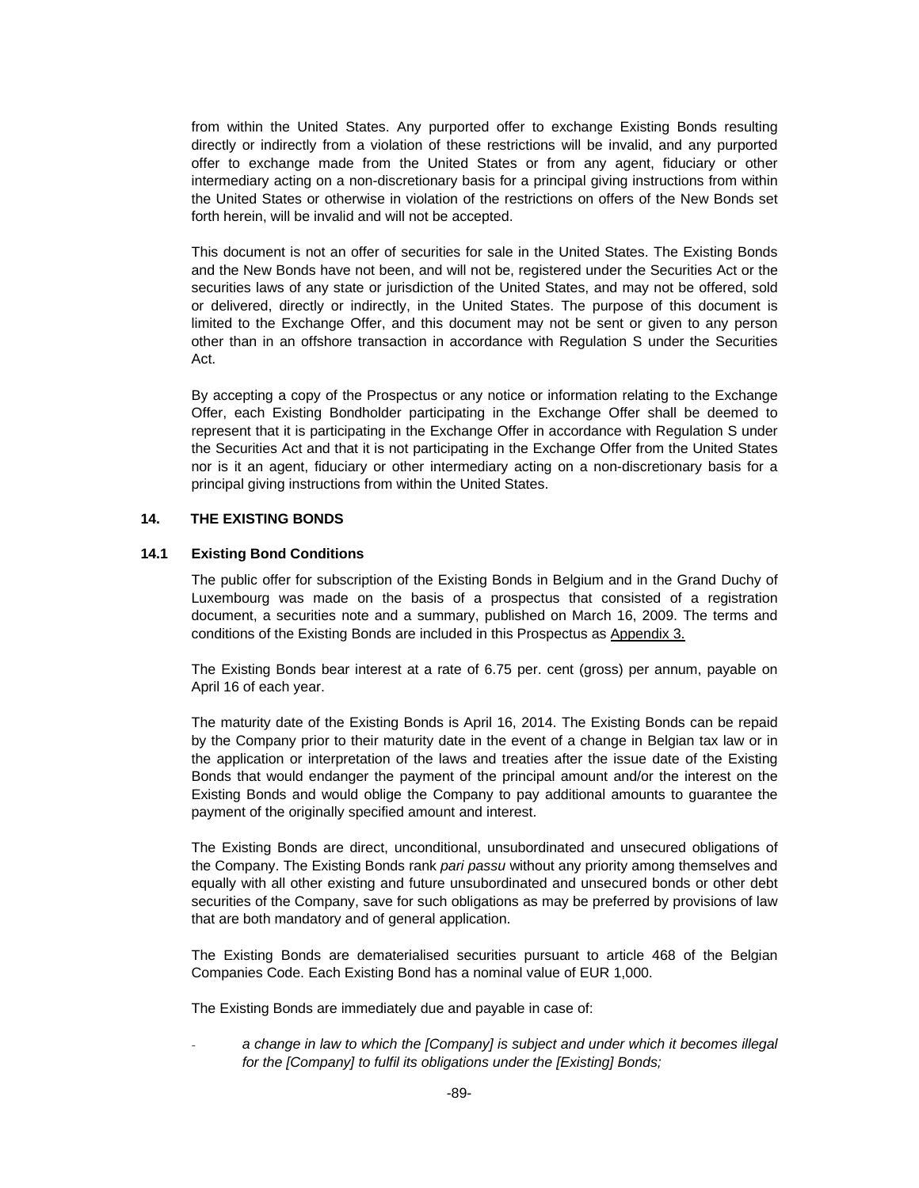from within the United States. Any purported offer to exchange Existing Bonds resulting directly or indirectly from a violation of these restrictions will be invalid, and any purported offer to exchange made from the United States or from any agent, fiduciary or other intermediary acting on a non-discretionary basis for a principal giving instructions from within the United States or otherwise in violation of the restrictions on offers of the New Bonds set forth herein, will be invalid and will not be accepted.

This document is not an offer of securities for sale in the United States. The Existing Bonds and the New Bonds have not been, and will not be, registered under the Securities Act or the securities laws of any state or jurisdiction of the United States, and may not be offered, sold or delivered, directly or indirectly, in the United States. The purpose of this document is limited to the Exchange Offer, and this document may not be sent or given to any person other than in an offshore transaction in accordance with Regulation S under the Securities Act.

By accepting a copy of the Prospectus or any notice or information relating to the Exchange Offer, each Existing Bondholder participating in the Exchange Offer shall be deemed to represent that it is participating in the Exchange Offer in accordance with Regulation S under the Securities Act and that it is not participating in the Exchange Offer from the United States nor is it an agent, fiduciary or other intermediary acting on a non-discretionary basis for a principal giving instructions from within the United States.

## 14. THE EXISTING BONDS

### 14.1 Existing Bond Conditions

The public offer for subscription of the Existing Bonds in Belgium and in the Grand Duchy of Luxembourg was made on the basis of a prospectus that consisted of a registration document, a securities note and a summary, published on March 16, 2009. The terms and conditions of the Existing Bonds are included in this Prospectus as Appendix 3.

The Existing Bonds bear interest at a rate of 6.75 per. cent (gross) per annum, payable on April 16 of each year.

The maturity date of the Existing Bonds is April 16, 2014. The Existing Bonds can be repaid by the Company prior to their maturity date in the event of a change in Belgian tax law or in the application or interpretation of the laws and treaties after the issue date of the Existing Bonds that would endanger the payment of the principal amount and/or the interest on the Existing Bonds and would oblige the Company to pay additional amounts to guarantee the payment of the originally specified amount and interest.

The Existing Bonds are direct, unconditional, unsubordinated and unsecured obligations of the Company. The Existing Bonds rank *pari passu* without any priority among themselves and equally with all other existing and future unsubordinated and unsecured bonds or other debt securities of the Company, save for such obligations as may be preferred by provisions of law that are both mandatory and of general application.

The Existing Bonds are dematerialised securities pursuant to article 468 of the Belgian Companies Code. Each Existing Bond has a nominal value of EUR 1,000.

The Existing Bonds are immediately due and payable in case of:

- *a change in law to which the [Company] is subject and under which it becomes illegal for the [Company] to fulfil its obligations under the [Existing] Bonds;*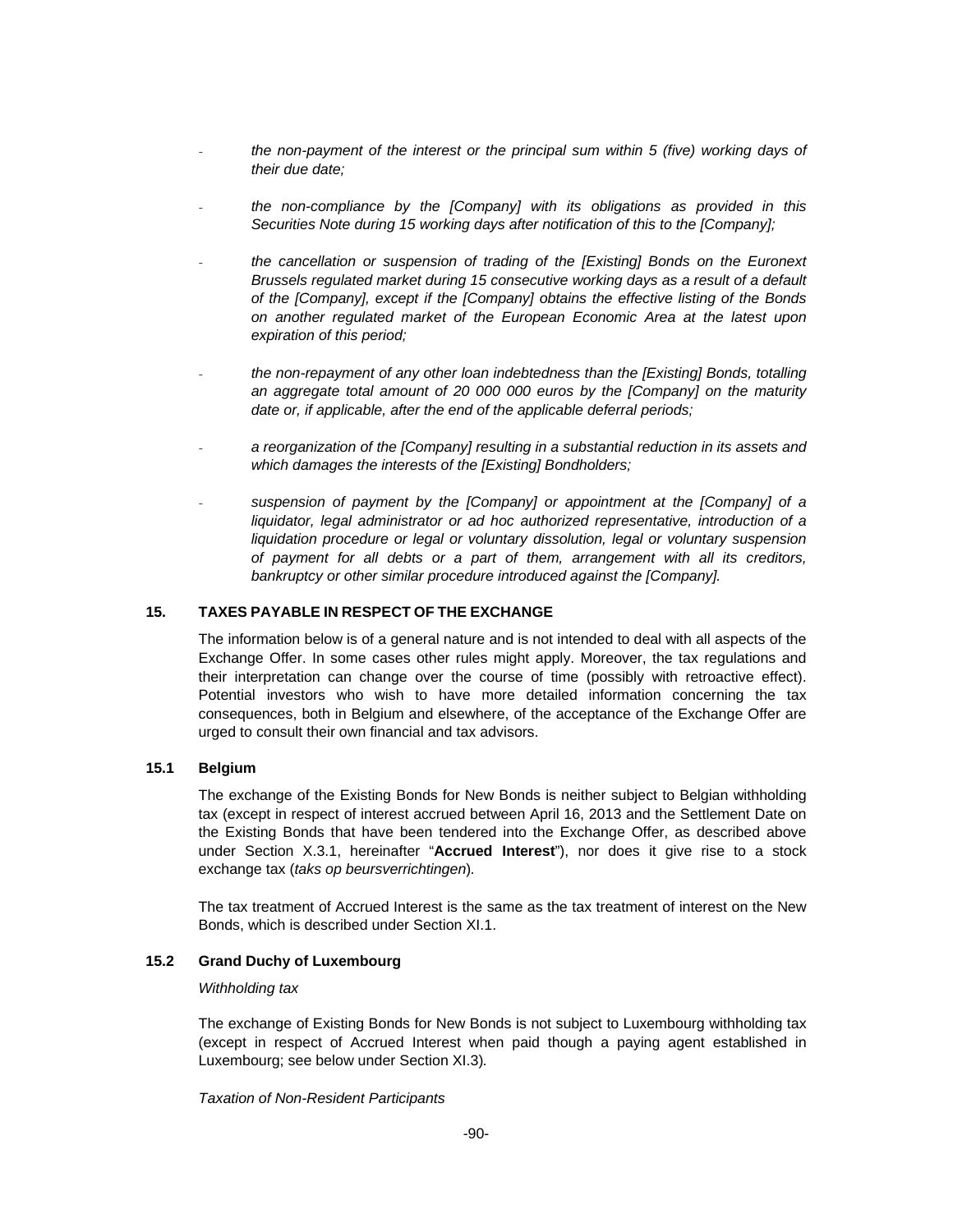- *the non-payment of the interest or the principal sum within 5 (five) working days of their due date;*

- *the non-compliance by the [Company] with its obligations as provided in this Securities Note during 15 working days after notification of this to the [Company];*

- *the cancellation or suspension of trading of the [Existing] Bonds on the Euronext Brussels regulated market during 15 consecutive working days as a result of a default of the [Company], except if the [Company] obtains the effective listing of the Bonds on another regulated market of the European Economic Area at the latest upon expiration of this period;*

- *the non-repayment of any other loan indebtedness than the [Existing] Bonds, totalling an aggregate total amount of 20 000 000 euros by the [Company] on the maturity date or, if applicable, after the end of the applicable deferral periods;*

- *a reorganization of the [Company] resulting in a substantial reduction in its assets and which damages the interests of the [Existing] Bondholders;*

- *suspension of payment by the [Company] or appointment at the [Company] of a liquidator, legal administrator or ad hoc authorized representative, introduction of a liquidation procedure or legal or voluntary dissolution, legal or voluntary suspension of payment for all debts or a part of them, arrangement with all its creditors, bankruptcy or other similar procedure introduced against the [Company].*

## 15. TAXES PAYABLE IN RESPECT OF THE EXCHANGE

The information below is of a general nature and is not intended to deal with all aspects of the Exchange Offer. In some cases other rules might apply. Moreover, the tax regulations and their interpretation can change over the course of time (possibly with retroactive effect). Potential investors who wish to have more detailed information concerning the tax consequences, both in Belgium and elsewhere, of the acceptance of the Exchange Offer are urged to consult their own financial and tax advisors.

### 15.1 Belgium

The exchange of the Existing Bonds for New Bonds is neither subject to Belgian withholding tax (except in respect of interest accrued between April 16, 2013 and the Settlement Date on the Existing Bonds that have been tendered into the Exchange Offer, as described above under Section X.3.1, hereinafter "**Accrued Interest**"), nor does it give rise to a stock exchange tax (*taks op beursverrichtingen*)*.*

The tax treatment of Accrued Interest is the same as the tax treatment of interest on the New Bonds, which is described under Section XI.1.

### 15.2 Grand Duchy of Luxembourg

*Withholding tax*

The exchange of Existing Bonds for New Bonds is not subject to Luxembourg withholding tax (except in respect of Accrued Interest when paid though a paying agent established in Luxembourg; see below under Section XI.3)*.*

*Taxation of Non-Resident Participants*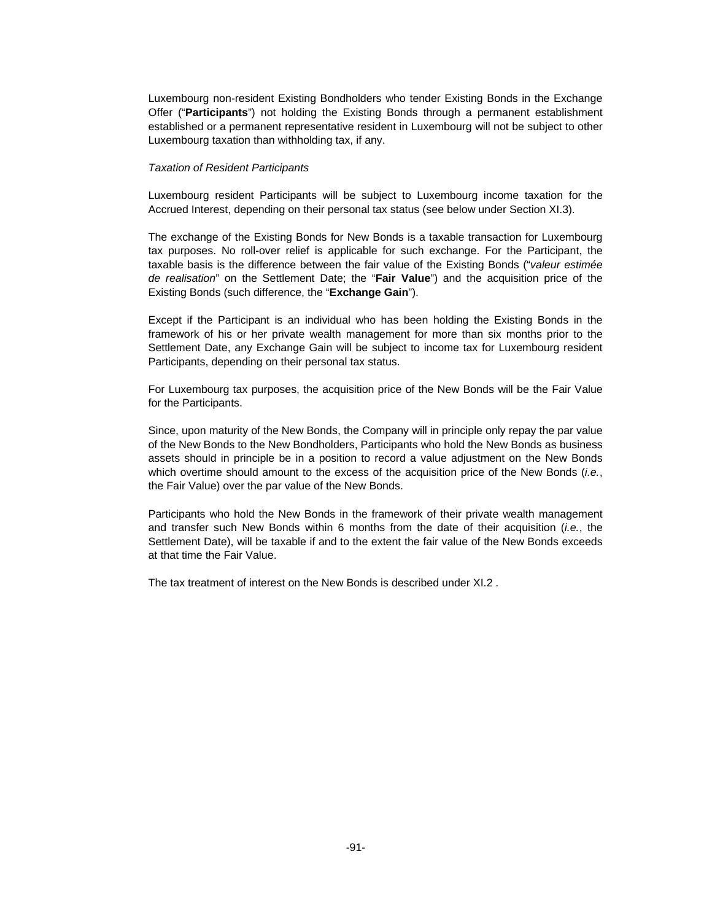Luxembourg non-resident Existing Bondholders who tender Existing Bonds in the Exchange Offer ("**Participants**") not holding the Existing Bonds through a permanent establishment established or a permanent representative resident in Luxembourg will not be subject to other Luxembourg taxation than withholding tax, if any.

*Taxation of Resident Participants*

Luxembourg resident Participants will be subject to Luxembourg income taxation for the Accrued Interest, depending on their personal tax status (see below under Section XI.3).

The exchange of the Existing Bonds for New Bonds is a taxable transaction for Luxembourg tax purposes. No roll-over relief is applicable for such exchange. For the Participant, the taxable basis is the difference between the fair value of the Existing Bonds ("*valeur estimée de realisation*" on the Settlement Date; the "**Fair Value**") and the acquisition price of the Existing Bonds (such difference, the "**Exchange Gain**").

Except if the Participant is an individual who has been holding the Existing Bonds in the framework of his or her private wealth management for more than six months prior to the Settlement Date, any Exchange Gain will be subject to income tax for Luxembourg resident Participants, depending on their personal tax status.

For Luxembourg tax purposes, the acquisition price of the New Bonds will be the Fair Value for the Participants.

Since, upon maturity of the New Bonds, the Company will in principle only repay the par value of the New Bonds to the New Bondholders, Participants who hold the New Bonds as business assets should in principle be in a position to record a value adjustment on the New Bonds which overtime should amount to the excess of the acquisition price of the New Bonds (*i.e.*, the Fair Value) over the par value of the New Bonds.

Participants who hold the New Bonds in the framework of their private wealth management and transfer such New Bonds within 6 months from the date of their acquisition (*i.e.*, the Settlement Date), will be taxable if and to the extent the fair value of the New Bonds exceeds at that time the Fair Value.

The tax treatment of interest on the New Bonds is described under XI.2 .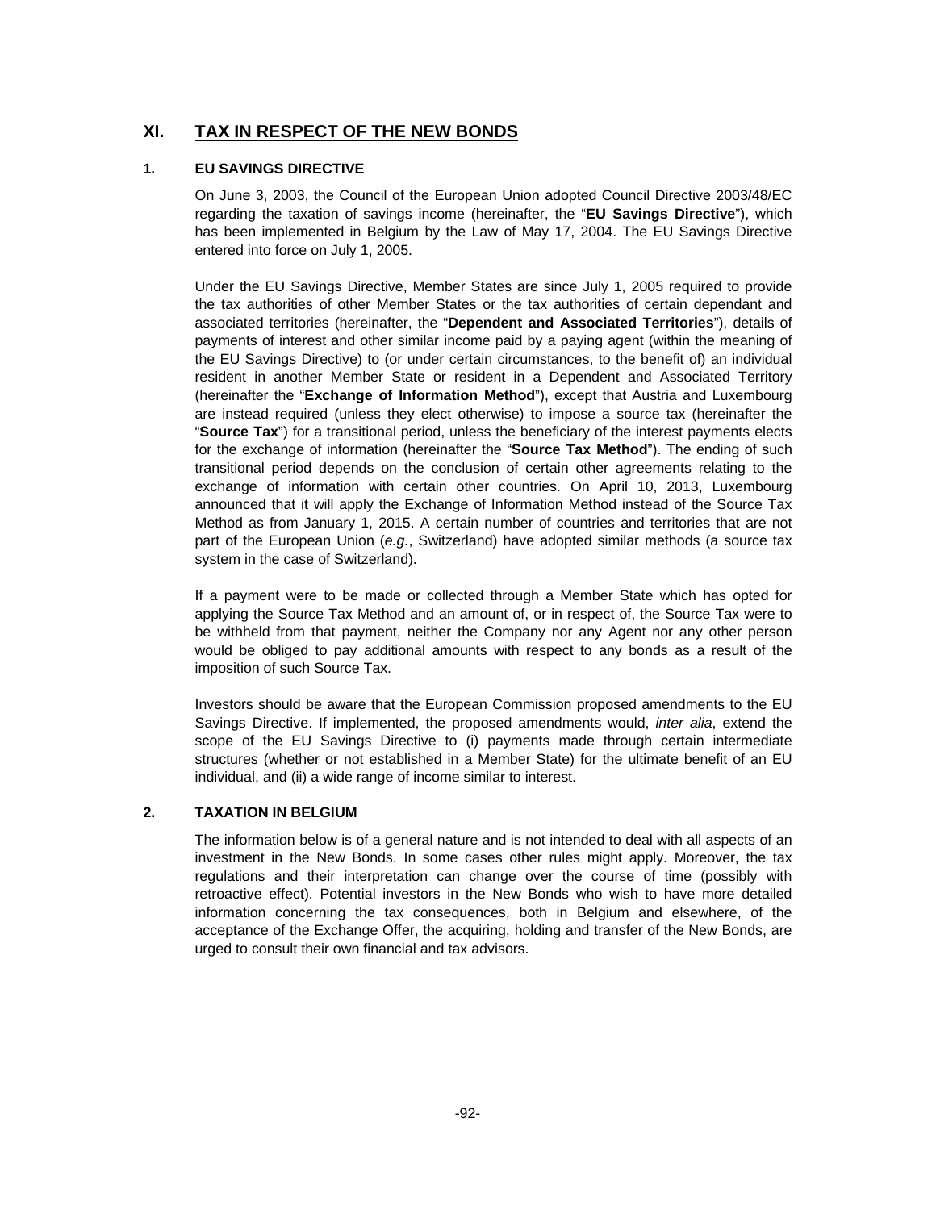# XI. TAX IN RESPECT OF THE NEW BONDS

## 1. EU SAVINGS DIRECTIVE

On June 3, 2003, the Council of the European Union adopted Council Directive 2003/48/EC regarding the taxation of savings income (hereinafter, the "**EU Savings Directive**"), which has been implemented in Belgium by the Law of May 17, 2004. The EU Savings Directive entered into force on July 1, 2005.

Under the EU Savings Directive, Member States are since July 1, 2005 required to provide the tax authorities of other Member States or the tax authorities of certain dependant and associated territories (hereinafter, the "**Dependent and Associated Territories**"), details of payments of interest and other similar income paid by a paying agent (within the meaning of the EU Savings Directive) to (or under certain circumstances, to the benefit of) an individual resident in another Member State or resident in a Dependent and Associated Territory (hereinafter the "**Exchange of Information Method**"), except that Austria and Luxembourg are instead required (unless they elect otherwise) to impose a source tax (hereinafter the "**Source Tax**") for a transitional period, unless the beneficiary of the interest payments elects for the exchange of information (hereinafter the "**Source Tax Method**"). The ending of such transitional period depends on the conclusion of certain other agreements relating to the exchange of information with certain other countries. On April 10, 2013, Luxembourg announced that it will apply the Exchange of Information Method instead of the Source Tax Method as from January 1, 2015. A certain number of countries and territories that are not part of the European Union (*e.g.*, Switzerland) have adopted similar methods (a source tax system in the case of Switzerland).

If a payment were to be made or collected through a Member State which has opted for applying the Source Tax Method and an amount of, or in respect of, the Source Tax were to be withheld from that payment, neither the Company nor any Agent nor any other person would be obliged to pay additional amounts with respect to any bonds as a result of the imposition of such Source Tax.

Investors should be aware that the European Commission proposed amendments to the EU Savings Directive. If implemented, the proposed amendments would, *inter alia*, extend the scope of the EU Savings Directive to (i) payments made through certain intermediate structures (whether or not established in a Member State) for the ultimate benefit of an EU individual, and (ii) a wide range of income similar to interest.

## 2. TAXATION IN BELGIUM

The information below is of a general nature and is not intended to deal with all aspects of an investment in the New Bonds. In some cases other rules might apply. Moreover, the tax regulations and their interpretation can change over the course of time (possibly with retroactive effect). Potential investors in the New Bonds who wish to have more detailed information concerning the tax consequences, both in Belgium and elsewhere, of the acceptance of the Exchange Offer, the acquiring, holding and transfer of the New Bonds, are urged to consult their own financial and tax advisors.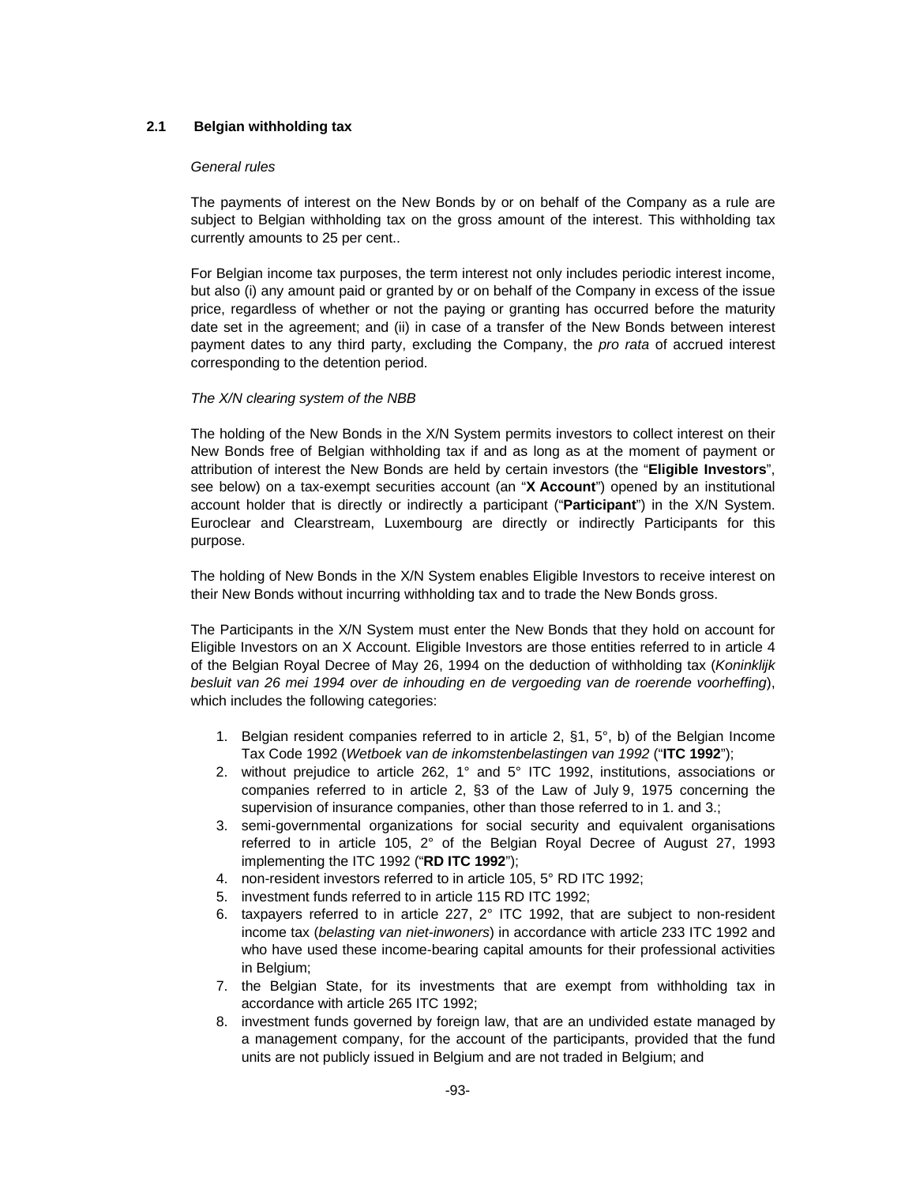## 2.1 Belgian withholding tax

*General rules*

The payments of interest on the New Bonds by or on behalf of the Company as a rule are subject to Belgian withholding tax on the gross amount of the interest. This withholding tax currently amounts to 25 per cent..

For Belgian income tax purposes, the term interest not only includes periodic interest income, but also (i) any amount paid or granted by or on behalf of the Company in excess of the issue price, regardless of whether or not the paying or granting has occurred before the maturity date set in the agreement; and (ii) in case of a transfer of the New Bonds between interest payment dates to any third party, excluding the Company, the *pro rata* of accrued interest corresponding to the detention period.

*The X/N clearing system of the NBB*

The holding of the New Bonds in the X/N System permits investors to collect interest on their New Bonds free of Belgian withholding tax if and as long as at the moment of payment or attribution of interest the New Bonds are held by certain investors (the "**Eligible Investors**", see below) on a tax-exempt securities account (an "**X Account**") opened by an institutional account holder that is directly or indirectly a participant ("**Participant**") in the X/N System. Euroclear and Clearstream, Luxembourg are directly or indirectly Participants for this purpose.

The holding of New Bonds in the X/N System enables Eligible Investors to receive interest on their New Bonds without incurring withholding tax and to trade the New Bonds gross.

The Participants in the X/N System must enter the New Bonds that they hold on account for Eligible Investors on an X Account. Eligible Investors are those entities referred to in article 4 of the Belgian Royal Decree of May 26, 1994 on the deduction of withholding tax (*Koninklijk besluit van 26 mei 1994 over de inhouding en de vergoeding van de roerende voorheffing*), which includes the following categories:

1. Belgian resident companies referred to in article 2, §1, 5°, b) of the Belgian Income Tax Code 1992 (*Wetboek van de inkomstenbelastingen van 1992* ("**ITC 1992**");
2. without prejudice to article 262, 1° and 5° ITC 1992, institutions, associations or companies referred to in article 2, §3 of the Law of July 9, 1975 concerning the supervision of insurance companies, other than those referred to in 1. and 3.;
3. semi-governmental organizations for social security and equivalent organisations referred to in article 105, 2° of the Belgian Royal Decree of August 27, 1993 implementing the ITC 1992 ("**RD ITC 1992**");
4. non-resident investors referred to in article 105, 5° RD ITC 1992;
5. investment funds referred to in article 115 RD ITC 1992;
6. taxpayers referred to in article 227, 2° ITC 1992, that are subject to non-resident income tax (*belasting van niet-inwoners*) in accordance with article 233 ITC 1992 and who have used these income-bearing capital amounts for their professional activities in Belgium;
7. the Belgian State, for its investments that are exempt from withholding tax in accordance with article 265 ITC 1992;
8. investment funds governed by foreign law, that are an undivided estate managed by a management company, for the account of the participants, provided that the fund units are not publicly issued in Belgium and are not traded in Belgium; and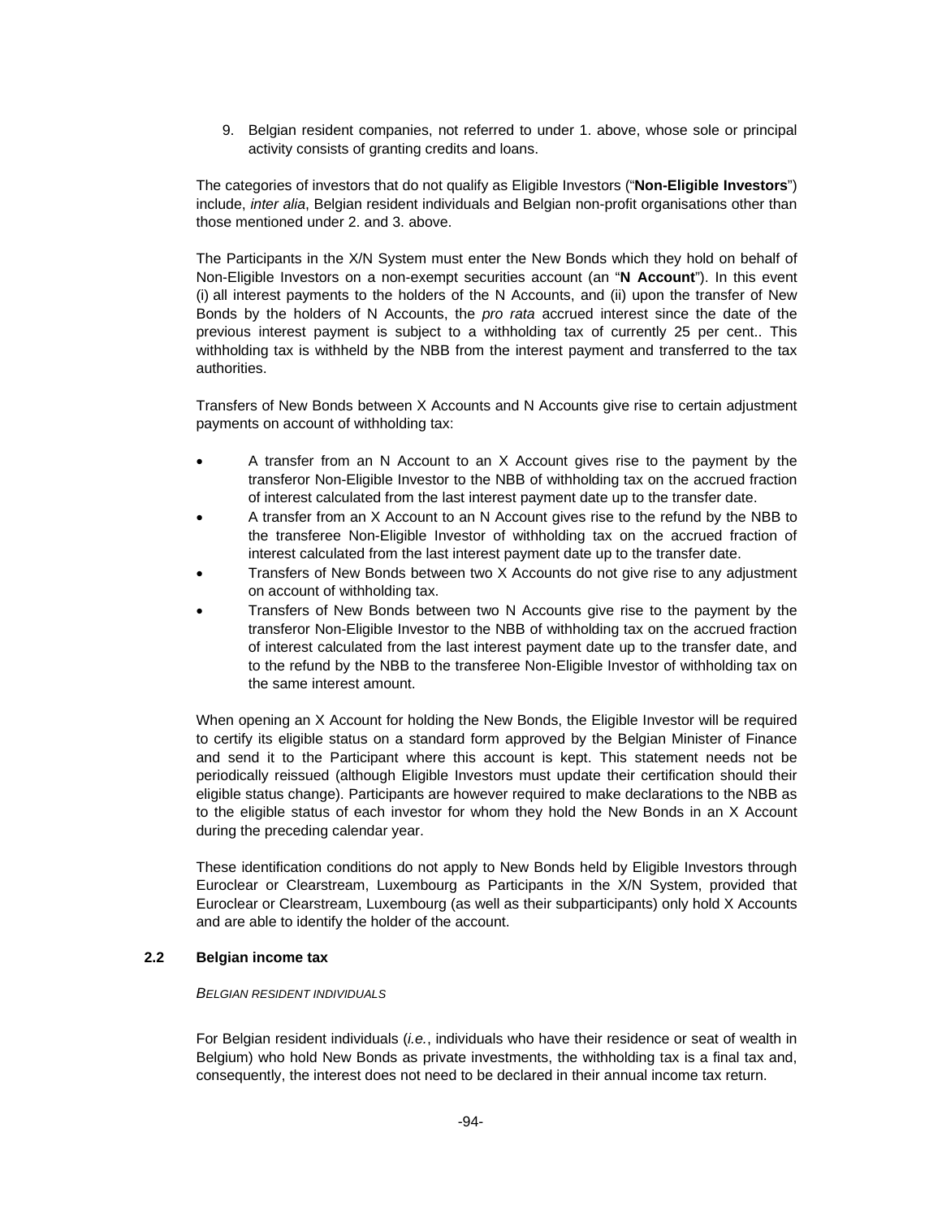9. Belgian resident companies, not referred to under 1. above, whose sole or principal activity consists of granting credits and loans.

The categories of investors that do not qualify as Eligible Investors ("**Non-Eligible Investors**") include, *inter alia*, Belgian resident individuals and Belgian non-profit organisations other than those mentioned under 2. and 3. above.

The Participants in the X/N System must enter the New Bonds which they hold on behalf of Non-Eligible Investors on a non-exempt securities account (an "**N Account**"). In this event (i) all interest payments to the holders of the N Accounts, and (ii) upon the transfer of New Bonds by the holders of N Accounts, the *pro rata* accrued interest since the date of the previous interest payment is subject to a withholding tax of currently 25 per cent.. This withholding tax is withheld by the NBB from the interest payment and transferred to the tax authorities.

Transfers of New Bonds between X Accounts and N Accounts give rise to certain adjustment payments on account of withholding tax:

- A transfer from an N Account to an X Account gives rise to the payment by the transferor Non-Eligible Investor to the NBB of withholding tax on the accrued fraction of interest calculated from the last interest payment date up to the transfer date.
- A transfer from an X Account to an N Account gives rise to the refund by the NBB to the transferee Non-Eligible Investor of withholding tax on the accrued fraction of interest calculated from the last interest payment date up to the transfer date.
- Transfers of New Bonds between two X Accounts do not give rise to any adjustment on account of withholding tax.
- Transfers of New Bonds between two N Accounts give rise to the payment by the transferor Non-Eligible Investor to the NBB of withholding tax on the accrued fraction of interest calculated from the last interest payment date up to the transfer date, and to the refund by the NBB to the transferee Non-Eligible Investor of withholding tax on the same interest amount.

When opening an X Account for holding the New Bonds, the Eligible Investor will be required to certify its eligible status on a standard form approved by the Belgian Minister of Finance and send it to the Participant where this account is kept. This statement needs not be periodically reissued (although Eligible Investors must update their certification should their eligible status change). Participants are however required to make declarations to the NBB as to the eligible status of each investor for whom they hold the New Bonds in an X Account during the preceding calendar year.

These identification conditions do not apply to New Bonds held by Eligible Investors through Euroclear or Clearstream, Luxembourg as Participants in the X/N System, provided that Euroclear or Clearstream, Luxembourg (as well as their subparticipants) only hold X Accounts and are able to identify the holder of the account.

### 2.2 Belgian income tax

*BELGIAN RESIDENT INDIVIDUALS*

For Belgian resident individuals (*i.e.*, individuals who have their residence or seat of wealth in Belgium) who hold New Bonds as private investments, the withholding tax is a final tax and, consequently, the interest does not need to be declared in their annual income tax return.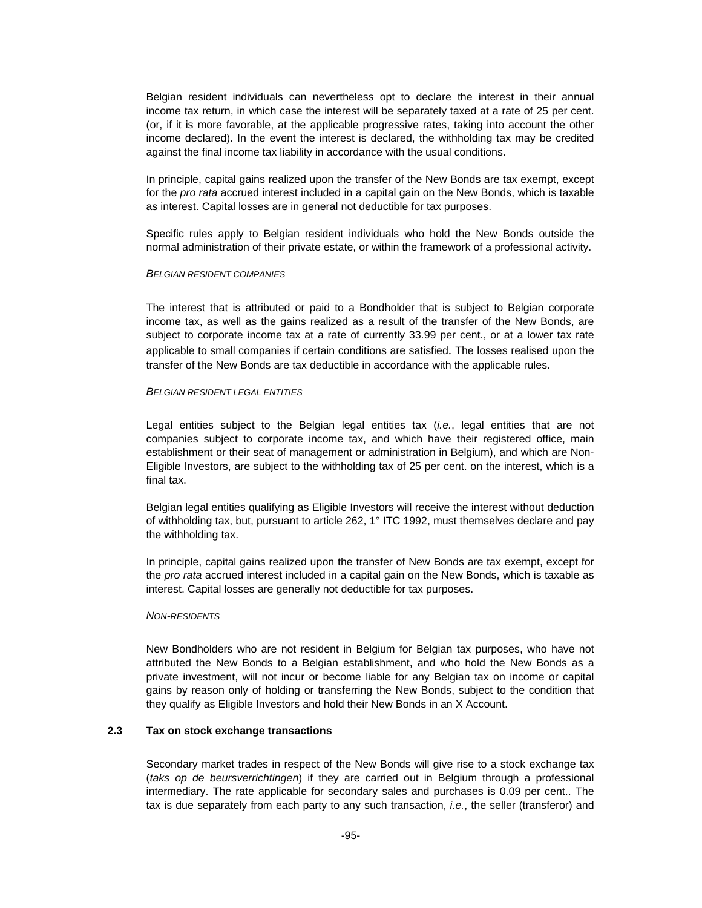Belgian resident individuals can nevertheless opt to declare the interest in their annual income tax return, in which case the interest will be separately taxed at a rate of 25 per cent. (or, if it is more favorable, at the applicable progressive rates, taking into account the other income declared). In the event the interest is declared, the withholding tax may be credited against the final income tax liability in accordance with the usual conditions.

In principle, capital gains realized upon the transfer of the New Bonds are tax exempt, except for the *pro rata* accrued interest included in a capital gain on the New Bonds, which is taxable as interest. Capital losses are in general not deductible for tax purposes.

Specific rules apply to Belgian resident individuals who hold the New Bonds outside the normal administration of their private estate, or within the framework of a professional activity.

*BELGIAN RESIDENT COMPANIES*

The interest that is attributed or paid to a Bondholder that is subject to Belgian corporate income tax, as well as the gains realized as a result of the transfer of the New Bonds, are subject to corporate income tax at a rate of currently 33.99 per cent., or at a lower tax rate applicable to small companies if certain conditions are satisfied. The losses realised upon the transfer of the New Bonds are tax deductible in accordance with the applicable rules.

*BELGIAN RESIDENT LEGAL ENTITIES*

Legal entities subject to the Belgian legal entities tax (*i.e.*, legal entities that are not companies subject to corporate income tax, and which have their registered office, main establishment or their seat of management or administration in Belgium), and which are Non-Eligible Investors, are subject to the withholding tax of 25 per cent. on the interest, which is a final tax.

Belgian legal entities qualifying as Eligible Investors will receive the interest without deduction of withholding tax, but, pursuant to article 262, 1° ITC 1992, must themselves declare and pay the withholding tax.

In principle, capital gains realized upon the transfer of New Bonds are tax exempt, except for the *pro rata* accrued interest included in a capital gain on the New Bonds, which is taxable as interest. Capital losses are generally not deductible for tax purposes.

*NON-RESIDENTS*

New Bondholders who are not resident in Belgium for Belgian tax purposes, who have not attributed the New Bonds to a Belgian establishment, and who hold the New Bonds as a private investment, will not incur or become liable for any Belgian tax on income or capital gains by reason only of holding or transferring the New Bonds, subject to the condition that they qualify as Eligible Investors and hold their New Bonds in an X Account.

### 2.3 Tax on stock exchange transactions

Secondary market trades in respect of the New Bonds will give rise to a stock exchange tax (*taks op de beursverrichtingen*) if they are carried out in Belgium through a professional intermediary. The rate applicable for secondary sales and purchases is 0.09 per cent.. The tax is due separately from each party to any such transaction, *i.e.*, the seller (transferor) and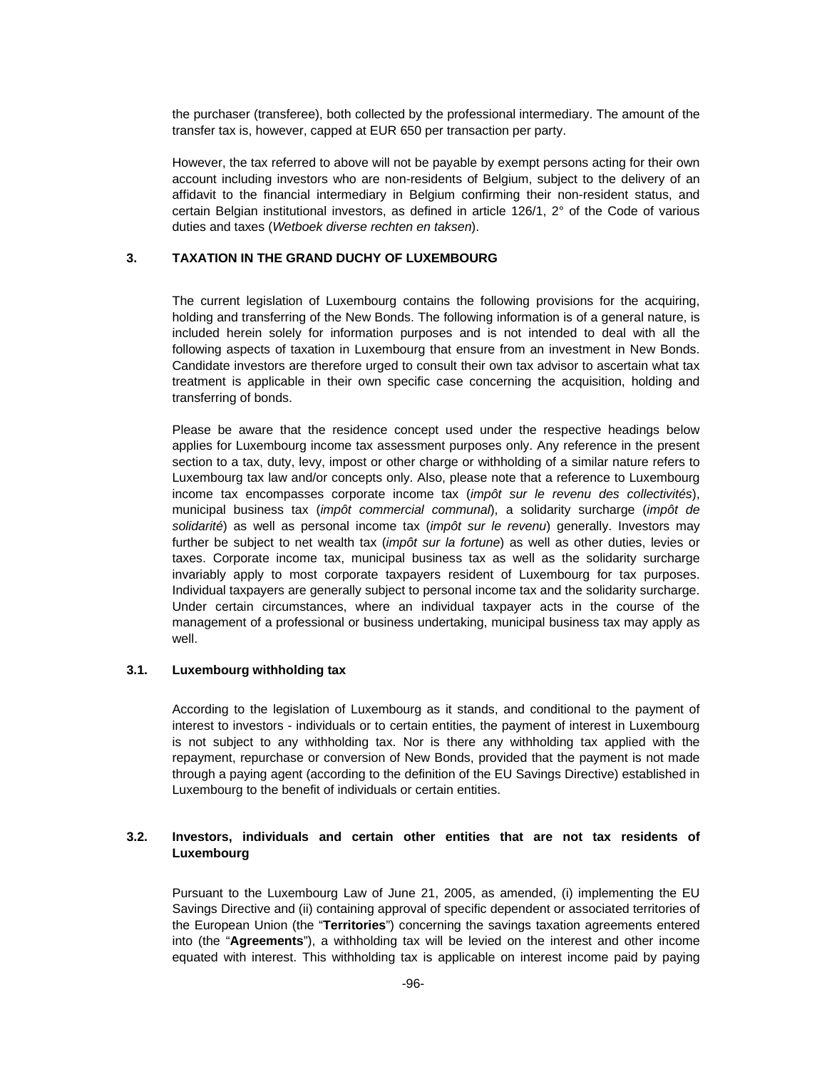the purchaser (transferee), both collected by the professional intermediary. The amount of the transfer tax is, however, capped at EUR 650 per transaction per party.

However, the tax referred to above will not be payable by exempt persons acting for their own account including investors who are non-residents of Belgium, subject to the delivery of an affidavit to the financial intermediary in Belgium confirming their non-resident status, and certain Belgian institutional investors, as defined in article 126/1, 2° of the Code of various duties and taxes (*Wetboek diverse rechten en taksen*).

## 3. TAXATION IN THE GRAND DUCHY OF LUXEMBOURG

The current legislation of Luxembourg contains the following provisions for the acquiring, holding and transferring of the New Bonds. The following information is of a general nature, is included herein solely for information purposes and is not intended to deal with all the following aspects of taxation in Luxembourg that ensure from an investment in New Bonds. Candidate investors are therefore urged to consult their own tax advisor to ascertain what tax treatment is applicable in their own specific case concerning the acquisition, holding and transferring of bonds.

Please be aware that the residence concept used under the respective headings below applies for Luxembourg income tax assessment purposes only. Any reference in the present section to a tax, duty, levy, impost or other charge or withholding of a similar nature refers to Luxembourg tax law and/or concepts only. Also, please note that a reference to Luxembourg income tax encompasses corporate income tax (*impôt sur le revenu des collectivités*), municipal business tax (*impôt commercial communal*), a solidarity surcharge (*impôt de solidarité*) as well as personal income tax (*impôt sur le revenu*) generally. Investors may further be subject to net wealth tax (*impôt sur la fortune*) as well as other duties, levies or taxes. Corporate income tax, municipal business tax as well as the solidarity surcharge invariably apply to most corporate taxpayers resident of Luxembourg for tax purposes. Individual taxpayers are generally subject to personal income tax and the solidarity surcharge. Under certain circumstances, where an individual taxpayer acts in the course of the management of a professional or business undertaking, municipal business tax may apply as well.

### 3.1. Luxembourg withholding tax

According to the legislation of Luxembourg as it stands, and conditional to the payment of interest to investors - individuals or to certain entities, the payment of interest in Luxembourg is not subject to any withholding tax. Nor is there any withholding tax applied with the repayment, repurchase or conversion of New Bonds, provided that the payment is not made through a paying agent (according to the definition of the EU Savings Directive) established in Luxembourg to the benefit of individuals or certain entities.

### 3.2. Investors, individuals and certain other entities that are not tax residents of Luxembourg

Pursuant to the Luxembourg Law of June 21, 2005, as amended, (i) implementing the EU Savings Directive and (ii) containing approval of specific dependent or associated territories of the European Union (the "**Territories**") concerning the savings taxation agreements entered into (the "**Agreements**"), a withholding tax will be levied on the interest and other income equated with interest. This withholding tax is applicable on interest income paid by paying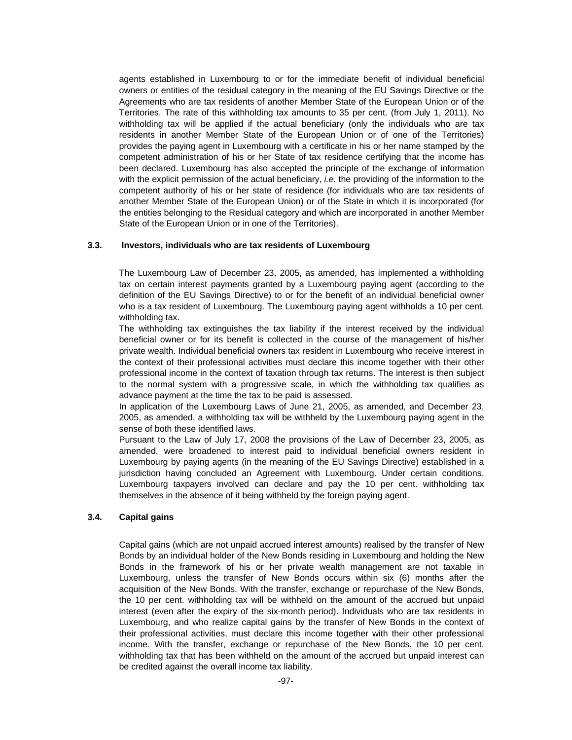agents established in Luxembourg to or for the immediate benefit of individual beneficial owners or entities of the residual category in the meaning of the EU Savings Directive or the Agreements who are tax residents of another Member State of the European Union or of the Territories. The rate of this withholding tax amounts to 35 per cent. (from July 1, 2011). No withholding tax will be applied if the actual beneficiary (only the individuals who are tax residents in another Member State of the European Union or of one of the Territories) provides the paying agent in Luxembourg with a certificate in his or her name stamped by the competent administration of his or her State of tax residence certifying that the income has been declared. Luxembourg has also accepted the principle of the exchange of information with the explicit permission of the actual beneficiary, *i.e.* the providing of the information to the competent authority of his or her state of residence (for individuals who are tax residents of another Member State of the European Union) or of the State in which it is incorporated (for the entities belonging to the Residual category and which are incorporated in another Member State of the European Union or in one of the Territories).

### 3.3. Investors, individuals who are tax residents of Luxembourg

The Luxembourg Law of December 23, 2005, as amended, has implemented a withholding tax on certain interest payments granted by a Luxembourg paying agent (according to the definition of the EU Savings Directive) to or for the benefit of an individual beneficial owner who is a tax resident of Luxembourg. The Luxembourg paying agent withholds a 10 per cent. withholding tax.

The withholding tax extinguishes the tax liability if the interest received by the individual beneficial owner or for its benefit is collected in the course of the management of his/her private wealth. Individual beneficial owners tax resident in Luxembourg who receive interest in the context of their professional activities must declare this income together with their other professional income in the context of taxation through tax returns. The interest is then subject to the normal system with a progressive scale, in which the withholding tax qualifies as advance payment at the time the tax to be paid is assessed.

In application of the Luxembourg Laws of June 21, 2005, as amended, and December 23, 2005, as amended, a withholding tax will be withheld by the Luxembourg paying agent in the sense of both these identified laws.

Pursuant to the Law of July 17, 2008 the provisions of the Law of December 23, 2005, as amended, were broadened to interest paid to individual beneficial owners resident in Luxembourg by paying agents (in the meaning of the EU Savings Directive) established in a jurisdiction having concluded an Agreement with Luxembourg. Under certain conditions, Luxembourg taxpayers involved can declare and pay the 10 per cent. withholding tax themselves in the absence of it being withheld by the foreign paying agent.

### 3.4. Capital gains

Capital gains (which are not unpaid accrued interest amounts) realised by the transfer of New Bonds by an individual holder of the New Bonds residing in Luxembourg and holding the New Bonds in the framework of his or her private wealth management are not taxable in Luxembourg, unless the transfer of New Bonds occurs within six (6) months after the acquisition of the New Bonds. With the transfer, exchange or repurchase of the New Bonds, the 10 per cent. withholding tax will be withheld on the amount of the accrued but unpaid interest (even after the expiry of the six-month period). Individuals who are tax residents in Luxembourg, and who realize capital gains by the transfer of New Bonds in the context of their professional activities, must declare this income together with their other professional income. With the transfer, exchange or repurchase of the New Bonds, the 10 per cent. withholding tax that has been withheld on the amount of the accrued but unpaid interest can be credited against the overall income tax liability.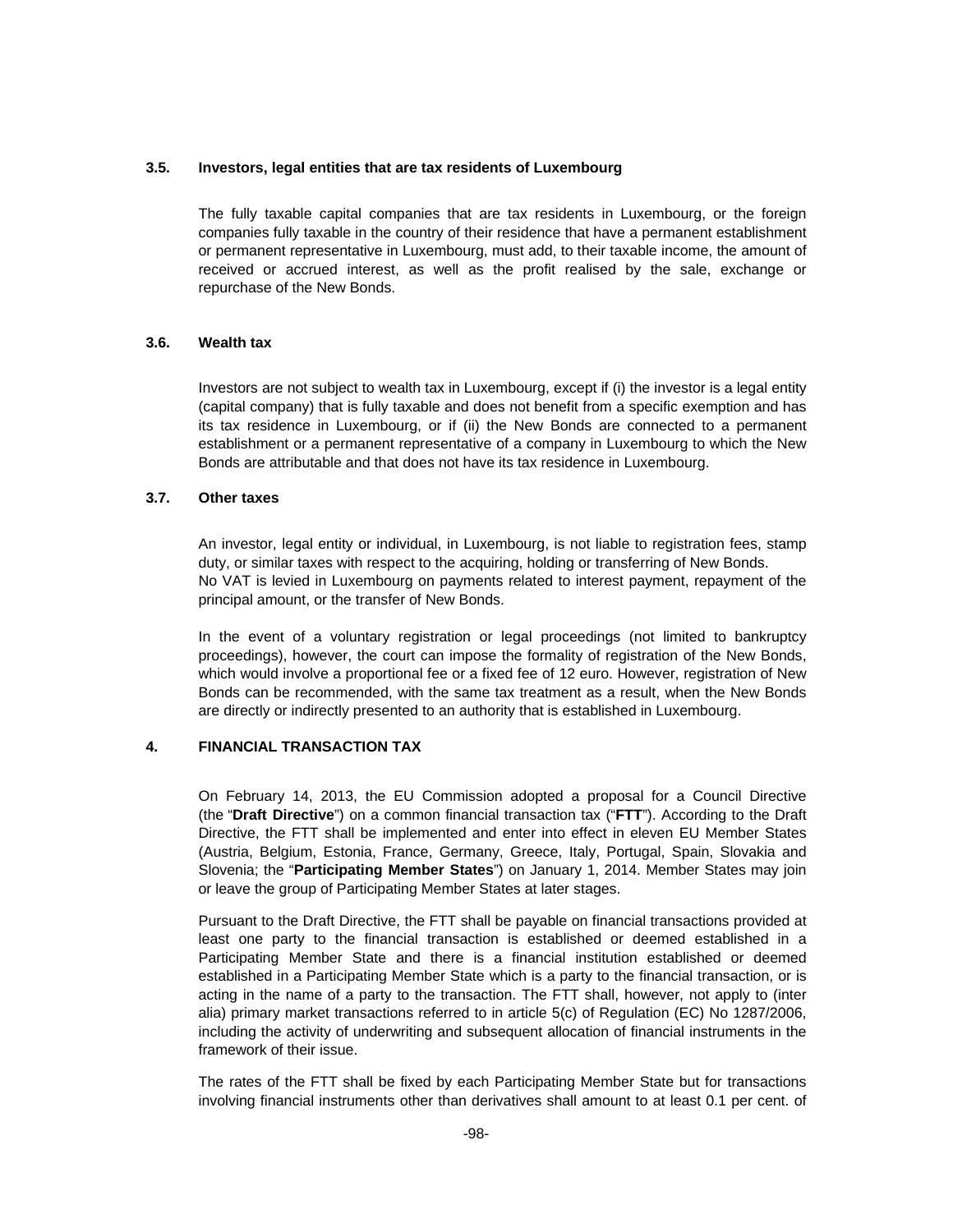### 3.5. Investors, legal entities that are tax residents of Luxembourg

The fully taxable capital companies that are tax residents in Luxembourg, or the foreign companies fully taxable in the country of their residence that have a permanent establishment or permanent representative in Luxembourg, must add, to their taxable income, the amount of received or accrued interest, as well as the profit realised by the sale, exchange or repurchase of the New Bonds.

### 3.6. Wealth tax

Investors are not subject to wealth tax in Luxembourg, except if (i) the investor is a legal entity (capital company) that is fully taxable and does not benefit from a specific exemption and has its tax residence in Luxembourg, or if (ii) the New Bonds are connected to a permanent establishment or a permanent representative of a company in Luxembourg to which the New Bonds are attributable and that does not have its tax residence in Luxembourg.

### 3.7. Other taxes

An investor, legal entity or individual, in Luxembourg, is not liable to registration fees, stamp duty, or similar taxes with respect to the acquiring, holding or transferring of New Bonds.
No VAT is levied in Luxembourg on payments related to interest payment, repayment of the principal amount, or the transfer of New Bonds.

In the event of a voluntary registration or legal proceedings (not limited to bankruptcy proceedings), however, the court can impose the formality of registration of the New Bonds, which would involve a proportional fee or a fixed fee of 12 euro. However, registration of New Bonds can be recommended, with the same tax treatment as a result, when the New Bonds are directly or indirectly presented to an authority that is established in Luxembourg.

## 4. FINANCIAL TRANSACTION TAX

On February 14, 2013, the EU Commission adopted a proposal for a Council Directive (the "**Draft Directive**") on a common financial transaction tax ("**FTT**"). According to the Draft Directive, the FTT shall be implemented and enter into effect in eleven EU Member States (Austria, Belgium, Estonia, France, Germany, Greece, Italy, Portugal, Spain, Slovakia and Slovenia; the "**Participating Member States**") on January 1, 2014. Member States may join or leave the group of Participating Member States at later stages.

Pursuant to the Draft Directive, the FTT shall be payable on financial transactions provided at least one party to the financial transaction is established or deemed established in a Participating Member State and there is a financial institution established or deemed established in a Participating Member State which is a party to the financial transaction, or is acting in the name of a party to the transaction. The FTT shall, however, not apply to (inter alia) primary market transactions referred to in article 5(c) of Regulation (EC) No 1287/2006, including the activity of underwriting and subsequent allocation of financial instruments in the framework of their issue.

The rates of the FTT shall be fixed by each Participating Member State but for transactions involving financial instruments other than derivatives shall amount to at least 0.1 per cent. of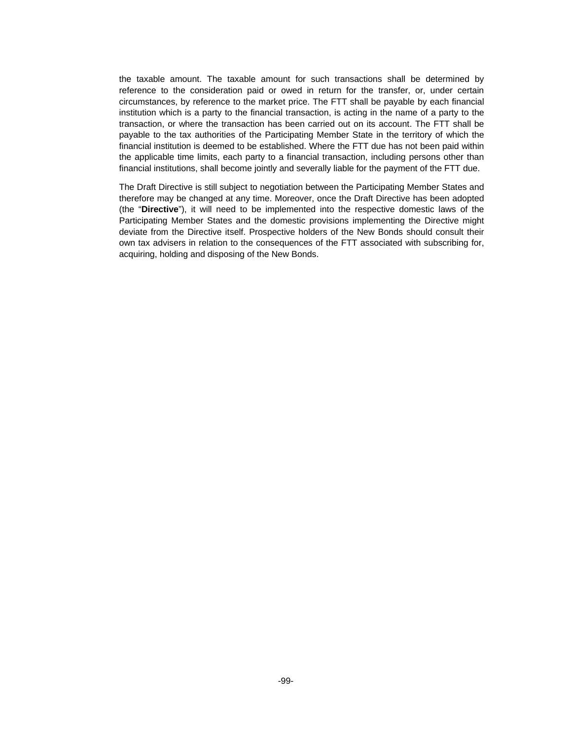the taxable amount. The taxable amount for such transactions shall be determined by reference to the consideration paid or owed in return for the transfer, or, under certain circumstances, by reference to the market price. The FTT shall be payable by each financial institution which is a party to the financial transaction, is acting in the name of a party to the transaction, or where the transaction has been carried out on its account. The FTT shall be payable to the tax authorities of the Participating Member State in the territory of which the financial institution is deemed to be established. Where the FTT due has not been paid within the applicable time limits, each party to a financial transaction, including persons other than financial institutions, shall become jointly and severally liable for the payment of the FTT due.

The Draft Directive is still subject to negotiation between the Participating Member States and therefore may be changed at any time. Moreover, once the Draft Directive has been adopted (the "**Directive**"), it will need to be implemented into the respective domestic laws of the Participating Member States and the domestic provisions implementing the Directive might deviate from the Directive itself. Prospective holders of the New Bonds should consult their own tax advisers in relation to the consequences of the FTT associated with subscribing for, acquiring, holding and disposing of the New Bonds.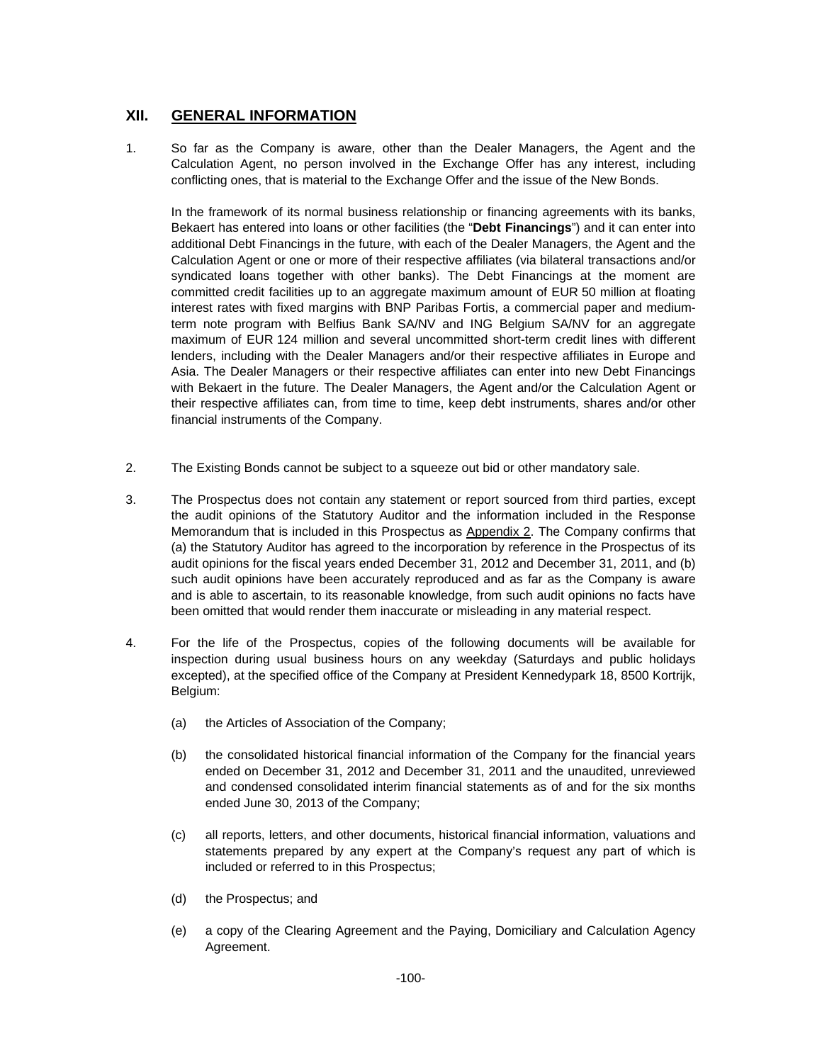## XII. GENERAL INFORMATION

1. So far as the Company is aware, other than the Dealer Managers, the Agent and the Calculation Agent, no person involved in the Exchange Offer has any interest, including conflicting ones, that is material to the Exchange Offer and the issue of the New Bonds.

   In the framework of its normal business relationship or financing agreements with its banks, Bekaert has entered into loans or other facilities (the "**Debt Financings**") and it can enter into additional Debt Financings in the future, with each of the Dealer Managers, the Agent and the Calculation Agent or one or more of their respective affiliates (via bilateral transactions and/or syndicated loans together with other banks). The Debt Financings at the moment are committed credit facilities up to an aggregate maximum amount of EUR 50 million at floating interest rates with fixed margins with BNP Paribas Fortis, a commercial paper and medium-term note program with Belfius Bank SA/NV and ING Belgium SA/NV for an aggregate maximum of EUR 124 million and several uncommitted short-term credit lines with different lenders, including with the Dealer Managers and/or their respective affiliates in Europe and Asia. The Dealer Managers or their respective affiliates can enter into new Debt Financings with Bekaert in the future. The Dealer Managers, the Agent and/or the Calculation Agent or their respective affiliates can, from time to time, keep debt instruments, shares and/or other financial instruments of the Company.

2. The Existing Bonds cannot be subject to a squeeze out bid or other mandatory sale.

3. The Prospectus does not contain any statement or report sourced from third parties, except the audit opinions of the Statutory Auditor and the information included in the Response Memorandum that is included in this Prospectus as Appendix 2. The Company confirms that (a) the Statutory Auditor has agreed to the incorporation by reference in the Prospectus of its audit opinions for the fiscal years ended December 31, 2012 and December 31, 2011, and (b) such audit opinions have been accurately reproduced and as far as the Company is aware and is able to ascertain, to its reasonable knowledge, from such audit opinions no facts have been omitted that would render them inaccurate or misleading in any material respect.

4. For the life of the Prospectus, copies of the following documents will be available for inspection during usual business hours on any weekday (Saturdays and public holidays excepted), at the specified office of the Company at President Kennedypark 18, 8500 Kortrijk, Belgium:

   (a) the Articles of Association of the Company;

   (b) the consolidated historical financial information of the Company for the financial years ended on December 31, 2012 and December 31, 2011 and the unaudited, unreviewed and condensed consolidated interim financial statements as of and for the six months ended June 30, 2013 of the Company;

   (c) all reports, letters, and other documents, historical financial information, valuations and statements prepared by any expert at the Company's request any part of which is included or referred to in this Prospectus;

   (d) the Prospectus; and

   (e) a copy of the Clearing Agreement and the Paying, Domiciliary and Calculation Agency Agreement.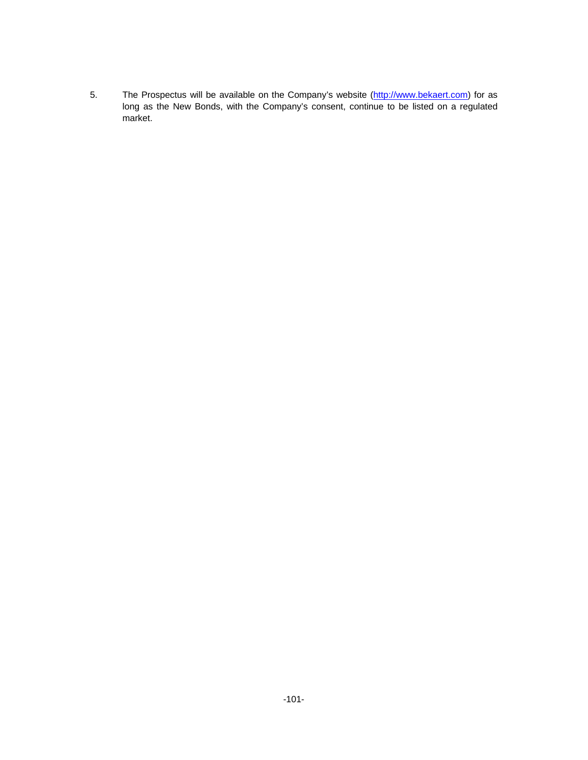5. The Prospectus will be available on the Company's website (http://www.bekaert.com) for as long as the New Bonds, with the Company's consent, continue to be listed on a regulated market.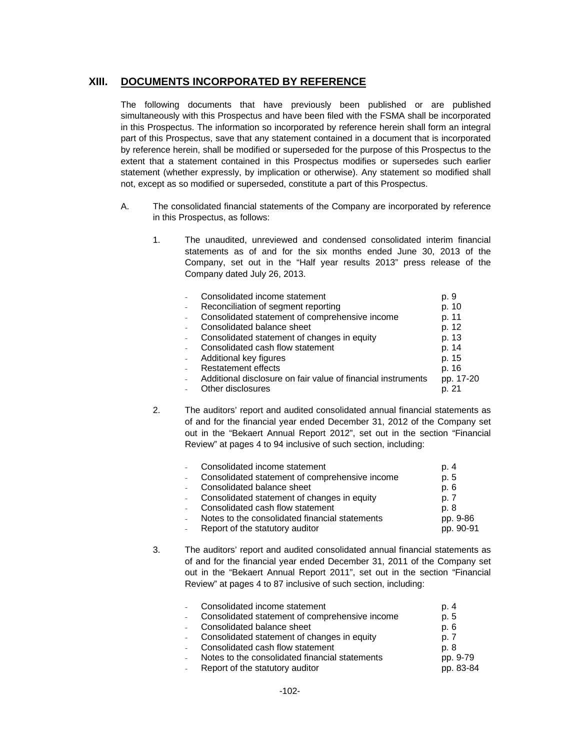## XIII. DOCUMENTS INCORPORATED BY REFERENCE

The following documents that have previously been published or are published simultaneously with this Prospectus and have been filed with the FSMA shall be incorporated in this Prospectus. The information so incorporated by reference herein shall form an integral part of this Prospectus, save that any statement contained in a document that is incorporated by reference herein, shall be modified or superseded for the purpose of this Prospectus to the extent that a statement contained in this Prospectus modifies or supersedes such earlier statement (whether expressly, by implication or otherwise). Any statement so modified shall not, except as so modified or superseded, constitute a part of this Prospectus.

A. The consolidated financial statements of the Company are incorporated by reference in this Prospectus, as follows:

1. The unaudited, unreviewed and condensed consolidated interim financial statements as of and for the six months ended June 30, 2013 of the Company, set out in the "Half year results 2013" press release of the Company dated July 26, 2013.

| | |
|---|---|
| - Consolidated income statement | p. 9 |
| - Reconciliation of segment reporting | p. 10 |
| - Consolidated statement of comprehensive income | p. 11 |
| - Consolidated balance sheet | p. 12 |
| - Consolidated statement of changes in equity | p. 13 |
| - Consolidated cash flow statement | p. 14 |
| - Additional key figures | p. 15 |
| - Restatement effects | p. 16 |
| - Additional disclosure on fair value of financial instruments | pp. 17-20 |
| - Other disclosures | p. 21 |

2. The auditors' report and audited consolidated annual financial statements as of and for the financial year ended December 31, 2012 of the Company set out in the "Bekaert Annual Report 2012", set out in the section "Financial Review" at pages 4 to 94 inclusive of such section, including:

| | |
|---|---|
| - Consolidated income statement | p. 4 |
| - Consolidated statement of comprehensive income | p. 5 |
| - Consolidated balance sheet | p. 6 |
| - Consolidated statement of changes in equity | p. 7 |
| - Consolidated cash flow statement | p. 8 |
| - Notes to the consolidated financial statements | pp. 9-86 |
| - Report of the statutory auditor | pp. 90-91 |

3. The auditors' report and audited consolidated annual financial statements as of and for the financial year ended December 31, 2011 of the Company set out in the "Bekaert Annual Report 2011", set out in the section "Financial Review" at pages 4 to 87 inclusive of such section, including:

| | |
|---|---|
| - Consolidated income statement | p. 4 |
| - Consolidated statement of comprehensive income | p. 5 |
| - Consolidated balance sheet | p. 6 |
| - Consolidated statement of changes in equity | p. 7 |
| - Consolidated cash flow statement | p. 8 |
| - Notes to the consolidated financial statements | pp. 9-79 |
| - Report of the statutory auditor | pp. 83-84 |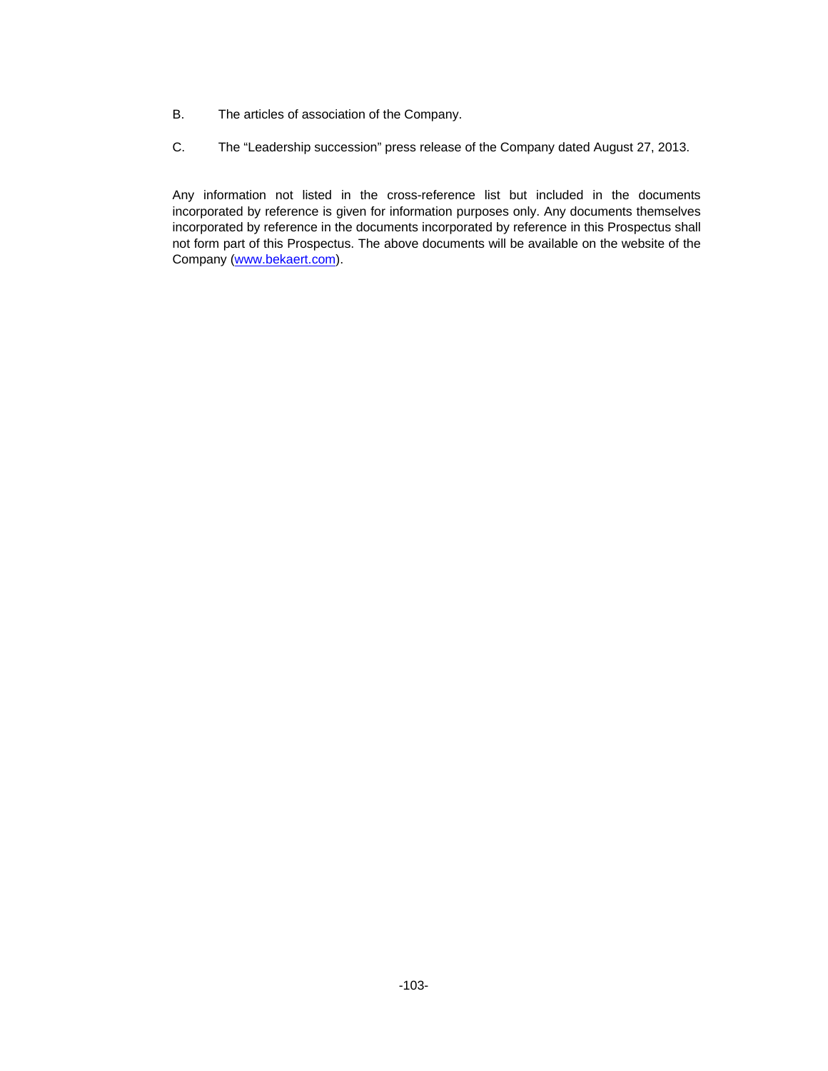B. The articles of association of the Company.

C. The "Leadership succession" press release of the Company dated August 27, 2013.

Any information not listed in the cross-reference list but included in the documents incorporated by reference is given for information purposes only. Any documents themselves incorporated by reference in the documents incorporated by reference in this Prospectus shall not form part of this Prospectus. The above documents will be available on the website of the Company (www.bekaert.com).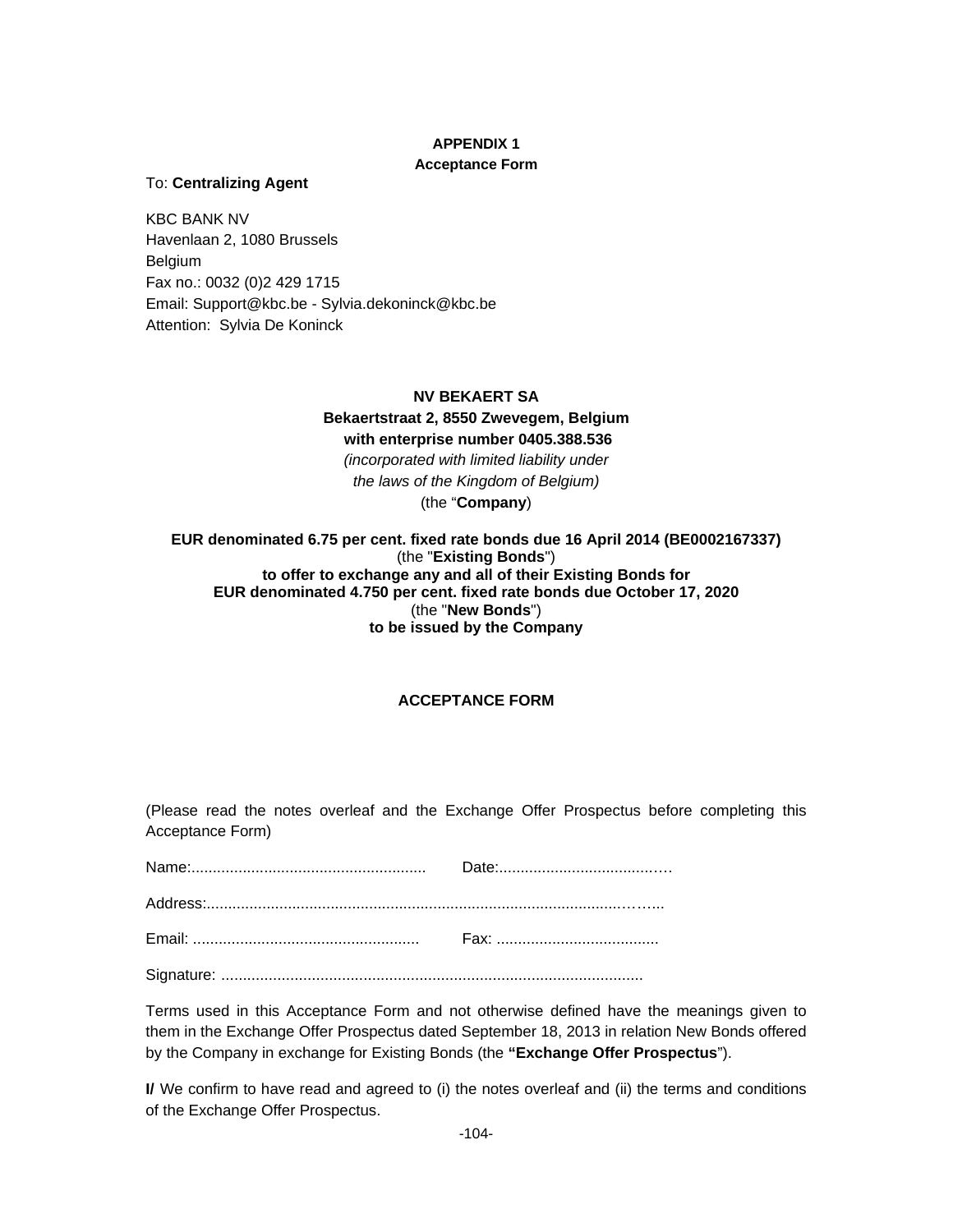**APPENDIX 1**

**Acceptance Form**

To: **Centralizing Agent**

KBC BANK NV
Havenlaan 2, 1080 Brussels
Belgium
Fax no.: 0032 (0)2 429 1715
Email: Support@kbc.be - Sylvia.dekoninck@kbc.be
Attention: Sylvia De Koninck

**NV BEKAERT SA**
**Bekaertstraat 2, 8550 Zwevegem, Belgium**
**with enterprise number 0405.388.536**
*(incorporated with limited liability under the laws of the Kingdom of Belgium)*
(the "**Company**)

**EUR denominated 6.75 per cent. fixed rate bonds due 16 April 2014 (BE0002167337)**
(the "**Existing Bonds**")
**to offer to exchange any and all of their Existing Bonds for**
**EUR denominated 4.750 per cent. fixed rate bonds due October 17, 2020**
(the "**New Bonds**")
**to be issued by the Company**

**ACCEPTANCE FORM**

(Please read the notes overleaf and the Exchange Offer Prospectus before completing this Acceptance Form)

Name:........................................................ Date:.........................................

Address:...........................................................................................................

Email: ...................................................... Fax: ......................................

Signature: ..................................................................................................

Terms used in this Acceptance Form and not otherwise defined have the meanings given to them in the Exchange Offer Prospectus dated September 18, 2013 in relation New Bonds offered by the Company in exchange for Existing Bonds (the **"Exchange Offer Prospectus**").

**I/** We confirm to have read and agreed to (i) the notes overleaf and (ii) the terms and conditions of the Exchange Offer Prospectus.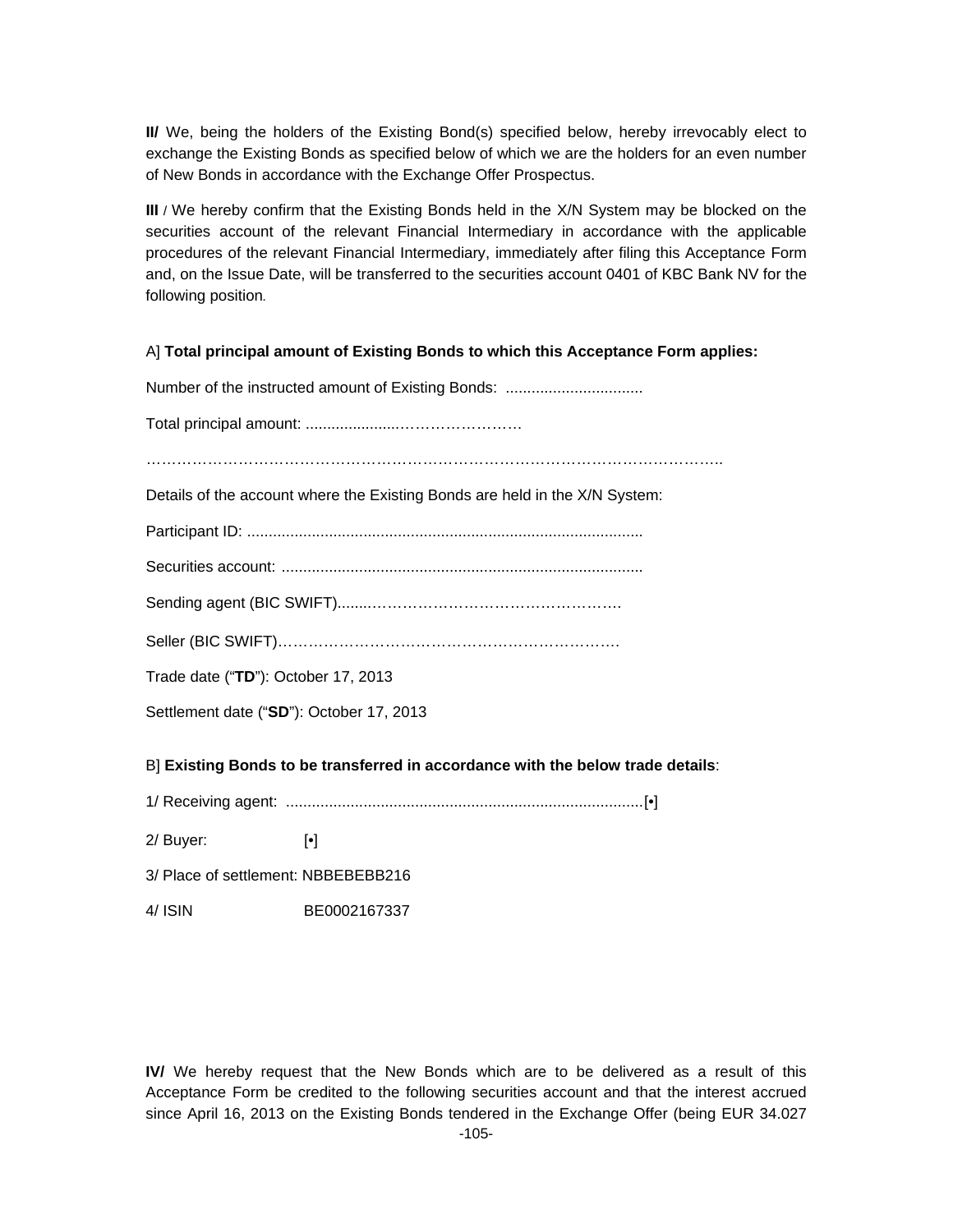**II/** We, being the holders of the Existing Bond(s) specified below, hereby irrevocably elect to exchange the Existing Bonds as specified below of which we are the holders for an even number of New Bonds in accordance with the Exchange Offer Prospectus.

**III** / We hereby confirm that the Existing Bonds held in the X/N System may be blocked on the securities account of the relevant Financial Intermediary in accordance with the applicable procedures of the relevant Financial Intermediary, immediately after filing this Acceptance Form and, on the Issue Date, will be transferred to the securities account 0401 of KBC Bank NV for the following position.

A] **Total principal amount of Existing Bonds to which this Acceptance Form applies:**

Number of the instructed amount of Existing Bonds: ................................

Total principal amount: ....................……………………

…………………………………………………………………………………………………..

Details of the account where the Existing Bonds are held in the X/N System:

Participant ID: ..........................................................................................

Securities account: ...................................................................................

Sending agent (BIC SWIFT).......……………………………………………

Seller (BIC SWIFT)……………………………………………………………

Trade date ("**TD**"): October 17, 2013

Settlement date ("**SD**"): October 17, 2013

B] **Existing Bonds to be transferred in accordance with the below trade details**:

1/ Receiving agent: ..................................................................................[•]

2/ Buyer: [•]

3/ Place of settlement: NBBEBEBB216

4/ ISIN BE0002167337

**IV/** We hereby request that the New Bonds which are to be delivered as a result of this Acceptance Form be credited to the following securities account and that the interest accrued since April 16, 2013 on the Existing Bonds tendered in the Exchange Offer (being EUR 34.027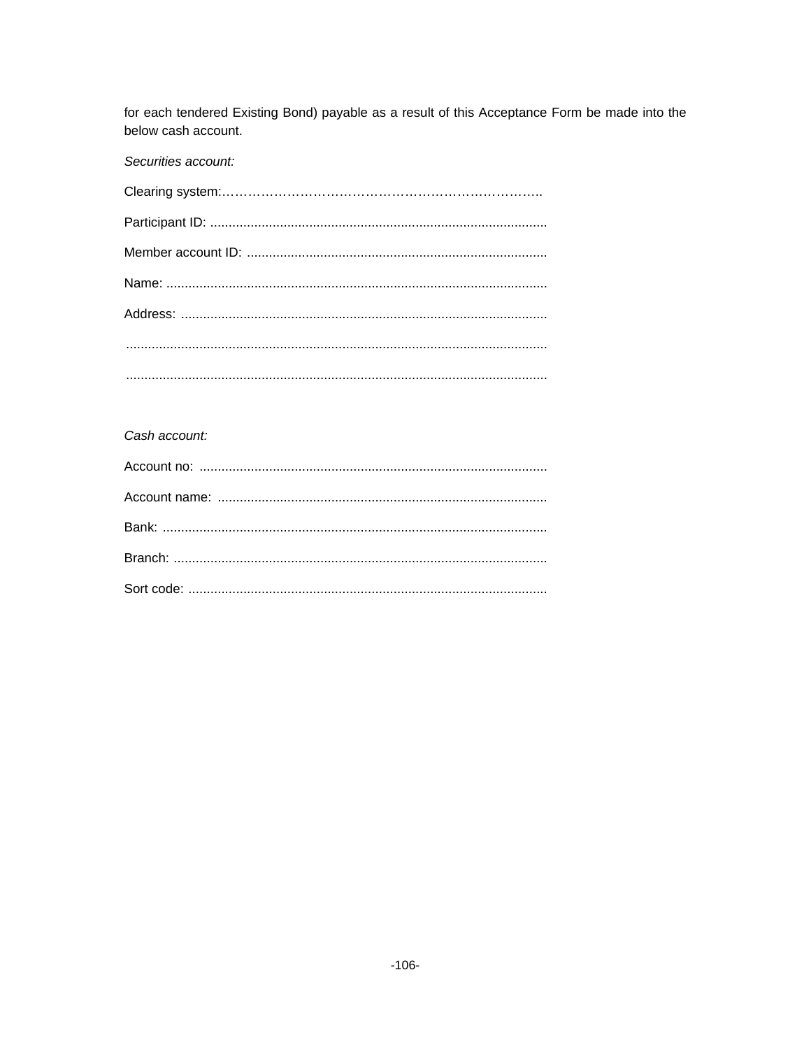for each tendered Existing Bond) payable as a result of this Acceptance Form be made into the below cash account.

*Securities account:*

Clearing system:……………………………………………………………………..

Participant ID: ...........................................................................................

Member account ID: .................................................................................

Name: .......................................................................................................

Address: ...................................................................................................

.................................................................................................................

.................................................................................................................

*Cash account:*

Account no: ..............................................................................................

Account name: .........................................................................................

Bank: ........................................................................................................

Branch: .....................................................................................................

Sort code: .................................................................................................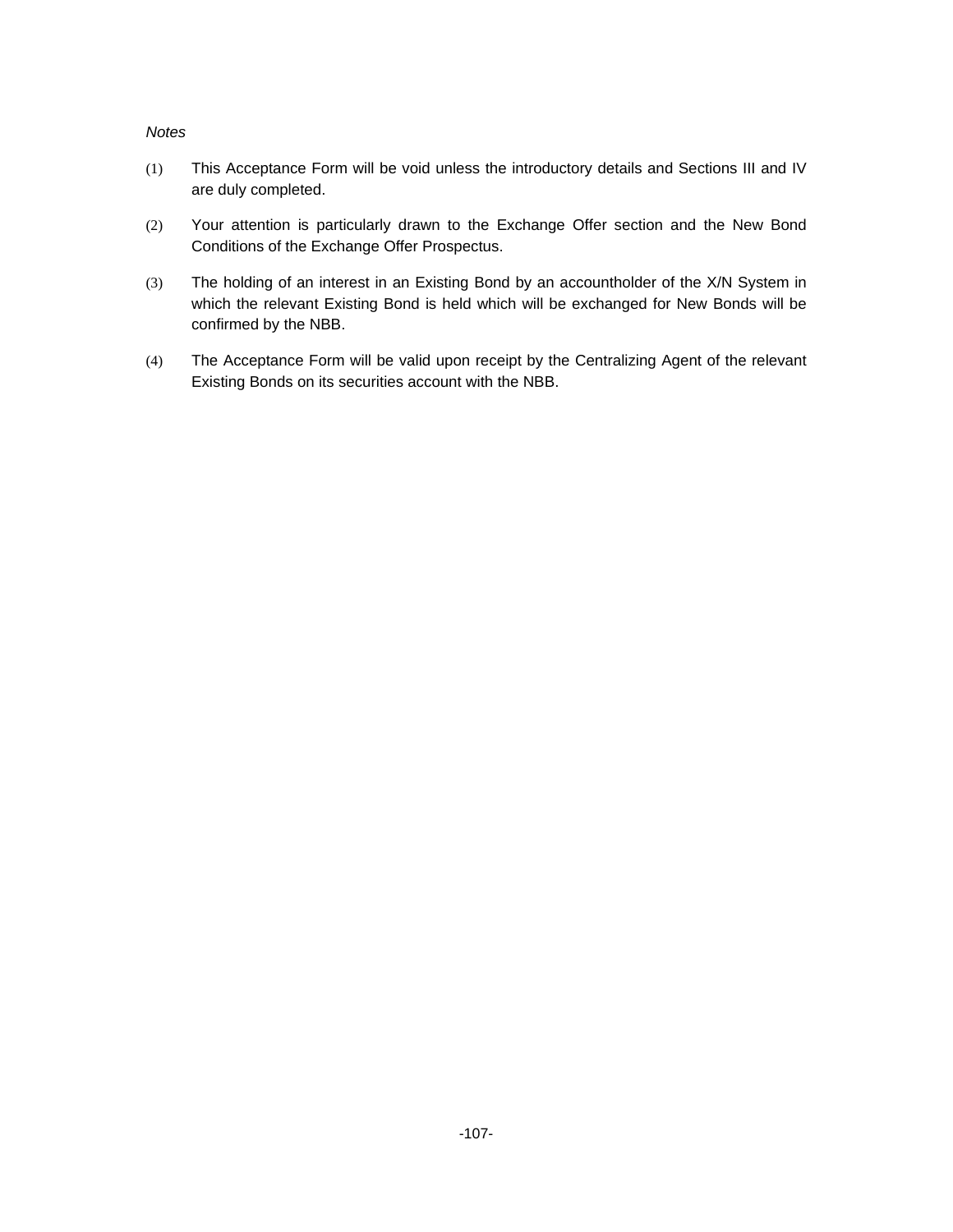*Notes*

(1) This Acceptance Form will be void unless the introductory details and Sections III and IV are duly completed.

(2) Your attention is particularly drawn to the Exchange Offer section and the New Bond Conditions of the Exchange Offer Prospectus.

(3) The holding of an interest in an Existing Bond by an accountholder of the X/N System in which the relevant Existing Bond is held which will be exchanged for New Bonds will be confirmed by the NBB.

(4) The Acceptance Form will be valid upon receipt by the Centralizing Agent of the relevant Existing Bonds on its securities account with the NBB.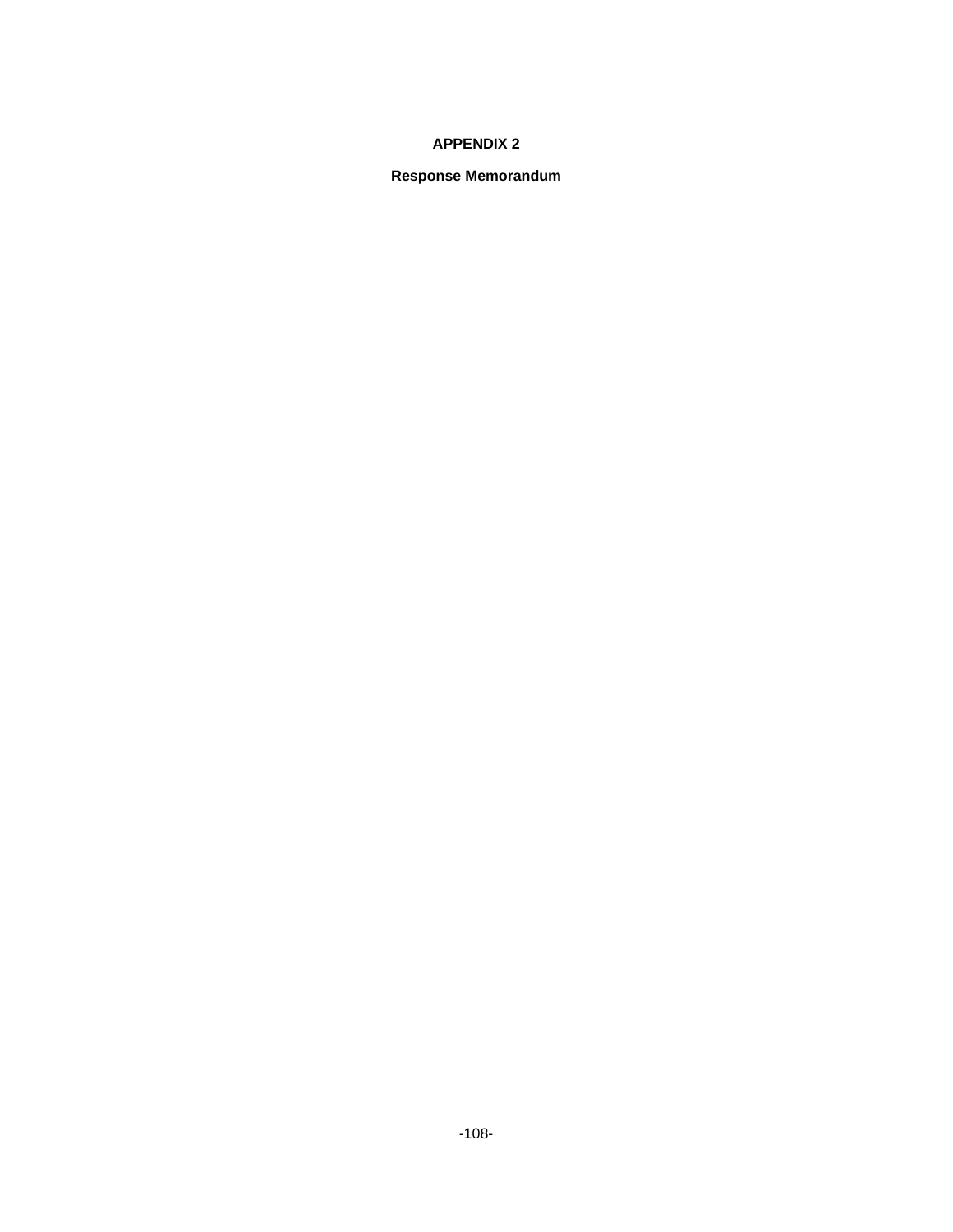# APPENDIX 2

## Response Memorandum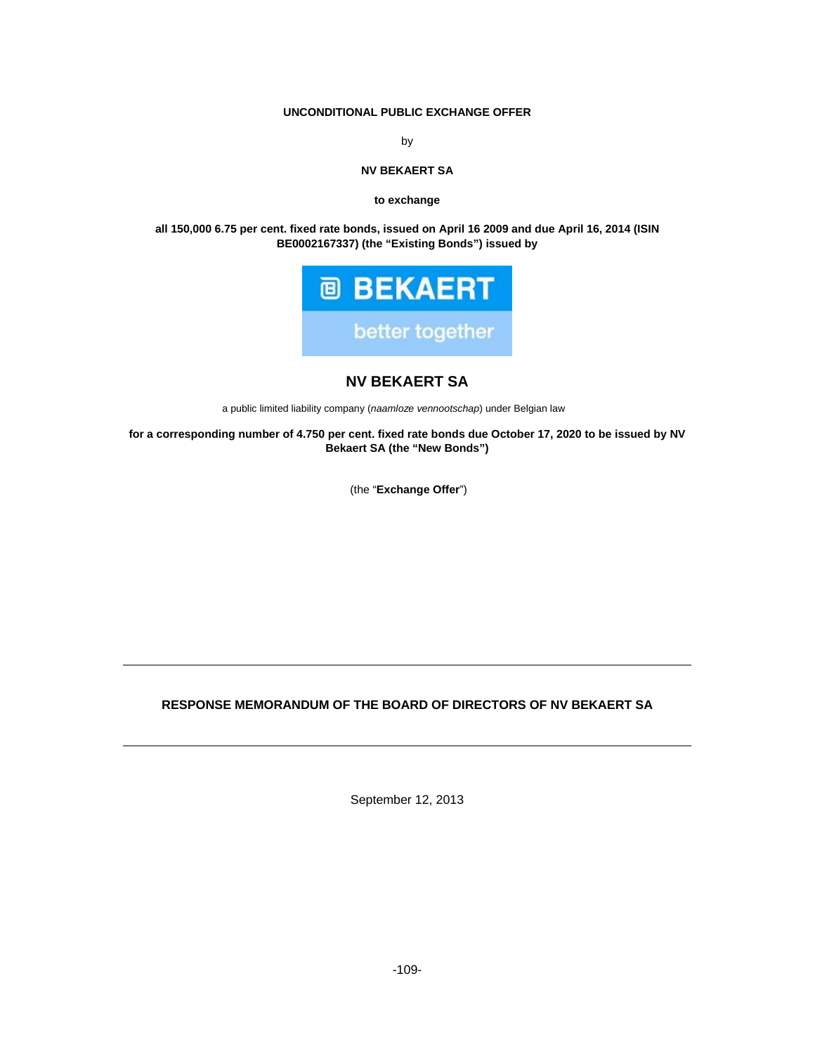**UNCONDITIONAL PUBLIC EXCHANGE OFFER**

by

**NV BEKAERT SA**

**to exchange**

**all 150,000 6.75 per cent. fixed rate bonds, issued on April 16 2009 and due April 16, 2014 (ISIN BE0002167337) (the "Existing Bonds") issued by**

BEKAERT

better together

## NV BEKAERT SA

a public limited liability company (*naamloze vennootschap*) under Belgian law

**for a corresponding number of 4.750 per cent. fixed rate bonds due October 17, 2020 to be issued by NV Bekaert SA (the "New Bonds")**

(the "**Exchange Offer**")

---

## RESPONSE MEMORANDUM OF THE BOARD OF DIRECTORS OF NV BEKAERT SA

---

September 12, 2013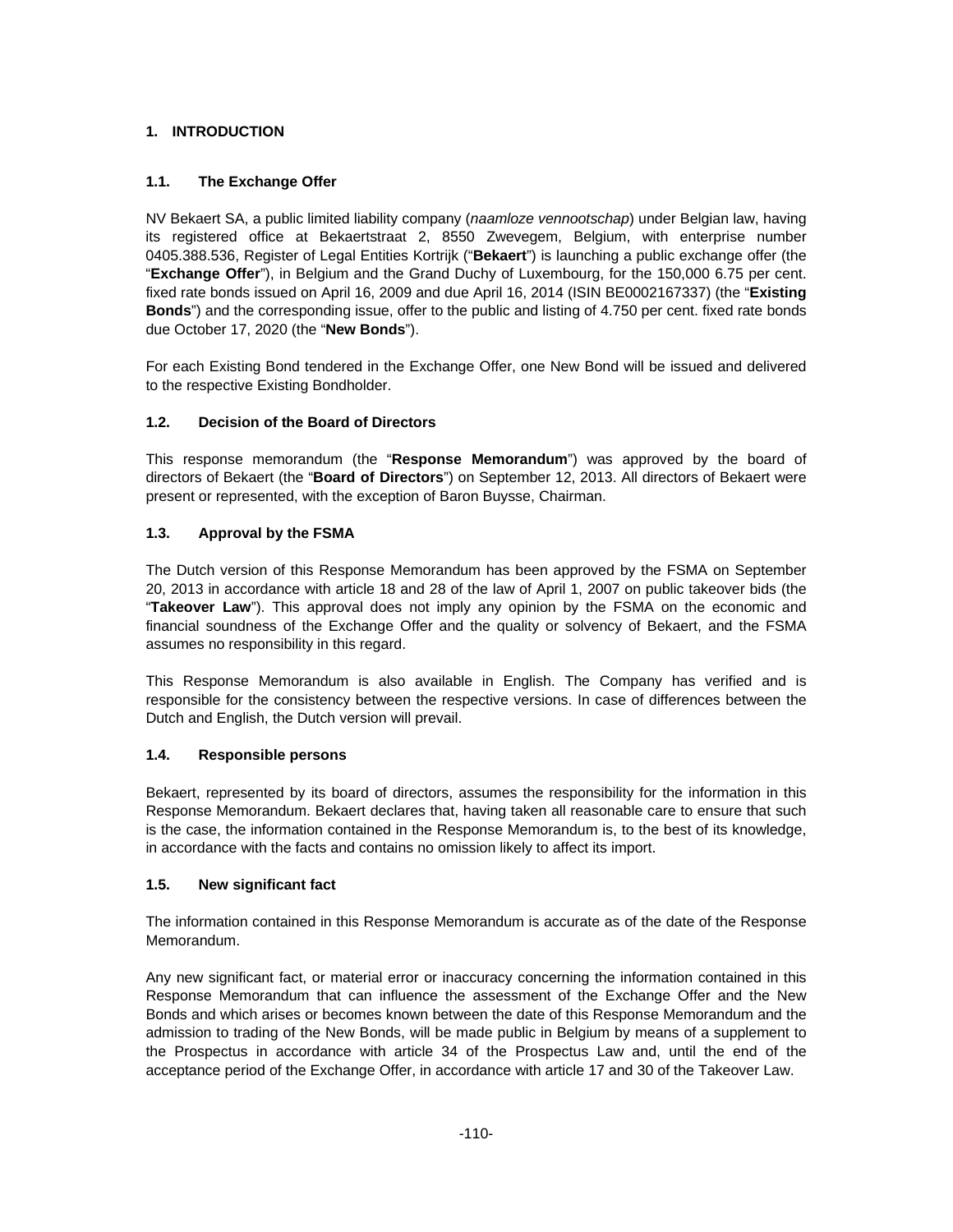## 1. INTRODUCTION

### 1.1. The Exchange Offer

NV Bekaert SA, a public limited liability company (*naamloze vennootschap*) under Belgian law, having its registered office at Bekaertstraat 2, 8550 Zwevegem, Belgium, with enterprise number 0405.388.536, Register of Legal Entities Kortrijk ("**Bekaert**") is launching a public exchange offer (the "**Exchange Offer**"), in Belgium and the Grand Duchy of Luxembourg, for the 150,000 6.75 per cent. fixed rate bonds issued on April 16, 2009 and due April 16, 2014 (ISIN BE0002167337) (the "**Existing Bonds**") and the corresponding issue, offer to the public and listing of 4.750 per cent. fixed rate bonds due October 17, 2020 (the "**New Bonds**").

For each Existing Bond tendered in the Exchange Offer, one New Bond will be issued and delivered to the respective Existing Bondholder.

### 1.2. Decision of the Board of Directors

This response memorandum (the "**Response Memorandum**") was approved by the board of directors of Bekaert (the "**Board of Directors**") on September 12, 2013. All directors of Bekaert were present or represented, with the exception of Baron Buysse, Chairman.

### 1.3. Approval by the FSMA

The Dutch version of this Response Memorandum has been approved by the FSMA on September 20, 2013 in accordance with article 18 and 28 of the law of April 1, 2007 on public takeover bids (the "**Takeover Law**"). This approval does not imply any opinion by the FSMA on the economic and financial soundness of the Exchange Offer and the quality or solvency of Bekaert, and the FSMA assumes no responsibility in this regard.

This Response Memorandum is also available in English. The Company has verified and is responsible for the consistency between the respective versions. In case of differences between the Dutch and English, the Dutch version will prevail.

### 1.4. Responsible persons

Bekaert, represented by its board of directors, assumes the responsibility for the information in this Response Memorandum. Bekaert declares that, having taken all reasonable care to ensure that such is the case, the information contained in the Response Memorandum is, to the best of its knowledge, in accordance with the facts and contains no omission likely to affect its import.

### 1.5. New significant fact

The information contained in this Response Memorandum is accurate as of the date of the Response Memorandum.

Any new significant fact, or material error or inaccuracy concerning the information contained in this Response Memorandum that can influence the assessment of the Exchange Offer and the New Bonds and which arises or becomes known between the date of this Response Memorandum and the admission to trading of the New Bonds, will be made public in Belgium by means of a supplement to the Prospectus in accordance with article 34 of the Prospectus Law and, until the end of the acceptance period of the Exchange Offer, in accordance with article 17 and 30 of the Takeover Law.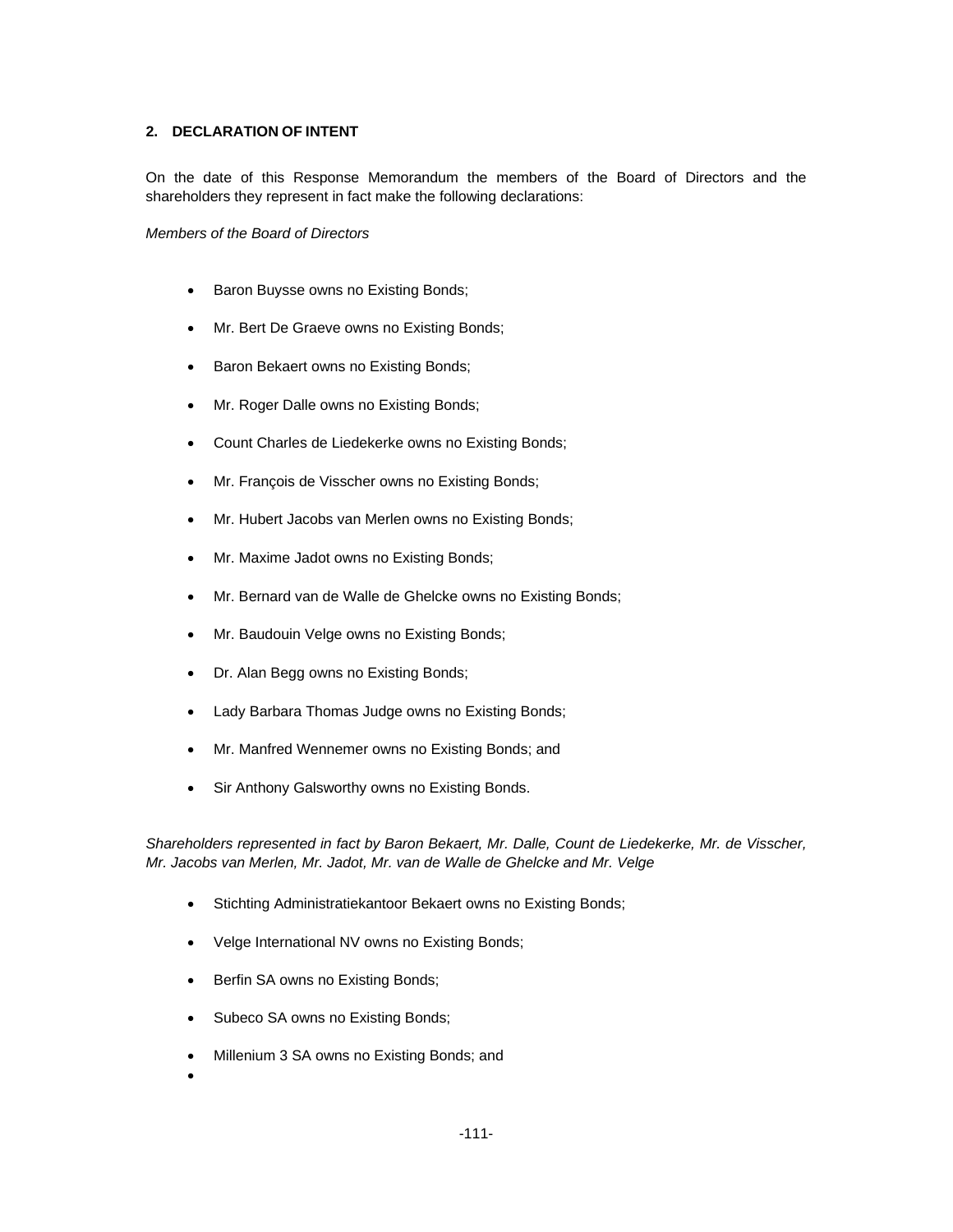## 2. DECLARATION OF INTENT

On the date of this Response Memorandum the members of the Board of Directors and the shareholders they represent in fact make the following declarations:

*Members of the Board of Directors*

- Baron Buysse owns no Existing Bonds;
- Mr. Bert De Graeve owns no Existing Bonds;
- Baron Bekaert owns no Existing Bonds;
- Mr. Roger Dalle owns no Existing Bonds;
- Count Charles de Liedekerke owns no Existing Bonds;
- Mr. François de Visscher owns no Existing Bonds;
- Mr. Hubert Jacobs van Merlen owns no Existing Bonds;
- Mr. Maxime Jadot owns no Existing Bonds;
- Mr. Bernard van de Walle de Ghelcke owns no Existing Bonds;
- Mr. Baudouin Velge owns no Existing Bonds;
- Dr. Alan Begg owns no Existing Bonds;
- Lady Barbara Thomas Judge owns no Existing Bonds;
- Mr. Manfred Wennemer owns no Existing Bonds; and
- Sir Anthony Galsworthy owns no Existing Bonds.

*Shareholders represented in fact by Baron Bekaert, Mr. Dalle, Count de Liedekerke, Mr. de Visscher, Mr. Jacobs van Merlen, Mr. Jadot, Mr. van de Walle de Ghelcke and Mr. Velge*

- Stichting Administratiekantoor Bekaert owns no Existing Bonds;
- Velge International NV owns no Existing Bonds;
- Berfin SA owns no Existing Bonds;
- Subeco SA owns no Existing Bonds;
- Millenium 3 SA owns no Existing Bonds; and
-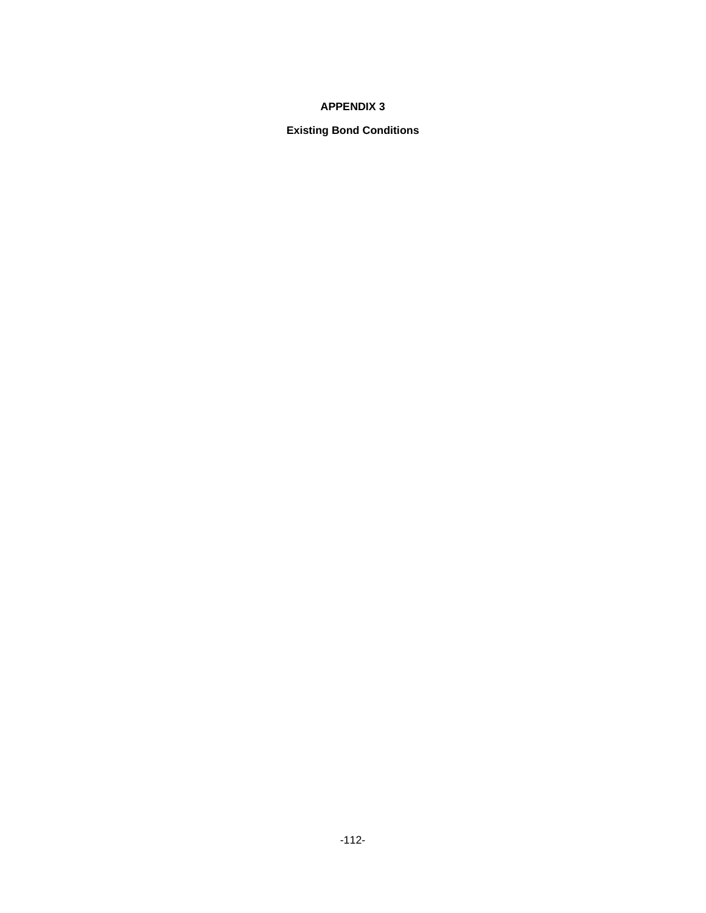# APPENDIX 3

## Existing Bond Conditions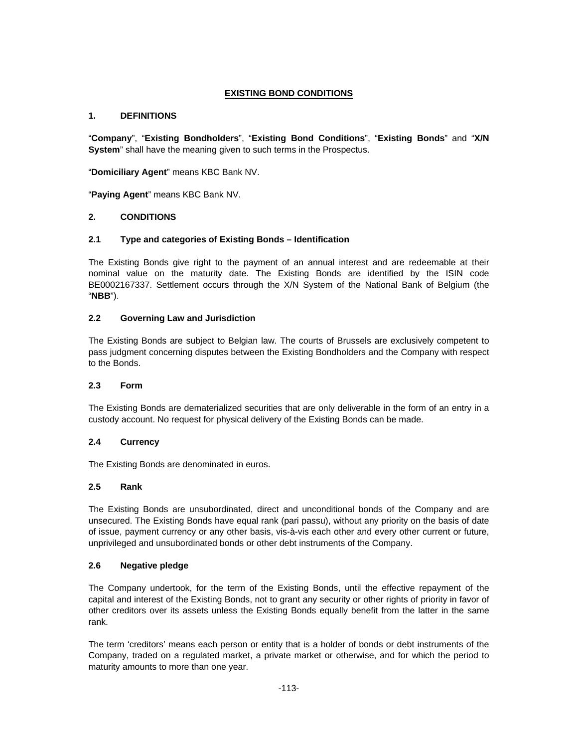# EXISTING BOND CONDITIONS

## 1. DEFINITIONS

"**Company**", "**Existing Bondholders**", "**Existing Bond Conditions**", "**Existing Bonds**" and "**X/N System**" shall have the meaning given to such terms in the Prospectus.

"**Domiciliary Agent**" means KBC Bank NV.

"**Paying Agent**" means KBC Bank NV.

## 2. CONDITIONS

### 2.1 Type and categories of Existing Bonds – Identification

The Existing Bonds give right to the payment of an annual interest and are redeemable at their nominal value on the maturity date. The Existing Bonds are identified by the ISIN code BE0002167337. Settlement occurs through the X/N System of the National Bank of Belgium (the "**NBB**").

### 2.2 Governing Law and Jurisdiction

The Existing Bonds are subject to Belgian law. The courts of Brussels are exclusively competent to pass judgment concerning disputes between the Existing Bondholders and the Company with respect to the Bonds.

### 2.3 Form

The Existing Bonds are dematerialized securities that are only deliverable in the form of an entry in a custody account. No request for physical delivery of the Existing Bonds can be made.

### 2.4 Currency

The Existing Bonds are denominated in euros.

### 2.5 Rank

The Existing Bonds are unsubordinated, direct and unconditional bonds of the Company and are unsecured. The Existing Bonds have equal rank (pari passu), without any priority on the basis of date of issue, payment currency or any other basis, vis-à-vis each other and every other current or future, unprivileged and unsubordinated bonds or other debt instruments of the Company.

### 2.6 Negative pledge

The Company undertook, for the term of the Existing Bonds, until the effective repayment of the capital and interest of the Existing Bonds, not to grant any security or other rights of priority in favor of other creditors over its assets unless the Existing Bonds equally benefit from the latter in the same rank.

The term 'creditors' means each person or entity that is a holder of bonds or debt instruments of the Company, traded on a regulated market, a private market or otherwise, and for which the period to maturity amounts to more than one year.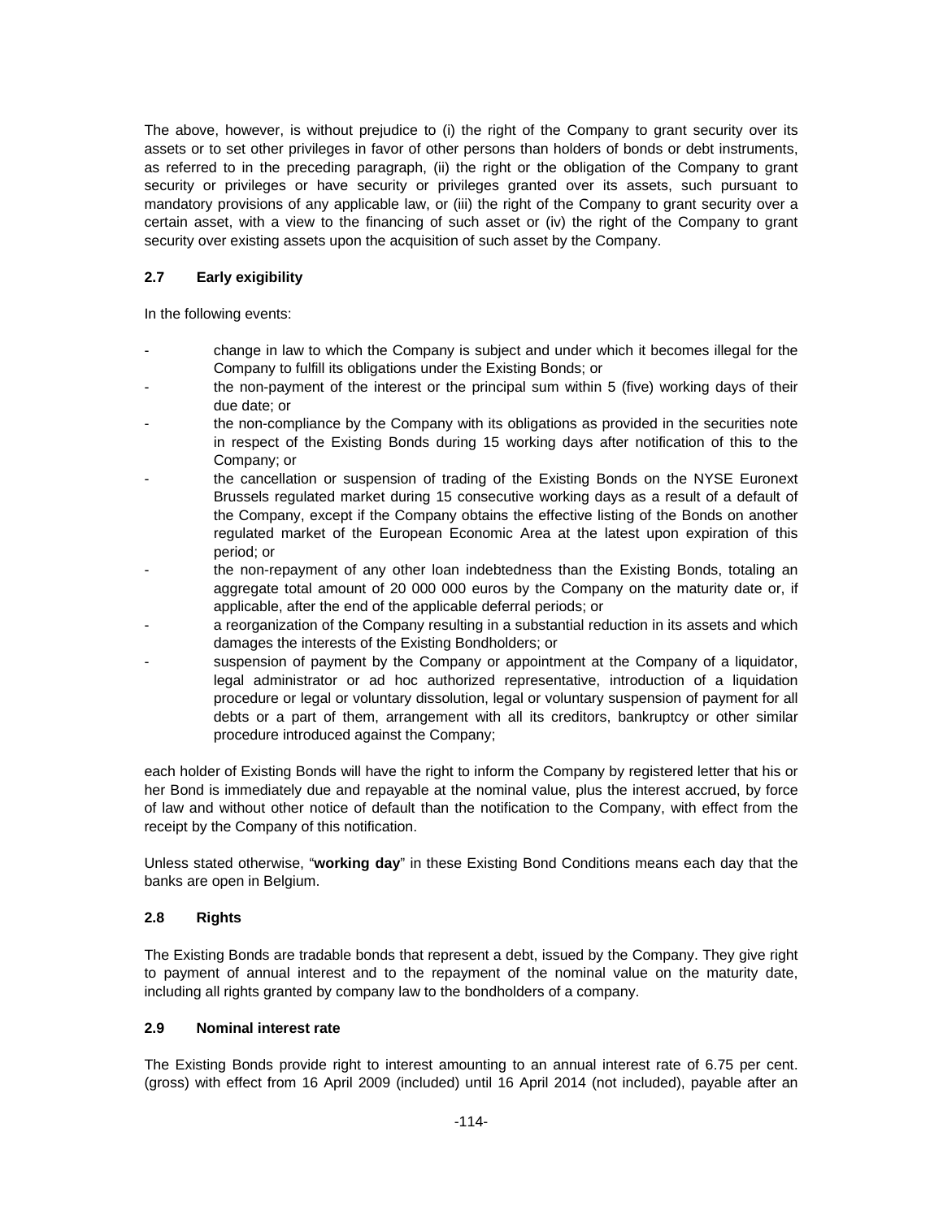The above, however, is without prejudice to (i) the right of the Company to grant security over its assets or to set other privileges in favor of other persons than holders of bonds or debt instruments, as referred to in the preceding paragraph, (ii) the right or the obligation of the Company to grant security or privileges or have security or privileges granted over its assets, such pursuant to mandatory provisions of any applicable law, or (iii) the right of the Company to grant security over a certain asset, with a view to the financing of such asset or (iv) the right of the Company to grant security over existing assets upon the acquisition of such asset by the Company.

### 2.7 Early exigibility

In the following events:

- change in law to which the Company is subject and under which it becomes illegal for the Company to fulfill its obligations under the Existing Bonds; or
- the non-payment of the interest or the principal sum within 5 (five) working days of their due date; or
- the non-compliance by the Company with its obligations as provided in the securities note in respect of the Existing Bonds during 15 working days after notification of this to the Company; or
- the cancellation or suspension of trading of the Existing Bonds on the NYSE Euronext Brussels regulated market during 15 consecutive working days as a result of a default of the Company, except if the Company obtains the effective listing of the Bonds on another regulated market of the European Economic Area at the latest upon expiration of this period; or
- the non-repayment of any other loan indebtedness than the Existing Bonds, totaling an aggregate total amount of 20 000 000 euros by the Company on the maturity date or, if applicable, after the end of the applicable deferral periods; or
- a reorganization of the Company resulting in a substantial reduction in its assets and which damages the interests of the Existing Bondholders; or
- suspension of payment by the Company or appointment at the Company of a liquidator, legal administrator or ad hoc authorized representative, introduction of a liquidation procedure or legal or voluntary dissolution, legal or voluntary suspension of payment for all debts or a part of them, arrangement with all its creditors, bankruptcy or other similar procedure introduced against the Company;

each holder of Existing Bonds will have the right to inform the Company by registered letter that his or her Bond is immediately due and repayable at the nominal value, plus the interest accrued, by force of law and without other notice of default than the notification to the Company, with effect from the receipt by the Company of this notification.

Unless stated otherwise, "**working day**" in these Existing Bond Conditions means each day that the banks are open in Belgium.

### 2.8 Rights

The Existing Bonds are tradable bonds that represent a debt, issued by the Company. They give right to payment of annual interest and to the repayment of the nominal value on the maturity date, including all rights granted by company law to the bondholders of a company.

### 2.9 Nominal interest rate

The Existing Bonds provide right to interest amounting to an annual interest rate of 6.75 per cent. (gross) with effect from 16 April 2009 (included) until 16 April 2014 (not included), payable after an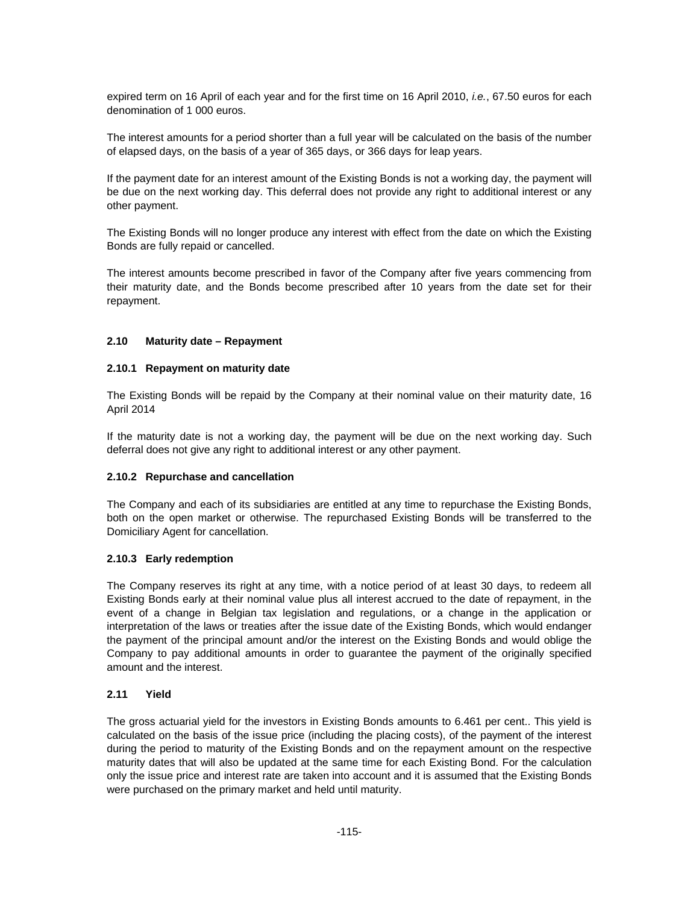expired term on 16 April of each year and for the first time on 16 April 2010, *i.e.*, 67.50 euros for each denomination of 1 000 euros.

The interest amounts for a period shorter than a full year will be calculated on the basis of the number of elapsed days, on the basis of a year of 365 days, or 366 days for leap years.

If the payment date for an interest amount of the Existing Bonds is not a working day, the payment will be due on the next working day. This deferral does not provide any right to additional interest or any other payment.

The Existing Bonds will no longer produce any interest with effect from the date on which the Existing Bonds are fully repaid or cancelled.

The interest amounts become prescribed in favor of the Company after five years commencing from their maturity date, and the Bonds become prescribed after 10 years from the date set for their repayment.

### 2.10 Maturity date – Repayment

#### 2.10.1 Repayment on maturity date

The Existing Bonds will be repaid by the Company at their nominal value on their maturity date, 16 April 2014

If the maturity date is not a working day, the payment will be due on the next working day. Such deferral does not give any right to additional interest or any other payment.

#### 2.10.2 Repurchase and cancellation

The Company and each of its subsidiaries are entitled at any time to repurchase the Existing Bonds, both on the open market or otherwise. The repurchased Existing Bonds will be transferred to the Domiciliary Agent for cancellation.

#### 2.10.3 Early redemption

The Company reserves its right at any time, with a notice period of at least 30 days, to redeem all Existing Bonds early at their nominal value plus all interest accrued to the date of repayment, in the event of a change in Belgian tax legislation and regulations, or a change in the application or interpretation of the laws or treaties after the issue date of the Existing Bonds, which would endanger the payment of the principal amount and/or the interest on the Existing Bonds and would oblige the Company to pay additional amounts in order to guarantee the payment of the originally specified amount and the interest.

### 2.11 Yield

The gross actuarial yield for the investors in Existing Bonds amounts to 6.461 per cent.. This yield is calculated on the basis of the issue price (including the placing costs), of the payment of the interest during the period to maturity of the Existing Bonds and on the repayment amount on the respective maturity dates that will also be updated at the same time for each Existing Bond. For the calculation only the issue price and interest rate are taken into account and it is assumed that the Existing Bonds were purchased on the primary market and held until maturity.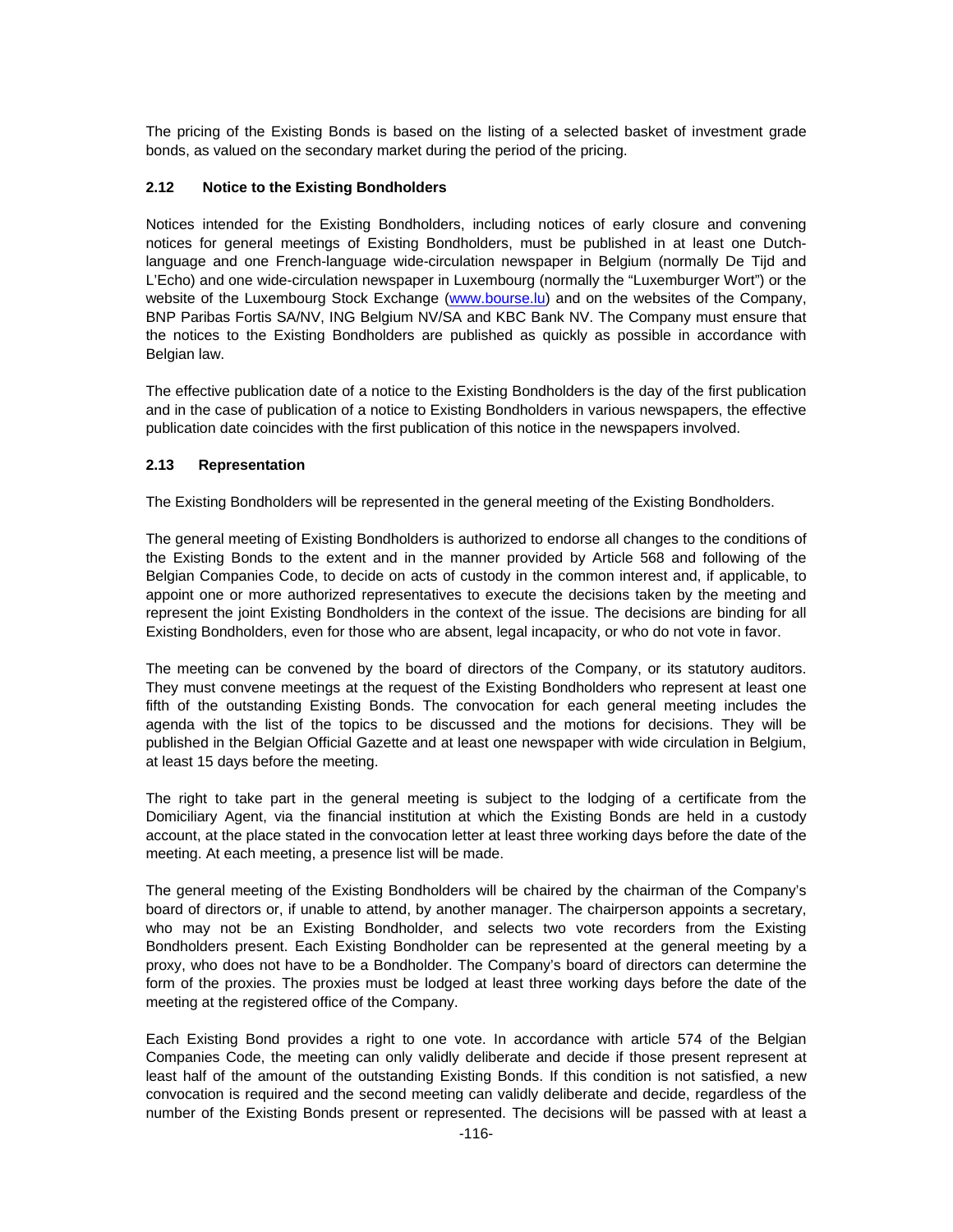The pricing of the Existing Bonds is based on the listing of a selected basket of investment grade bonds, as valued on the secondary market during the period of the pricing.

### 2.12 Notice to the Existing Bondholders

Notices intended for the Existing Bondholders, including notices of early closure and convening notices for general meetings of Existing Bondholders, must be published in at least one Dutch-language and one French-language wide-circulation newspaper in Belgium (normally De Tijd and L'Echo) and one wide-circulation newspaper in Luxembourg (normally the "Luxemburger Wort") or the website of the Luxembourg Stock Exchange (www.bourse.lu) and on the websites of the Company, BNP Paribas Fortis SA/NV, ING Belgium NV/SA and KBC Bank NV. The Company must ensure that the notices to the Existing Bondholders are published as quickly as possible in accordance with Belgian law.

The effective publication date of a notice to the Existing Bondholders is the day of the first publication and in the case of publication of a notice to Existing Bondholders in various newspapers, the effective publication date coincides with the first publication of this notice in the newspapers involved.

### 2.13 Representation

The Existing Bondholders will be represented in the general meeting of the Existing Bondholders.

The general meeting of Existing Bondholders is authorized to endorse all changes to the conditions of the Existing Bonds to the extent and in the manner provided by Article 568 and following of the Belgian Companies Code, to decide on acts of custody in the common interest and, if applicable, to appoint one or more authorized representatives to execute the decisions taken by the meeting and represent the joint Existing Bondholders in the context of the issue. The decisions are binding for all Existing Bondholders, even for those who are absent, legal incapacity, or who do not vote in favor.

The meeting can be convened by the board of directors of the Company, or its statutory auditors. They must convene meetings at the request of the Existing Bondholders who represent at least one fifth of the outstanding Existing Bonds. The convocation for each general meeting includes the agenda with the list of the topics to be discussed and the motions for decisions. They will be published in the Belgian Official Gazette and at least one newspaper with wide circulation in Belgium, at least 15 days before the meeting.

The right to take part in the general meeting is subject to the lodging of a certificate from the Domiciliary Agent, via the financial institution at which the Existing Bonds are held in a custody account, at the place stated in the convocation letter at least three working days before the date of the meeting. At each meeting, a presence list will be made.

The general meeting of the Existing Bondholders will be chaired by the chairman of the Company's board of directors or, if unable to attend, by another manager. The chairperson appoints a secretary, who may not be an Existing Bondholder, and selects two vote recorders from the Existing Bondholders present. Each Existing Bondholder can be represented at the general meeting by a proxy, who does not have to be a Bondholder. The Company's board of directors can determine the form of the proxies. The proxies must be lodged at least three working days before the date of the meeting at the registered office of the Company.

Each Existing Bond provides a right to one vote. In accordance with article 574 of the Belgian Companies Code, the meeting can only validly deliberate and decide if those present represent at least half of the amount of the outstanding Existing Bonds. If this condition is not satisfied, a new convocation is required and the second meeting can validly deliberate and decide, regardless of the number of the Existing Bonds present or represented. The decisions will be passed with at least a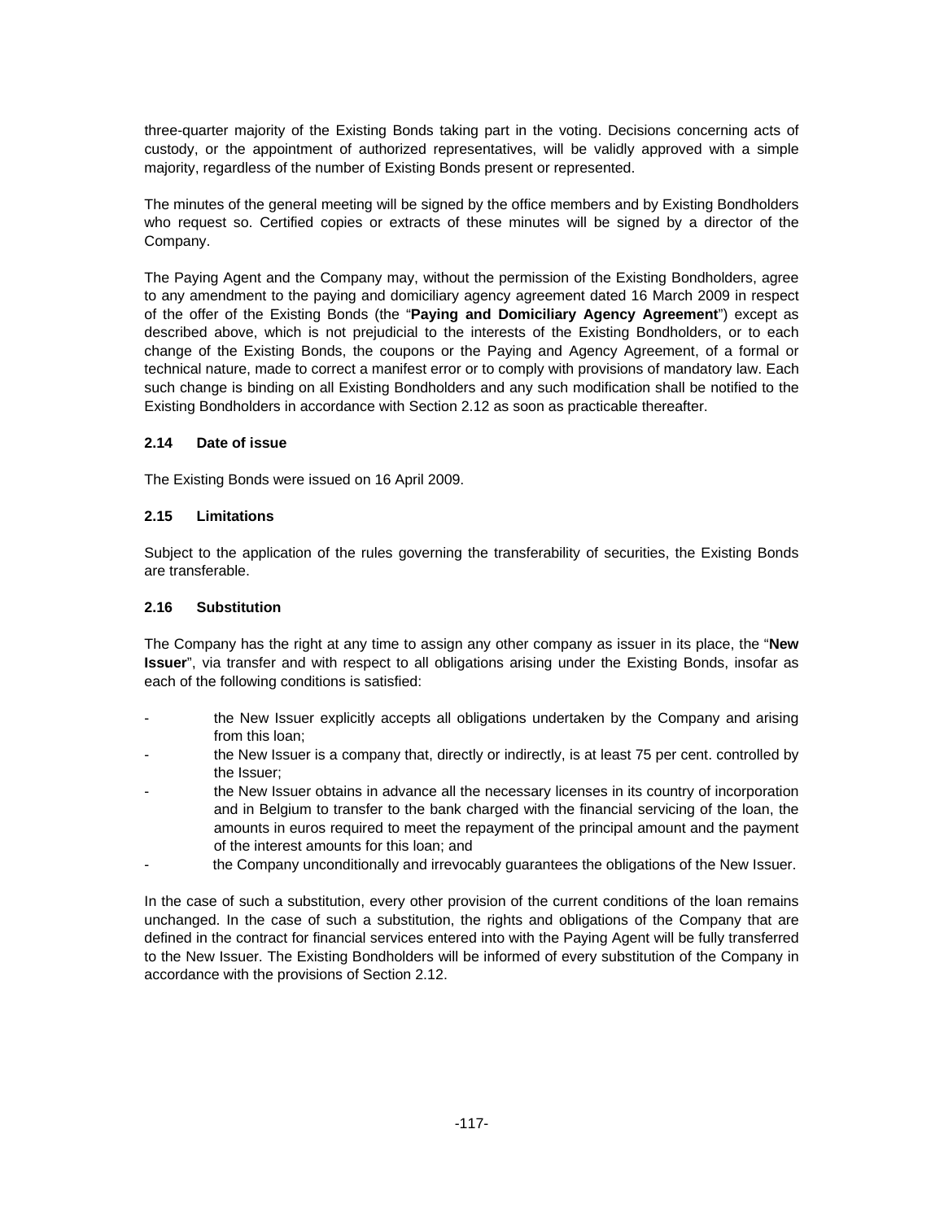three-quarter majority of the Existing Bonds taking part in the voting. Decisions concerning acts of custody, or the appointment of authorized representatives, will be validly approved with a simple majority, regardless of the number of Existing Bonds present or represented.

The minutes of the general meeting will be signed by the office members and by Existing Bondholders who request so. Certified copies or extracts of these minutes will be signed by a director of the Company.

The Paying Agent and the Company may, without the permission of the Existing Bondholders, agree to any amendment to the paying and domiciliary agency agreement dated 16 March 2009 in respect of the offer of the Existing Bonds (the "**Paying and Domiciliary Agency Agreement**") except as described above, which is not prejudicial to the interests of the Existing Bondholders, or to each change of the Existing Bonds, the coupons or the Paying and Agency Agreement, of a formal or technical nature, made to correct a manifest error or to comply with provisions of mandatory law. Each such change is binding on all Existing Bondholders and any such modification shall be notified to the Existing Bondholders in accordance with Section 2.12 as soon as practicable thereafter.

### 2.14 Date of issue

The Existing Bonds were issued on 16 April 2009.

### 2.15 Limitations

Subject to the application of the rules governing the transferability of securities, the Existing Bonds are transferable.

### 2.16 Substitution

The Company has the right at any time to assign any other company as issuer in its place, the "**New Issuer**", via transfer and with respect to all obligations arising under the Existing Bonds, insofar as each of the following conditions is satisfied:

- the New Issuer explicitly accepts all obligations undertaken by the Company and arising from this loan;
- the New Issuer is a company that, directly or indirectly, is at least 75 per cent. controlled by the Issuer;
- the New Issuer obtains in advance all the necessary licenses in its country of incorporation and in Belgium to transfer to the bank charged with the financial servicing of the loan, the amounts in euros required to meet the repayment of the principal amount and the payment of the interest amounts for this loan; and
- the Company unconditionally and irrevocably guarantees the obligations of the New Issuer.

In the case of such a substitution, every other provision of the current conditions of the loan remains unchanged. In the case of such a substitution, the rights and obligations of the Company that are defined in the contract for financial services entered into with the Paying Agent will be fully transferred to the New Issuer. The Existing Bondholders will be informed of every substitution of the Company in accordance with the provisions of Section 2.12.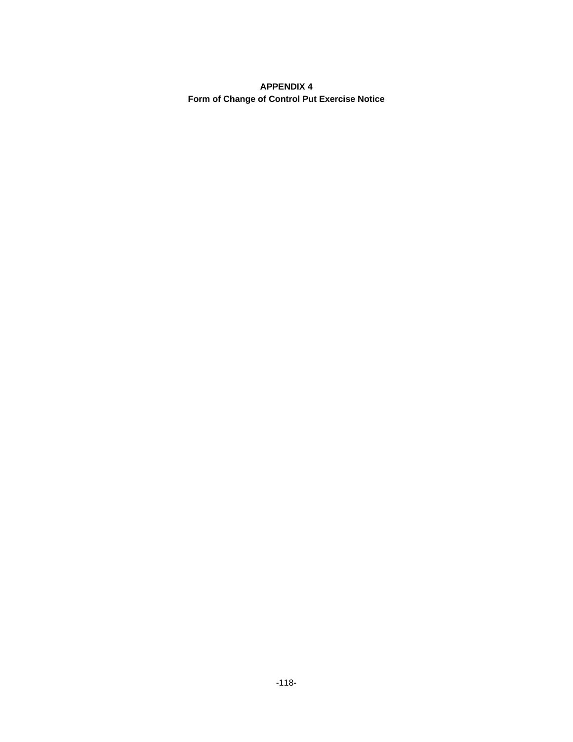# APPENDIX 4
## Form of Change of Control Put Exercise Notice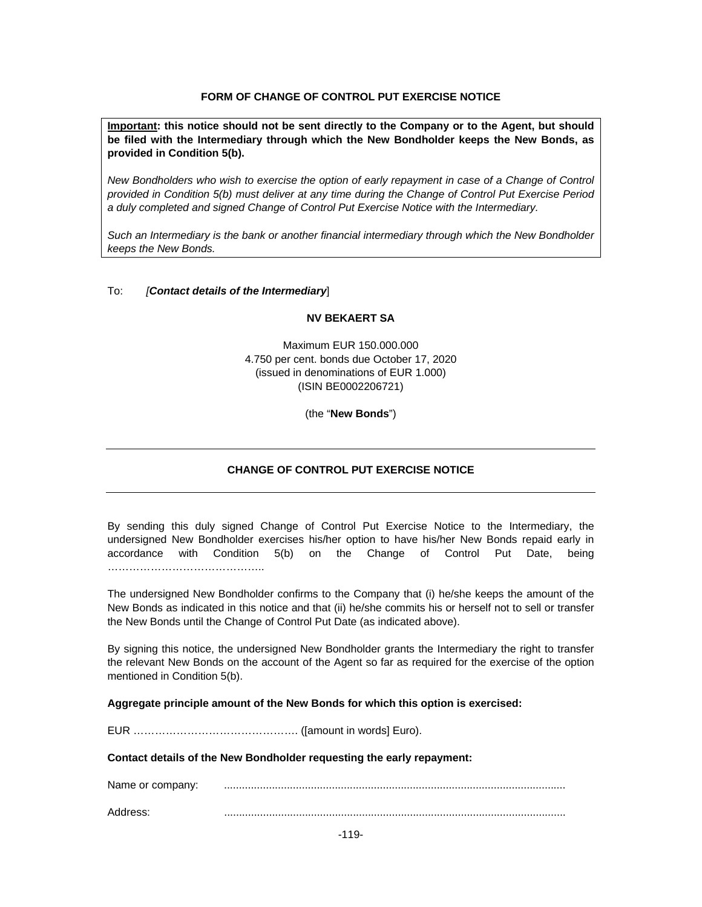**FORM OF CHANGE OF CONTROL PUT EXERCISE NOTICE**

**Important: this notice should not be sent directly to the Company or to the Agent, but should be filed with the Intermediary through which the New Bondholder keeps the New Bonds, as provided in Condition 5(b).**

*New Bondholders who wish to exercise the option of early repayment in case of a Change of Control provided in Condition 5(b) must deliver at any time during the Change of Control Put Exercise Period a duly completed and signed Change of Control Put Exercise Notice with the Intermediary.*

*Such an Intermediary is the bank or another financial intermediary through which the New Bondholder keeps the New Bonds.*

To: [***Contact details of the Intermediary***]

**NV BEKAERT SA**

Maximum EUR 150.000.000
4.750 per cent. bonds due October 17, 2020
(issued in denominations of EUR 1.000)
(ISIN BE0002206721)

(the "**New Bonds**")

---

**CHANGE OF CONTROL PUT EXERCISE NOTICE**

---

By sending this duly signed Change of Control Put Exercise Notice to the Intermediary, the undersigned New Bondholder exercises his/her option to have his/her New Bonds repaid early in accordance with Condition 5(b) on the Change of Control Put Date, being ……………………………………..

The undersigned New Bondholder confirms to the Company that (i) he/she keeps the amount of the New Bonds as indicated in this notice and that (ii) he/she commits his or herself not to sell or transfer the New Bonds until the Change of Control Put Date (as indicated above).

By signing this notice, the undersigned New Bondholder grants the Intermediary the right to transfer the relevant New Bonds on the account of the Agent so far as required for the exercise of the option mentioned in Condition 5(b).

**Aggregate principle amount of the New Bonds for which this option is exercised:**

EUR ………………………………………. ([amount in words] Euro).

**Contact details of the New Bondholder requesting the early repayment:**

Name or company: ..................................................................................................................

Address: ..................................................................................................................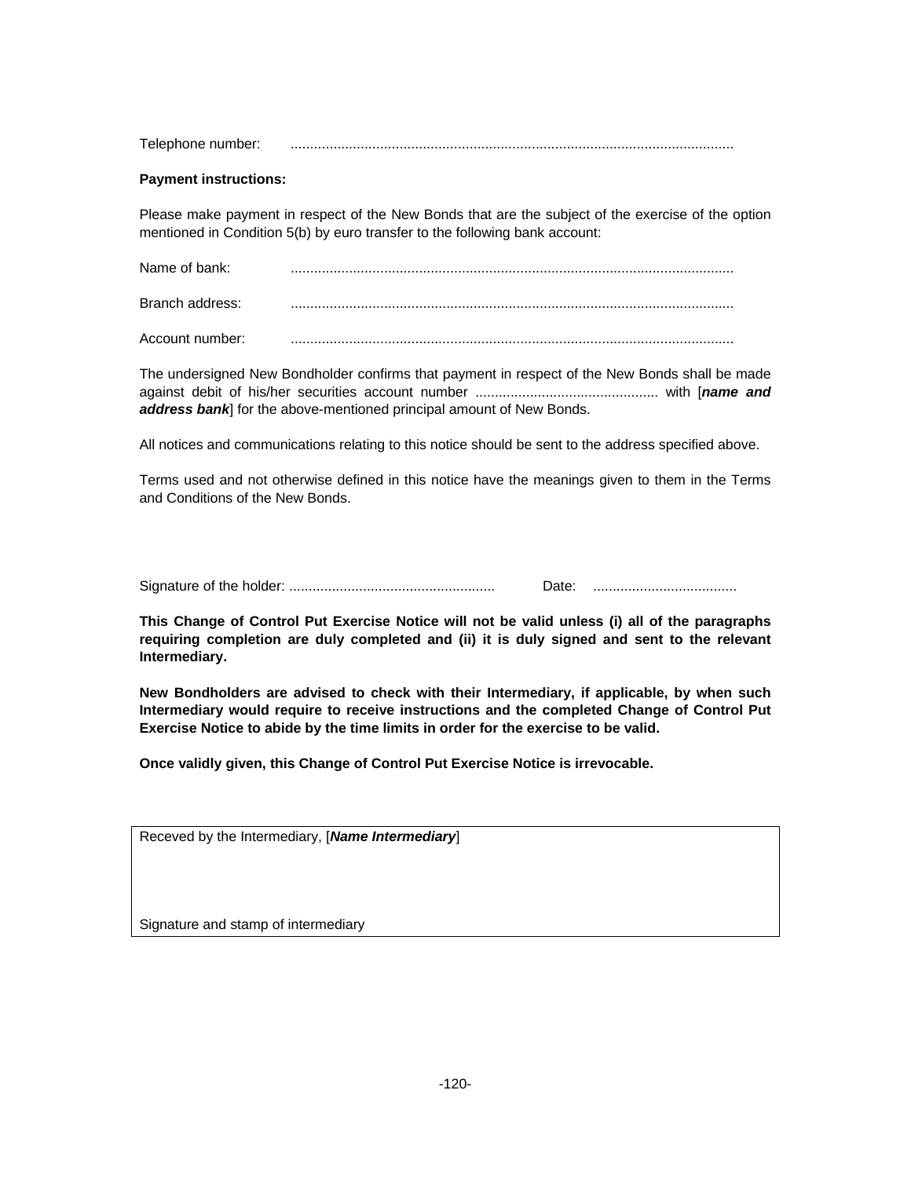Telephone number: .................................................................................................................

**Payment instructions:**

Please make payment in respect of the New Bonds that are the subject of the exercise of the option mentioned in Condition 5(b) by euro transfer to the following bank account:

Name of bank: .................................................................................................................

Branch address: .................................................................................................................

Account number: .................................................................................................................

The undersigned New Bondholder confirms that payment in respect of the New Bonds shall be made against debit of his/her securities account number ............................................... with [***name and address bank***] for the above-mentioned principal amount of New Bonds.

All notices and communications relating to this notice should be sent to the address specified above.

Terms used and not otherwise defined in this notice have the meanings given to them in the Terms and Conditions of the New Bonds.

Signature of the holder: ..................................................... Date: .....................................

**This Change of Control Put Exercise Notice will not be valid unless (i) all of the paragraphs requiring completion are duly completed and (ii) it is duly signed and sent to the relevant Intermediary.**

**New Bondholders are advised to check with their Intermediary, if applicable, by when such Intermediary would require to receive instructions and the completed Change of Control Put Exercise Notice to abide by the time limits in order for the exercise to be valid.**

**Once validly given, this Change of Control Put Exercise Notice is irrevocable.**

| Receved by the Intermediary, [***Name Intermediary***]<br><br><br><br>Signature and stamp of intermediary |
|---|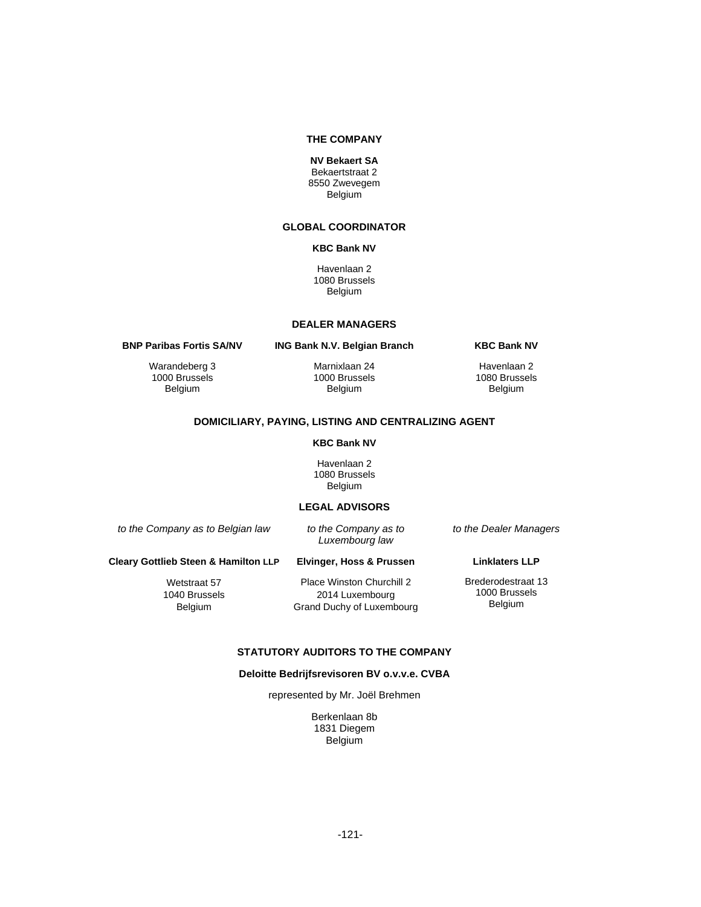## THE COMPANY

**NV Bekaert SA**
Bekaertstraat 2
8550 Zwevegem
Belgium

## GLOBAL COORDINATOR

**KBC Bank NV**

Havenlaan 2
1080 Brussels
Belgium

## DEALER MANAGERS

**BNP Paribas Fortis SA/NV**

Warandeberg 3
1000 Brussels
Belgium

**ING Bank N.V. Belgian Branch**

Marnixlaan 24
1000 Brussels
Belgium

**KBC Bank NV**

Havenlaan 2
1080 Brussels
Belgium

## DOMICILIARY, PAYING, LISTING AND CENTRALIZING AGENT

**KBC Bank NV**

Havenlaan 2
1080 Brussels
Belgium

## LEGAL ADVISORS

*to the Company as to Belgian law*

**Cleary Gottlieb Steen & Hamilton LLP**

Wetstraat 57
1040 Brussels
Belgium

*to the Company as to Luxembourg law*

**Elvinger, Hoss & Prussen**

Place Winston Churchill 2
2014 Luxembourg
Grand Duchy of Luxembourg

*to the Dealer Managers*

**Linklaters LLP**

Brederodestraat 13
1000 Brussels
Belgium

## STATUTORY AUDITORS TO THE COMPANY

**Deloitte Bedrijfsrevisoren BV o.v.v.e. CVBA**

represented by Mr. Joël Brehmen

Berkenlaan 8b
1831 Diegem
Belgium